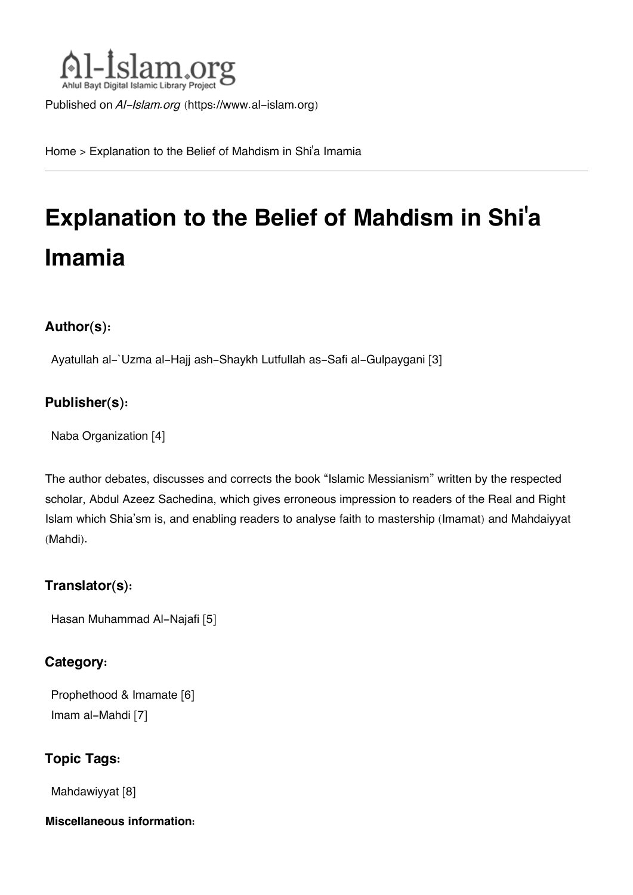Al-Islam.org
Ahlul Bayt Digital Islamic Library Project

Published on *Al-Islam.org* (https://www.al-islam.org)

Home > Explanation to the Belief of Mahdism in Shi'a Imamia

---

# Explanation to the Belief of Mahdism in Shi'a Imamia

### Author(s):

Ayatullah al-`Uzma al-Hajj ash-Shaykh Lutfullah as-Safi al-Gulpaygani [3]

### Publisher(s):

Naba Organization [4]

The author debates, discusses and corrects the book "Islamic Messianism" written by the respected scholar, Abdul Azeez Sachedina, which gives erroneous impression to readers of the Real and Right Islam which Shia'sm is, and enabling readers to analyse faith to mastership (Imamat) and Mahdaiyyat (Mahdi).

### Translator(s):

Hasan Muhammad Al-Najafi [5]

### Category:

Prophethood & Imamate [6]
Imam al-Mahdi [7]

### Topic Tags:

Mahdawiyyat [8]

**Miscellaneous information:**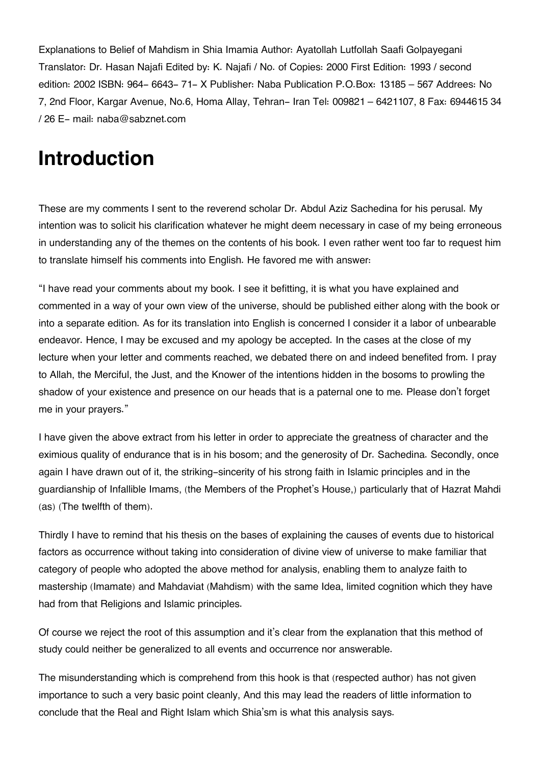Explanations to Belief of Mahdism in Shia Imamia Author: Ayatollah Lutfollah Saafi Golpayegani Translator: Dr. Hasan Najafi Edited by: K. Najafi / No. of Copies: 2000 First Edition: 1993 / second edition: 2002 ISBN: 964- 6643- 71- X Publisher: Naba Publication P.O.Box: 13185 – 567 Addrees: No 7, 2nd Floor, Kargar Avenue, No.6, Homa Allay, Tehran- Iran Tel: 009821 – 6421107, 8 Fax: 6944615 34 / 26 E- mail: naba@sabznet.com

# Introduction

These are my comments I sent to the reverend scholar Dr. Abdul Aziz Sachedina for his perusal. My intention was to solicit his clarification whatever he might deem necessary in case of my being erroneous in understanding any of the themes on the contents of his book. I even rather went too far to request him to translate himself his comments into English. He favored me with answer:

"I have read your comments about my book. I see it befitting, it is what you have explained and commented in a way of your own view of the universe, should be published either along with the book or into a separate edition. As for its translation into English is concerned I consider it a labor of unbearable endeavor. Hence, I may be excused and my apology be accepted. In the cases at the close of my lecture when your letter and comments reached, we debated there on and indeed benefited from. I pray to Allah, the Merciful, the Just, and the Knower of the intentions hidden in the bosoms to prowling the shadow of your existence and presence on our heads that is a paternal one to me. Please don't forget me in your prayers."

I have given the above extract from his letter in order to appreciate the greatness of character and the eximious quality of endurance that is in his bosom; and the generosity of Dr. Sachedina. Secondly, once again I have drawn out of it, the striking-sincerity of his strong faith in Islamic principles and in the guardianship of Infallible Imams, (the Members of the Prophet's House,) particularly that of Hazrat Mahdi (as) (The twelfth of them).

Thirdly I have to remind that his thesis on the bases of explaining the causes of events due to historical factors as occurrence without taking into consideration of divine view of universe to make familiar that category of people who adopted the above method for analysis, enabling them to analyze faith to mastership (Imamate) and Mahdaviat (Mahdism) with the same Idea, limited cognition which they have had from that Religions and Islamic principles.

Of course we reject the root of this assumption and it's clear from the explanation that this method of study could neither be generalized to all events and occurrence nor answerable.

The misunderstanding which is comprehend from this hook is that (respected author) has not given importance to such a very basic point cleanly, And this may lead the readers of little information to conclude that the Real and Right Islam which Shia'sm is what this analysis says.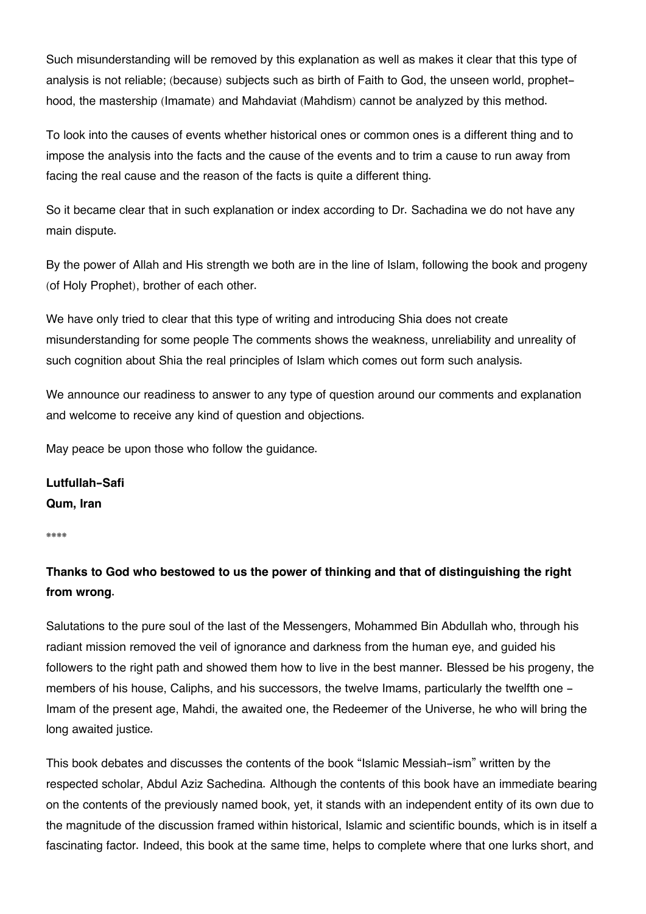Such misunderstanding will be removed by this explanation as well as makes it clear that this type of analysis is not reliable; (because) subjects such as birth of Faith to God, the unseen world, prophet-hood, the mastership (Imamate) and Mahdaviat (Mahdism) cannot be analyzed by this method.

To look into the causes of events whether historical ones or common ones is a different thing and to impose the analysis into the facts and the cause of the events and to trim a cause to run away from facing the real cause and the reason of the facts is quite a different thing.

So it became clear that in such explanation or index according to Dr. Sachadina we do not have any main dispute.

By the power of Allah and His strength we both are in the line of Islam, following the book and progeny (of Holy Prophet), brother of each other.

We have only tried to clear that this type of writing and introducing Shia does not create misunderstanding for some people The comments shows the weakness, unreliability and unreality of such cognition about Shia the real principles of Islam which comes out form such analysis.

We announce our readiness to answer to any type of question around our comments and explanation and welcome to receive any kind of question and objections.

May peace be upon those who follow the guidance.

**Lutfullah-Safi**
**Qum, Iran**

****

**Thanks to God who bestowed to us the power of thinking and that of distinguishing the right from wrong.**

Salutations to the pure soul of the last of the Messengers, Mohammed Bin Abdullah who, through his radiant mission removed the veil of ignorance and darkness from the human eye, and guided his followers to the right path and showed them how to live in the best manner. Blessed be his progeny, the members of his house, Caliphs, and his successors, the twelve Imams, particularly the twelfth one - Imam of the present age, Mahdi, the awaited one, the Redeemer of the Universe, he who will bring the long awaited justice.

This book debates and discusses the contents of the book "Islamic Messiah-ism" written by the respected scholar, Abdul Aziz Sachedina. Although the contents of this book have an immediate bearing on the contents of the previously named book, yet, it stands with an independent entity of its own due to the magnitude of the discussion framed within historical, Islamic and scientific bounds, which is in itself a fascinating factor. Indeed, this book at the same time, helps to complete where that one lurks short, and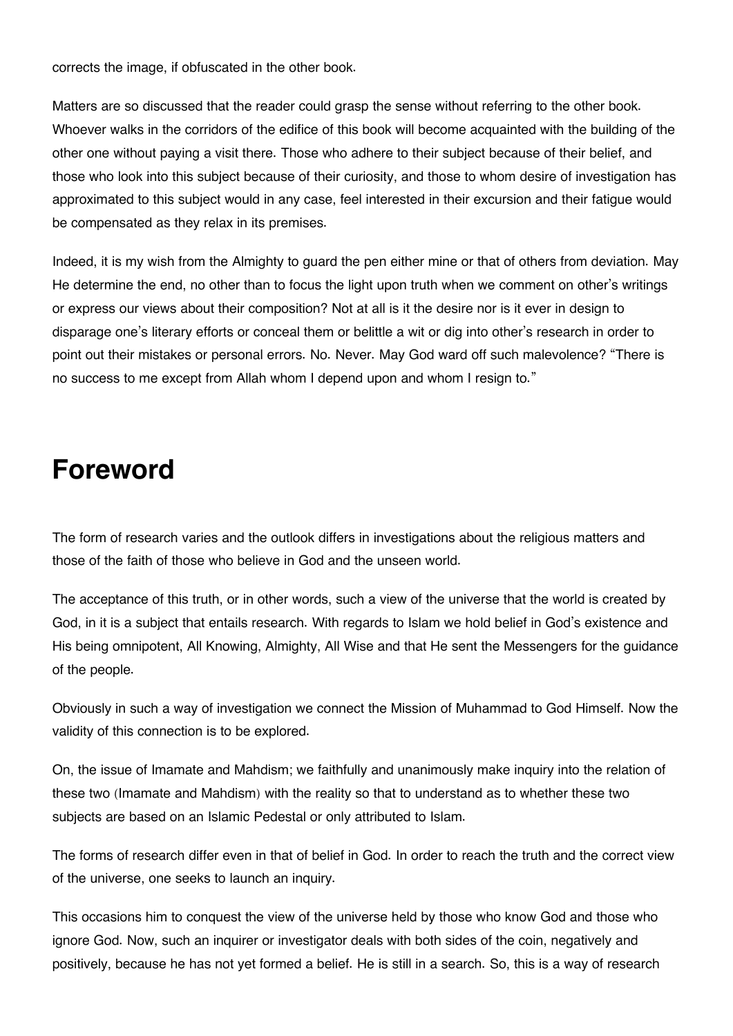corrects the image, if obfuscated in the other book.

Matters are so discussed that the reader could grasp the sense without referring to the other book. Whoever walks in the corridors of the edifice of this book will become acquainted with the building of the other one without paying a visit there. Those who adhere to their subject because of their belief, and those who look into this subject because of their curiosity, and those to whom desire of investigation has approximated to this subject would in any case, feel interested in their excursion and their fatigue would be compensated as they relax in its premises.

Indeed, it is my wish from the Almighty to guard the pen either mine or that of others from deviation. May He determine the end, no other than to focus the light upon truth when we comment on other's writings or express our views about their composition? Not at all is it the desire nor is it ever in design to disparage one's literary efforts or conceal them or belittle a wit or dig into other's research in order to point out their mistakes or personal errors. No. Never. May God ward off such malevolence? "There is no success to me except from Allah whom I depend upon and whom I resign to."

# Foreword

The form of research varies and the outlook differs in investigations about the religious matters and those of the faith of those who believe in God and the unseen world.

The acceptance of this truth, or in other words, such a view of the universe that the world is created by God, in it is a subject that entails research. With regards to Islam we hold belief in God's existence and His being omnipotent, All Knowing, Almighty, All Wise and that He sent the Messengers for the guidance of the people.

Obviously in such a way of investigation we connect the Mission of Muhammad to God Himself. Now the validity of this connection is to be explored.

On, the issue of Imamate and Mahdism; we faithfully and unanimously make inquiry into the relation of these two (Imamate and Mahdism) with the reality so that to understand as to whether these two subjects are based on an Islamic Pedestal or only attributed to Islam.

The forms of research differ even in that of belief in God. In order to reach the truth and the correct view of the universe, one seeks to launch an inquiry.

This occasions him to conquest the view of the universe held by those who know God and those who ignore God. Now, such an inquirer or investigator deals with both sides of the coin, negatively and positively, because he has not yet formed a belief. He is still in a search. So, this is a way of research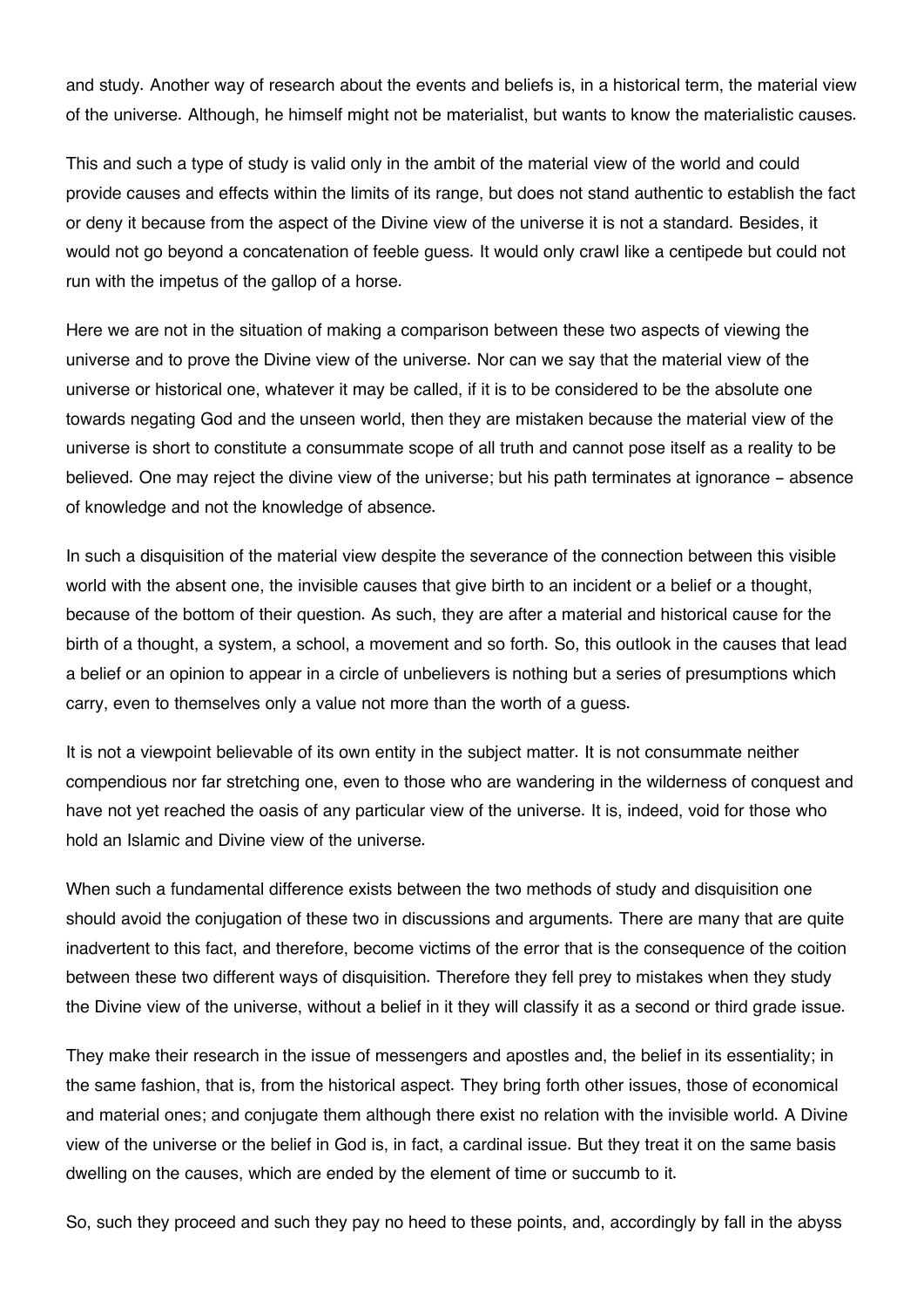and study. Another way of research about the events and beliefs is, in a historical term, the material view of the universe. Although, he himself might not be materialist, but wants to know the materialistic causes.

This and such a type of study is valid only in the ambit of the material view of the world and could provide causes and effects within the limits of its range, but does not stand authentic to establish the fact or deny it because from the aspect of the Divine view of the universe it is not a standard. Besides, it would not go beyond a concatenation of feeble guess. It would only crawl like a centipede but could not run with the impetus of the gallop of a horse.

Here we are not in the situation of making a comparison between these two aspects of viewing the universe and to prove the Divine view of the universe. Nor can we say that the material view of the universe or historical one, whatever it may be called, if it is to be considered to be the absolute one towards negating God and the unseen world, then they are mistaken because the material view of the universe is short to constitute a consummate scope of all truth and cannot pose itself as a reality to be believed. One may reject the divine view of the universe; but his path terminates at ignorance – absence of knowledge and not the knowledge of absence.

In such a disquisition of the material view despite the severance of the connection between this visible world with the absent one, the invisible causes that give birth to an incident or a belief or a thought, because of the bottom of their question. As such, they are after a material and historical cause for the birth of a thought, a system, a school, a movement and so forth. So, this outlook in the causes that lead a belief or an opinion to appear in a circle of unbelievers is nothing but a series of presumptions which carry, even to themselves only a value not more than the worth of a guess.

It is not a viewpoint believable of its own entity in the subject matter. It is not consummate neither compendious nor far stretching one, even to those who are wandering in the wilderness of conquest and have not yet reached the oasis of any particular view of the universe. It is, indeed, void for those who hold an Islamic and Divine view of the universe.

When such a fundamental difference exists between the two methods of study and disquisition one should avoid the conjugation of these two in discussions and arguments. There are many that are quite inadvertent to this fact, and therefore, become victims of the error that is the consequence of the coition between these two different ways of disquisition. Therefore they fell prey to mistakes when they study the Divine view of the universe, without a belief in it they will classify it as a second or third grade issue.

They make their research in the issue of messengers and apostles and, the belief in its essentiality; in the same fashion, that is, from the historical aspect. They bring forth other issues, those of economical and material ones; and conjugate them although there exist no relation with the invisible world. A Divine view of the universe or the belief in God is, in fact, a cardinal issue. But they treat it on the same basis dwelling on the causes, which are ended by the element of time or succumb to it.

So, such they proceed and such they pay no heed to these points, and, accordingly by fall in the abyss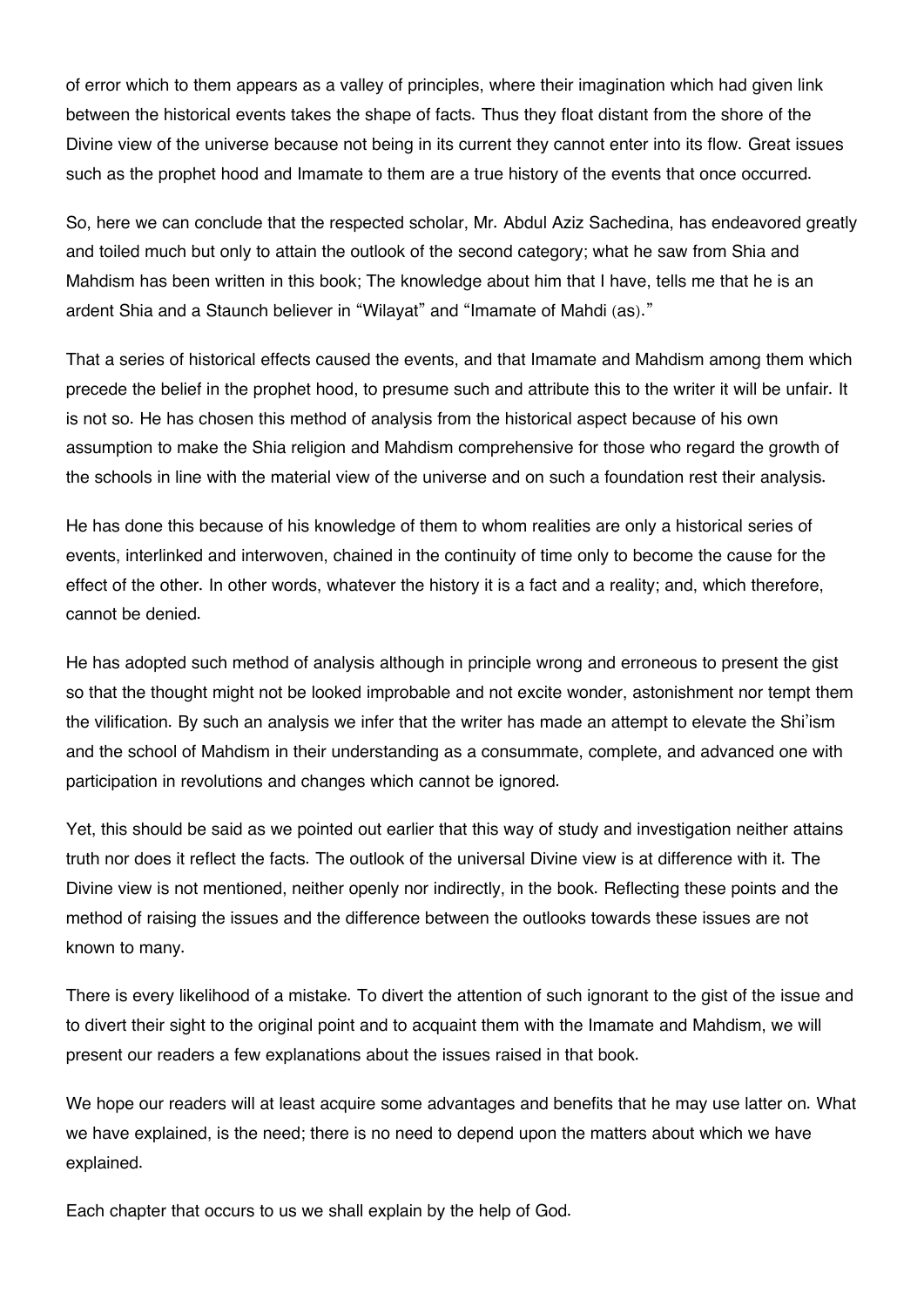of error which to them appears as a valley of principles, where their imagination which had given link between the historical events takes the shape of facts. Thus they float distant from the shore of the Divine view of the universe because not being in its current they cannot enter into its flow. Great issues such as the prophet hood and Imamate to them are a true history of the events that once occurred.

So, here we can conclude that the respected scholar, Mr. Abdul Aziz Sachedina, has endeavored greatly and toiled much but only to attain the outlook of the second category; what he saw from Shia and Mahdism has been written in this book; The knowledge about him that I have, tells me that he is an ardent Shia and a Staunch believer in "Wilayat" and "Imamate of Mahdi (as)."

That a series of historical effects caused the events, and that Imamate and Mahdism among them which precede the belief in the prophet hood, to presume such and attribute this to the writer it will be unfair. It is not so. He has chosen this method of analysis from the historical aspect because of his own assumption to make the Shia religion and Mahdism comprehensive for those who regard the growth of the schools in line with the material view of the universe and on such a foundation rest their analysis.

He has done this because of his knowledge of them to whom realities are only a historical series of events, interlinked and interwoven, chained in the continuity of time only to become the cause for the effect of the other. In other words, whatever the history it is a fact and a reality; and, which therefore, cannot be denied.

He has adopted such method of analysis although in principle wrong and erroneous to present the gist so that the thought might not be looked improbable and not excite wonder, astonishment nor tempt them the vilification. By such an analysis we infer that the writer has made an attempt to elevate the Shi'ism and the school of Mahdism in their understanding as a consummate, complete, and advanced one with participation in revolutions and changes which cannot be ignored.

Yet, this should be said as we pointed out earlier that this way of study and investigation neither attains truth nor does it reflect the facts. The outlook of the universal Divine view is at difference with it. The Divine view is not mentioned, neither openly nor indirectly, in the book. Reflecting these points and the method of raising the issues and the difference between the outlooks towards these issues are not known to many.

There is every likelihood of a mistake. To divert the attention of such ignorant to the gist of the issue and to divert their sight to the original point and to acquaint them with the Imamate and Mahdism, we will present our readers a few explanations about the issues raised in that book.

We hope our readers will at least acquire some advantages and benefits that he may use latter on. What we have explained, is the need; there is no need to depend upon the matters about which we have explained.

Each chapter that occurs to us we shall explain by the help of God.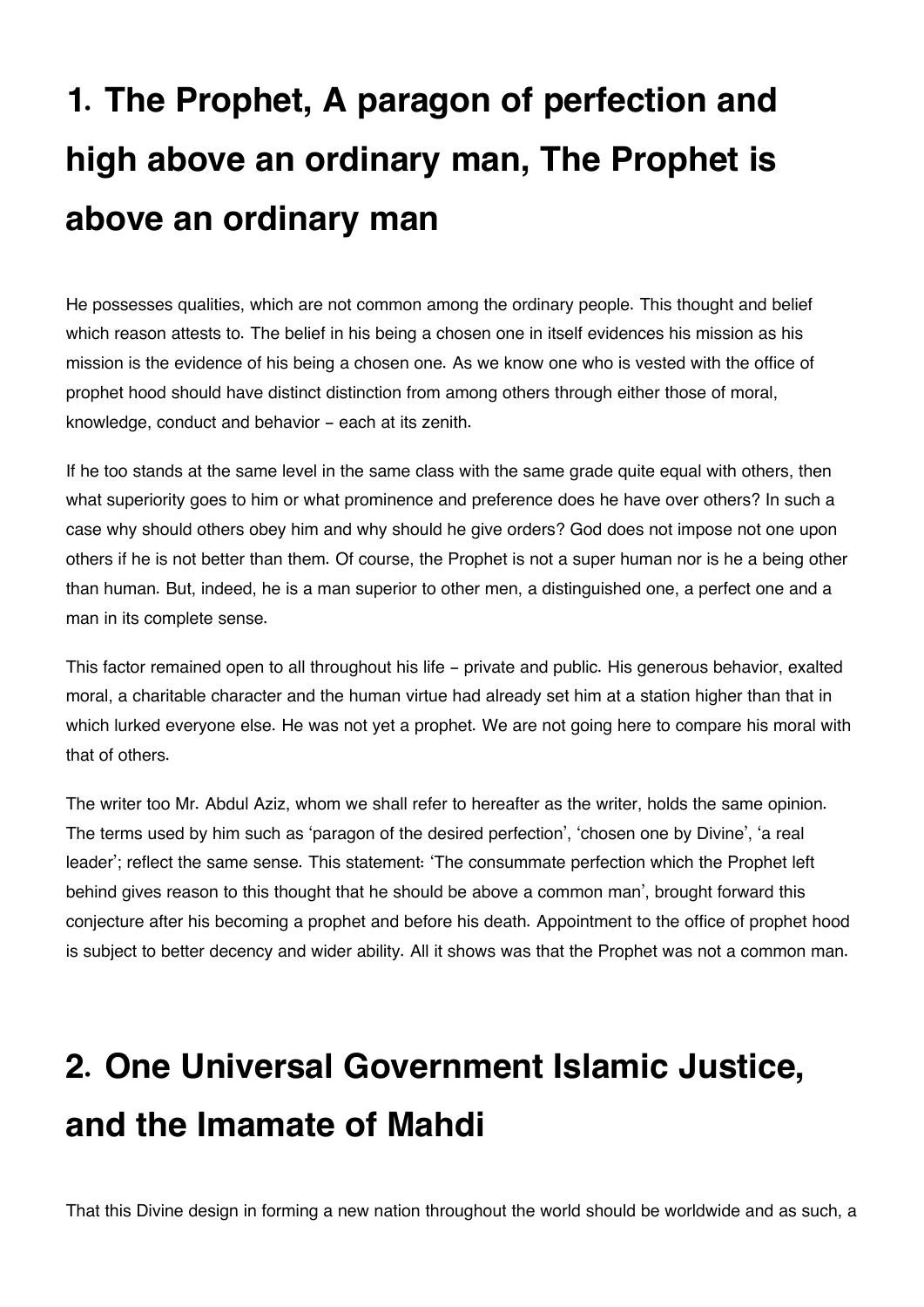# 1. The Prophet, A paragon of perfection and high above an ordinary man, The Prophet is above an ordinary man

He possesses qualities, which are not common among the ordinary people. This thought and belief which reason attests to. The belief in his being a chosen one in itself evidences his mission as his mission is the evidence of his being a chosen one. As we know one who is vested with the office of prophet hood should have distinct distinction from among others through either those of moral, knowledge, conduct and behavior - each at its zenith.

If he too stands at the same level in the same class with the same grade quite equal with others, then what superiority goes to him or what prominence and preference does he have over others? In such a case why should others obey him and why should he give orders? God does not impose not one upon others if he is not better than them. Of course, the Prophet is not a super human nor is he a being other than human. But, indeed, he is a man superior to other men, a distinguished one, a perfect one and a man in its complete sense.

This factor remained open to all throughout his life - private and public. His generous behavior, exalted moral, a charitable character and the human virtue had already set him at a station higher than that in which lurked everyone else. He was not yet a prophet. We are not going here to compare his moral with that of others.

The writer too Mr. Abdul Aziz, whom we shall refer to hereafter as the writer, holds the same opinion. The terms used by him such as 'paragon of the desired perfection', 'chosen one by Divine', 'a real leader'; reflect the same sense. This statement: 'The consummate perfection which the Prophet left behind gives reason to this thought that he should be above a common man', brought forward this conjecture after his becoming a prophet and before his death. Appointment to the office of prophet hood is subject to better decency and wider ability. All it shows was that the Prophet was not a common man.

# 2. One Universal Government Islamic Justice, and the Imamate of Mahdi

That this Divine design in forming a new nation throughout the world should be worldwide and as such, a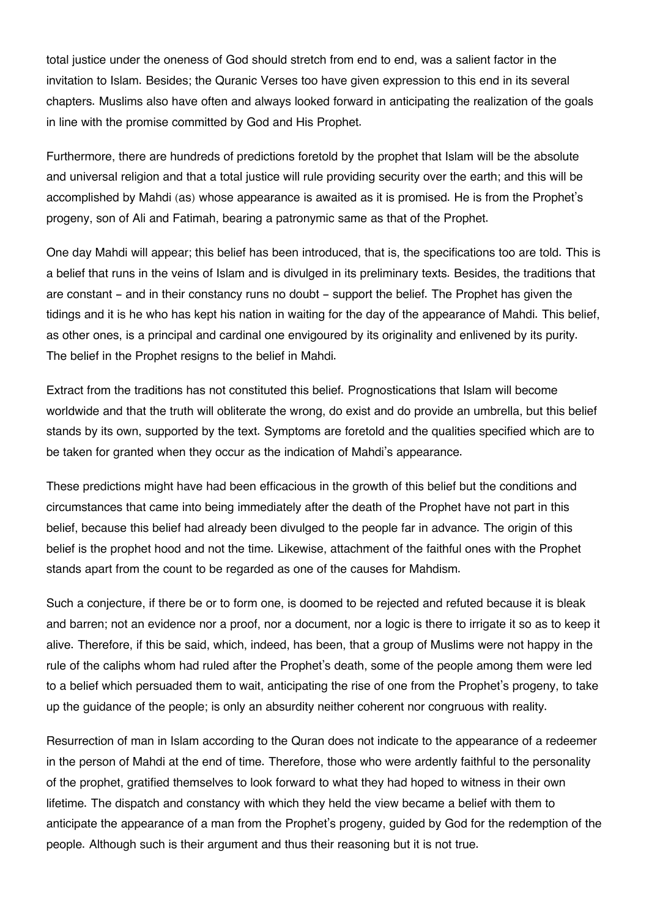total justice under the oneness of God should stretch from end to end, was a salient factor in the invitation to Islam. Besides; the Quranic Verses too have given expression to this end in its several chapters. Muslims also have often and always looked forward in anticipating the realization of the goals in line with the promise committed by God and His Prophet.

Furthermore, there are hundreds of predictions foretold by the prophet that Islam will be the absolute and universal religion and that a total justice will rule providing security over the earth; and this will be accomplished by Mahdi (as) whose appearance is awaited as it is promised. He is from the Prophet's progeny, son of Ali and Fatimah, bearing a patronymic same as that of the Prophet.

One day Mahdi will appear; this belief has been introduced, that is, the specifications too are told. This is a belief that runs in the veins of Islam and is divulged in its preliminary texts. Besides, the traditions that are constant – and in their constancy runs no doubt – support the belief. The Prophet has given the tidings and it is he who has kept his nation in waiting for the day of the appearance of Mahdi. This belief, as other ones, is a principal and cardinal one envigoured by its originality and enlivened by its purity. The belief in the Prophet resigns to the belief in Mahdi.

Extract from the traditions has not constituted this belief. Prognostications that Islam will become worldwide and that the truth will obliterate the wrong, do exist and do provide an umbrella, but this belief stands by its own, supported by the text. Symptoms are foretold and the qualities specified which are to be taken for granted when they occur as the indication of Mahdi's appearance.

These predictions might have had been efficacious in the growth of this belief but the conditions and circumstances that came into being immediately after the death of the Prophet have not part in this belief, because this belief had already been divulged to the people far in advance. The origin of this belief is the prophet hood and not the time. Likewise, attachment of the faithful ones with the Prophet stands apart from the count to be regarded as one of the causes for Mahdism.

Such a conjecture, if there be or to form one, is doomed to be rejected and refuted because it is bleak and barren; not an evidence nor a proof, nor a document, nor a logic is there to irrigate it so as to keep it alive. Therefore, if this be said, which, indeed, has been, that a group of Muslims were not happy in the rule of the caliphs whom had ruled after the Prophet's death, some of the people among them were led to a belief which persuaded them to wait, anticipating the rise of one from the Prophet's progeny, to take up the guidance of the people; is only an absurdity neither coherent nor congruous with reality.

Resurrection of man in Islam according to the Quran does not indicate to the appearance of a redeemer in the person of Mahdi at the end of time. Therefore, those who were ardently faithful to the personality of the prophet, gratified themselves to look forward to what they had hoped to witness in their own lifetime. The dispatch and constancy with which they held the view became a belief with them to anticipate the appearance of a man from the Prophet's progeny, guided by God for the redemption of the people. Although such is their argument and thus their reasoning but it is not true.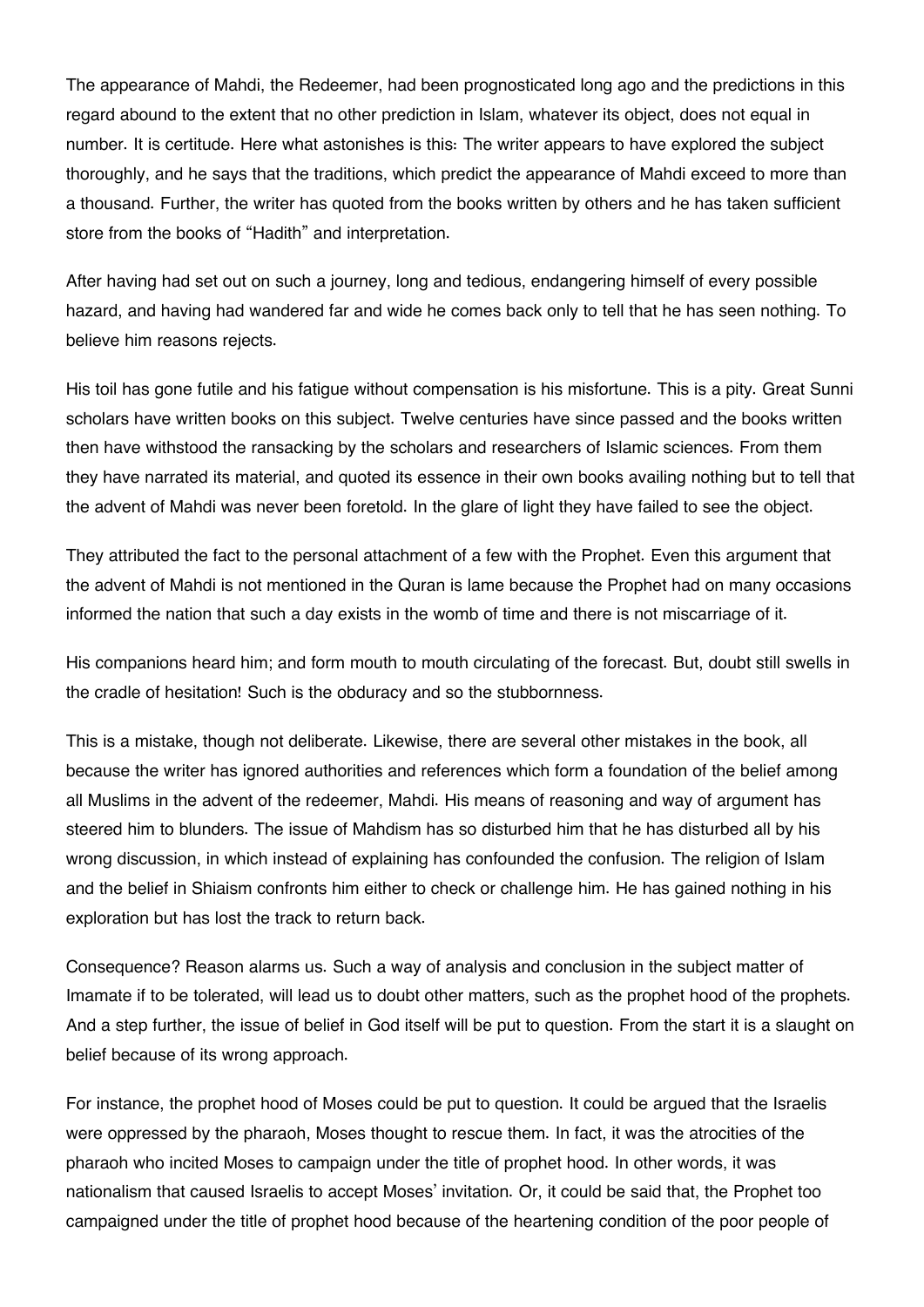The appearance of Mahdi, the Redeemer, had been prognosticated long ago and the predictions in this regard abound to the extent that no other prediction in Islam, whatever its object, does not equal in number. It is certitude. Here what astonishes is this: The writer appears to have explored the subject thoroughly, and he says that the traditions, which predict the appearance of Mahdi exceed to more than a thousand. Further, the writer has quoted from the books written by others and he has taken sufficient store from the books of “Hadith” and interpretation.

After having had set out on such a journey, long and tedious, endangering himself of every possible hazard, and having had wandered far and wide he comes back only to tell that he has seen nothing. To believe him reasons rejects.

His toil has gone futile and his fatigue without compensation is his misfortune. This is a pity. Great Sunni scholars have written books on this subject. Twelve centuries have since passed and the books written then have withstood the ransacking by the scholars and researchers of Islamic sciences. From them they have narrated its material, and quoted its essence in their own books availing nothing but to tell that the advent of Mahdi was never been foretold. In the glare of light they have failed to see the object.

They attributed the fact to the personal attachment of a few with the Prophet. Even this argument that the advent of Mahdi is not mentioned in the Quran is lame because the Prophet had on many occasions informed the nation that such a day exists in the womb of time and there is not miscarriage of it.

His companions heard him; and form mouth to mouth circulating of the forecast. But, doubt still swells in the cradle of hesitation! Such is the obduracy and so the stubbornness.

This is a mistake, though not deliberate. Likewise, there are several other mistakes in the book, all because the writer has ignored authorities and references which form a foundation of the belief among all Muslims in the advent of the redeemer, Mahdi. His means of reasoning and way of argument has steered him to blunders. The issue of Mahdism has so disturbed him that he has disturbed all by his wrong discussion, in which instead of explaining has confounded the confusion. The religion of Islam and the belief in Shiaism confronts him either to check or challenge him. He has gained nothing in his exploration but has lost the track to return back.

Consequence? Reason alarms us. Such a way of analysis and conclusion in the subject matter of Imamate if to be tolerated, will lead us to doubt other matters, such as the prophet hood of the prophets. And a step further, the issue of belief in God itself will be put to question. From the start it is a slaught on belief because of its wrong approach.

For instance, the prophet hood of Moses could be put to question. It could be argued that the Israelis were oppressed by the pharaoh, Moses thought to rescue them. In fact, it was the atrocities of the pharaoh who incited Moses to campaign under the title of prophet hood. In other words, it was nationalism that caused Israelis to accept Moses' invitation. Or, it could be said that, the Prophet too campaigned under the title of prophet hood because of the heartening condition of the poor people of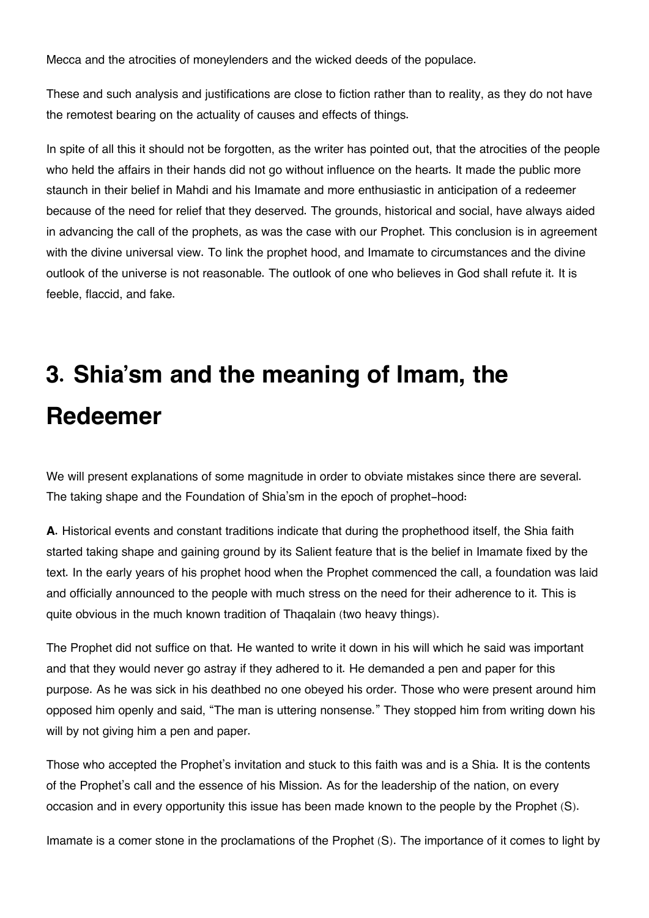Mecca and the atrocities of moneylenders and the wicked deeds of the populace.

These and such analysis and justifications are close to fiction rather than to reality, as they do not have the remotest bearing on the actuality of causes and effects of things.

In spite of all this it should not be forgotten, as the writer has pointed out, that the atrocities of the people who held the affairs in their hands did not go without influence on the hearts. It made the public more staunch in their belief in Mahdi and his Imamate and more enthusiastic in anticipation of a redeemer because of the need for relief that they deserved. The grounds, historical and social, have always aided in advancing the call of the prophets, as was the case with our Prophet. This conclusion is in agreement with the divine universal view. To link the prophet hood, and Imamate to circumstances and the divine outlook of the universe is not reasonable. The outlook of one who believes in God shall refute it. It is feeble, flaccid, and fake.

# 3. Shia'sm and the meaning of Imam, the Redeemer

We will present explanations of some magnitude in order to obviate mistakes since there are several. The taking shape and the Foundation of Shia'sm in the epoch of prophet-hood:

**A.** Historical events and constant traditions indicate that during the prophethood itself, the Shia faith started taking shape and gaining ground by its Salient feature that is the belief in Imamate fixed by the text. In the early years of his prophet hood when the Prophet commenced the call, a foundation was laid and officially announced to the people with much stress on the need for their adherence to it. This is quite obvious in the much known tradition of Thaqalain (two heavy things).

The Prophet did not suffice on that. He wanted to write it down in his will which he said was important and that they would never go astray if they adhered to it. He demanded a pen and paper for this purpose. As he was sick in his deathbed no one obeyed his order. Those who were present around him opposed him openly and said, "The man is uttering nonsense." They stopped him from writing down his will by not giving him a pen and paper.

Those who accepted the Prophet's invitation and stuck to this faith was and is a Shia. It is the contents of the Prophet's call and the essence of his Mission. As for the leadership of the nation, on every occasion and in every opportunity this issue has been made known to the people by the Prophet (S).

Imamate is a comer stone in the proclamations of the Prophet (S). The importance of it comes to light by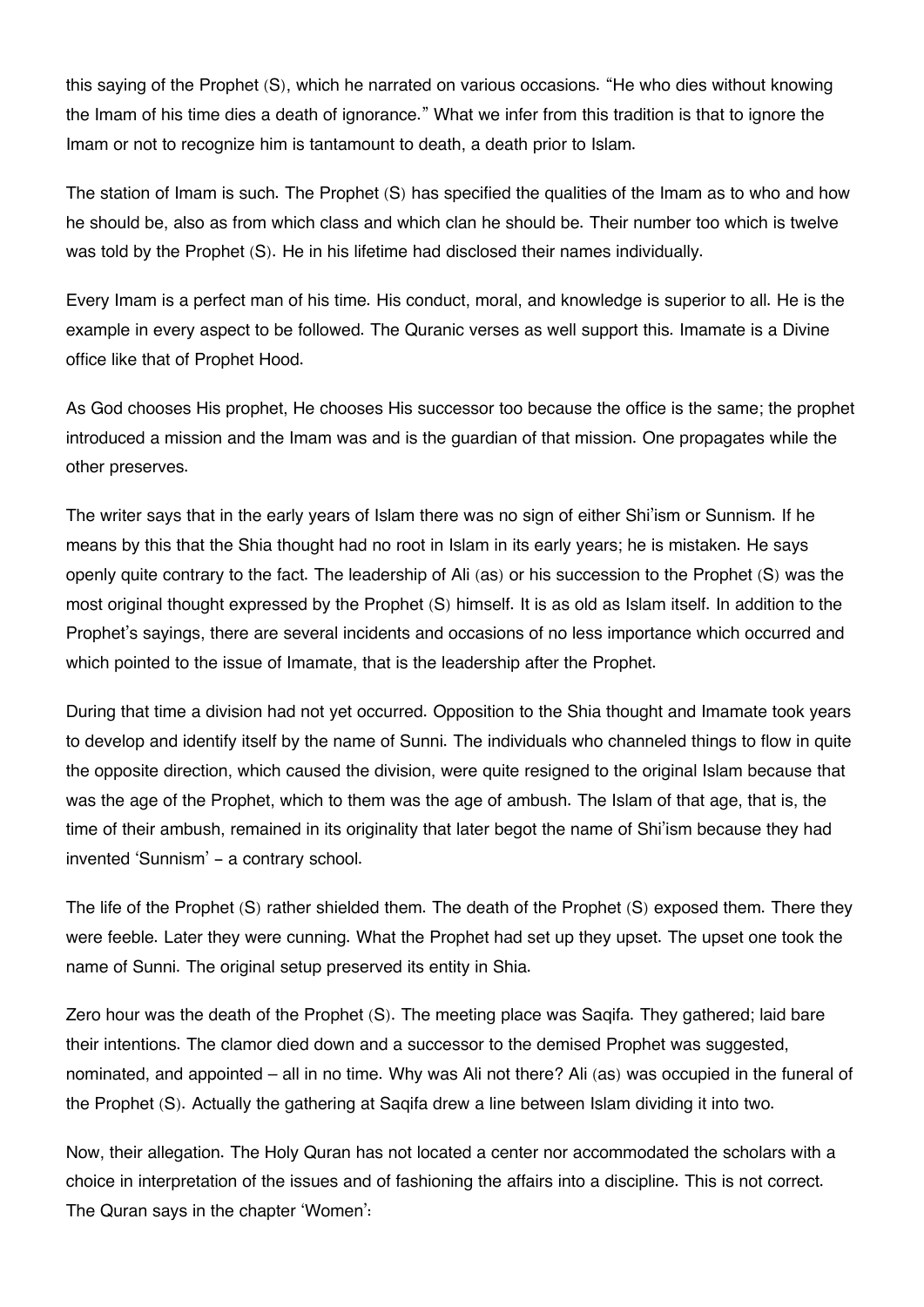this saying of the Prophet (S), which he narrated on various occasions. "He who dies without knowing the Imam of his time dies a death of ignorance." What we infer from this tradition is that to ignore the Imam or not to recognize him is tantamount to death, a death prior to Islam.

The station of Imam is such. The Prophet (S) has specified the qualities of the Imam as to who and how he should be, also as from which class and which clan he should be. Their number too which is twelve was told by the Prophet (S). He in his lifetime had disclosed their names individually.

Every Imam is a perfect man of his time. His conduct, moral, and knowledge is superior to all. He is the example in every aspect to be followed. The Quranic verses as well support this. Imamate is a Divine office like that of Prophet Hood.

As God chooses His prophet, He chooses His successor too because the office is the same; the prophet introduced a mission and the Imam was and is the guardian of that mission. One propagates while the other preserves.

The writer says that in the early years of Islam there was no sign of either Shi'ism or Sunnism. If he means by this that the Shia thought had no root in Islam in its early years; he is mistaken. He says openly quite contrary to the fact. The leadership of Ali (as) or his succession to the Prophet (S) was the most original thought expressed by the Prophet (S) himself. It is as old as Islam itself. In addition to the Prophet's sayings, there are several incidents and occasions of no less importance which occurred and which pointed to the issue of Imamate, that is the leadership after the Prophet.

During that time a division had not yet occurred. Opposition to the Shia thought and Imamate took years to develop and identify itself by the name of Sunni. The individuals who channeled things to flow in quite the opposite direction, which caused the division, were quite resigned to the original Islam because that was the age of the Prophet, which to them was the age of ambush. The Islam of that age, that is, the time of their ambush, remained in its originality that later begot the name of Shi'ism because they had invented 'Sunnism' – a contrary school.

The life of the Prophet (S) rather shielded them. The death of the Prophet (S) exposed them. There they were feeble. Later they were cunning. What the Prophet had set up they upset. The upset one took the name of Sunni. The original setup preserved its entity in Shia.

Zero hour was the death of the Prophet (S). The meeting place was Saqifa. They gathered; laid bare their intentions. The clamor died down and a successor to the demised Prophet was suggested, nominated, and appointed – all in no time. Why was Ali not there? Ali (as) was occupied in the funeral of the Prophet (S). Actually the gathering at Saqifa drew a line between Islam dividing it into two.

Now, their allegation. The Holy Quran has not located a center nor accommodated the scholars with a choice in interpretation of the issues and of fashioning the affairs into a discipline. This is not correct. The Quran says in the chapter 'Women':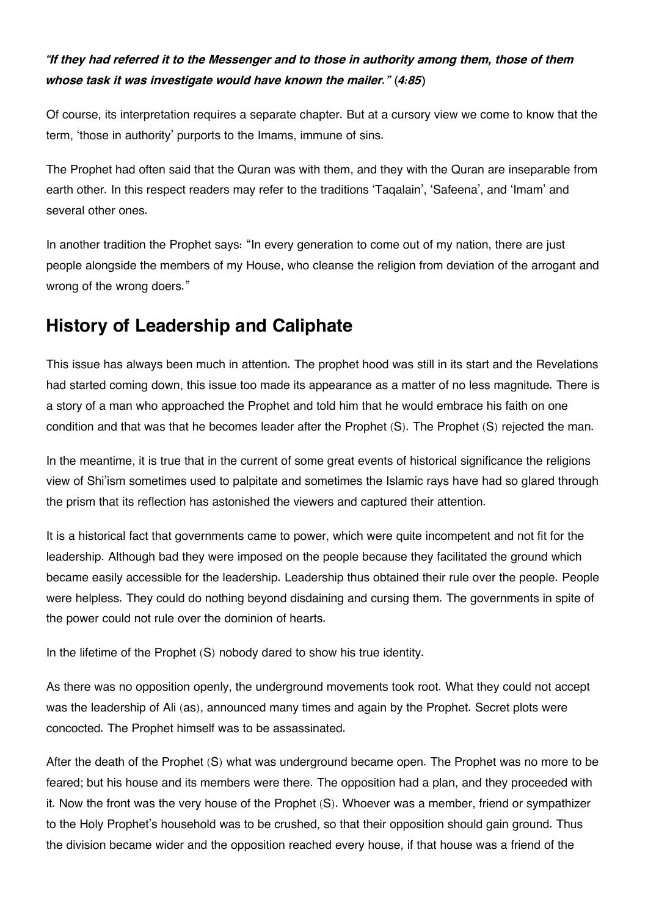*"If they had referred it to the Messenger and to those in authority among them, those of them whose task it was investigate would have known the mailer."* (*4:85*)

Of course, its interpretation requires a separate chapter. But at a cursory view we come to know that the term, 'those in authority' purports to the Imams, immune of sins.

The Prophet had often said that the Quran was with them, and they with the Quran are inseparable from earth other. In this respect readers may refer to the traditions 'Taqalain', 'Safeena', and 'Imam' and several other ones.

In another tradition the Prophet says: "In every generation to come out of my nation, there are just people alongside the members of my House, who cleanse the religion from deviation of the arrogant and wrong of the wrong doers."

## History of Leadership and Caliphate

This issue has always been much in attention. The prophet hood was still in its start and the Revelations had started coming down, this issue too made its appearance as a matter of no less magnitude. There is a story of a man who approached the Prophet and told him that he would embrace his faith on one condition and that was that he becomes leader after the Prophet (S). The Prophet (S) rejected the man.

In the meantime, it is true that in the current of some great events of historical significance the religions view of Shi'ism sometimes used to palpitate and sometimes the Islamic rays have had so glared through the prism that its reflection has astonished the viewers and captured their attention.

It is a historical fact that governments came to power, which were quite incompetent and not fit for the leadership. Although bad they were imposed on the people because they facilitated the ground which became easily accessible for the leadership. Leadership thus obtained their rule over the people. People were helpless. They could do nothing beyond disdaining and cursing them. The governments in spite of the power could not rule over the dominion of hearts.

In the lifetime of the Prophet (S) nobody dared to show his true identity.

As there was no opposition openly, the underground movements took root. What they could not accept was the leadership of Ali (as), announced many times and again by the Prophet. Secret plots were concocted. The Prophet himself was to be assassinated.

After the death of the Prophet (S) what was underground became open. The Prophet was no more to be feared; but his house and its members were there. The opposition had a plan, and they proceeded with it. Now the front was the very house of the Prophet (S). Whoever was a member, friend or sympathizer to the Holy Prophet's household was to be crushed, so that their opposition should gain ground. Thus the division became wider and the opposition reached every house, if that house was a friend of the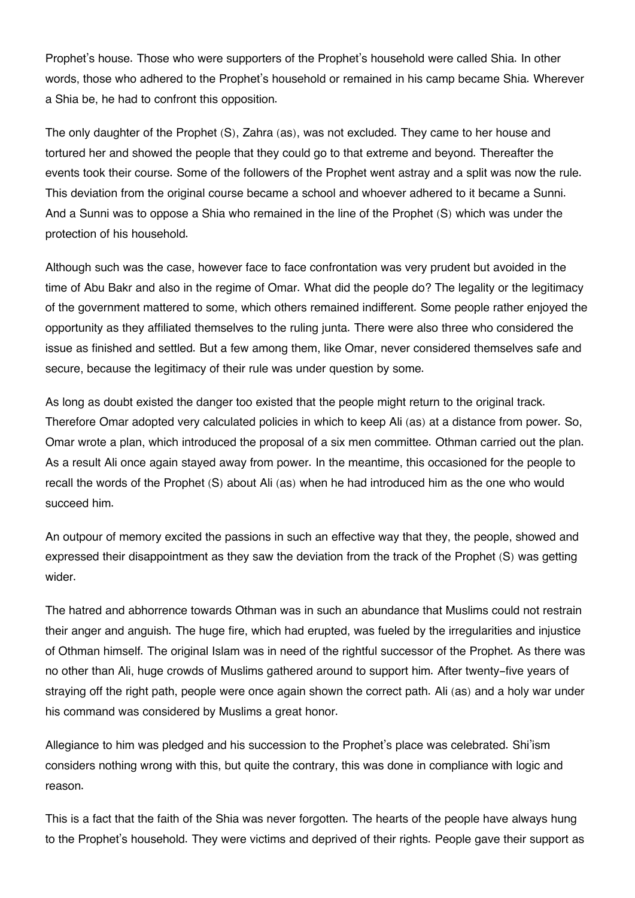Prophet's house. Those who were supporters of the Prophet's household were called Shia. In other words, those who adhered to the Prophet's household or remained in his camp became Shia. Wherever a Shia be, he had to confront this opposition.

The only daughter of the Prophet (S), Zahra (as), was not excluded. They came to her house and tortured her and showed the people that they could go to that extreme and beyond. Thereafter the events took their course. Some of the followers of the Prophet went astray and a split was now the rule. This deviation from the original course became a school and whoever adhered to it became a Sunni. And a Sunni was to oppose a Shia who remained in the line of the Prophet (S) which was under the protection of his household.

Although such was the case, however face to face confrontation was very prudent but avoided in the time of Abu Bakr and also in the regime of Omar. What did the people do? The legality or the legitimacy of the government mattered to some, which others remained indifferent. Some people rather enjoyed the opportunity as they affiliated themselves to the ruling junta. There were also three who considered the issue as finished and settled. But a few among them, like Omar, never considered themselves safe and secure, because the legitimacy of their rule was under question by some.

As long as doubt existed the danger too existed that the people might return to the original track. Therefore Omar adopted very calculated policies in which to keep Ali (as) at a distance from power. So, Omar wrote a plan, which introduced the proposal of a six men committee. Othman carried out the plan. As a result Ali once again stayed away from power. In the meantime, this occasioned for the people to recall the words of the Prophet (S) about Ali (as) when he had introduced him as the one who would succeed him.

An outpour of memory excited the passions in such an effective way that they, the people, showed and expressed their disappointment as they saw the deviation from the track of the Prophet (S) was getting wider.

The hatred and abhorrence towards Othman was in such an abundance that Muslims could not restrain their anger and anguish. The huge fire, which had erupted, was fueled by the irregularities and injustice of Othman himself. The original Islam was in need of the rightful successor of the Prophet. As there was no other than Ali, huge crowds of Muslims gathered around to support him. After twenty-five years of straying off the right path, people were once again shown the correct path. Ali (as) and a holy war under his command was considered by Muslims a great honor.

Allegiance to him was pledged and his succession to the Prophet's place was celebrated. Shi'ism considers nothing wrong with this, but quite the contrary, this was done in compliance with logic and reason.

This is a fact that the faith of the Shia was never forgotten. The hearts of the people have always hung to the Prophet's household. They were victims and deprived of their rights. People gave their support as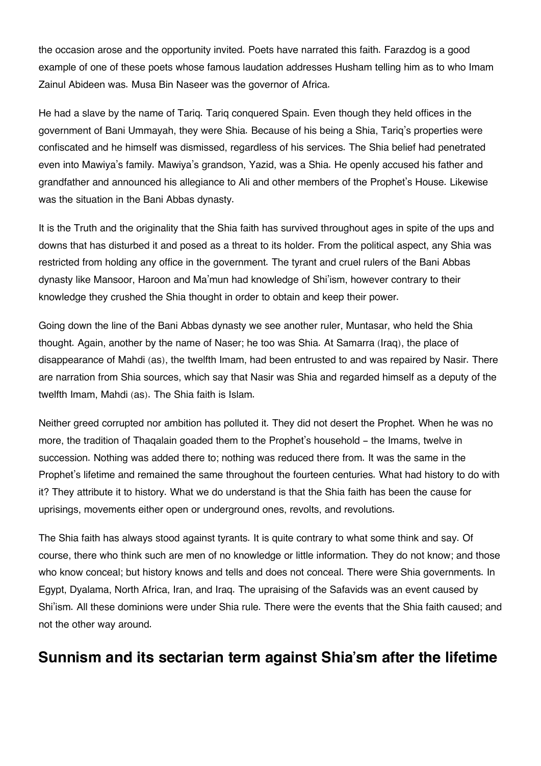the occasion arose and the opportunity invited. Poets have narrated this faith. Farazdog is a good example of one of these poets whose famous laudation addresses Husham telling him as to who Imam Zainul Abideen was. Musa Bin Naseer was the governor of Africa.

He had a slave by the name of Tariq. Tariq conquered Spain. Even though they held offices in the government of Bani Ummayah, they were Shia. Because of his being a Shia, Tariq's properties were confiscated and he himself was dismissed, regardless of his services. The Shia belief had penetrated even into Mawiya's family. Mawiya's grandson, Yazid, was a Shia. He openly accused his father and grandfather and announced his allegiance to Ali and other members of the Prophet's House. Likewise was the situation in the Bani Abbas dynasty.

It is the Truth and the originality that the Shia faith has survived throughout ages in spite of the ups and downs that has disturbed it and posed as a threat to its holder. From the political aspect, any Shia was restricted from holding any office in the government. The tyrant and cruel rulers of the Bani Abbas dynasty like Mansoor, Haroon and Ma'mun had knowledge of Shi'ism, however contrary to their knowledge they crushed the Shia thought in order to obtain and keep their power.

Going down the line of the Bani Abbas dynasty we see another ruler, Muntasar, who held the Shia thought. Again, another by the name of Naser; he too was Shia. At Samarra (Iraq), the place of disappearance of Mahdi (as), the twelfth Imam, had been entrusted to and was repaired by Nasir. There are narration from Shia sources, which say that Nasir was Shia and regarded himself as a deputy of the twelfth Imam, Mahdi (as). The Shia faith is Islam.

Neither greed corrupted nor ambition has polluted it. They did not desert the Prophet. When he was no more, the tradition of Thaqalain goaded them to the Prophet's household – the Imams, twelve in succession. Nothing was added there to; nothing was reduced there from. It was the same in the Prophet's lifetime and remained the same throughout the fourteen centuries. What had history to do with it? They attribute it to history. What we do understand is that the Shia faith has been the cause for uprisings, movements either open or underground ones, revolts, and revolutions.

The Shia faith has always stood against tyrants. It is quite contrary to what some think and say. Of course, there who think such are men of no knowledge or little information. They do not know; and those who know conceal; but history knows and tells and does not conceal. There were Shia governments. In Egypt, Dyalama, North Africa, Iran, and Iraq. The upraising of the Safavids was an event caused by Shi'ism. All these dominions were under Shia rule. There were the events that the Shia faith caused; and not the other way around.

## Sunnism and its sectarian term against Shia'sm after the lifetime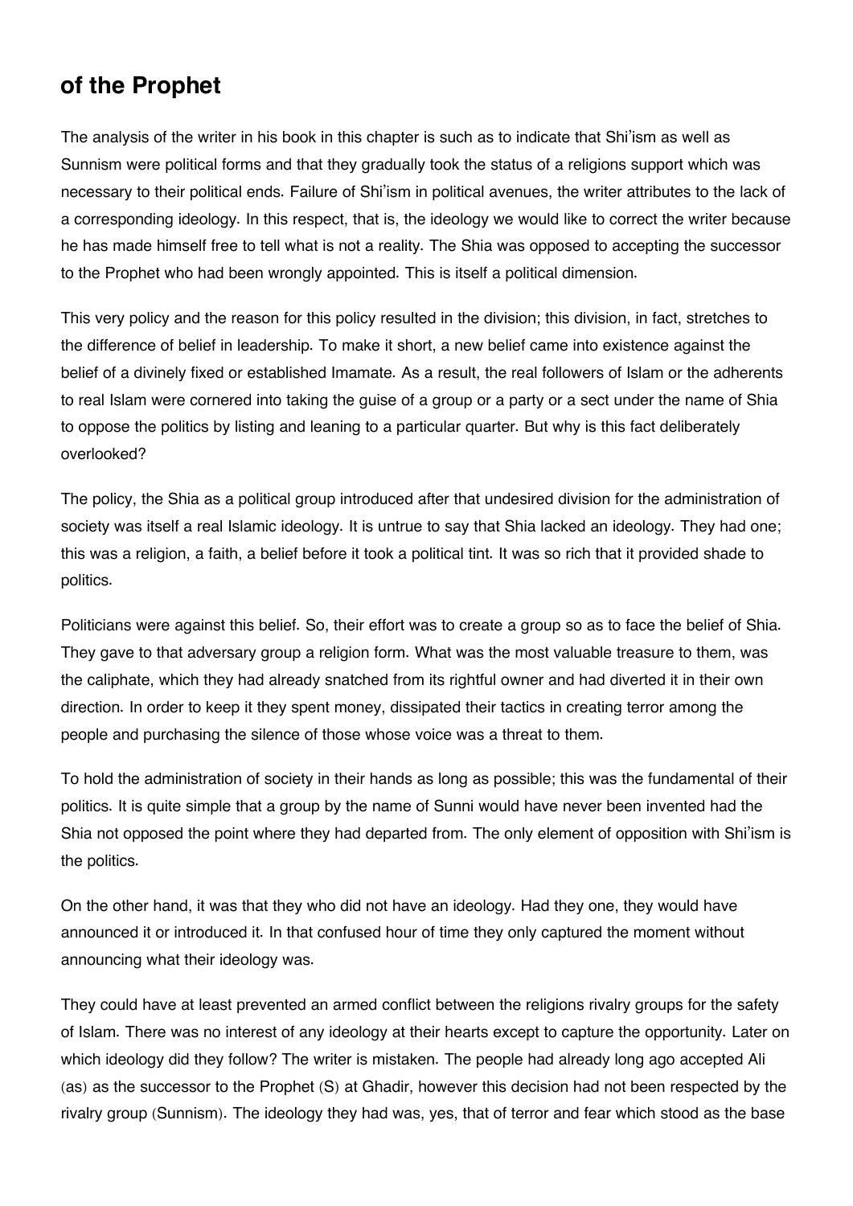## of the Prophet

The analysis of the writer in his book in this chapter is such as to indicate that Shi'ism as well as Sunnism were political forms and that they gradually took the status of a religions support which was necessary to their political ends. Failure of Shi'ism in political avenues, the writer attributes to the lack of a corresponding ideology. In this respect, that is, the ideology we would like to correct the writer because he has made himself free to tell what is not a reality. The Shia was opposed to accepting the successor to the Prophet who had been wrongly appointed. This is itself a political dimension.

This very policy and the reason for this policy resulted in the division; this division, in fact, stretches to the difference of belief in leadership. To make it short, a new belief came into existence against the belief of a divinely fixed or established Imamate. As a result, the real followers of Islam or the adherents to real Islam were cornered into taking the guise of a group or a party or a sect under the name of Shia to oppose the politics by listing and leaning to a particular quarter. But why is this fact deliberately overlooked?

The policy, the Shia as a political group introduced after that undesired division for the administration of society was itself a real Islamic ideology. It is untrue to say that Shia lacked an ideology. They had one; this was a religion, a faith, a belief before it took a political tint. It was so rich that it provided shade to politics.

Politicians were against this belief. So, their effort was to create a group so as to face the belief of Shia. They gave to that adversary group a religion form. What was the most valuable treasure to them, was the caliphate, which they had already snatched from its rightful owner and had diverted it in their own direction. In order to keep it they spent money, dissipated their tactics in creating terror among the people and purchasing the silence of those whose voice was a threat to them.

To hold the administration of society in their hands as long as possible; this was the fundamental of their politics. It is quite simple that a group by the name of Sunni would have never been invented had the Shia not opposed the point where they had departed from. The only element of opposition with Shi'ism is the politics.

On the other hand, it was that they who did not have an ideology. Had they one, they would have announced it or introduced it. In that confused hour of time they only captured the moment without announcing what their ideology was.

They could have at least prevented an armed conflict between the religions rivalry groups for the safety of Islam. There was no interest of any ideology at their hearts except to capture the opportunity. Later on which ideology did they follow? The writer is mistaken. The people had already long ago accepted Ali (as) as the successor to the Prophet (S) at Ghadir, however this decision had not been respected by the rivalry group (Sunnism). The ideology they had was, yes, that of terror and fear which stood as the base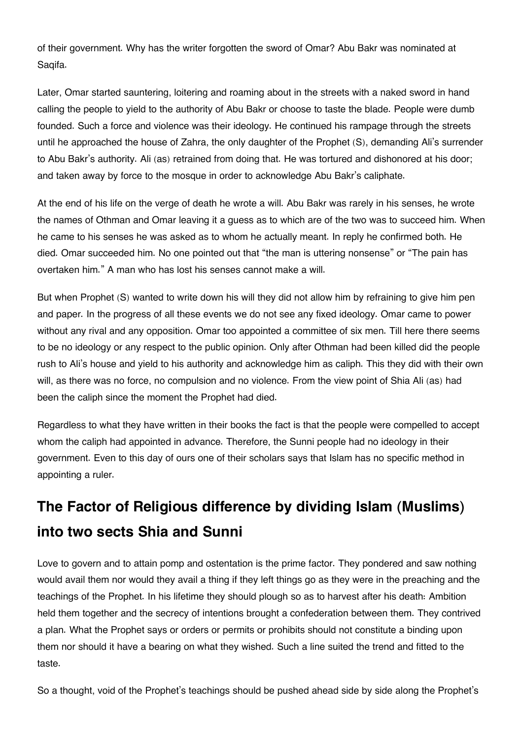of their government. Why has the writer forgotten the sword of Omar? Abu Bakr was nominated at Saqifa.

Later, Omar started sauntering, loitering and roaming about in the streets with a naked sword in hand calling the people to yield to the authority of Abu Bakr or choose to taste the blade. People were dumb founded. Such a force and violence was their ideology. He continued his rampage through the streets until he approached the house of Zahra, the only daughter of the Prophet (S), demanding Ali's surrender to Abu Bakr's authority. Ali (as) retrained from doing that. He was tortured and dishonored at his door; and taken away by force to the mosque in order to acknowledge Abu Bakr's caliphate.

At the end of his life on the verge of death he wrote a will. Abu Bakr was rarely in his senses, he wrote the names of Othman and Omar leaving it a guess as to which are of the two was to succeed him. When he came to his senses he was asked as to whom he actually meant. In reply he confirmed both. He died. Omar succeeded him. No one pointed out that "the man is uttering nonsense" or "The pain has overtaken him." A man who has lost his senses cannot make a will.

But when Prophet (S) wanted to write down his will they did not allow him by refraining to give him pen and paper. In the progress of all these events we do not see any fixed ideology. Omar came to power without any rival and any opposition. Omar too appointed a committee of six men. Till here there seems to be no ideology or any respect to the public opinion. Only after Othman had been killed did the people rush to Ali's house and yield to his authority and acknowledge him as caliph. This they did with their own will, as there was no force, no compulsion and no violence. From the view point of Shia Ali (as) had been the caliph since the moment the Prophet had died.

Regardless to what they have written in their books the fact is that the people were compelled to accept whom the caliph had appointed in advance. Therefore, the Sunni people had no ideology in their government. Even to this day of ours one of their scholars says that Islam has no specific method in appointing a ruler.

## The Factor of Religious difference by dividing Islam (Muslims) into two sects Shia and Sunni

Love to govern and to attain pomp and ostentation is the prime factor. They pondered and saw nothing would avail them nor would they avail a thing if they left things go as they were in the preaching and the teachings of the Prophet. In his lifetime they should plough so as to harvest after his death: Ambition held them together and the secrecy of intentions brought a confederation between them. They contrived a plan. What the Prophet says or orders or permits or prohibits should not constitute a binding upon them nor should it have a bearing on what they wished. Such a line suited the trend and fitted to the taste.

So a thought, void of the Prophet's teachings should be pushed ahead side by side along the Prophet's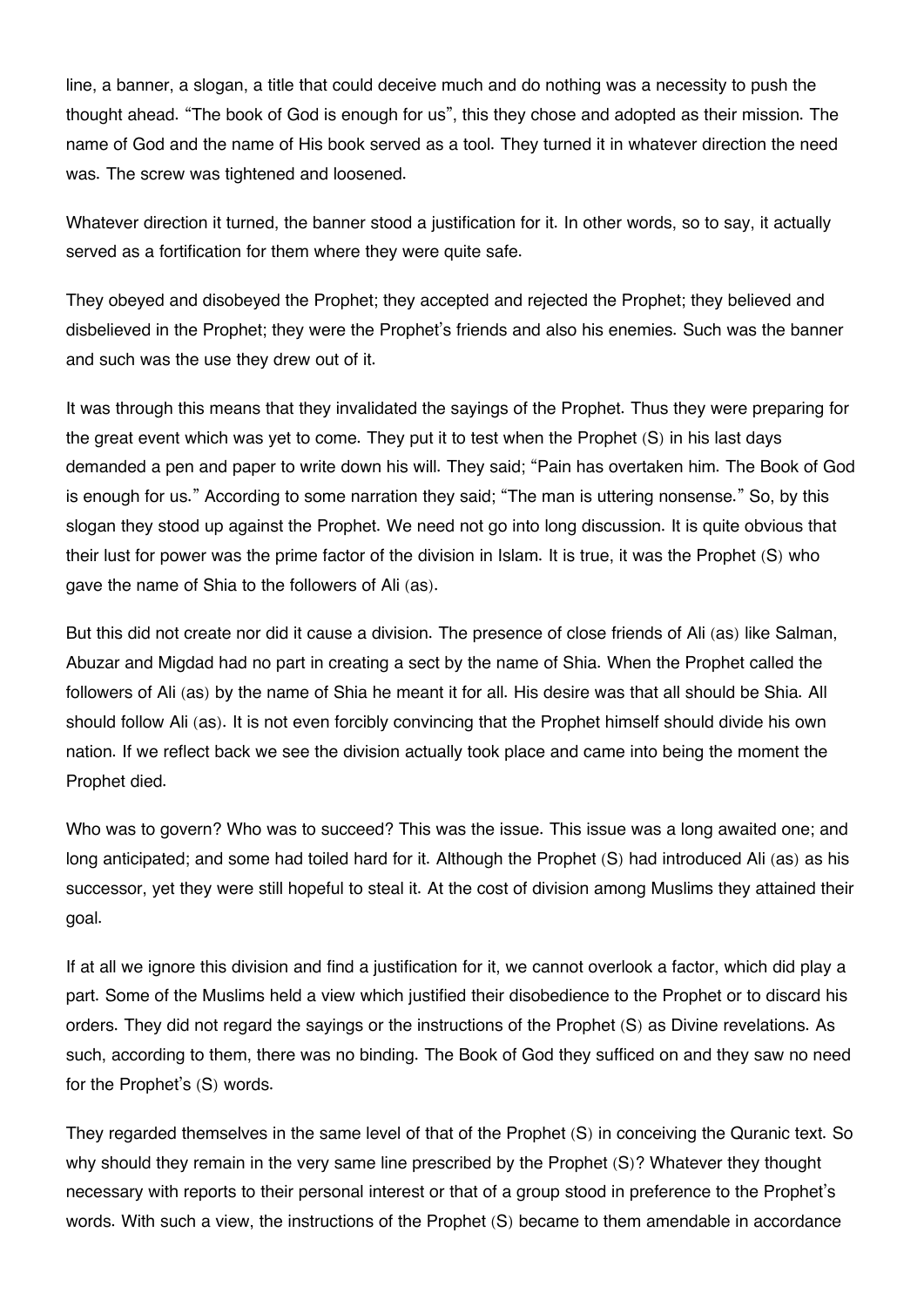line, a banner, a slogan, a title that could deceive much and do nothing was a necessity to push the thought ahead. "The book of God is enough for us", this they chose and adopted as their mission. The name of God and the name of His book served as a tool. They turned it in whatever direction the need was. The screw was tightened and loosened.

Whatever direction it turned, the banner stood a justification for it. In other words, so to say, it actually served as a fortification for them where they were quite safe.

They obeyed and disobeyed the Prophet; they accepted and rejected the Prophet; they believed and disbelieved in the Prophet; they were the Prophet's friends and also his enemies. Such was the banner and such was the use they drew out of it.

It was through this means that they invalidated the sayings of the Prophet. Thus they were preparing for the great event which was yet to come. They put it to test when the Prophet (S) in his last days demanded a pen and paper to write down his will. They said; "Pain has overtaken him. The Book of God is enough for us." According to some narration they said; "The man is uttering nonsense." So, by this slogan they stood up against the Prophet. We need not go into long discussion. It is quite obvious that their lust for power was the prime factor of the division in Islam. It is true, it was the Prophet (S) who gave the name of Shia to the followers of Ali (as).

But this did not create nor did it cause a division. The presence of close friends of Ali (as) like Salman, Abuzar and Migdad had no part in creating a sect by the name of Shia. When the Prophet called the followers of Ali (as) by the name of Shia he meant it for all. His desire was that all should be Shia. All should follow Ali (as). It is not even forcibly convincing that the Prophet himself should divide his own nation. If we reflect back we see the division actually took place and came into being the moment the Prophet died.

Who was to govern? Who was to succeed? This was the issue. This issue was a long awaited one; and long anticipated; and some had toiled hard for it. Although the Prophet (S) had introduced Ali (as) as his successor, yet they were still hopeful to steal it. At the cost of division among Muslims they attained their goal.

If at all we ignore this division and find a justification for it, we cannot overlook a factor, which did play a part. Some of the Muslims held a view which justified their disobedience to the Prophet or to discard his orders. They did not regard the sayings or the instructions of the Prophet (S) as Divine revelations. As such, according to them, there was no binding. The Book of God they sufficed on and they saw no need for the Prophet's (S) words.

They regarded themselves in the same level of that of the Prophet (S) in conceiving the Quranic text. So why should they remain in the very same line prescribed by the Prophet (S)? Whatever they thought necessary with reports to their personal interest or that of a group stood in preference to the Prophet's words. With such a view, the instructions of the Prophet (S) became to them amendable in accordance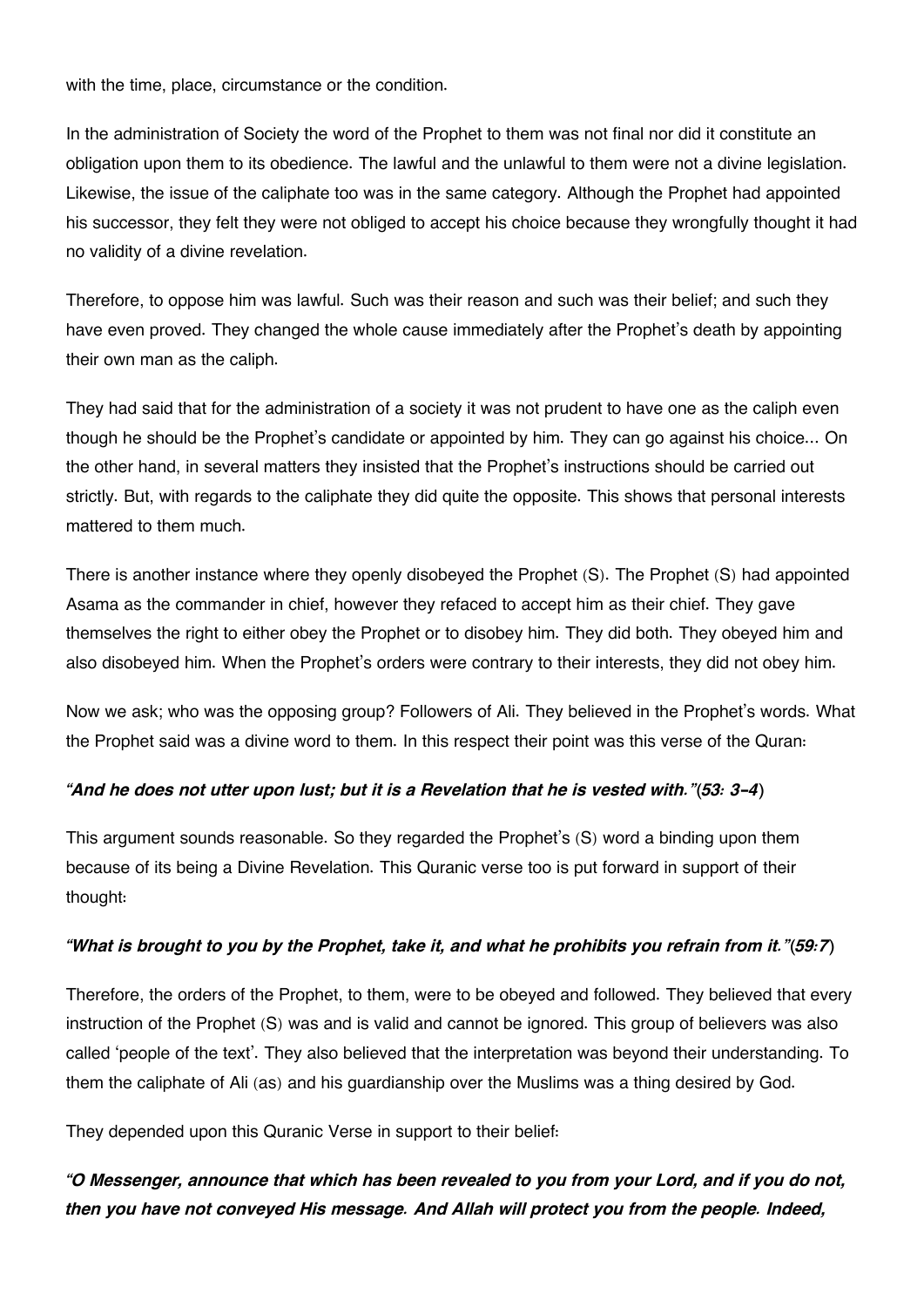with the time, place, circumstance or the condition.

In the administration of Society the word of the Prophet to them was not final nor did it constitute an obligation upon them to its obedience. The lawful and the unlawful to them were not a divine legislation. Likewise, the issue of the caliphate too was in the same category. Although the Prophet had appointed his successor, they felt they were not obliged to accept his choice because they wrongfully thought it had no validity of a divine revelation.

Therefore, to oppose him was lawful. Such was their reason and such was their belief; and such they have even proved. They changed the whole cause immediately after the Prophet's death by appointing their own man as the caliph.

They had said that for the administration of a society it was not prudent to have one as the caliph even though he should be the Prophet's candidate or appointed by him. They can go against his choice... On the other hand, in several matters they insisted that the Prophet's instructions should be carried out strictly. But, with regards to the caliphate they did quite the opposite. This shows that personal interests mattered to them much.

There is another instance where they openly disobeyed the Prophet (S). The Prophet (S) had appointed Asama as the commander in chief, however they refaced to accept him as their chief. They gave themselves the right to either obey the Prophet or to disobey him. They did both. They obeyed him and also disobeyed him. When the Prophet's orders were contrary to their interests, they did not obey him.

Now we ask; who was the opposing group? Followers of Ali. They believed in the Prophet's words. What the Prophet said was a divine word to them. In this respect their point was this verse of the Quran:

***"And he does not utter upon lust; but it is a Revelation that he is vested with."*(*53: 3-4*)**

This argument sounds reasonable. So they regarded the Prophet's (S) word a binding upon them because of its being a Divine Revelation. This Quranic verse too is put forward in support of their thought:

***"What is brought to you by the Prophet, take it, and what he prohibits you refrain from it."*(*59:7*)**

Therefore, the orders of the Prophet, to them, were to be obeyed and followed. They believed that every instruction of the Prophet (S) was and is valid and cannot be ignored. This group of believers was also called 'people of the text'. They also believed that the interpretation was beyond their understanding. To them the caliphate of Ali (as) and his guardianship over the Muslims was a thing desired by God.

They depended upon this Quranic Verse in support to their belief:

***"O Messenger, announce that which has been revealed to you from your Lord, and if you do not, then you have not conveyed His message. And Allah will protect you from the people. Indeed,***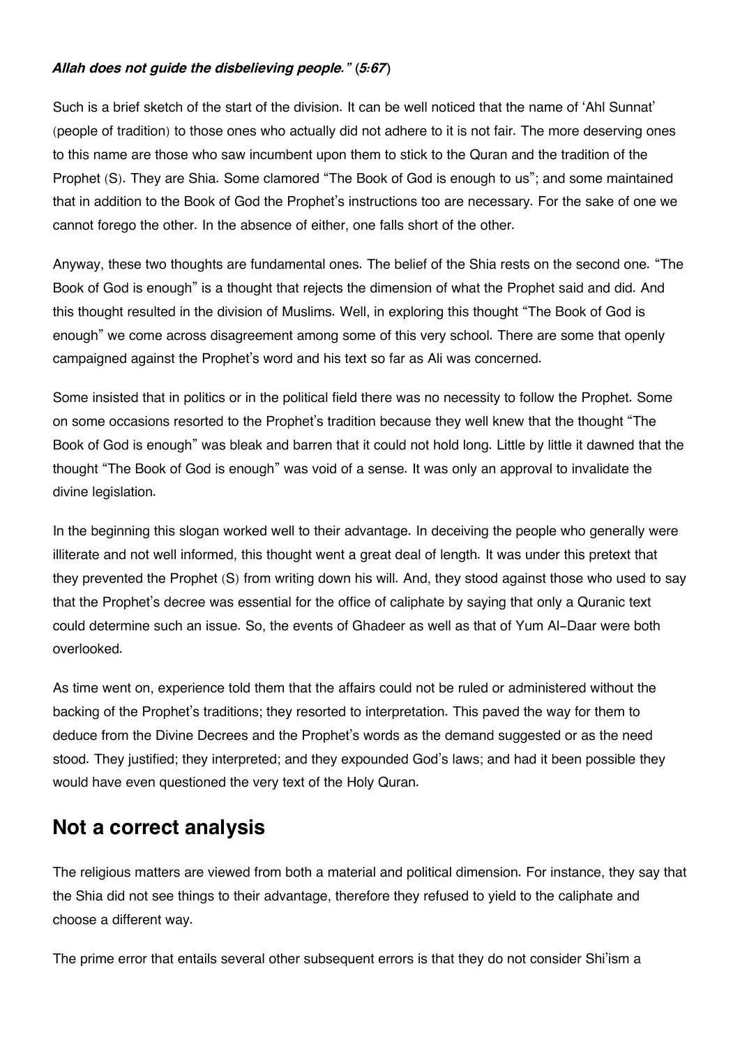***Allah does not guide the disbelieving people." (5:67)***

Such is a brief sketch of the start of the division. It can be well noticed that the name of 'Ahl Sunnat' (people of tradition) to those ones who actually did not adhere to it is not fair. The more deserving ones to this name are those who saw incumbent upon them to stick to the Quran and the tradition of the Prophet (S). They are Shia. Some clamored "The Book of God is enough to us"; and some maintained that in addition to the Book of God the Prophet's instructions too are necessary. For the sake of one we cannot forego the other. In the absence of either, one falls short of the other.

Anyway, these two thoughts are fundamental ones. The belief of the Shia rests on the second one. "The Book of God is enough" is a thought that rejects the dimension of what the Prophet said and did. And this thought resulted in the division of Muslims. Well, in exploring this thought "The Book of God is enough" we come across disagreement among some of this very school. There are some that openly campaigned against the Prophet's word and his text so far as Ali was concerned.

Some insisted that in politics or in the political field there was no necessity to follow the Prophet. Some on some occasions resorted to the Prophet's tradition because they well knew that the thought "The Book of God is enough" was bleak and barren that it could not hold long. Little by little it dawned that the thought "The Book of God is enough" was void of a sense. It was only an approval to invalidate the divine legislation.

In the beginning this slogan worked well to their advantage. In deceiving the people who generally were illiterate and not well informed, this thought went a great deal of length. It was under this pretext that they prevented the Prophet (S) from writing down his will. And, they stood against those who used to say that the Prophet's decree was essential for the office of caliphate by saying that only a Quranic text could determine such an issue. So, the events of Ghadeer as well as that of Yum Al-Daar were both overlooked.

As time went on, experience told them that the affairs could not be ruled or administered without the backing of the Prophet's traditions; they resorted to interpretation. This paved the way for them to deduce from the Divine Decrees and the Prophet's words as the demand suggested or as the need stood. They justified; they interpreted; and they expounded God's laws; and had it been possible they would have even questioned the very text of the Holy Quran.

## Not a correct analysis

The religious matters are viewed from both a material and political dimension. For instance, they say that the Shia did not see things to their advantage, therefore they refused to yield to the caliphate and choose a different way.

The prime error that entails several other subsequent errors is that they do not consider Shi'ism a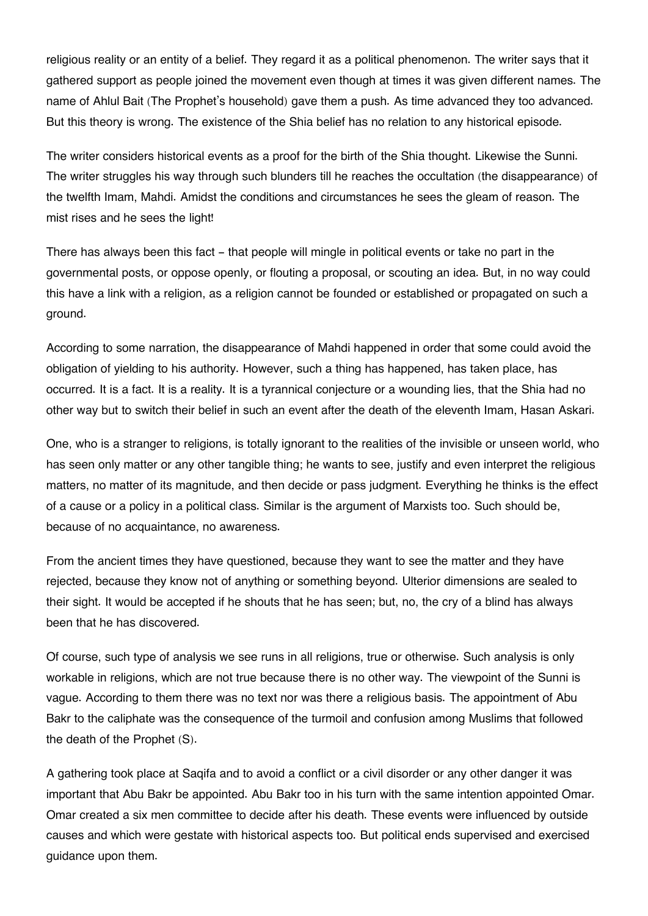religious reality or an entity of a belief. They regard it as a political phenomenon. The writer says that it gathered support as people joined the movement even though at times it was given different names. The name of Ahlul Bait (The Prophet's household) gave them a push. As time advanced they too advanced. But this theory is wrong. The existence of the Shia belief has no relation to any historical episode.

The writer considers historical events as a proof for the birth of the Shia thought. Likewise the Sunni. The writer struggles his way through such blunders till he reaches the occultation (the disappearance) of the twelfth Imam, Mahdi. Amidst the conditions and circumstances he sees the gleam of reason. The mist rises and he sees the light!

There has always been this fact – that people will mingle in political events or take no part in the governmental posts, or oppose openly, or flouting a proposal, or scouting an idea. But, in no way could this have a link with a religion, as a religion cannot be founded or established or propagated on such a ground.

According to some narration, the disappearance of Mahdi happened in order that some could avoid the obligation of yielding to his authority. However, such a thing has happened, has taken place, has occurred. It is a fact. It is a reality. It is a tyrannical conjecture or a wounding lies, that the Shia had no other way but to switch their belief in such an event after the death of the eleventh Imam, Hasan Askari.

One, who is a stranger to religions, is totally ignorant to the realities of the invisible or unseen world, who has seen only matter or any other tangible thing; he wants to see, justify and even interpret the religious matters, no matter of its magnitude, and then decide or pass judgment. Everything he thinks is the effect of a cause or a policy in a political class. Similar is the argument of Marxists too. Such should be, because of no acquaintance, no awareness.

From the ancient times they have questioned, because they want to see the matter and they have rejected, because they know not of anything or something beyond. Ulterior dimensions are sealed to their sight. It would be accepted if he shouts that he has seen; but, no, the cry of a blind has always been that he has discovered.

Of course, such type of analysis we see runs in all religions, true or otherwise. Such analysis is only workable in religions, which are not true because there is no other way. The viewpoint of the Sunni is vague. According to them there was no text nor was there a religious basis. The appointment of Abu Bakr to the caliphate was the consequence of the turmoil and confusion among Muslims that followed the death of the Prophet (S).

A gathering took place at Saqifa and to avoid a conflict or a civil disorder or any other danger it was important that Abu Bakr be appointed. Abu Bakr too in his turn with the same intention appointed Omar. Omar created a six men committee to decide after his death. These events were influenced by outside causes and which were gestate with historical aspects too. But political ends supervised and exercised guidance upon them.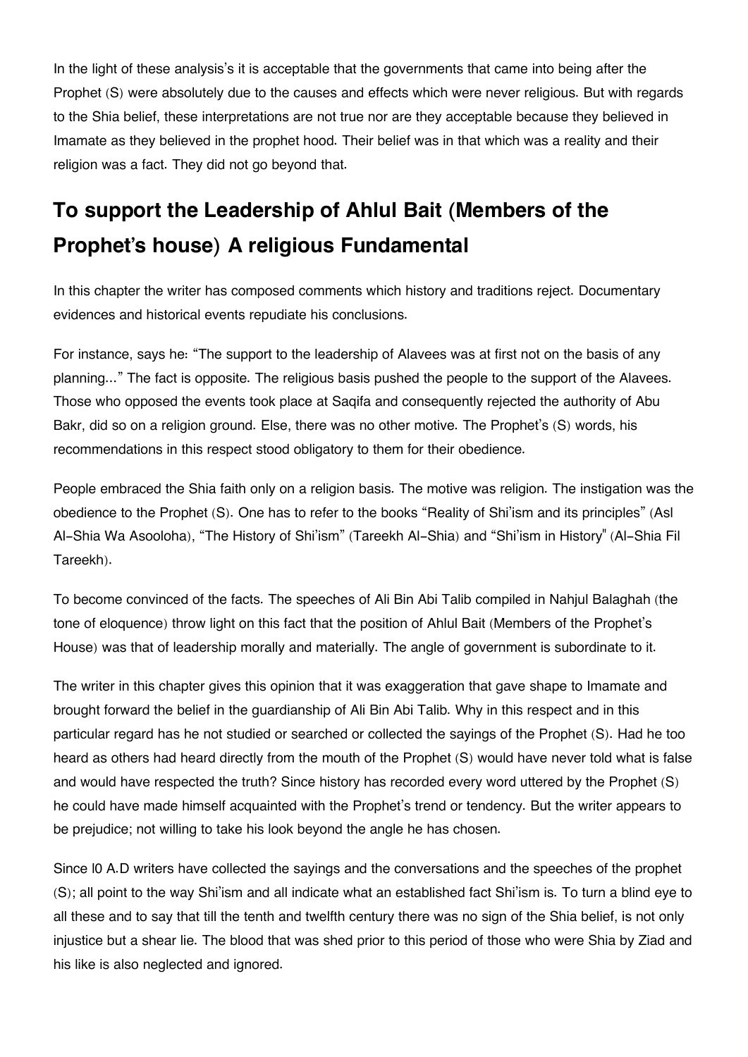In the light of these analysis's it is acceptable that the governments that came into being after the Prophet (S) were absolutely due to the causes and effects which were never religious. But with regards to the Shia belief, these interpretations are not true nor are they acceptable because they believed in Imamate as they believed in the prophet hood. Their belief was in that which was a reality and their religion was a fact. They did not go beyond that.

## To support the Leadership of Ahlul Bait (Members of the Prophet's house) A religious Fundamental

In this chapter the writer has composed comments which history and traditions reject. Documentary evidences and historical events repudiate his conclusions.

For instance, says he: "The support to the leadership of Alavees was at first not on the basis of any planning..." The fact is opposite. The religious basis pushed the people to the support of the Alavees. Those who opposed the events took place at Saqifa and consequently rejected the authority of Abu Bakr, did so on a religion ground. Else, there was no other motive. The Prophet's (S) words, his recommendations in this respect stood obligatory to them for their obedience.

People embraced the Shia faith only on a religion basis. The motive was religion. The instigation was the obedience to the Prophet (S). One has to refer to the books "Reality of Shi'ism and its principles" (Asl Al-Shia Wa Asooloha), "The History of Shi'ism" (Tareekh Al-Shia) and "Shi'ism in History" (Al-Shia Fil Tareekh).

To become convinced of the facts. The speeches of Ali Bin Abi Talib compiled in Nahjul Balaghah (the tone of eloquence) throw light on this fact that the position of Ahlul Bait (Members of the Prophet's House) was that of leadership morally and materially. The angle of government is subordinate to it.

The writer in this chapter gives this opinion that it was exaggeration that gave shape to Imamate and brought forward the belief in the guardianship of Ali Bin Abi Talib. Why in this respect and in this particular regard has he not studied or searched or collected the sayings of the Prophet (S). Had he too heard as others had heard directly from the mouth of the Prophet (S) would have never told what is false and would have respected the truth? Since history has recorded every word uttered by the Prophet (S) he could have made himself acquainted with the Prophet's trend or tendency. But the writer appears to be prejudice; not willing to take his look beyond the angle he has chosen.

Since l0 A.D writers have collected the sayings and the conversations and the speeches of the prophet (S); all point to the way Shi'ism and all indicate what an established fact Shi'ism is. To turn a blind eye to all these and to say that till the tenth and twelfth century there was no sign of the Shia belief, is not only injustice but a shear lie. The blood that was shed prior to this period of those who were Shia by Ziad and his like is also neglected and ignored.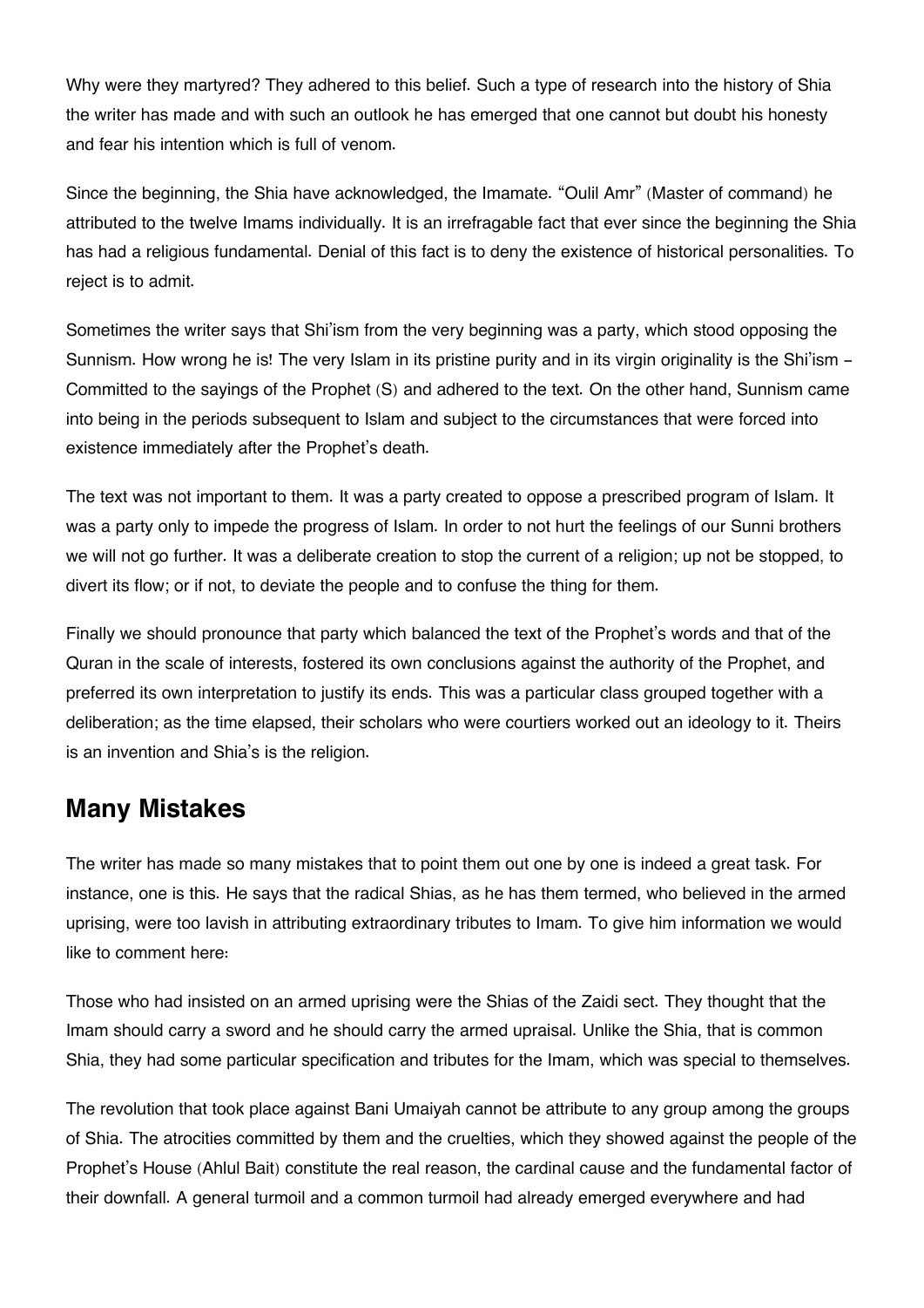Why were they martyred? They adhered to this belief. Such a type of research into the history of Shia the writer has made and with such an outlook he has emerged that one cannot but doubt his honesty and fear his intention which is full of venom.

Since the beginning, the Shia have acknowledged, the Imamate. "Oulil Amr" (Master of command) he attributed to the twelve Imams individually. It is an irrefragable fact that ever since the beginning the Shia has had a religious fundamental. Denial of this fact is to deny the existence of historical personalities. To reject is to admit.

Sometimes the writer says that Shi'ism from the very beginning was a party, which stood opposing the Sunnism. How wrong he is! The very Islam in its pristine purity and in its virgin originality is the Shi'ism – Committed to the sayings of the Prophet (S) and adhered to the text. On the other hand, Sunnism came into being in the periods subsequent to Islam and subject to the circumstances that were forced into existence immediately after the Prophet's death.

The text was not important to them. It was a party created to oppose a prescribed program of Islam. It was a party only to impede the progress of Islam. In order to not hurt the feelings of our Sunni brothers we will not go further. It was a deliberate creation to stop the current of a religion; up not be stopped, to divert its flow; or if not, to deviate the people and to confuse the thing for them.

Finally we should pronounce that party which balanced the text of the Prophet's words and that of the Quran in the scale of interests, fostered its own conclusions against the authority of the Prophet, and preferred its own interpretation to justify its ends. This was a particular class grouped together with a deliberation; as the time elapsed, their scholars who were courtiers worked out an ideology to it. Theirs is an invention and Shia's is the religion.

## Many Mistakes

The writer has made so many mistakes that to point them out one by one is indeed a great task. For instance, one is this. He says that the radical Shias, as he has them termed, who believed in the armed uprising, were too lavish in attributing extraordinary tributes to Imam. To give him information we would like to comment here:

Those who had insisted on an armed uprising were the Shias of the Zaidi sect. They thought that the Imam should carry a sword and he should carry the armed upraisal. Unlike the Shia, that is common Shia, they had some particular specification and tributes for the Imam, which was special to themselves.

The revolution that took place against Bani Umaiyah cannot be attribute to any group among the groups of Shia. The atrocities committed by them and the cruelties, which they showed against the people of the Prophet's House (Ahlul Bait) constitute the real reason, the cardinal cause and the fundamental factor of their downfall. A general turmoil and a common turmoil had already emerged everywhere and had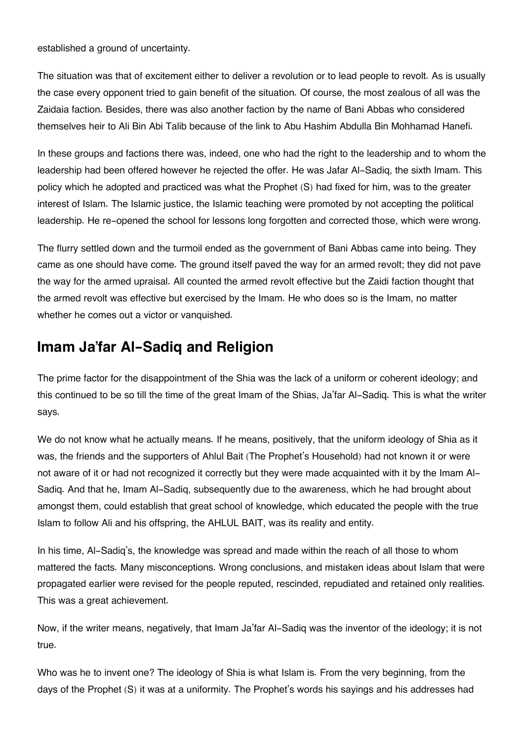established a ground of uncertainty.

The situation was that of excitement either to deliver a revolution or to lead people to revolt. As is usually the case every opponent tried to gain benefit of the situation. Of course, the most zealous of all was the Zaidaia faction. Besides, there was also another faction by the name of Bani Abbas who considered themselves heir to Ali Bin Abi Talib because of the link to Abu Hashim Abdulla Bin Mohhamad Hanefi.

In these groups and factions there was, indeed, one who had the right to the leadership and to whom the leadership had been offered however he rejected the offer. He was Jafar Al-Sadiq, the sixth Imam. This policy which he adopted and practiced was what the Prophet (S) had fixed for him, was to the greater interest of Islam. The Islamic justice, the Islamic teaching were promoted by not accepting the political leadership. He re-opened the school for lessons long forgotten and corrected those, which were wrong.

The flurry settled down and the turmoil ended as the government of Bani Abbas came into being. They came as one should have come. The ground itself paved the way for an armed revolt; they did not pave the way for the armed upraisal. All counted the armed revolt effective but the Zaidi faction thought that the armed revolt was effective but exercised by the Imam. He who does so is the Imam, no matter whether he comes out a victor or vanquished.

## Imam Ja'far Al-Sadiq and Religion

The prime factor for the disappointment of the Shia was the lack of a uniform or coherent ideology; and this continued to be so till the time of the great Imam of the Shias, Ja'far Al-Sadiq. This is what the writer says.

We do not know what he actually means. If he means, positively, that the uniform ideology of Shia as it was, the friends and the supporters of Ahlul Bait (The Prophet's Household) had not known it or were not aware of it or had not recognized it correctly but they were made acquainted with it by the Imam Al-Sadiq. And that he, Imam Al-Sadiq, subsequently due to the awareness, which he had brought about amongst them, could establish that great school of knowledge, which educated the people with the true Islam to follow Ali and his offspring, the AHLUL BAIT, was its reality and entity.

In his time, Al-Sadiq's, the knowledge was spread and made within the reach of all those to whom mattered the facts. Many misconceptions. Wrong conclusions, and mistaken ideas about Islam that were propagated earlier were revised for the people reputed, rescinded, repudiated and retained only realities. This was a great achievement.

Now, if the writer means, negatively, that Imam Ja'far Al-Sadiq was the inventor of the ideology; it is not true.

Who was he to invent one? The ideology of Shia is what Islam is. From the very beginning, from the days of the Prophet (S) it was at a uniformity. The Prophet's words his sayings and his addresses had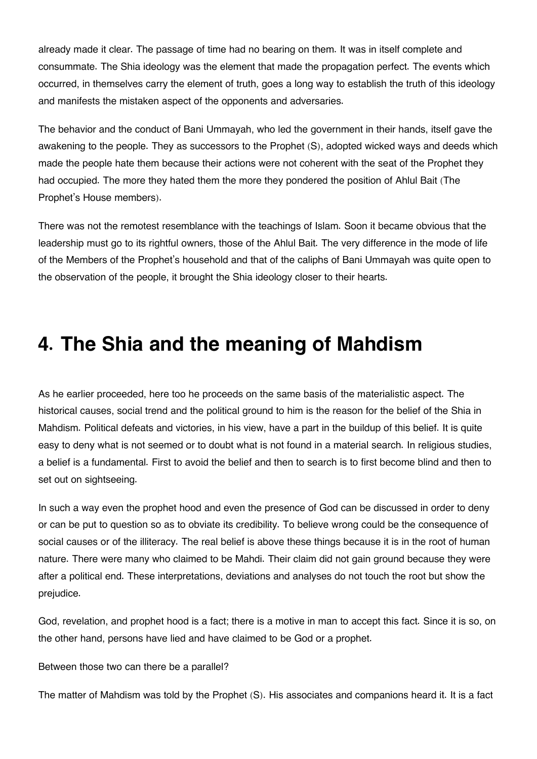already made it clear. The passage of time had no bearing on them. It was in itself complete and consummate. The Shia ideology was the element that made the propagation perfect. The events which occurred, in themselves carry the element of truth, goes a long way to establish the truth of this ideology and manifests the mistaken aspect of the opponents and adversaries.

The behavior and the conduct of Bani Ummayah, who led the government in their hands, itself gave the awakening to the people. They as successors to the Prophet (S), adopted wicked ways and deeds which made the people hate them because their actions were not coherent with the seat of the Prophet they had occupied. The more they hated them the more they pondered the position of Ahlul Bait (The Prophet's House members).

There was not the remotest resemblance with the teachings of Islam. Soon it became obvious that the leadership must go to its rightful owners, those of the Ahlul Bait. The very difference in the mode of life of the Members of the Prophet's household and that of the caliphs of Bani Ummayah was quite open to the observation of the people, it brought the Shia ideology closer to their hearts.

# 4. The Shia and the meaning of Mahdism

As he earlier proceeded, here too he proceeds on the same basis of the materialistic aspect. The historical causes, social trend and the political ground to him is the reason for the belief of the Shia in Mahdism. Political defeats and victories, in his view, have a part in the buildup of this belief. It is quite easy to deny what is not seemed or to doubt what is not found in a material search. In religious studies, a belief is a fundamental. First to avoid the belief and then to search is to first become blind and then to set out on sightseeing.

In such a way even the prophet hood and even the presence of God can be discussed in order to deny or can be put to question so as to obviate its credibility. To believe wrong could be the consequence of social causes or of the illiteracy. The real belief is above these things because it is in the root of human nature. There were many who claimed to be Mahdi. Their claim did not gain ground because they were after a political end. These interpretations, deviations and analyses do not touch the root but show the prejudice.

God, revelation, and prophet hood is a fact; there is a motive in man to accept this fact. Since it is so, on the other hand, persons have lied and have claimed to be God or a prophet.

Between those two can there be a parallel?

The matter of Mahdism was told by the Prophet (S). His associates and companions heard it. It is a fact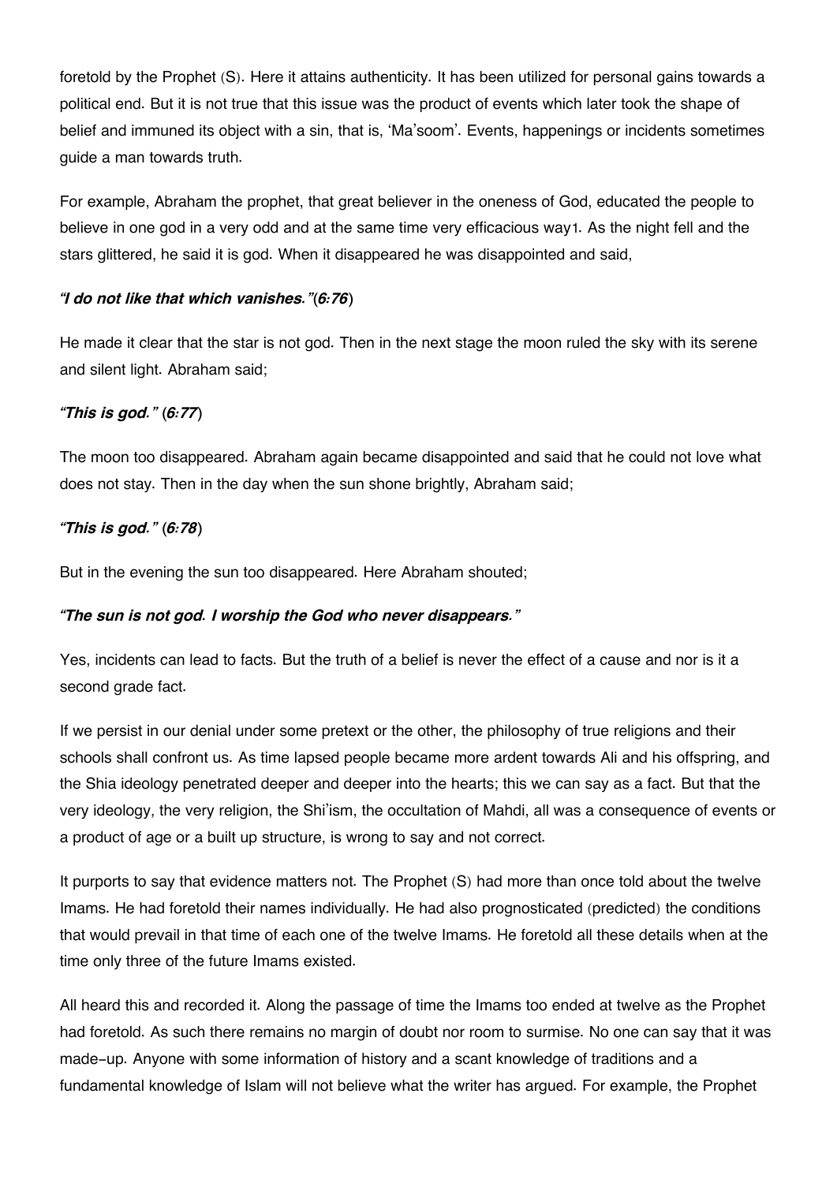foretold by the Prophet (S). Here it attains authenticity. It has been utilized for personal gains towards a political end. But it is not true that this issue was the product of events which later took the shape of belief and immuned its object with a sin, that is, 'Ma'soom'. Events, happenings or incidents sometimes guide a man towards truth.

For example, Abraham the prophet, that great believer in the oneness of God, educated the people to believe in one god in a very odd and at the same time very efficacious way[1]. As the night fell and the stars glittered, he said it is god. When it disappeared he was disappointed and said,

***"I do not like that which vanishes."(6:76)***

He made it clear that the star is not god. Then in the next stage the moon ruled the sky with its serene and silent light. Abraham said;

***"This is god." (6:77)***

The moon too disappeared. Abraham again became disappointed and said that he could not love what does not stay. Then in the day when the sun shone brightly, Abraham said;

***"This is god." (6:78)***

But in the evening the sun too disappeared. Here Abraham shouted;

***"The sun is not god. I worship the God who never disappears."***

Yes, incidents can lead to facts. But the truth of a belief is never the effect of a cause and nor is it a second grade fact.

If we persist in our denial under some pretext or the other, the philosophy of true religions and their schools shall confront us. As time lapsed people became more ardent towards Ali and his offspring, and the Shia ideology penetrated deeper and deeper into the hearts; this we can say as a fact. But that the very ideology, the very religion, the Shi'ism, the occultation of Mahdi, all was a consequence of events or a product of age or a built up structure, is wrong to say and not correct.

It purports to say that evidence matters not. The Prophet (S) had more than once told about the twelve Imams. He had foretold their names individually. He had also prognosticated (predicted) the conditions that would prevail in that time of each one of the twelve Imams. He foretold all these details when at the time only three of the future Imams existed.

All heard this and recorded it. Along the passage of time the Imams too ended at twelve as the Prophet had foretold. As such there remains no margin of doubt nor room to surmise. No one can say that it was made-up. Anyone with some information of history and a scant knowledge of traditions and a fundamental knowledge of Islam will not believe what the writer has argued. For example, the Prophet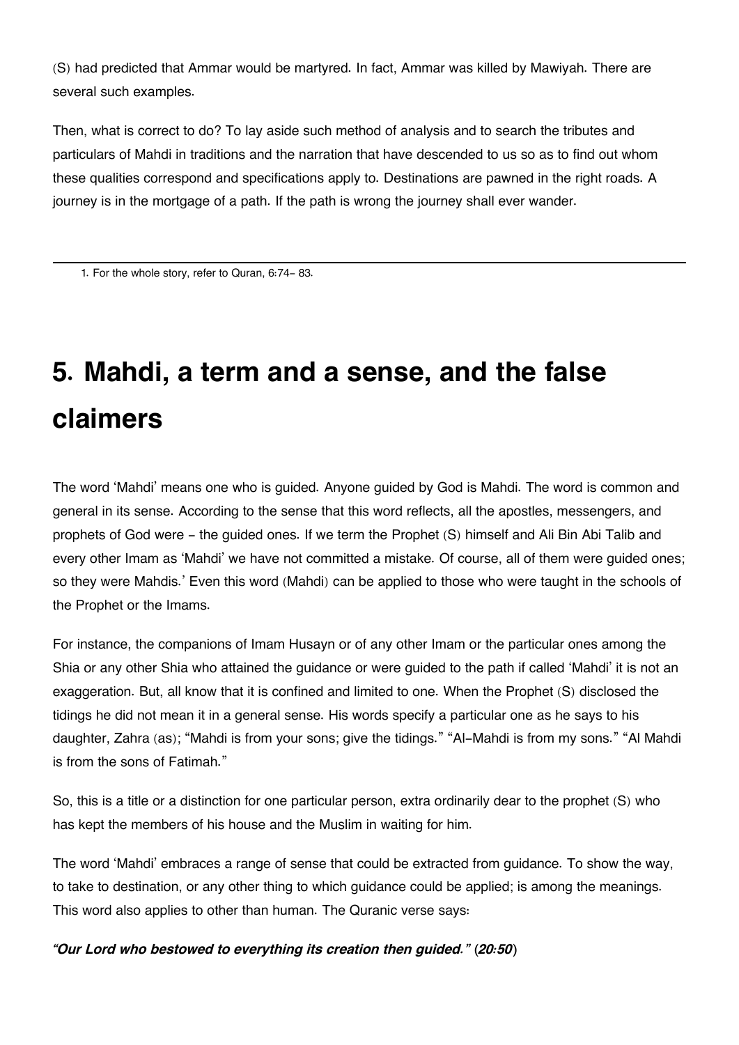(S) had predicted that Ammar would be martyred. In fact, Ammar was killed by Mawiyah. There are several such examples.

Then, what is correct to do? To lay aside such method of analysis and to search the tributes and particulars of Mahdi in traditions and the narration that have descended to us so as to find out whom these qualities correspond and specifications apply to. Destinations are pawned in the right roads. A journey is in the mortgage of a path. If the path is wrong the journey shall ever wander.

---

1. For the whole story, refer to Quran, 6:74– 83.

# 5. Mahdi, a term and a sense, and the false claimers

The word 'Mahdi' means one who is guided. Anyone guided by God is Mahdi. The word is common and general in its sense. According to the sense that this word reflects, all the apostles, messengers, and prophets of God were - the guided ones. If we term the Prophet (S) himself and Ali Bin Abi Talib and every other Imam as 'Mahdi' we have not committed a mistake. Of course, all of them were guided ones; so they were Mahdis.' Even this word (Mahdi) can be applied to those who were taught in the schools of the Prophet or the Imams.

For instance, the companions of Imam Husayn or of any other Imam or the particular ones among the Shia or any other Shia who attained the guidance or were guided to the path if called 'Mahdi' it is not an exaggeration. But, all know that it is confined and limited to one. When the Prophet (S) disclosed the tidings he did not mean it in a general sense. His words specify a particular one as he says to his daughter, Zahra (as); "Mahdi is from your sons; give the tidings." "Al-Mahdi is from my sons." "Al Mahdi is from the sons of Fatimah."

So, this is a title or a distinction for one particular person, extra ordinarily dear to the prophet (S) who has kept the members of his house and the Muslim in waiting for him.

The word 'Mahdi' embraces a range of sense that could be extracted from guidance. To show the way, to take to destination, or any other thing to which guidance could be applied; is among the meanings. This word also applies to other than human. The Quranic verse says:

***"Our Lord who bestowed to everything its creation then guided." (20:50)***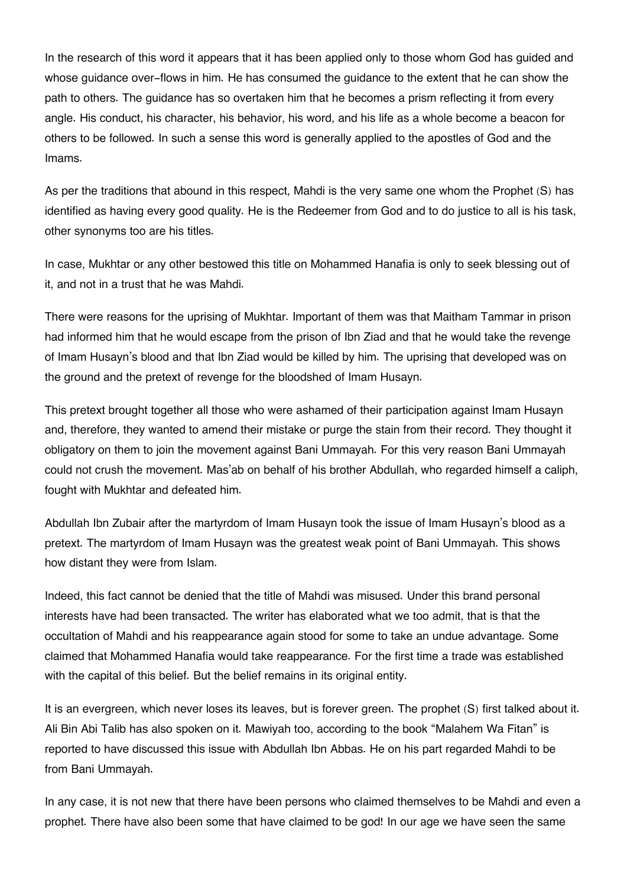In the research of this word it appears that it has been applied only to those whom God has guided and whose guidance over-flows in him. He has consumed the guidance to the extent that he can show the path to others. The guidance has so overtaken him that he becomes a prism reflecting it from every angle. His conduct, his character, his behavior, his word, and his life as a whole become a beacon for others to be followed. In such a sense this word is generally applied to the apostles of God and the Imams.

As per the traditions that abound in this respect, Mahdi is the very same one whom the Prophet (S) has identified as having every good quality. He is the Redeemer from God and to do justice to all is his task, other synonyms too are his titles.

In case, Mukhtar or any other bestowed this title on Mohammed Hanafia is only to seek blessing out of it, and not in a trust that he was Mahdi.

There were reasons for the uprising of Mukhtar. Important of them was that Maitham Tammar in prison had informed him that he would escape from the prison of Ibn Ziad and that he would take the revenge of Imam Husayn's blood and that Ibn Ziad would be killed by him. The uprising that developed was on the ground and the pretext of revenge for the bloodshed of Imam Husayn.

This pretext brought together all those who were ashamed of their participation against Imam Husayn and, therefore, they wanted to amend their mistake or purge the stain from their record. They thought it obligatory on them to join the movement against Bani Ummayah. For this very reason Bani Ummayah could not crush the movement. Mas'ab on behalf of his brother Abdullah, who regarded himself a caliph, fought with Mukhtar and defeated him.

Abdullah Ibn Zubair after the martyrdom of Imam Husayn took the issue of Imam Husayn's blood as a pretext. The martyrdom of Imam Husayn was the greatest weak point of Bani Ummayah. This shows how distant they were from Islam.

Indeed, this fact cannot be denied that the title of Mahdi was misused. Under this brand personal interests have had been transacted. The writer has elaborated what we too admit, that is that the occultation of Mahdi and his reappearance again stood for some to take an undue advantage. Some claimed that Mohammed Hanafia would take reappearance. For the first time a trade was established with the capital of this belief. But the belief remains in its original entity.

It is an evergreen, which never loses its leaves, but is forever green. The prophet (S) first talked about it. Ali Bin Abi Talib has also spoken on it. Mawiyah too, according to the book "Malahem Wa Fitan" is reported to have discussed this issue with Abdullah Ibn Abbas. He on his part regarded Mahdi to be from Bani Ummayah.

In any case, it is not new that there have been persons who claimed themselves to be Mahdi and even a prophet. There have also been some that have claimed to be god! In our age we have seen the same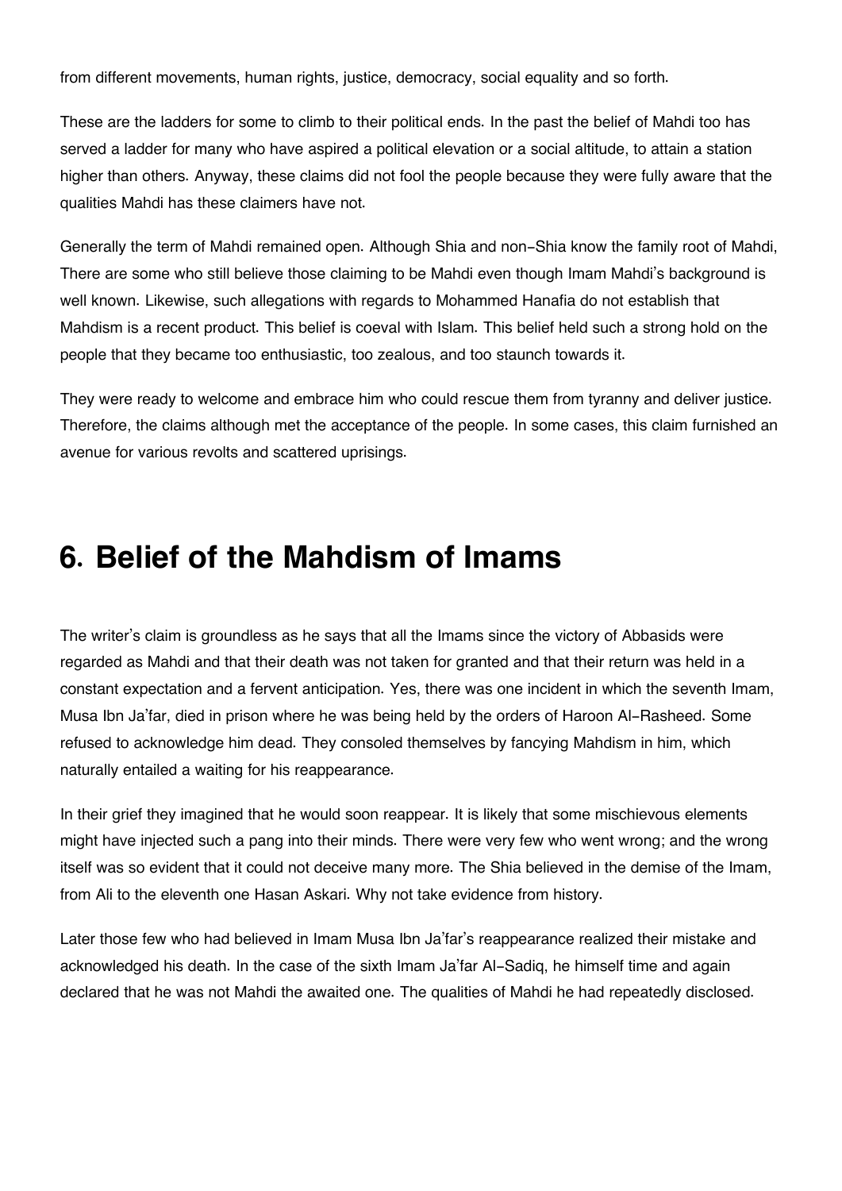from different movements, human rights, justice, democracy, social equality and so forth.

These are the ladders for some to climb to their political ends. In the past the belief of Mahdi too has served a ladder for many who have aspired a political elevation or a social altitude, to attain a station higher than others. Anyway, these claims did not fool the people because they were fully aware that the qualities Mahdi has these claimers have not.

Generally the term of Mahdi remained open. Although Shia and non-Shia know the family root of Mahdi, There are some who still believe those claiming to be Mahdi even though Imam Mahdi's background is well known. Likewise, such allegations with regards to Mohammed Hanafia do not establish that Mahdism is a recent product. This belief is coeval with Islam. This belief held such a strong hold on the people that they became too enthusiastic, too zealous, and too staunch towards it.

They were ready to welcome and embrace him who could rescue them from tyranny and deliver justice. Therefore, the claims although met the acceptance of the people. In some cases, this claim furnished an avenue for various revolts and scattered uprisings.

## 6. Belief of the Mahdism of Imams

The writer's claim is groundless as he says that all the Imams since the victory of Abbasids were regarded as Mahdi and that their death was not taken for granted and that their return was held in a constant expectation and a fervent anticipation. Yes, there was one incident in which the seventh Imam, Musa Ibn Ja'far, died in prison where he was being held by the orders of Haroon Al-Rasheed. Some refused to acknowledge him dead. They consoled themselves by fancying Mahdism in him, which naturally entailed a waiting for his reappearance.

In their grief they imagined that he would soon reappear. It is likely that some mischievous elements might have injected such a pang into their minds. There were very few who went wrong; and the wrong itself was so evident that it could not deceive many more. The Shia believed in the demise of the Imam, from Ali to the eleventh one Hasan Askari. Why not take evidence from history.

Later those few who had believed in Imam Musa Ibn Ja'far's reappearance realized their mistake and acknowledged his death. In the case of the sixth Imam Ja'far Al-Sadiq, he himself time and again declared that he was not Mahdi the awaited one. The qualities of Mahdi he had repeatedly disclosed.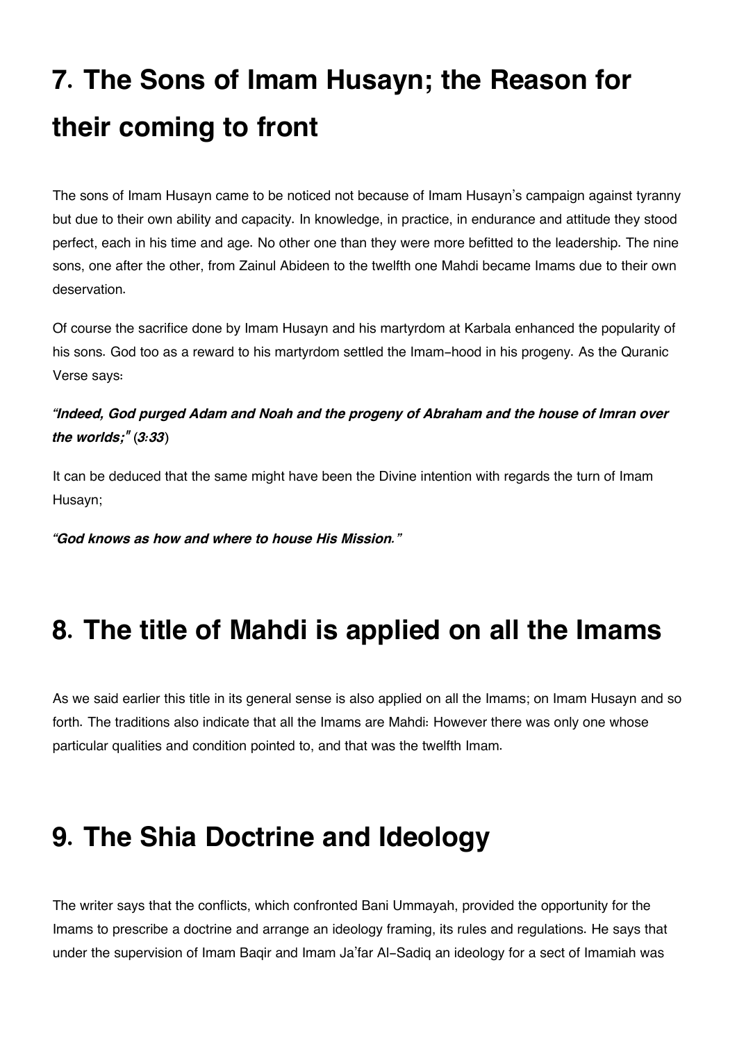# 7. The Sons of Imam Husayn; the Reason for their coming to front

The sons of Imam Husayn came to be noticed not because of Imam Husayn's campaign against tyranny but due to their own ability and capacity. In knowledge, in practice, in endurance and attitude they stood perfect, each in his time and age. No other one than they were more befitted to the leadership. The nine sons, one after the other, from Zainul Abideen to the twelfth one Mahdi became Imams due to their own deservation.

Of course the sacrifice done by Imam Husayn and his martyrdom at Karbala enhanced the popularity of his sons. God too as a reward to his martyrdom settled the Imam-hood in his progeny. As the Quranic Verse says:

***"Indeed, God purged Adam and Noah and the progeny of Abraham and the house of Imran over the worlds;" (3:33)***

It can be deduced that the same might have been the Divine intention with regards the turn of Imam Husayn;

***"God knows as how and where to house His Mission."***

# 8. The title of Mahdi is applied on all the Imams

As we said earlier this title in its general sense is also applied on all the Imams; on Imam Husayn and so forth. The traditions also indicate that all the Imams are Mahdi: However there was only one whose particular qualities and condition pointed to, and that was the twelfth Imam.

# 9. The Shia Doctrine and Ideology

The writer says that the conflicts, which confronted Bani Ummayah, provided the opportunity for the Imams to prescribe a doctrine and arrange an ideology framing, its rules and regulations. He says that under the supervision of Imam Baqir and Imam Ja'far Al-Sadiq an ideology for a sect of Imamiah was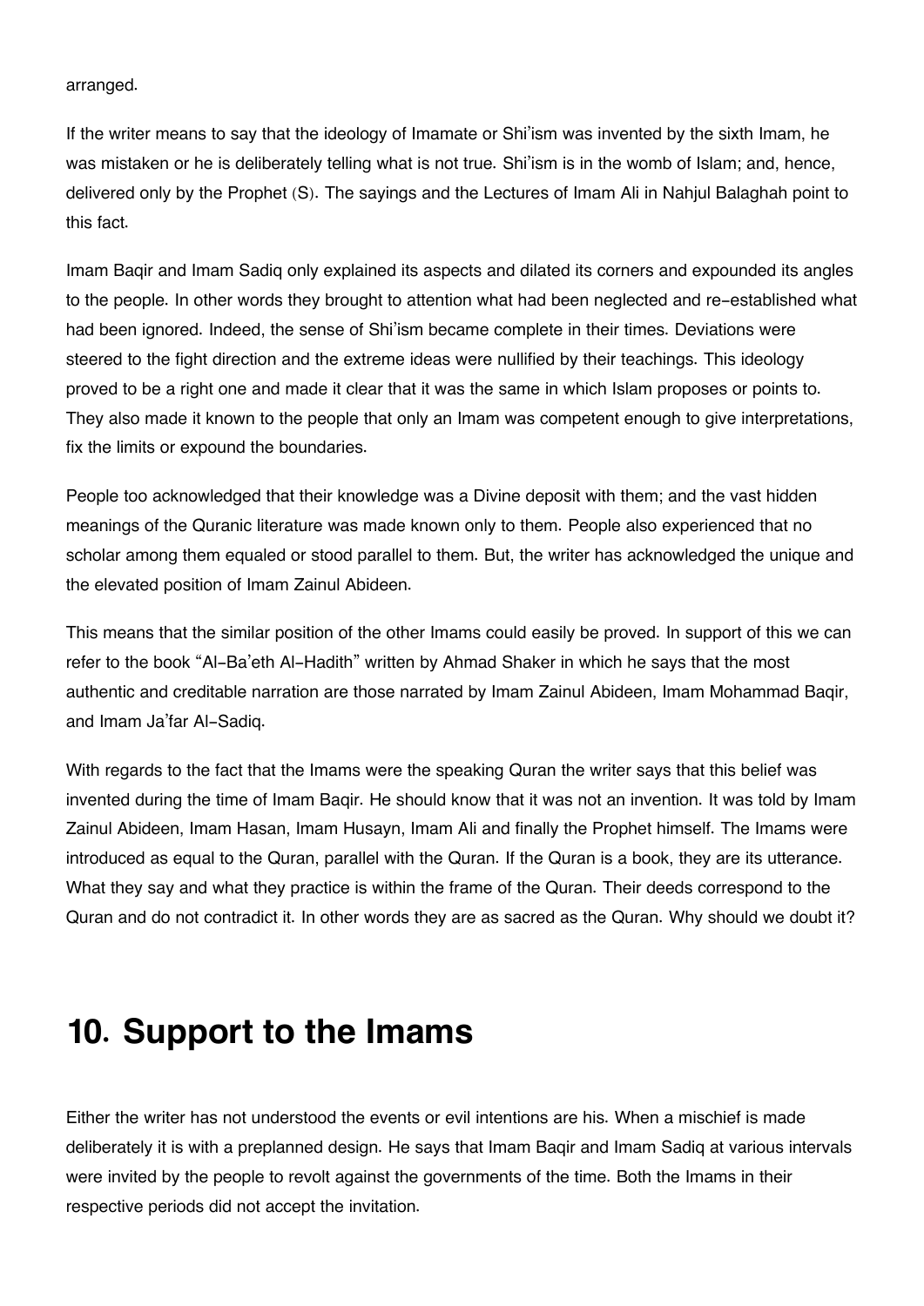arranged.

If the writer means to say that the ideology of Imamate or Shi'ism was invented by the sixth Imam, he was mistaken or he is deliberately telling what is not true. Shi'ism is in the womb of Islam; and, hence, delivered only by the Prophet (S). The sayings and the Lectures of Imam Ali in Nahjul Balaghah point to this fact.

Imam Baqir and Imam Sadiq only explained its aspects and dilated its corners and expounded its angles to the people. In other words they brought to attention what had been neglected and re-established what had been ignored. Indeed, the sense of Shi'ism became complete in their times. Deviations were steered to the fight direction and the extreme ideas were nullified by their teachings. This ideology proved to be a right one and made it clear that it was the same in which Islam proposes or points to. They also made it known to the people that only an Imam was competent enough to give interpretations, fix the limits or expound the boundaries.

People too acknowledged that their knowledge was a Divine deposit with them; and the vast hidden meanings of the Quranic literature was made known only to them. People also experienced that no scholar among them equaled or stood parallel to them. But, the writer has acknowledged the unique and the elevated position of Imam Zainul Abideen.

This means that the similar position of the other Imams could easily be proved. In support of this we can refer to the book "Al-Ba'eth Al-Hadith" written by Ahmad Shaker in which he says that the most authentic and creditable narration are those narrated by Imam Zainul Abideen, Imam Mohammad Baqir, and Imam Ja'far Al-Sadiq.

With regards to the fact that the Imams were the speaking Quran the writer says that this belief was invented during the time of Imam Baqir. He should know that it was not an invention. It was told by Imam Zainul Abideen, Imam Hasan, Imam Husayn, Imam Ali and finally the Prophet himself. The Imams were introduced as equal to the Quran, parallel with the Quran. If the Quran is a book, they are its utterance. What they say and what they practice is within the frame of the Quran. Their deeds correspond to the Quran and do not contradict it. In other words they are as sacred as the Quran. Why should we doubt it?

# 10. Support to the Imams

Either the writer has not understood the events or evil intentions are his. When a mischief is made deliberately it is with a preplanned design. He says that Imam Baqir and Imam Sadiq at various intervals were invited by the people to revolt against the governments of the time. Both the Imams in their respective periods did not accept the invitation.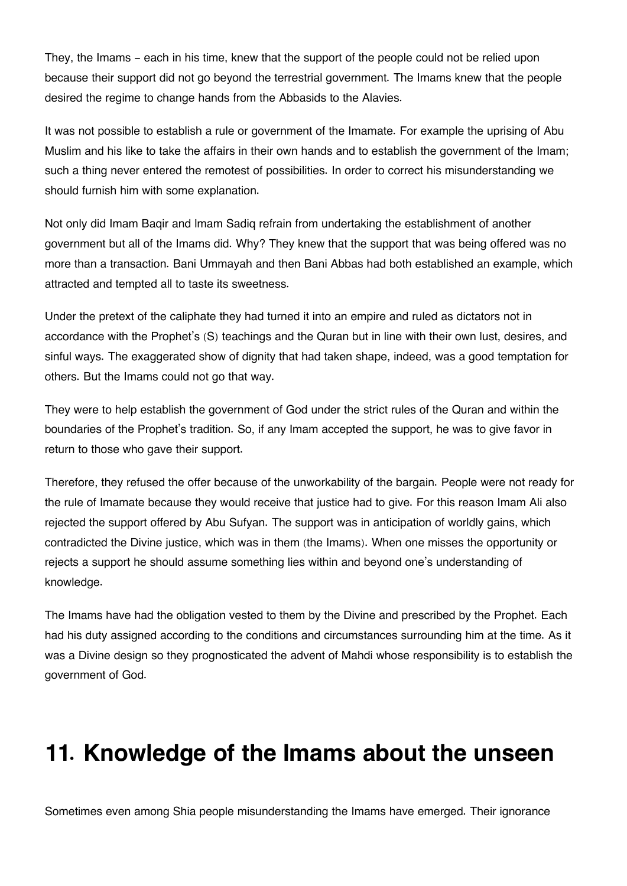They, the Imams – each in his time, knew that the support of the people could not be relied upon because their support did not go beyond the terrestrial government. The Imams knew that the people desired the regime to change hands from the Abbasids to the Alavies.

It was not possible to establish a rule or government of the Imamate. For example the uprising of Abu Muslim and his like to take the affairs in their own hands and to establish the government of the Imam; such a thing never entered the remotest of possibilities. In order to correct his misunderstanding we should furnish him with some explanation.

Not only did Imam Baqir and Imam Sadiq refrain from undertaking the establishment of another government but all of the Imams did. Why? They knew that the support that was being offered was no more than a transaction. Bani Ummayah and then Bani Abbas had both established an example, which attracted and tempted all to taste its sweetness.

Under the pretext of the caliphate they had turned it into an empire and ruled as dictators not in accordance with the Prophet's (S) teachings and the Quran but in line with their own lust, desires, and sinful ways. The exaggerated show of dignity that had taken shape, indeed, was a good temptation for others. But the Imams could not go that way.

They were to help establish the government of God under the strict rules of the Quran and within the boundaries of the Prophet's tradition. So, if any Imam accepted the support, he was to give favor in return to those who gave their support.

Therefore, they refused the offer because of the unworkability of the bargain. People were not ready for the rule of Imamate because they would receive that justice had to give. For this reason Imam Ali also rejected the support offered by Abu Sufyan. The support was in anticipation of worldly gains, which contradicted the Divine justice, which was in them (the Imams). When one misses the opportunity or rejects a support he should assume something lies within and beyond one's understanding of knowledge.

The Imams have had the obligation vested to them by the Divine and prescribed by the Prophet. Each had his duty assigned according to the conditions and circumstances surrounding him at the time. As it was a Divine design so they prognosticated the advent of Mahdi whose responsibility is to establish the government of God.

# 11. Knowledge of the Imams about the unseen

Sometimes even among Shia people misunderstanding the Imams have emerged. Their ignorance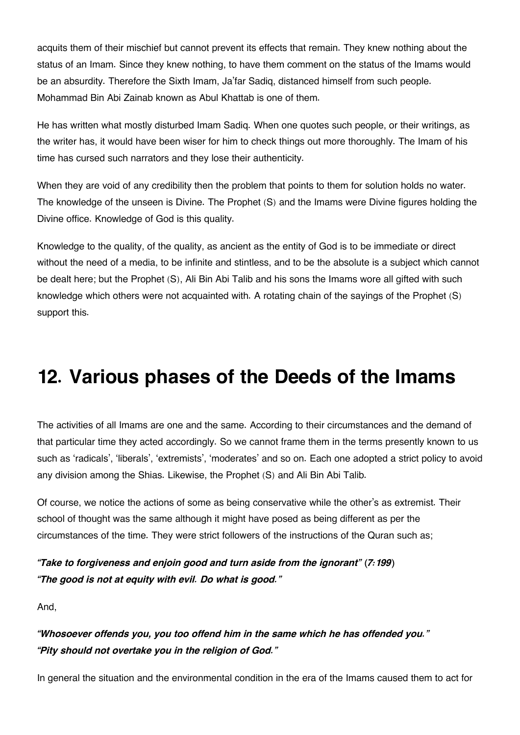acquits them of their mischief but cannot prevent its effects that remain. They knew nothing about the status of an Imam. Since they knew nothing, to have them comment on the status of the Imams would be an absurdity. Therefore the Sixth Imam, Ja'far Sadiq, distanced himself from such people. Mohammad Bin Abi Zainab known as Abul Khattab is one of them.

He has written what mostly disturbed Imam Sadiq. When one quotes such people, or their writings, as the writer has, it would have been wiser for him to check things out more thoroughly. The Imam of his time has cursed such narrators and they lose their authenticity.

When they are void of any credibility then the problem that points to them for solution holds no water. The knowledge of the unseen is Divine. The Prophet (S) and the Imams were Divine figures holding the Divine office. Knowledge of God is this quality.

Knowledge to the quality, of the quality, as ancient as the entity of God is to be immediate or direct without the need of a media, to be infinite and stintless, and to be the absolute is a subject which cannot be dealt here; but the Prophet (S), Ali Bin Abi Talib and his sons the Imams wore all gifted with such knowledge which others were not acquainted with. A rotating chain of the sayings of the Prophet (S) support this.

# 12. Various phases of the Deeds of the Imams

The activities of all Imams are one and the same. According to their circumstances and the demand of that particular time they acted accordingly. So we cannot frame them in the terms presently known to us such as 'radicals', 'liberals', 'extremists', 'moderates' and so on. Each one adopted a strict policy to avoid any division among the Shias. Likewise, the Prophet (S) and Ali Bin Abi Talib.

Of course, we notice the actions of some as being conservative while the other's as extremist. Their school of thought was the same although it might have posed as being different as per the circumstances of the time. They were strict followers of the instructions of the Quran such as;

***"Take to forgiveness and enjoin good and turn aside from the ignorant" (7:199)***
***"The good is not at equity with evil. Do what is good."***

And,

***"Whosoever offends you, you too offend him in the same which he has offended you."***
***"Pity should not overtake you in the religion of God."***

In general the situation and the environmental condition in the era of the Imams caused them to act for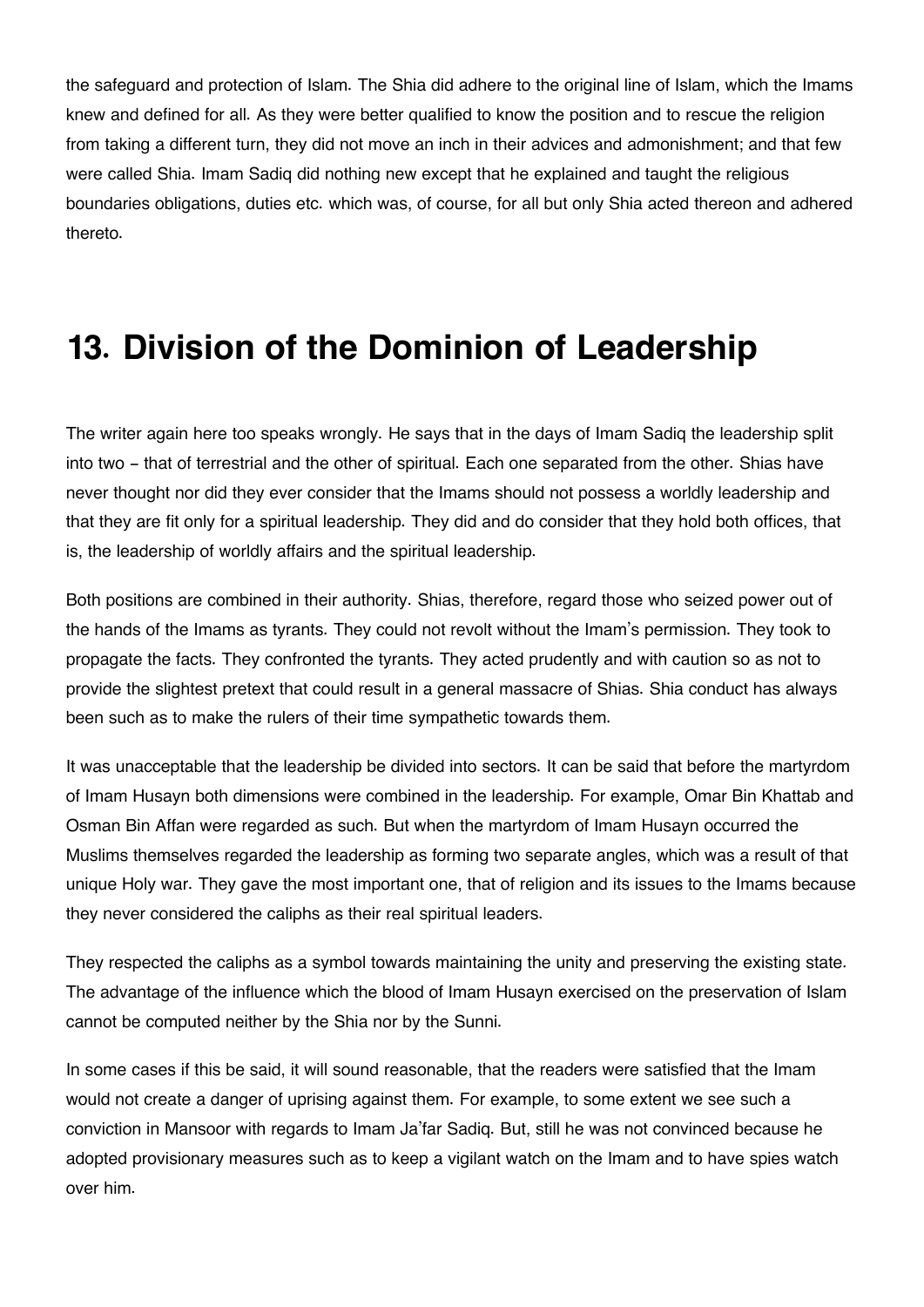the safeguard and protection of Islam. The Shia did adhere to the original line of Islam, which the Imams knew and defined for all. As they were better qualified to know the position and to rescue the religion from taking a different turn, they did not move an inch in their advices and admonishment; and that few were called Shia. Imam Sadiq did nothing new except that he explained and taught the religious boundaries obligations, duties etc. which was, of course, for all but only Shia acted thereon and adhered thereto.

## 13. Division of the Dominion of Leadership

The writer again here too speaks wrongly. He says that in the days of Imam Sadiq the leadership split into two – that of terrestrial and the other of spiritual. Each one separated from the other. Shias have never thought nor did they ever consider that the Imams should not possess a worldly leadership and that they are fit only for a spiritual leadership. They did and do consider that they hold both offices, that is, the leadership of worldly affairs and the spiritual leadership.

Both positions are combined in their authority. Shias, therefore, regard those who seized power out of the hands of the Imams as tyrants. They could not revolt without the Imam's permission. They took to propagate the facts. They confronted the tyrants. They acted prudently and with caution so as not to provide the slightest pretext that could result in a general massacre of Shias. Shia conduct has always been such as to make the rulers of their time sympathetic towards them.

It was unacceptable that the leadership be divided into sectors. It can be said that before the martyrdom of Imam Husayn both dimensions were combined in the leadership. For example, Omar Bin Khattab and Osman Bin Affan were regarded as such. But when the martyrdom of Imam Husayn occurred the Muslims themselves regarded the leadership as forming two separate angles, which was a result of that unique Holy war. They gave the most important one, that of religion and its issues to the Imams because they never considered the caliphs as their real spiritual leaders.

They respected the caliphs as a symbol towards maintaining the unity and preserving the existing state. The advantage of the influence which the blood of Imam Husayn exercised on the preservation of Islam cannot be computed neither by the Shia nor by the Sunni.

In some cases if this be said, it will sound reasonable, that the readers were satisfied that the Imam would not create a danger of uprising against them. For example, to some extent we see such a conviction in Mansoor with regards to Imam Ja'far Sadiq. But, still he was not convinced because he adopted provisionary measures such as to keep a vigilant watch on the Imam and to have spies watch over him.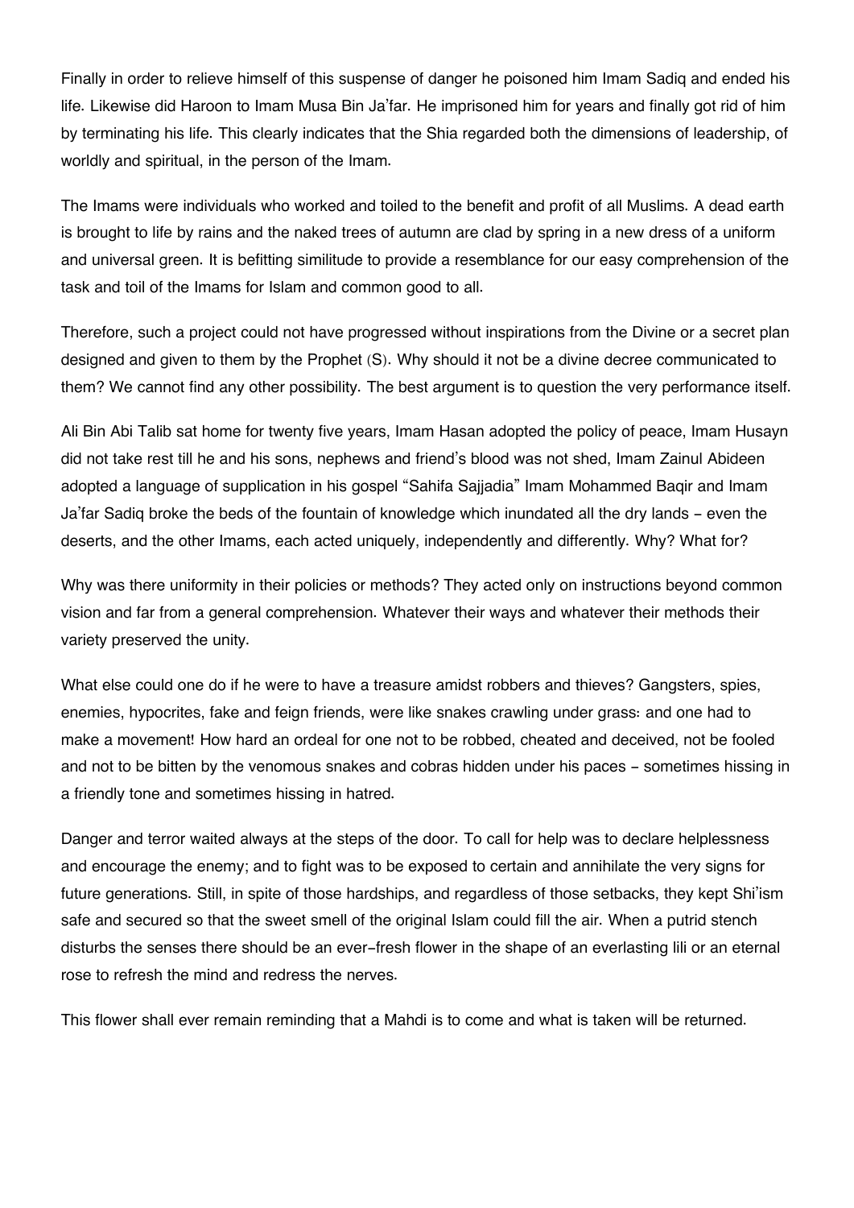Finally in order to relieve himself of this suspense of danger he poisoned him Imam Sadiq and ended his life. Likewise did Haroon to Imam Musa Bin Ja'far. He imprisoned him for years and finally got rid of him by terminating his life. This clearly indicates that the Shia regarded both the dimensions of leadership, of worldly and spiritual, in the person of the Imam.

The Imams were individuals who worked and toiled to the benefit and profit of all Muslims. A dead earth is brought to life by rains and the naked trees of autumn are clad by spring in a new dress of a uniform and universal green. It is befitting similitude to provide a resemblance for our easy comprehension of the task and toil of the Imams for Islam and common good to all.

Therefore, such a project could not have progressed without inspirations from the Divine or a secret plan designed and given to them by the Prophet (S). Why should it not be a divine decree communicated to them? We cannot find any other possibility. The best argument is to question the very performance itself.

Ali Bin Abi Talib sat home for twenty five years, Imam Hasan adopted the policy of peace, Imam Husayn did not take rest till he and his sons, nephews and friend's blood was not shed, Imam Zainul Abideen adopted a language of supplication in his gospel "Sahifa Sajjadia" Imam Mohammed Baqir and Imam Ja'far Sadiq broke the beds of the fountain of knowledge which inundated all the dry lands - even the deserts, and the other Imams, each acted uniquely, independently and differently. Why? What for?

Why was there uniformity in their policies or methods? They acted only on instructions beyond common vision and far from a general comprehension. Whatever their ways and whatever their methods their variety preserved the unity.

What else could one do if he were to have a treasure amidst robbers and thieves? Gangsters, spies, enemies, hypocrites, fake and feign friends, were like snakes crawling under grass: and one had to make a movement! How hard an ordeal for one not to be robbed, cheated and deceived, not be fooled and not to be bitten by the venomous snakes and cobras hidden under his paces - sometimes hissing in a friendly tone and sometimes hissing in hatred.

Danger and terror waited always at the steps of the door. To call for help was to declare helplessness and encourage the enemy; and to fight was to be exposed to certain and annihilate the very signs for future generations. Still, in spite of those hardships, and regardless of those setbacks, they kept Shi'ism safe and secured so that the sweet smell of the original Islam could fill the air. When a putrid stench disturbs the senses there should be an ever-fresh flower in the shape of an everlasting lili or an eternal rose to refresh the mind and redress the nerves.

This flower shall ever remain reminding that a Mahdi is to come and what is taken will be returned.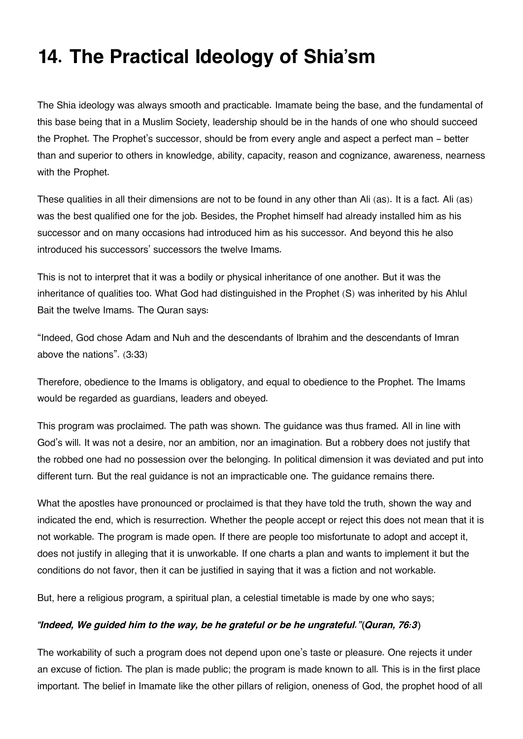# 14. The Practical Ideology of Shia'sm

The Shia ideology was always smooth and practicable. Imamate being the base, and the fundamental of this base being that in a Muslim Society, leadership should be in the hands of one who should succeed the Prophet. The Prophet's successor, should be from every angle and aspect a perfect man – better than and superior to others in knowledge, ability, capacity, reason and cognizance, awareness, nearness with the Prophet.

These qualities in all their dimensions are not to be found in any other than Ali (as). It is a fact. Ali (as) was the best qualified one for the job. Besides, the Prophet himself had already installed him as his successor and on many occasions had introduced him as his successor. And beyond this he also introduced his successors' successors the twelve Imams.

This is not to interpret that it was a bodily or physical inheritance of one another. But it was the inheritance of qualities too. What God had distinguished in the Prophet (S) was inherited by his Ahlul Bait the twelve Imams. The Quran says:

"Indeed, God chose Adam and Nuh and the descendants of Ibrahim and the descendants of Imran above the nations". (3:33)

Therefore, obedience to the Imams is obligatory, and equal to obedience to the Prophet. The Imams would be regarded as guardians, leaders and obeyed.

This program was proclaimed. The path was shown. The guidance was thus framed. All in line with God's will. It was not a desire, nor an ambition, nor an imagination. But a robbery does not justify that the robbed one had no possession over the belonging. In political dimension it was deviated and put into different turn. But the real guidance is not an impracticable one. The guidance remains there.

What the apostles have pronounced or proclaimed is that they have told the truth, shown the way and indicated the end, which is resurrection. Whether the people accept or reject this does not mean that it is not workable. The program is made open. If there are people too misfortunate to adopt and accept it, does not justify in alleging that it is unworkable. If one charts a plan and wants to implement it but the conditions do not favor, then it can be justified in saying that it was a fiction and not workable.

But, here a religious program, a spiritual plan, a celestial timetable is made by one who says;

***"Indeed, We guided him to the way, be he grateful or be he ungrateful."*(*Quran, 76:3*)**

The workability of such a program does not depend upon one's taste or pleasure. One rejects it under an excuse of fiction. The plan is made public; the program is made known to all. This is in the first place important. The belief in Imamate like the other pillars of religion, oneness of God, the prophet hood of all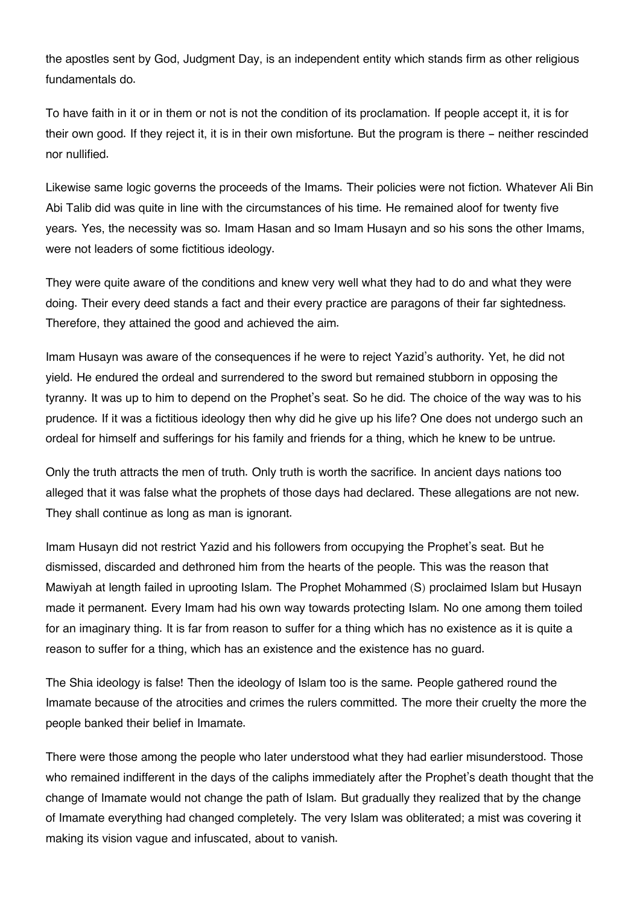the apostles sent by God, Judgment Day, is an independent entity which stands firm as other religious fundamentals do.

To have faith in it or in them or not is not the condition of its proclamation. If people accept it, it is for their own good. If they reject it, it is in their own misfortune. But the program is there – neither rescinded nor nullified.

Likewise same logic governs the proceeds of the Imams. Their policies were not fiction. Whatever Ali Bin Abi Talib did was quite in line with the circumstances of his time. He remained aloof for twenty five years. Yes, the necessity was so. Imam Hasan and so Imam Husayn and so his sons the other Imams, were not leaders of some fictitious ideology.

They were quite aware of the conditions and knew very well what they had to do and what they were doing. Their every deed stands a fact and their every practice are paragons of their far sightedness. Therefore, they attained the good and achieved the aim.

Imam Husayn was aware of the consequences if he were to reject Yazid's authority. Yet, he did not yield. He endured the ordeal and surrendered to the sword but remained stubborn in opposing the tyranny. It was up to him to depend on the Prophet's seat. So he did. The choice of the way was to his prudence. If it was a fictitious ideology then why did he give up his life? One does not undergo such an ordeal for himself and sufferings for his family and friends for a thing, which he knew to be untrue.

Only the truth attracts the men of truth. Only truth is worth the sacrifice. In ancient days nations too alleged that it was false what the prophets of those days had declared. These allegations are not new. They shall continue as long as man is ignorant.

Imam Husayn did not restrict Yazid and his followers from occupying the Prophet's seat. But he dismissed, discarded and dethroned him from the hearts of the people. This was the reason that Mawiyah at length failed in uprooting Islam. The Prophet Mohammed (S) proclaimed Islam but Husayn made it permanent. Every Imam had his own way towards protecting Islam. No one among them toiled for an imaginary thing. It is far from reason to suffer for a thing which has no existence as it is quite a reason to suffer for a thing, which has an existence and the existence has no guard.

The Shia ideology is false! Then the ideology of Islam too is the same. People gathered round the Imamate because of the atrocities and crimes the rulers committed. The more their cruelty the more the people banked their belief in Imamate.

There were those among the people who later understood what they had earlier misunderstood. Those who remained indifferent in the days of the caliphs immediately after the Prophet's death thought that the change of Imamate would not change the path of Islam. But gradually they realized that by the change of Imamate everything had changed completely. The very Islam was obliterated; a mist was covering it making its vision vague and infuscated, about to vanish.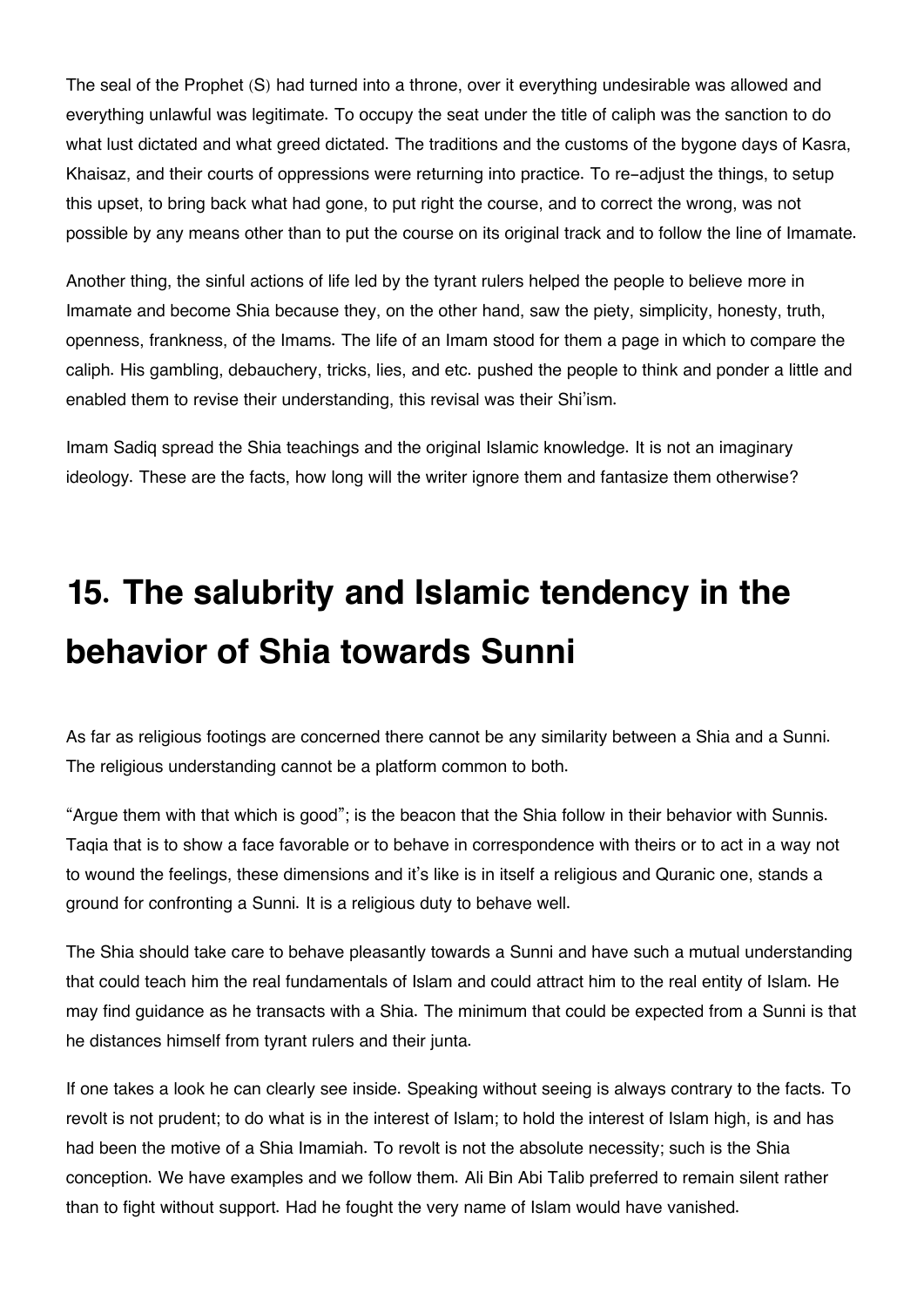The seal of the Prophet (S) had turned into a throne, over it everything undesirable was allowed and everything unlawful was legitimate. To occupy the seat under the title of caliph was the sanction to do what lust dictated and what greed dictated. The traditions and the customs of the bygone days of Kasra, Khaisaz, and their courts of oppressions were returning into practice. To re-adjust the things, to setup this upset, to bring back what had gone, to put right the course, and to correct the wrong, was not possible by any means other than to put the course on its original track and to follow the line of Imamate.

Another thing, the sinful actions of life led by the tyrant rulers helped the people to believe more in Imamate and become Shia because they, on the other hand, saw the piety, simplicity, honesty, truth, openness, frankness, of the Imams. The life of an Imam stood for them a page in which to compare the caliph. His gambling, debauchery, tricks, lies, and etc. pushed the people to think and ponder a little and enabled them to revise their understanding, this revisal was their Shi'ism.

Imam Sadiq spread the Shia teachings and the original Islamic knowledge. It is not an imaginary ideology. These are the facts, how long will the writer ignore them and fantasize them otherwise?

# 15. The salubrity and Islamic tendency in the behavior of Shia towards Sunni

As far as religious footings are concerned there cannot be any similarity between a Shia and a Sunni. The religious understanding cannot be a platform common to both.

"Argue them with that which is good"; is the beacon that the Shia follow in their behavior with Sunnis. Taqia that is to show a face favorable or to behave in correspondence with theirs or to act in a way not to wound the feelings, these dimensions and it's like is in itself a religious and Quranic one, stands a ground for confronting a Sunni. It is a religious duty to behave well.

The Shia should take care to behave pleasantly towards a Sunni and have such a mutual understanding that could teach him the real fundamentals of Islam and could attract him to the real entity of Islam. He may find guidance as he transacts with a Shia. The minimum that could be expected from a Sunni is that he distances himself from tyrant rulers and their junta.

If one takes a look he can clearly see inside. Speaking without seeing is always contrary to the facts. To revolt is not prudent; to do what is in the interest of Islam; to hold the interest of Islam high, is and has had been the motive of a Shia Imamiah. To revolt is not the absolute necessity; such is the Shia conception. We have examples and we follow them. Ali Bin Abi Talib preferred to remain silent rather than to fight without support. Had he fought the very name of Islam would have vanished.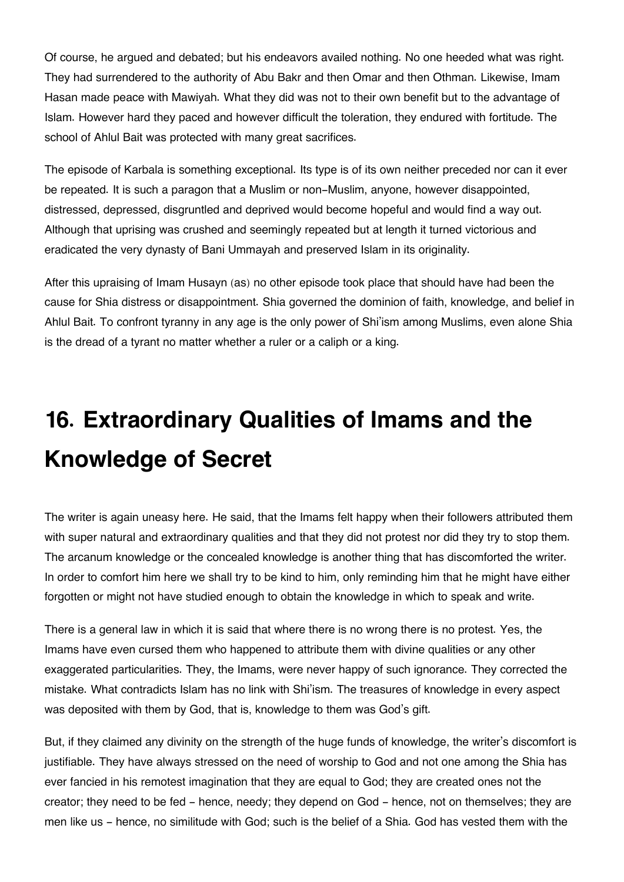Of course, he argued and debated; but his endeavors availed nothing. No one heeded what was right. They had surrendered to the authority of Abu Bakr and then Omar and then Othman. Likewise, Imam Hasan made peace with Mawiyah. What they did was not to their own benefit but to the advantage of Islam. However hard they paced and however difficult the toleration, they endured with fortitude. The school of Ahlul Bait was protected with many great sacrifices.

The episode of Karbala is something exceptional. Its type is of its own neither preceded nor can it ever be repeated. It is such a paragon that a Muslim or non-Muslim, anyone, however disappointed, distressed, depressed, disgruntled and deprived would become hopeful and would find a way out. Although that uprising was crushed and seemingly repeated but at length it turned victorious and eradicated the very dynasty of Bani Ummayah and preserved Islam in its originality.

After this upraising of Imam Husayn (as) no other episode took place that should have had been the cause for Shia distress or disappointment. Shia governed the dominion of faith, knowledge, and belief in Ahlul Bait. To confront tyranny in any age is the only power of Shi'ism among Muslims, even alone Shia is the dread of a tyrant no matter whether a ruler or a caliph or a king.

# 16. Extraordinary Qualities of Imams and the Knowledge of Secret

The writer is again uneasy here. He said, that the Imams felt happy when their followers attributed them with super natural and extraordinary qualities and that they did not protest nor did they try to stop them. The arcanum knowledge or the concealed knowledge is another thing that has discomforted the writer. In order to comfort him here we shall try to be kind to him, only reminding him that he might have either forgotten or might not have studied enough to obtain the knowledge in which to speak and write.

There is a general law in which it is said that where there is no wrong there is no protest. Yes, the Imams have even cursed them who happened to attribute them with divine qualities or any other exaggerated particularities. They, the Imams, were never happy of such ignorance. They corrected the mistake. What contradicts Islam has no link with Shi'ism. The treasures of knowledge in every aspect was deposited with them by God, that is, knowledge to them was God's gift.

But, if they claimed any divinity on the strength of the huge funds of knowledge, the writer's discomfort is justifiable. They have always stressed on the need of worship to God and not one among the Shia has ever fancied in his remotest imagination that they are equal to God; they are created ones not the creator; they need to be fed - hence, needy; they depend on God - hence, not on themselves; they are men like us - hence, no similitude with God; such is the belief of a Shia. God has vested them with the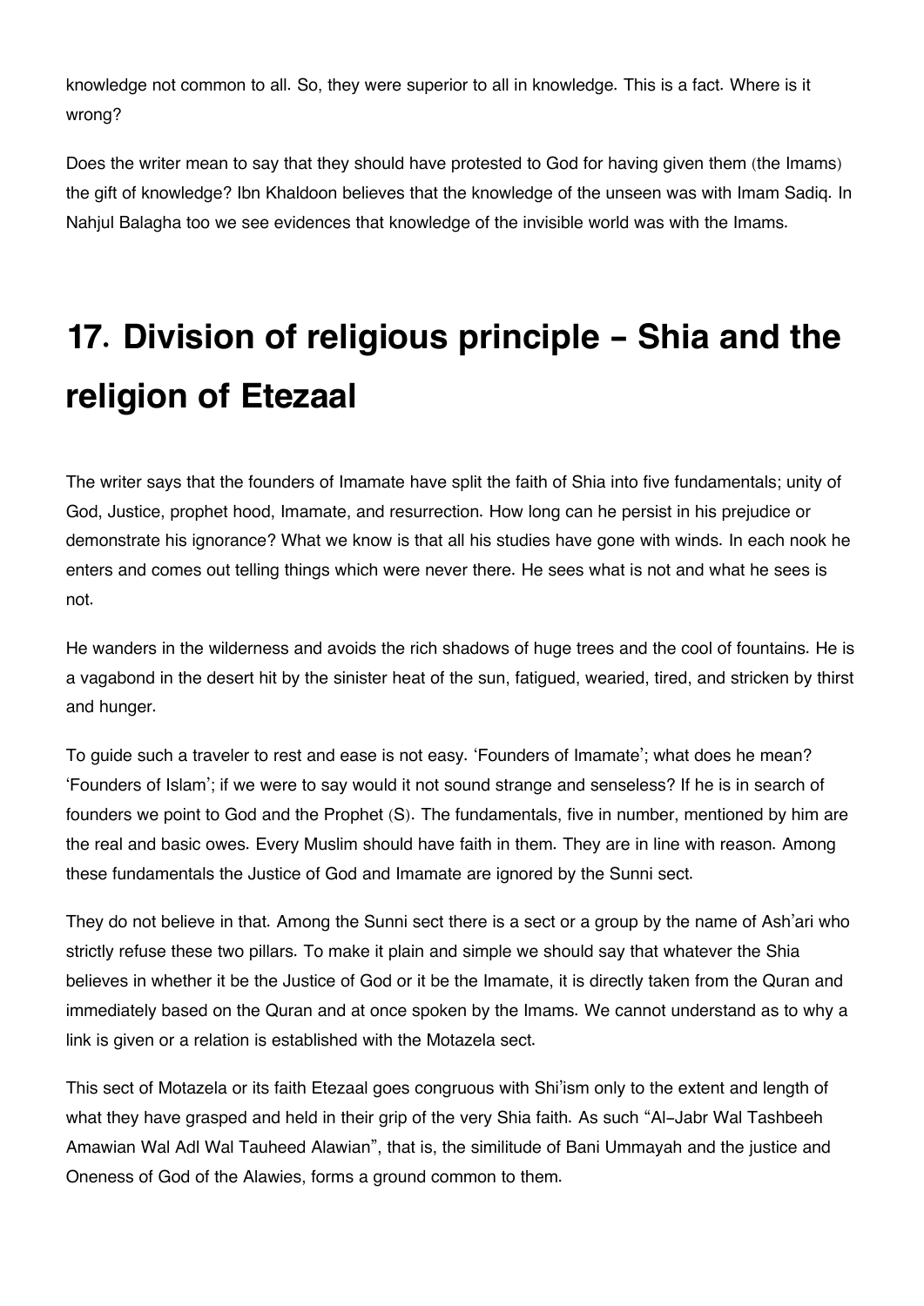knowledge not common to all. So, they were superior to all in knowledge. This is a fact. Where is it wrong?

Does the writer mean to say that they should have protested to God for having given them (the Imams) the gift of knowledge? Ibn Khaldoon believes that the knowledge of the unseen was with Imam Sadiq. In Nahjul Balagha too we see evidences that knowledge of the invisible world was with the Imams.

# 17. Division of religious principle - Shia and the religion of Etezaal

The writer says that the founders of Imamate have split the faith of Shia into five fundamentals; unity of God, Justice, prophet hood, Imamate, and resurrection. How long can he persist in his prejudice or demonstrate his ignorance? What we know is that all his studies have gone with winds. In each nook he enters and comes out telling things which were never there. He sees what is not and what he sees is not.

He wanders in the wilderness and avoids the rich shadows of huge trees and the cool of fountains. He is a vagabond in the desert hit by the sinister heat of the sun, fatigued, wearied, tired, and stricken by thirst and hunger.

To guide such a traveler to rest and ease is not easy. 'Founders of Imamate'; what does he mean? 'Founders of Islam'; if we were to say would it not sound strange and senseless? If he is in search of founders we point to God and the Prophet (S). The fundamentals, five in number, mentioned by him are the real and basic owes. Every Muslim should have faith in them. They are in line with reason. Among these fundamentals the Justice of God and Imamate are ignored by the Sunni sect.

They do not believe in that. Among the Sunni sect there is a sect or a group by the name of Ash'ari who strictly refuse these two pillars. To make it plain and simple we should say that whatever the Shia believes in whether it be the Justice of God or it be the Imamate, it is directly taken from the Quran and immediately based on the Quran and at once spoken by the Imams. We cannot understand as to why a link is given or a relation is established with the Motazela sect.

This sect of Motazela or its faith Etezaal goes congruous with Shi'ism only to the extent and length of what they have grasped and held in their grip of the very Shia faith. As such "Al-Jabr Wal Tashbeeh Amawian Wal Adl Wal Tauheed Alawian", that is, the similitude of Bani Ummayah and the justice and Oneness of God of the Alawies, forms a ground common to them.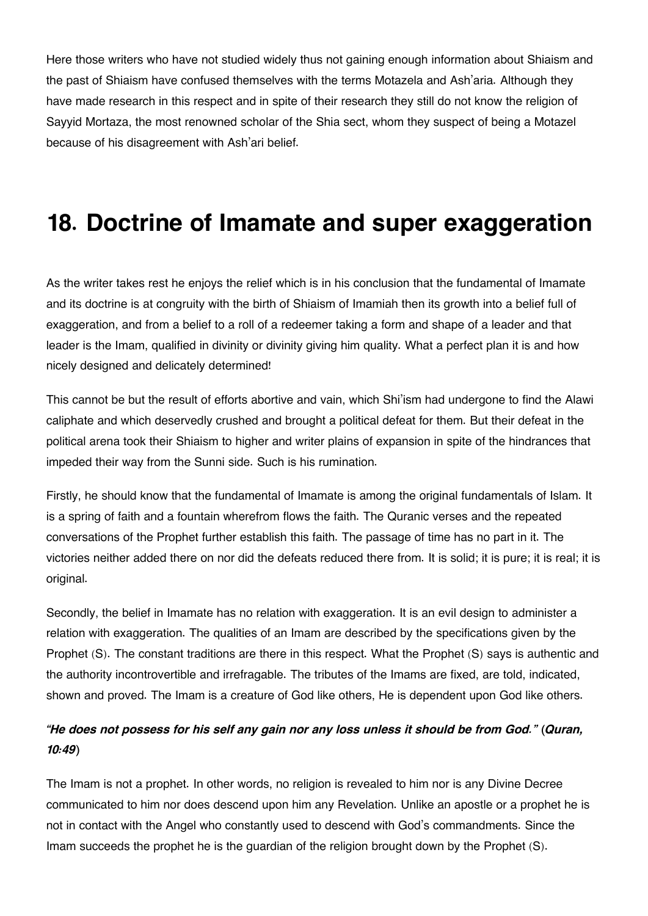Here those writers who have not studied widely thus not gaining enough information about Shiaism and the past of Shiaism have confused themselves with the terms Motazela and Ash'aria. Although they have made research in this respect and in spite of their research they still do not know the religion of Sayyid Mortaza, the most renowned scholar of the Shia sect, whom they suspect of being a Motazel because of his disagreement with Ash'ari belief.

## 18. Doctrine of Imamate and super exaggeration

As the writer takes rest he enjoys the relief which is in his conclusion that the fundamental of Imamate and its doctrine is at congruity with the birth of Shiaism of Imamiah then its growth into a belief full of exaggeration, and from a belief to a roll of a redeemer taking a form and shape of a leader and that leader is the Imam, qualified in divinity or divinity giving him quality. What a perfect plan it is and how nicely designed and delicately determined!

This cannot be but the result of efforts abortive and vain, which Shi'ism had undergone to find the Alawi caliphate and which deservedly crushed and brought a political defeat for them. But their defeat in the political arena took their Shiaism to higher and writer plains of expansion in spite of the hindrances that impeded their way from the Sunni side. Such is his rumination.

Firstly, he should know that the fundamental of Imamate is among the original fundamentals of Islam. It is a spring of faith and a fountain wherefrom flows the faith. The Quranic verses and the repeated conversations of the Prophet further establish this faith. The passage of time has no part in it. The victories neither added there on nor did the defeats reduced there from. It is solid; it is pure; it is real; it is original.

Secondly, the belief in Imamate has no relation with exaggeration. It is an evil design to administer a relation with exaggeration. The qualities of an Imam are described by the specifications given by the Prophet (S). The constant traditions are there in this respect. What the Prophet (S) says is authentic and the authority incontrovertible and irrefragable. The tributes of the Imams are fixed, are told, indicated, shown and proved. The Imam is a creature of God like others, He is dependent upon God like others.

***"He does not possess for his self any gain nor any loss unless it should be from God."* (*Quran, 10:49*)**

The Imam is not a prophet. In other words, no religion is revealed to him nor is any Divine Decree communicated to him nor does descend upon him any Revelation. Unlike an apostle or a prophet he is not in contact with the Angel who constantly used to descend with God's commandments. Since the Imam succeeds the prophet he is the guardian of the religion brought down by the Prophet (S).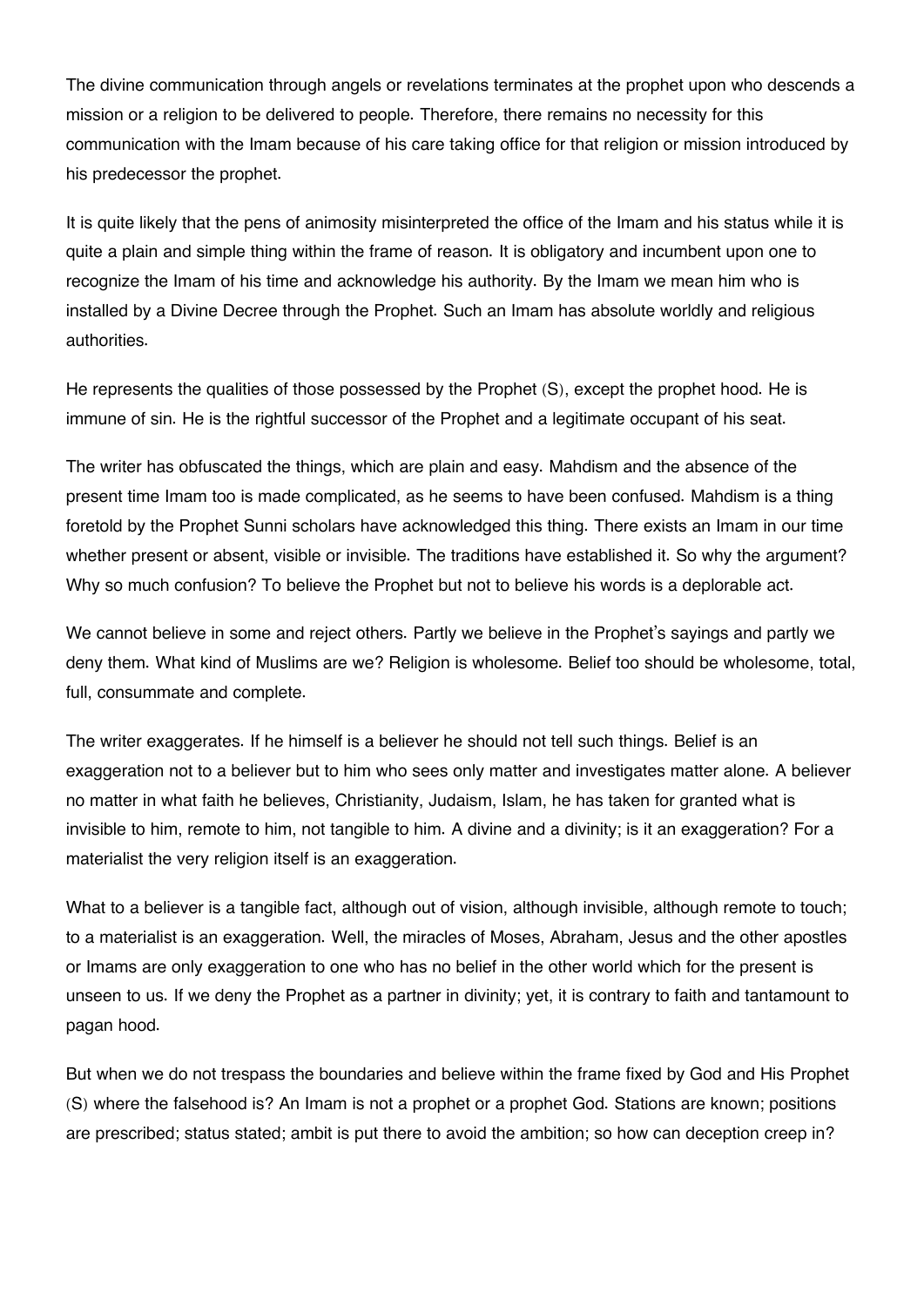The divine communication through angels or revelations terminates at the prophet upon who descends a mission or a religion to be delivered to people. Therefore, there remains no necessity for this communication with the Imam because of his care taking office for that religion or mission introduced by his predecessor the prophet.

It is quite likely that the pens of animosity misinterpreted the office of the Imam and his status while it is quite a plain and simple thing within the frame of reason. It is obligatory and incumbent upon one to recognize the Imam of his time and acknowledge his authority. By the Imam we mean him who is installed by a Divine Decree through the Prophet. Such an Imam has absolute worldly and religious authorities.

He represents the qualities of those possessed by the Prophet (S), except the prophet hood. He is immune of sin. He is the rightful successor of the Prophet and a legitimate occupant of his seat.

The writer has obfuscated the things, which are plain and easy. Mahdism and the absence of the present time Imam too is made complicated, as he seems to have been confused. Mahdism is a thing foretold by the Prophet Sunni scholars have acknowledged this thing. There exists an Imam in our time whether present or absent, visible or invisible. The traditions have established it. So why the argument? Why so much confusion? To believe the Prophet but not to believe his words is a deplorable act.

We cannot believe in some and reject others. Partly we believe in the Prophet's sayings and partly we deny them. What kind of Muslims are we? Religion is wholesome. Belief too should be wholesome, total, full, consummate and complete.

The writer exaggerates. If he himself is a believer he should not tell such things. Belief is an exaggeration not to a believer but to him who sees only matter and investigates matter alone. A believer no matter in what faith he believes, Christianity, Judaism, Islam, he has taken for granted what is invisible to him, remote to him, not tangible to him. A divine and a divinity; is it an exaggeration? For a materialist the very religion itself is an exaggeration.

What to a believer is a tangible fact, although out of vision, although invisible, although remote to touch; to a materialist is an exaggeration. Well, the miracles of Moses, Abraham, Jesus and the other apostles or Imams are only exaggeration to one who has no belief in the other world which for the present is unseen to us. If we deny the Prophet as a partner in divinity; yet, it is contrary to faith and tantamount to pagan hood.

But when we do not trespass the boundaries and believe within the frame fixed by God and His Prophet (S) where the falsehood is? An Imam is not a prophet or a prophet God. Stations are known; positions are prescribed; status stated; ambit is put there to avoid the ambition; so how can deception creep in?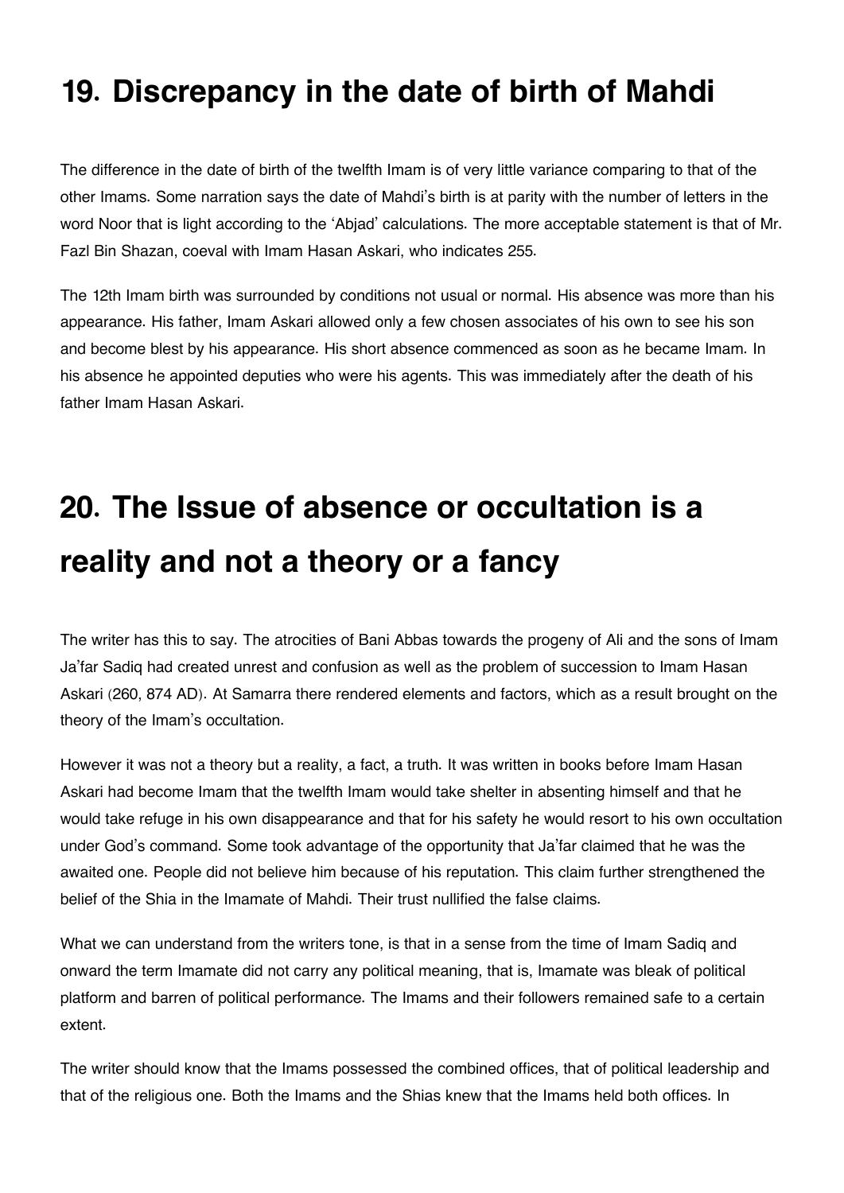## 19. Discrepancy in the date of birth of Mahdi

The difference in the date of birth of the twelfth Imam is of very little variance comparing to that of the other Imams. Some narration says the date of Mahdi's birth is at parity with the number of letters in the word Noor that is light according to the 'Abjad' calculations. The more acceptable statement is that of Mr. Fazl Bin Shazan, coeval with Imam Hasan Askari, who indicates 255.

The 12th Imam birth was surrounded by conditions not usual or normal. His absence was more than his appearance. His father, Imam Askari allowed only a few chosen associates of his own to see his son and become blest by his appearance. His short absence commenced as soon as he became Imam. In his absence he appointed deputies who were his agents. This was immediately after the death of his father Imam Hasan Askari.

## 20. The Issue of absence or occultation is a reality and not a theory or a fancy

The writer has this to say. The atrocities of Bani Abbas towards the progeny of Ali and the sons of Imam Ja'far Sadiq had created unrest and confusion as well as the problem of succession to Imam Hasan Askari (260, 874 AD). At Samarra there rendered elements and factors, which as a result brought on the theory of the Imam's occultation.

However it was not a theory but a reality, a fact, a truth. It was written in books before Imam Hasan Askari had become Imam that the twelfth Imam would take shelter in absenting himself and that he would take refuge in his own disappearance and that for his safety he would resort to his own occultation under God's command. Some took advantage of the opportunity that Ja'far claimed that he was the awaited one. People did not believe him because of his reputation. This claim further strengthened the belief of the Shia in the Imamate of Mahdi. Their trust nullified the false claims.

What we can understand from the writers tone, is that in a sense from the time of Imam Sadiq and onward the term Imamate did not carry any political meaning, that is, Imamate was bleak of political platform and barren of political performance. The Imams and their followers remained safe to a certain extent.

The writer should know that the Imams possessed the combined offices, that of political leadership and that of the religious one. Both the Imams and the Shias knew that the Imams held both offices. In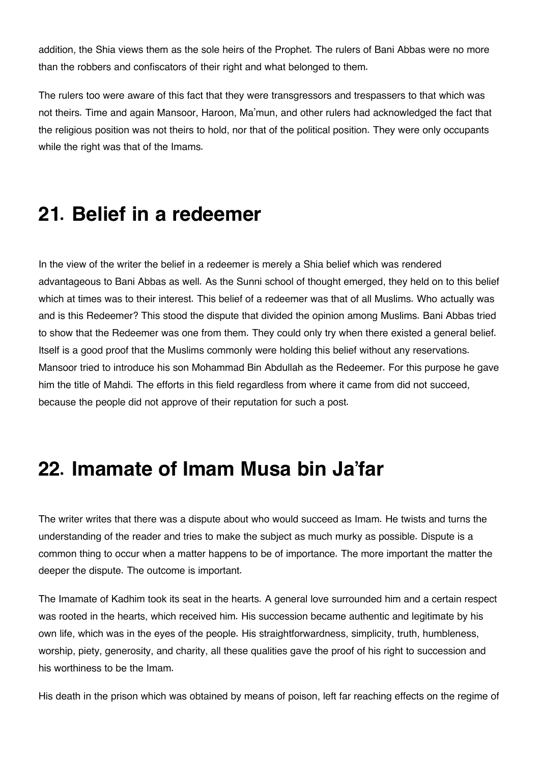addition, the Shia views them as the sole heirs of the Prophet. The rulers of Bani Abbas were no more than the robbers and confiscators of their right and what belonged to them.

The rulers too were aware of this fact that they were transgressors and trespassers to that which was not theirs. Time and again Mansoor, Haroon, Ma'mun, and other rulers had acknowledged the fact that the religious position was not theirs to hold, nor that of the political position. They were only occupants while the right was that of the Imams.

## 21. Belief in a redeemer

In the view of the writer the belief in a redeemer is merely a Shia belief which was rendered advantageous to Bani Abbas as well. As the Sunni school of thought emerged, they held on to this belief which at times was to their interest. This belief of a redeemer was that of all Muslims. Who actually was and is this Redeemer? This stood the dispute that divided the opinion among Muslims. Bani Abbas tried to show that the Redeemer was one from them. They could only try when there existed a general belief. Itself is a good proof that the Muslims commonly were holding this belief without any reservations. Mansoor tried to introduce his son Mohammad Bin Abdullah as the Redeemer. For this purpose he gave him the title of Mahdi. The efforts in this field regardless from where it came from did not succeed, because the people did not approve of their reputation for such a post.

## 22. Imamate of Imam Musa bin Ja'far

The writer writes that there was a dispute about who would succeed as Imam. He twists and turns the understanding of the reader and tries to make the subject as much murky as possible. Dispute is a common thing to occur when a matter happens to be of importance. The more important the matter the deeper the dispute. The outcome is important.

The Imamate of Kadhim took its seat in the hearts. A general love surrounded him and a certain respect was rooted in the hearts, which received him. His succession became authentic and legitimate by his own life, which was in the eyes of the people. His straightforwardness, simplicity, truth, humbleness, worship, piety, generosity, and charity, all these qualities gave the proof of his right to succession and his worthiness to be the Imam.

His death in the prison which was obtained by means of poison, left far reaching effects on the regime of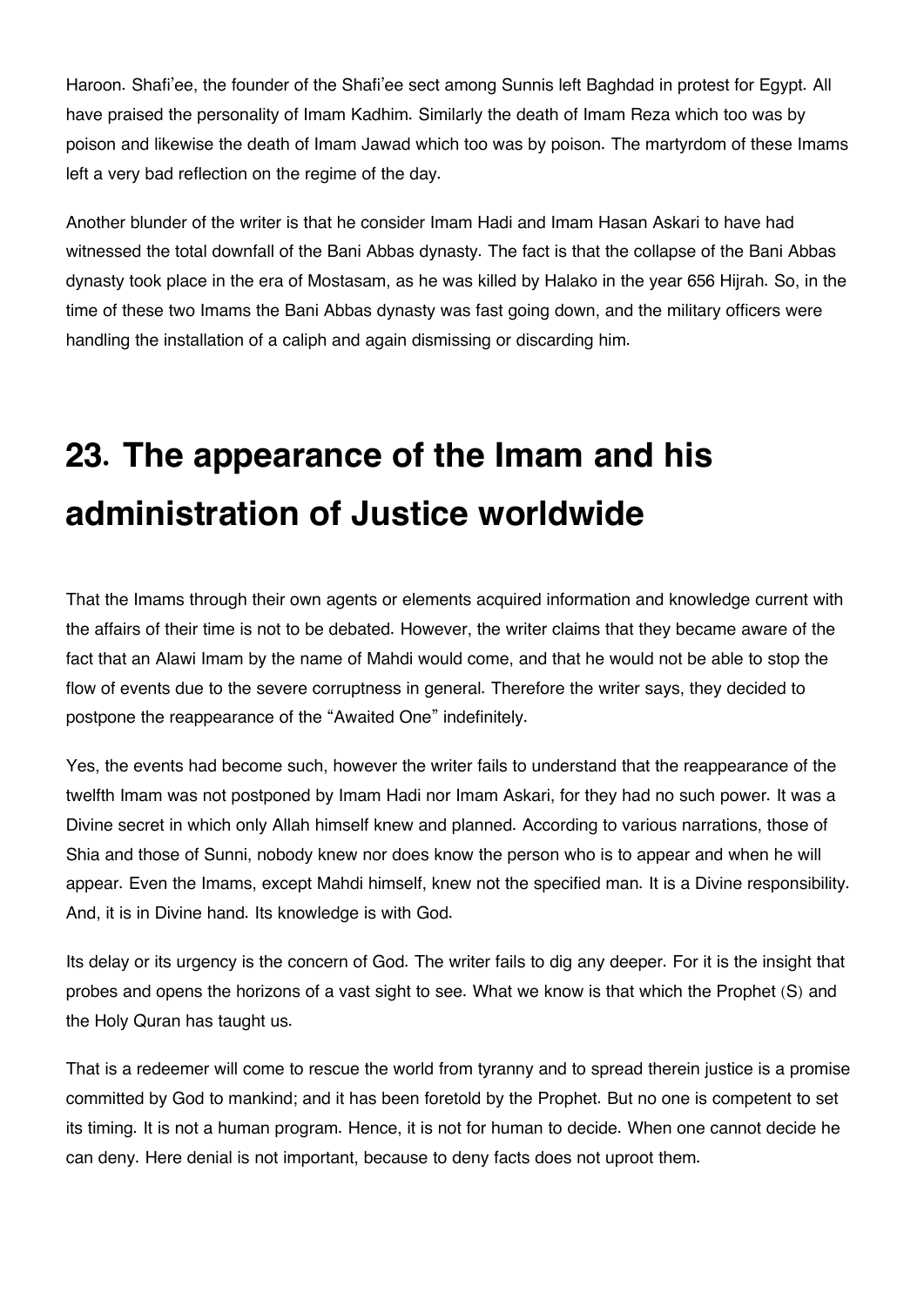Haroon. Shafi'ee, the founder of the Shafi'ee sect among Sunnis left Baghdad in protest for Egypt. All have praised the personality of Imam Kadhim. Similarly the death of Imam Reza which too was by poison and likewise the death of Imam Jawad which too was by poison. The martyrdom of these Imams left a very bad reflection on the regime of the day.

Another blunder of the writer is that he consider Imam Hadi and Imam Hasan Askari to have had witnessed the total downfall of the Bani Abbas dynasty. The fact is that the collapse of the Bani Abbas dynasty took place in the era of Mostasam, as he was killed by Halako in the year 656 Hijrah. So, in the time of these two Imams the Bani Abbas dynasty was fast going down, and the military officers were handling the installation of a caliph and again dismissing or discarding him.

# 23. The appearance of the Imam and his administration of Justice worldwide

That the Imams through their own agents or elements acquired information and knowledge current with the affairs of their time is not to be debated. However, the writer claims that they became aware of the fact that an Alawi Imam by the name of Mahdi would come, and that he would not be able to stop the flow of events due to the severe corruptness in general. Therefore the writer says, they decided to postpone the reappearance of the "Awaited One" indefinitely.

Yes, the events had become such, however the writer fails to understand that the reappearance of the twelfth Imam was not postponed by Imam Hadi nor Imam Askari, for they had no such power. It was a Divine secret in which only Allah himself knew and planned. According to various narrations, those of Shia and those of Sunni, nobody knew nor does know the person who is to appear and when he will appear. Even the Imams, except Mahdi himself, knew not the specified man. It is a Divine responsibility. And, it is in Divine hand. Its knowledge is with God.

Its delay or its urgency is the concern of God. The writer fails to dig any deeper. For it is the insight that probes and opens the horizons of a vast sight to see. What we know is that which the Prophet (S) and the Holy Quran has taught us.

That is a redeemer will come to rescue the world from tyranny and to spread therein justice is a promise committed by God to mankind; and it has been foretold by the Prophet. But no one is competent to set its timing. It is not a human program. Hence, it is not for human to decide. When one cannot decide he can deny. Here denial is not important, because to deny facts does not uproot them.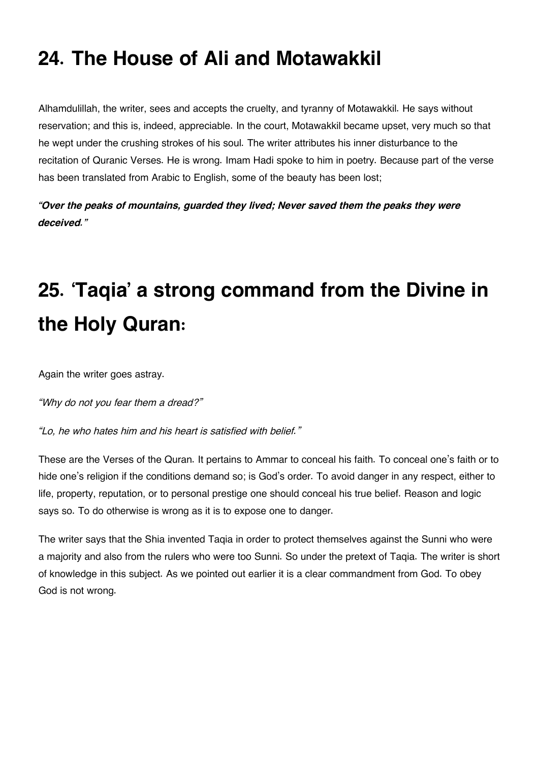# 24. The House of Ali and Motawakkil

Alhamdulillah, the writer, sees and accepts the cruelty, and tyranny of Motawakkil. He says without reservation; and this is, indeed, appreciable. In the court, Motawakkil became upset, very much so that he wept under the crushing strokes of his soul. The writer attributes his inner disturbance to the recitation of Quranic Verses. He is wrong. Imam Hadi spoke to him in poetry. Because part of the verse has been translated from Arabic to English, some of the beauty has been lost;

***"Over the peaks of mountains, guarded they lived; Never saved them the peaks they were deceived."***

# 25. 'Taqia' a strong command from the Divine in the Holy Quran:

Again the writer goes astray.

*"Why do not you fear them a dread?"*

*"Lo, he who hates him and his heart is satisfied with belief."*

These are the Verses of the Quran. It pertains to Ammar to conceal his faith. To conceal one's faith or to hide one's religion if the conditions demand so; is God's order. To avoid danger in any respect, either to life, property, reputation, or to personal prestige one should conceal his true belief. Reason and logic says so. To do otherwise is wrong as it is to expose one to danger.

The writer says that the Shia invented Taqia in order to protect themselves against the Sunni who were a majority and also from the rulers who were too Sunni. So under the pretext of Taqia. The writer is short of knowledge in this subject. As we pointed out earlier it is a clear commandment from God. To obey God is not wrong.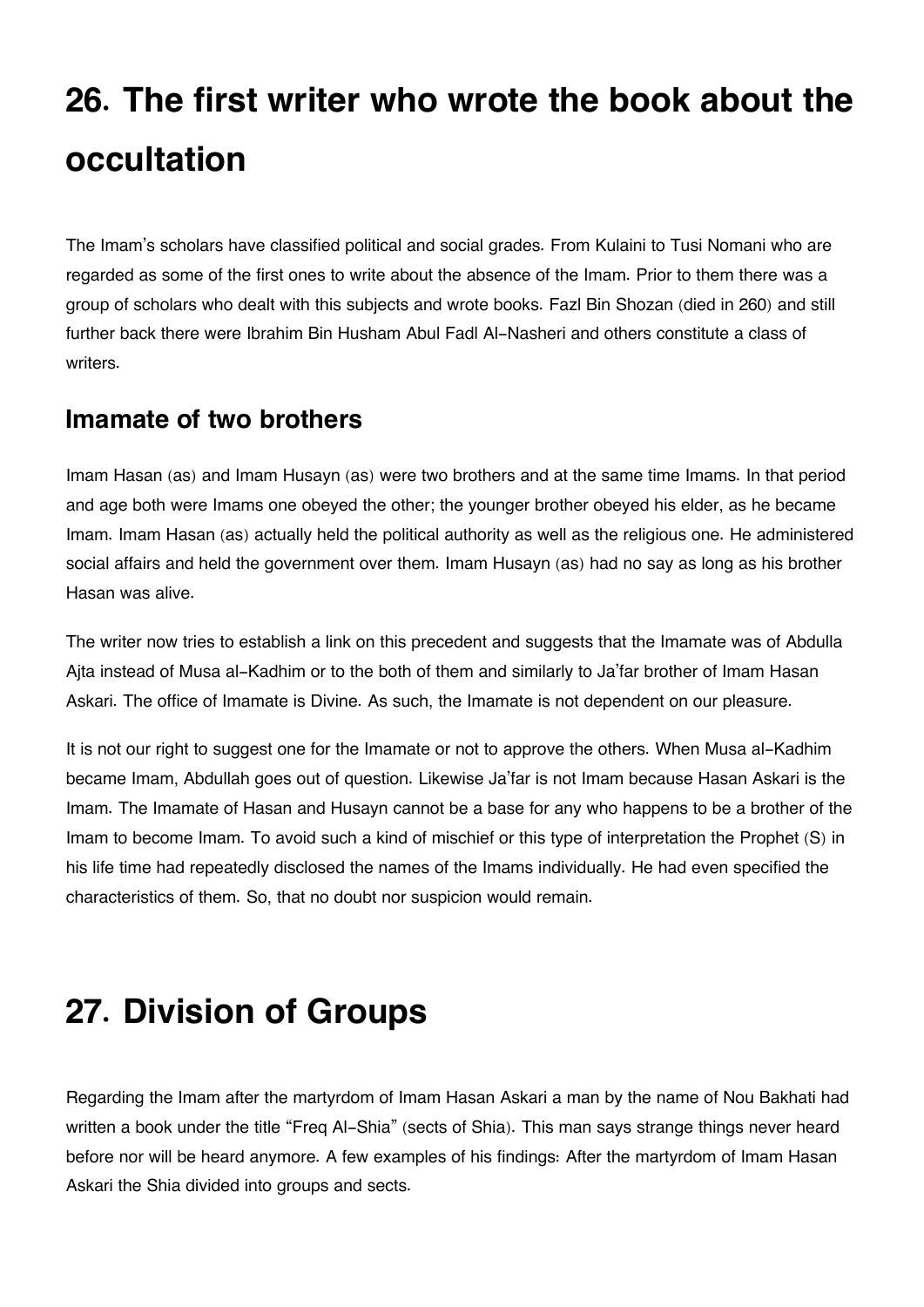# 26. The first writer who wrote the book about the occultation

The Imam's scholars have classified political and social grades. From Kulaini to Tusi Nomani who are regarded as some of the first ones to write about the absence of the Imam. Prior to them there was a group of scholars who dealt with this subjects and wrote books. Fazl Bin Shozan (died in 260) and still further back there were Ibrahim Bin Husham Abul Fadl Al-Nasheri and others constitute a class of writers.

## Imamate of two brothers

Imam Hasan (as) and Imam Husayn (as) were two brothers and at the same time Imams. In that period and age both were Imams one obeyed the other; the younger brother obeyed his elder, as he became Imam. Imam Hasan (as) actually held the political authority as well as the religious one. He administered social affairs and held the government over them. Imam Husayn (as) had no say as long as his brother Hasan was alive.

The writer now tries to establish a link on this precedent and suggests that the Imamate was of Abdulla Ajta instead of Musa al-Kadhim or to the both of them and similarly to Ja'far brother of Imam Hasan Askari. The office of Imamate is Divine. As such, the Imamate is not dependent on our pleasure.

It is not our right to suggest one for the Imamate or not to approve the others. When Musa al-Kadhim became Imam, Abdullah goes out of question. Likewise Ja'far is not Imam because Hasan Askari is the Imam. The Imamate of Hasan and Husayn cannot be a base for any who happens to be a brother of the Imam to become Imam. To avoid such a kind of mischief or this type of interpretation the Prophet (S) in his life time had repeatedly disclosed the names of the Imams individually. He had even specified the characteristics of them. So, that no doubt nor suspicion would remain.

# 27. Division of Groups

Regarding the Imam after the martyrdom of Imam Hasan Askari a man by the name of Nou Bakhati had written a book under the title "Freq Al-Shia" (sects of Shia). This man says strange things never heard before nor will be heard anymore. A few examples of his findings: After the martyrdom of Imam Hasan Askari the Shia divided into groups and sects.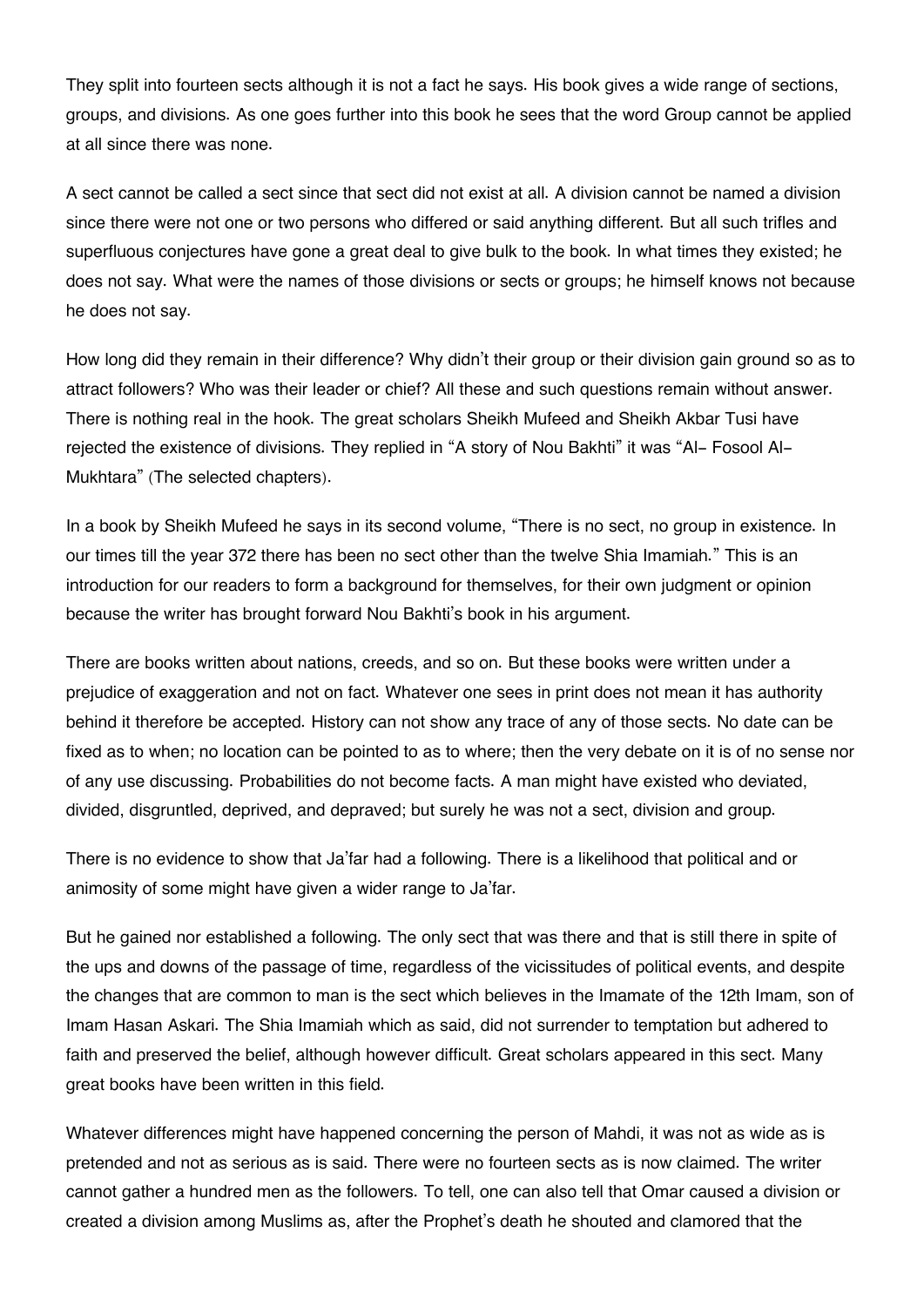They split into fourteen sects although it is not a fact he says. His book gives a wide range of sections, groups, and divisions. As one goes further into this book he sees that the word Group cannot be applied at all since there was none.

A sect cannot be called a sect since that sect did not exist at all. A division cannot be named a division since there were not one or two persons who differed or said anything different. But all such trifles and superfluous conjectures have gone a great deal to give bulk to the book. In what times they existed; he does not say. What were the names of those divisions or sects or groups; he himself knows not because he does not say.

How long did they remain in their difference? Why didn't their group or their division gain ground so as to attract followers? Who was their leader or chief? All these and such questions remain without answer. There is nothing real in the hook. The great scholars Sheikh Mufeed and Sheikh Akbar Tusi have rejected the existence of divisions. They replied in "A story of Nou Bakhti" it was "Al- Fosool Al-Mukhtara" (The selected chapters).

In a book by Sheikh Mufeed he says in its second volume, "There is no sect, no group in existence. In our times till the year 372 there has been no sect other than the twelve Shia Imamiah." This is an introduction for our readers to form a background for themselves, for their own judgment or opinion because the writer has brought forward Nou Bakhti's book in his argument.

There are books written about nations, creeds, and so on. But these books were written under a prejudice of exaggeration and not on fact. Whatever one sees in print does not mean it has authority behind it therefore be accepted. History can not show any trace of any of those sects. No date can be fixed as to when; no location can be pointed to as to where; then the very debate on it is of no sense nor of any use discussing. Probabilities do not become facts. A man might have existed who deviated, divided, disgruntled, deprived, and depraved; but surely he was not a sect, division and group.

There is no evidence to show that Ja'far had a following. There is a likelihood that political and or animosity of some might have given a wider range to Ja'far.

But he gained nor established a following. The only sect that was there and that is still there in spite of the ups and downs of the passage of time, regardless of the vicissitudes of political events, and despite the changes that are common to man is the sect which believes in the Imamate of the 12th Imam, son of Imam Hasan Askari. The Shia Imamiah which as said, did not surrender to temptation but adhered to faith and preserved the belief, although however difficult. Great scholars appeared in this sect. Many great books have been written in this field.

Whatever differences might have happened concerning the person of Mahdi, it was not as wide as is pretended and not as serious as is said. There were no fourteen sects as is now claimed. The writer cannot gather a hundred men as the followers. To tell, one can also tell that Omar caused a division or created a division among Muslims as, after the Prophet's death he shouted and clamored that the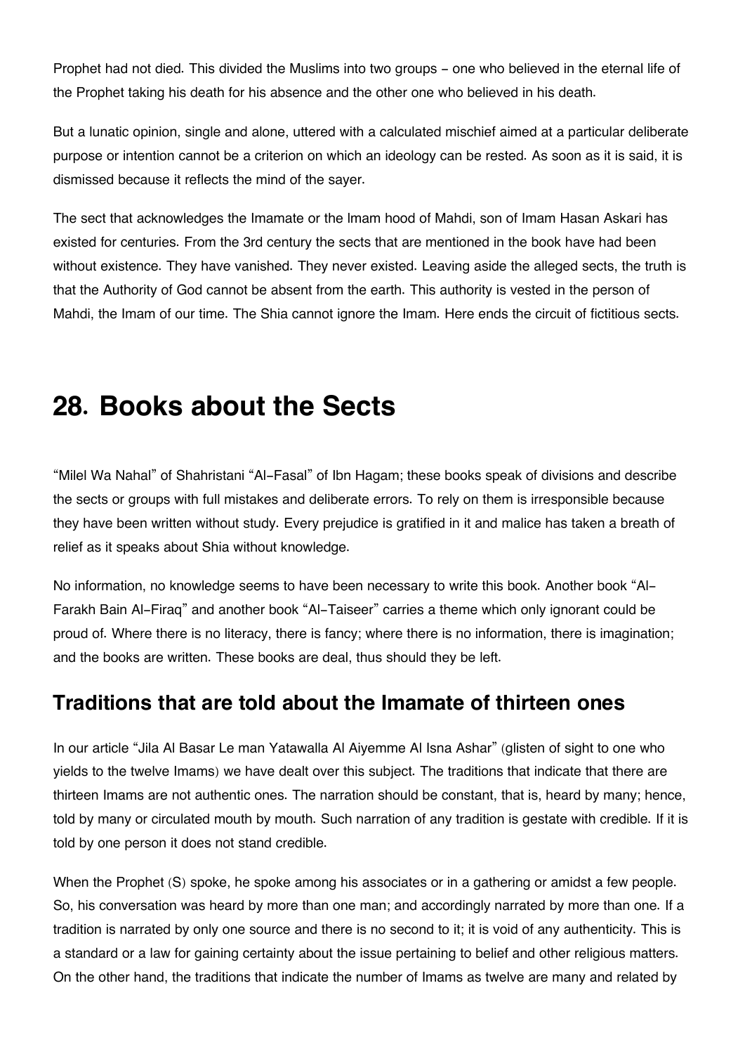Prophet had not died. This divided the Muslims into two groups - one who believed in the eternal life of the Prophet taking his death for his absence and the other one who believed in his death.

But a lunatic opinion, single and alone, uttered with a calculated mischief aimed at a particular deliberate purpose or intention cannot be a criterion on which an ideology can be rested. As soon as it is said, it is dismissed because it reflects the mind of the sayer.

The sect that acknowledges the Imamate or the Imam hood of Mahdi, son of Imam Hasan Askari has existed for centuries. From the 3rd century the sects that are mentioned in the book have had been without existence. They have vanished. They never existed. Leaving aside the alleged sects, the truth is that the Authority of God cannot be absent from the earth. This authority is vested in the person of Mahdi, the Imam of our time. The Shia cannot ignore the Imam. Here ends the circuit of fictitious sects.

# 28. Books about the Sects

"Milel Wa Nahal" of Shahristani "Al-Fasal" of Ibn Hagam; these books speak of divisions and describe the sects or groups with full mistakes and deliberate errors. To rely on them is irresponsible because they have been written without study. Every prejudice is gratified in it and malice has taken a breath of relief as it speaks about Shia without knowledge.

No information, no knowledge seems to have been necessary to write this book. Another book "Al-Farakh Bain Al-Firaq" and another book "Al-Taiseer" carries a theme which only ignorant could be proud of. Where there is no literacy, there is fancy; where there is no information, there is imagination; and the books are written. These books are deal, thus should they be left.

## Traditions that are told about the Imamate of thirteen ones

In our article "Jila Al Basar Le man Yatawalla Al Aiyemme Al Isna Ashar" (glisten of sight to one who yields to the twelve Imams) we have dealt over this subject. The traditions that indicate that there are thirteen Imams are not authentic ones. The narration should be constant, that is, heard by many; hence, told by many or circulated mouth by mouth. Such narration of any tradition is gestate with credible. If it is told by one person it does not stand credible.

When the Prophet (S) spoke, he spoke among his associates or in a gathering or amidst a few people. So, his conversation was heard by more than one man; and accordingly narrated by more than one. If a tradition is narrated by only one source and there is no second to it; it is void of any authenticity. This is a standard or a law for gaining certainty about the issue pertaining to belief and other religious matters. On the other hand, the traditions that indicate the number of Imams as twelve are many and related by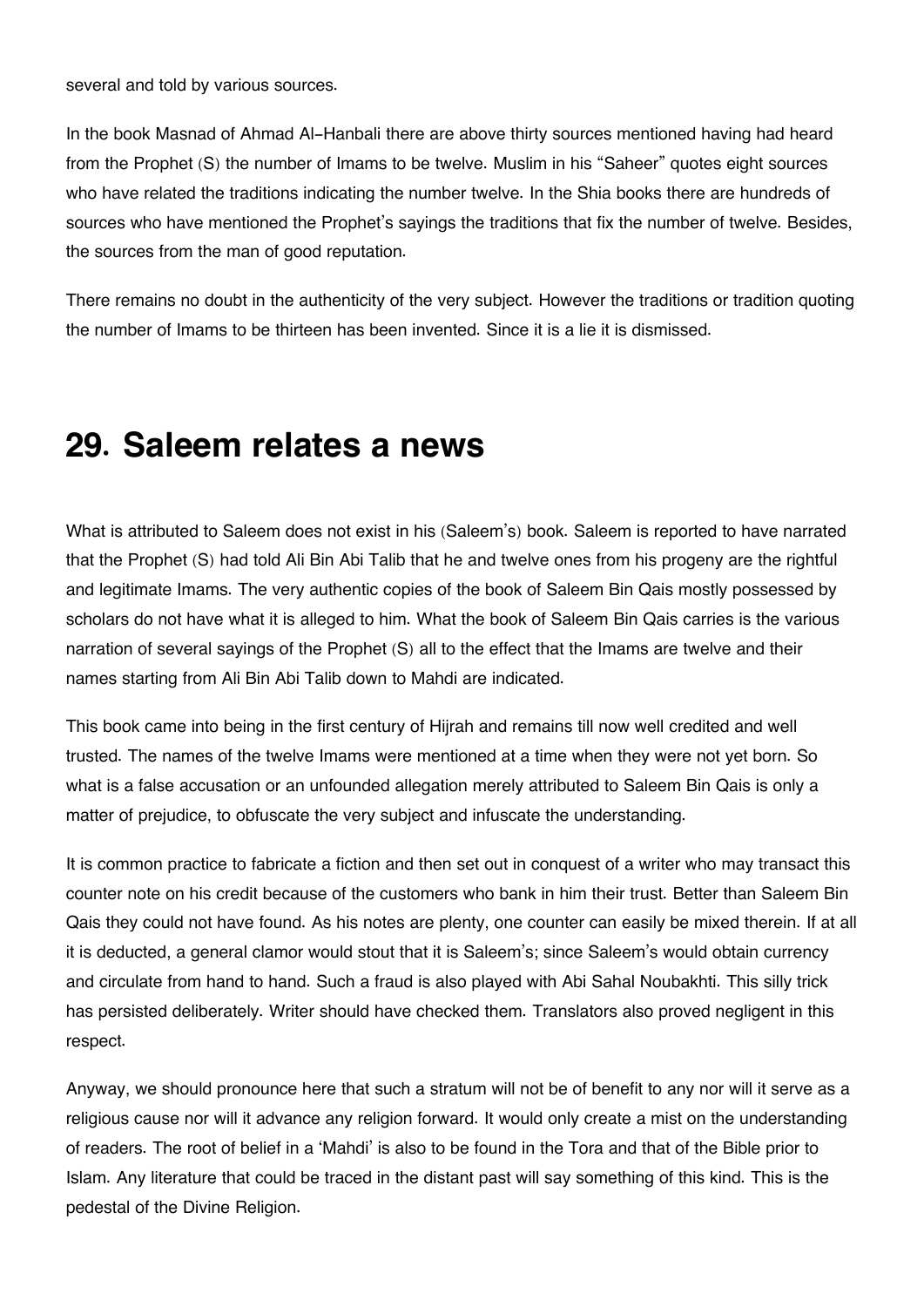several and told by various sources.

In the book Masnad of Ahmad Al-Hanbali there are above thirty sources mentioned having had heard from the Prophet (S) the number of Imams to be twelve. Muslim in his “Saheer” quotes eight sources who have related the traditions indicating the number twelve. In the Shia books there are hundreds of sources who have mentioned the Prophet’s sayings the traditions that fix the number of twelve. Besides, the sources from the man of good reputation.

There remains no doubt in the authenticity of the very subject. However the traditions or tradition quoting the number of Imams to be thirteen has been invented. Since it is a lie it is dismissed.

# 29. Saleem relates a news

What is attributed to Saleem does not exist in his (Saleem’s) book. Saleem is reported to have narrated that the Prophet (S) had told Ali Bin Abi Talib that he and twelve ones from his progeny are the rightful and legitimate Imams. The very authentic copies of the book of Saleem Bin Qais mostly possessed by scholars do not have what it is alleged to him. What the book of Saleem Bin Qais carries is the various narration of several sayings of the Prophet (S) all to the effect that the Imams are twelve and their names starting from Ali Bin Abi Talib down to Mahdi are indicated.

This book came into being in the first century of Hijrah and remains till now well credited and well trusted. The names of the twelve Imams were mentioned at a time when they were not yet born. So what is a false accusation or an unfounded allegation merely attributed to Saleem Bin Qais is only a matter of prejudice, to obfuscate the very subject and infuscate the understanding.

It is common practice to fabricate a fiction and then set out in conquest of a writer who may transact this counter note on his credit because of the customers who bank in him their trust. Better than Saleem Bin Qais they could not have found. As his notes are plenty, one counter can easily be mixed therein. If at all it is deducted, a general clamor would stout that it is Saleem’s; since Saleem’s would obtain currency and circulate from hand to hand. Such a fraud is also played with Abi Sahal Noubakhti. This silly trick has persisted deliberately. Writer should have checked them. Translators also proved negligent in this respect.

Anyway, we should pronounce here that such a stratum will not be of benefit to any nor will it serve as a religious cause nor will it advance any religion forward. It would only create a mist on the understanding of readers. The root of belief in a ‘Mahdi’ is also to be found in the Tora and that of the Bible prior to Islam. Any literature that could be traced in the distant past will say something of this kind. This is the pedestal of the Divine Religion.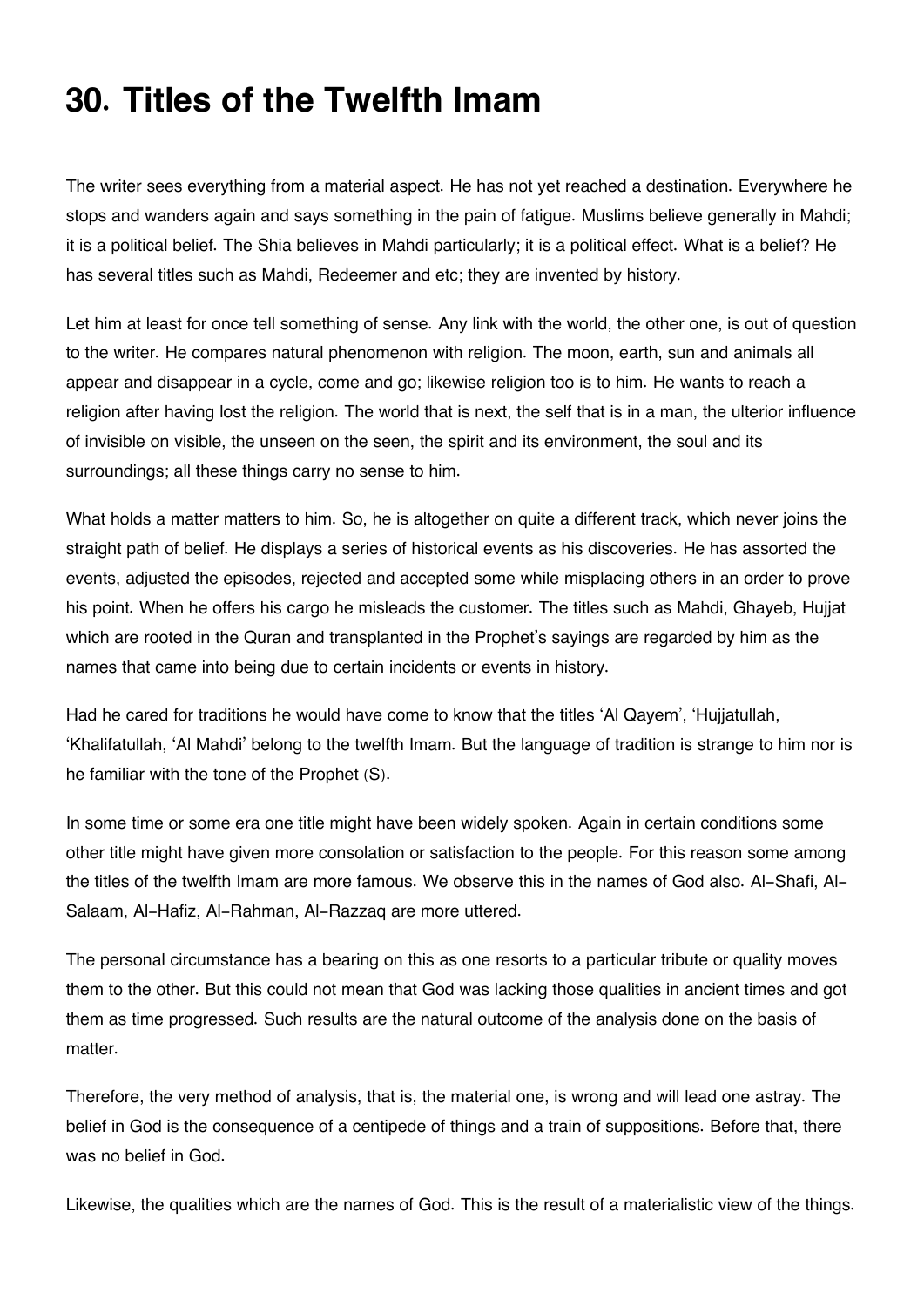# 30. Titles of the Twelfth Imam

The writer sees everything from a material aspect. He has not yet reached a destination. Everywhere he stops and wanders again and says something in the pain of fatigue. Muslims believe generally in Mahdi; it is a political belief. The Shia believes in Mahdi particularly; it is a political effect. What is a belief? He has several titles such as Mahdi, Redeemer and etc; they are invented by history.

Let him at least for once tell something of sense. Any link with the world, the other one, is out of question to the writer. He compares natural phenomenon with religion. The moon, earth, sun and animals all appear and disappear in a cycle, come and go; likewise religion too is to him. He wants to reach a religion after having lost the religion. The world that is next, the self that is in a man, the ulterior influence of invisible on visible, the unseen on the seen, the spirit and its environment, the soul and its surroundings; all these things carry no sense to him.

What holds a matter matters to him. So, he is altogether on quite a different track, which never joins the straight path of belief. He displays a series of historical events as his discoveries. He has assorted the events, adjusted the episodes, rejected and accepted some while misplacing others in an order to prove his point. When he offers his cargo he misleads the customer. The titles such as Mahdi, Ghayeb, Hujjat which are rooted in the Quran and transplanted in the Prophet's sayings are regarded by him as the names that came into being due to certain incidents or events in history.

Had he cared for traditions he would have come to know that the titles 'Al Qayem', 'Hujjatullah, 'Khalifatullah, 'Al Mahdi' belong to the twelfth Imam. But the language of tradition is strange to him nor is he familiar with the tone of the Prophet (S).

In some time or some era one title might have been widely spoken. Again in certain conditions some other title might have given more consolation or satisfaction to the people. For this reason some among the titles of the twelfth Imam are more famous. We observe this in the names of God also. Al-Shafi, Al-Salaam, Al-Hafiz, Al-Rahman, Al-Razzaq are more uttered.

The personal circumstance has a bearing on this as one resorts to a particular tribute or quality moves them to the other. But this could not mean that God was lacking those qualities in ancient times and got them as time progressed. Such results are the natural outcome of the analysis done on the basis of matter.

Therefore, the very method of analysis, that is, the material one, is wrong and will lead one astray. The belief in God is the consequence of a centipede of things and a train of suppositions. Before that, there was no belief in God.

Likewise, the qualities which are the names of God. This is the result of a materialistic view of the things.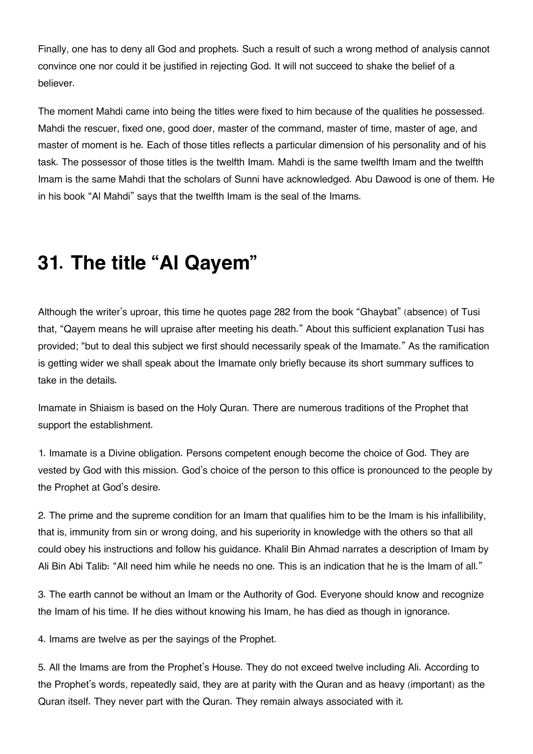Finally, one has to deny all God and prophets. Such a result of such a wrong method of analysis cannot convince one nor could it be justified in rejecting God. It will not succeed to shake the belief of a believer.

The moment Mahdi came into being the titles were fixed to him because of the qualities he possessed. Mahdi the rescuer, fixed one, good doer, master of the command, master of time, master of age, and master of moment is he. Each of those titles reflects a particular dimension of his personality and of his task. The possessor of those titles is the twelfth Imam. Mahdi is the same twelfth Imam and the twelfth Imam is the same Mahdi that the scholars of Sunni have acknowledged. Abu Dawood is one of them. He in his book "Al Mahdi" says that the twelfth Imam is the seal of the Imams.

# 31. The title "Al Qayem"

Although the writer's uproar, this time he quotes page 282 from the book "Ghaybat" (absence) of Tusi that, "Qayem means he will upraise after meeting his death." About this sufficient explanation Tusi has provided; "but to deal this subject we first should necessarily speak of the Imamate." As the ramification is getting wider we shall speak about the Imamate only briefly because its short summary suffices to take in the details.

Imamate in Shiaism is based on the Holy Quran. There are numerous traditions of the Prophet that support the establishment.

1. Imamate is a Divine obligation. Persons competent enough become the choice of God. They are vested by God with this mission. God's choice of the person to this office is pronounced to the people by the Prophet at God's desire.

2. The prime and the supreme condition for an Imam that qualifies him to be the Imam is his infallibility, that is, immunity from sin or wrong doing, and his superiority in knowledge with the others so that all could obey his instructions and follow his guidance. Khalil Bin Ahmad narrates a description of Imam by Ali Bin Abi Talib: "All need him while he needs no one. This is an indication that he is the Imam of all."

3. The earth cannot be without an Imam or the Authority of God. Everyone should know and recognize the Imam of his time. If he dies without knowing his Imam, he has died as though in ignorance.

4. Imams are twelve as per the sayings of the Prophet.

5. All the Imams are from the Prophet's House. They do not exceed twelve including Ali. According to the Prophet's words, repeatedly said, they are at parity with the Quran and as heavy (important) as the Quran itself. They never part with the Quran. They remain always associated with it.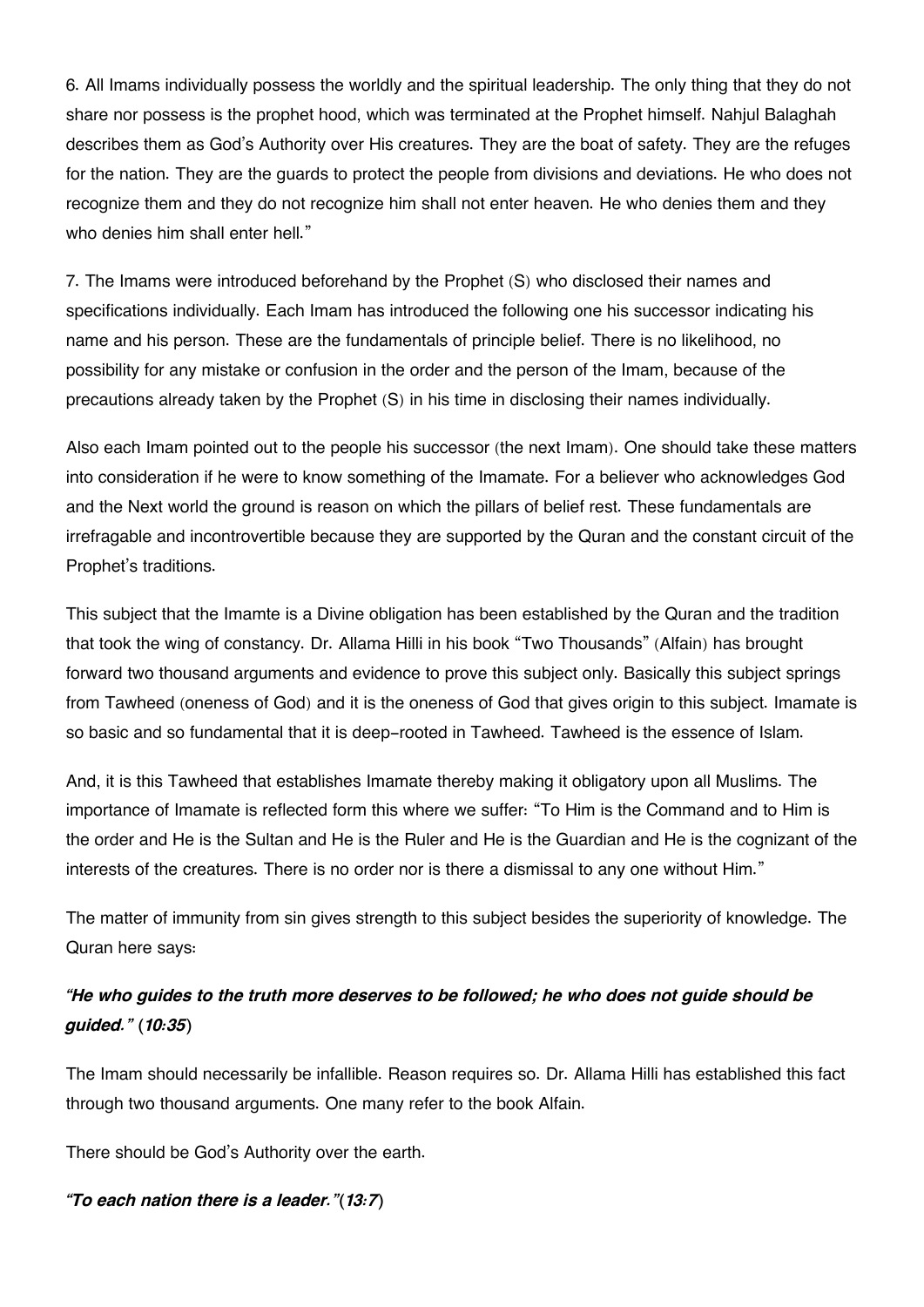6. All Imams individually possess the worldly and the spiritual leadership. The only thing that they do not share nor possess is the prophet hood, which was terminated at the Prophet himself. Nahjul Balaghah describes them as God's Authority over His creatures. They are the boat of safety. They are the refuges for the nation. They are the guards to protect the people from divisions and deviations. He who does not recognize them and they do not recognize him shall not enter heaven. He who denies them and they who denies him shall enter hell."

7. The Imams were introduced beforehand by the Prophet (S) who disclosed their names and specifications individually. Each Imam has introduced the following one his successor indicating his name and his person. These are the fundamentals of principle belief. There is no likelihood, no possibility for any mistake or confusion in the order and the person of the Imam, because of the precautions already taken by the Prophet (S) in his time in disclosing their names individually.

Also each Imam pointed out to the people his successor (the next Imam). One should take these matters into consideration if he were to know something of the Imamate. For a believer who acknowledges God and the Next world the ground is reason on which the pillars of belief rest. These fundamentals are irrefragable and incontrovertible because they are supported by the Quran and the constant circuit of the Prophet's traditions.

This subject that the Imamte is a Divine obligation has been established by the Quran and the tradition that took the wing of constancy. Dr. Allama Hilli in his book "Two Thousands" (Alfain) has brought forward two thousand arguments and evidence to prove this subject only. Basically this subject springs from Tawheed (oneness of God) and it is the oneness of God that gives origin to this subject. Imamate is so basic and so fundamental that it is deep-rooted in Tawheed. Tawheed is the essence of Islam.

And, it is this Tawheed that establishes Imamate thereby making it obligatory upon all Muslims. The importance of Imamate is reflected form this where we suffer: "To Him is the Command and to Him is the order and He is the Sultan and He is the Ruler and He is the Guardian and He is the cognizant of the interests of the creatures. There is no order nor is there a dismissal to any one without Him."

The matter of immunity from sin gives strength to this subject besides the superiority of knowledge. The Quran here says:

***"He who guides to the truth more deserves to be followed; he who does not guide should be guided."* (*10:35*)**

The Imam should necessarily be infallible. Reason requires so. Dr. Allama Hilli has established this fact through two thousand arguments. One many refer to the book Alfain.

There should be God's Authority over the earth.

***"To each nation there is a leader."*(*13:7*)**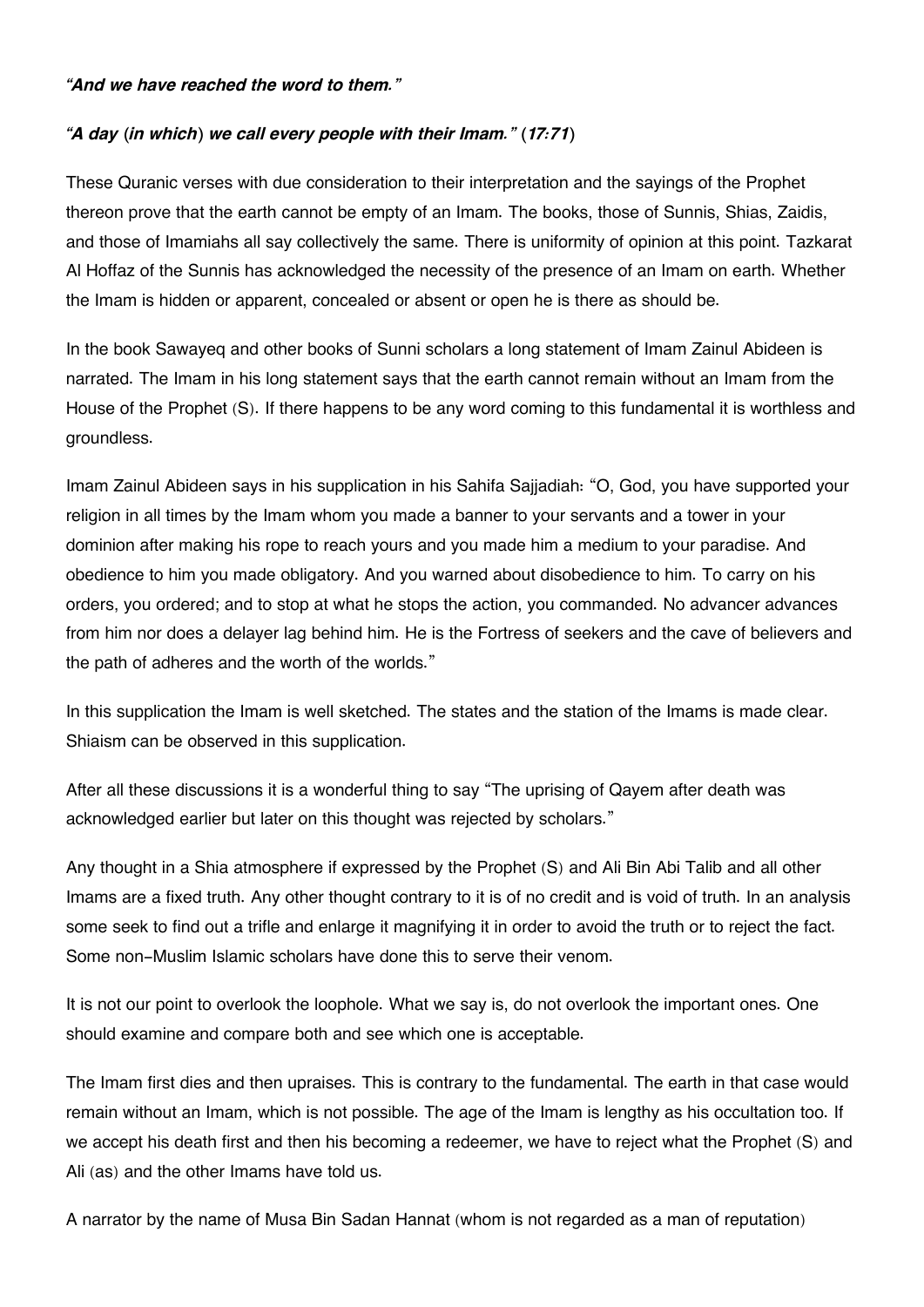***"And we have reached the word to them."***

***"A day (in which) we call every people with their Imam." (17:71)***

These Quranic verses with due consideration to their interpretation and the sayings of the Prophet thereon prove that the earth cannot be empty of an Imam. The books, those of Sunnis, Shias, Zaidis, and those of Imamiahs all say collectively the same. There is uniformity of opinion at this point. Tazkarat Al Hoffaz of the Sunnis has acknowledged the necessity of the presence of an Imam on earth. Whether the Imam is hidden or apparent, concealed or absent or open he is there as should be.

In the book Sawayeq and other books of Sunni scholars a long statement of Imam Zainul Abideen is narrated. The Imam in his long statement says that the earth cannot remain without an Imam from the House of the Prophet (S). If there happens to be any word coming to this fundamental it is worthless and groundless.

Imam Zainul Abideen says in his supplication in his Sahifa Sajjadiah: "O, God, you have supported your religion in all times by the Imam whom you made a banner to your servants and a tower in your dominion after making his rope to reach yours and you made him a medium to your paradise. And obedience to him you made obligatory. And you warned about disobedience to him. To carry on his orders, you ordered; and to stop at what he stops the action, you commanded. No advancer advances from him nor does a delayer lag behind him. He is the Fortress of seekers and the cave of believers and the path of adheres and the worth of the worlds."

In this supplication the Imam is well sketched. The states and the station of the Imams is made clear. Shiaism can be observed in this supplication.

After all these discussions it is a wonderful thing to say "The uprising of Qayem after death was acknowledged earlier but later on this thought was rejected by scholars."

Any thought in a Shia atmosphere if expressed by the Prophet (S) and Ali Bin Abi Talib and all other Imams are a fixed truth. Any other thought contrary to it is of no credit and is void of truth. In an analysis some seek to find out a trifle and enlarge it magnifying it in order to avoid the truth or to reject the fact. Some non-Muslim Islamic scholars have done this to serve their venom.

It is not our point to overlook the loophole. What we say is, do not overlook the important ones. One should examine and compare both and see which one is acceptable.

The Imam first dies and then upraises. This is contrary to the fundamental. The earth in that case would remain without an Imam, which is not possible. The age of the Imam is lengthy as his occultation too. If we accept his death first and then his becoming a redeemer, we have to reject what the Prophet (S) and Ali (as) and the other Imams have told us.

A narrator by the name of Musa Bin Sadan Hannat (whom is not regarded as a man of reputation)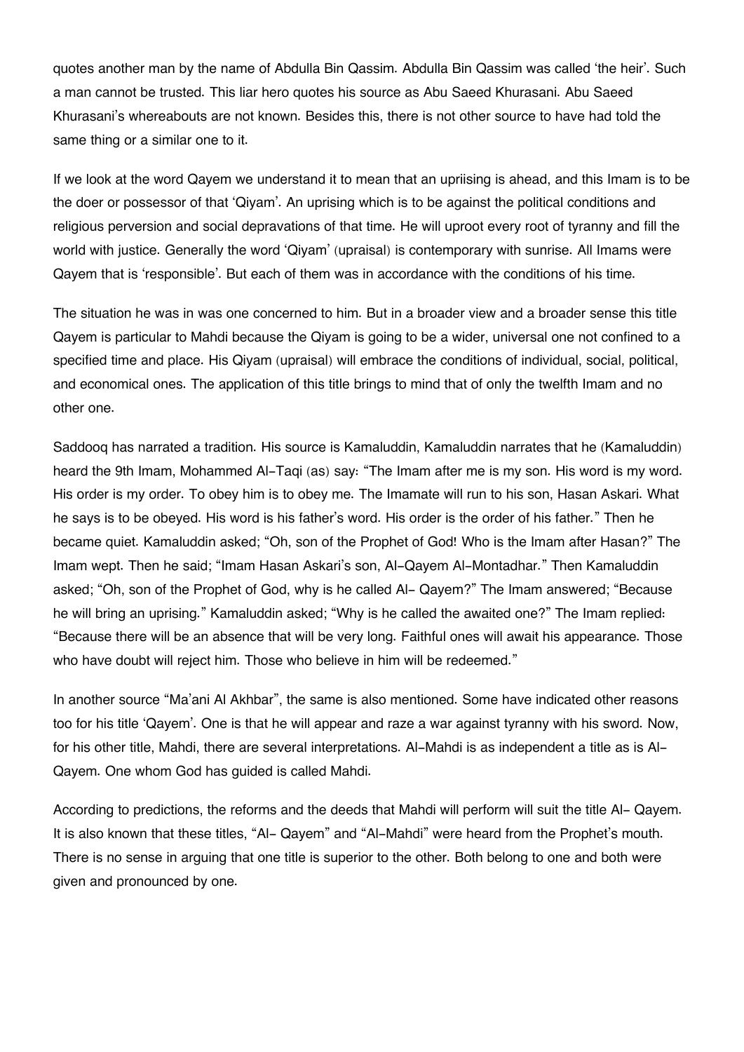quotes another man by the name of Abdulla Bin Qassim. Abdulla Bin Qassim was called 'the heir'. Such a man cannot be trusted. This liar hero quotes his source as Abu Saeed Khurasani. Abu Saeed Khurasani's whereabouts are not known. Besides this, there is not other source to have had told the same thing or a similar one to it.

If we look at the word Qayem we understand it to mean that an upriising is ahead, and this Imam is to be the doer or possessor of that 'Qiyam'. An uprising which is to be against the political conditions and religious perversion and social depravations of that time. He will uproot every root of tyranny and fill the world with justice. Generally the word 'Qiyam' (upraisal) is contemporary with sunrise. All Imams were Qayem that is 'responsible'. But each of them was in accordance with the conditions of his time.

The situation he was in was one concerned to him. But in a broader view and a broader sense this title Qayem is particular to Mahdi because the Qiyam is going to be a wider, universal one not confined to a specified time and place. His Qiyam (upraisal) will embrace the conditions of individual, social, political, and economical ones. The application of this title brings to mind that of only the twelfth Imam and no other one.

Saddooq has narrated a tradition. His source is Kamaluddin, Kamaluddin narrates that he (Kamaluddin) heard the 9th Imam, Mohammed Al-Taqi (as) say: "The Imam after me is my son. His word is my word. His order is my order. To obey him is to obey me. The Imamate will run to his son, Hasan Askari. What he says is to be obeyed. His word is his father's word. His order is the order of his father." Then he became quiet. Kamaluddin asked; "Oh, son of the Prophet of God! Who is the Imam after Hasan?" The Imam wept. Then he said; "Imam Hasan Askari's son, Al-Qayem Al-Montadhar." Then Kamaluddin asked; "Oh, son of the Prophet of God, why is he called Al- Qayem?" The Imam answered; "Because he will bring an uprising." Kamaluddin asked; "Why is he called the awaited one?" The Imam replied: "Because there will be an absence that will be very long. Faithful ones will await his appearance. Those who have doubt will reject him. Those who believe in him will be redeemed."

In another source "Ma'ani Al Akhbar", the same is also mentioned. Some have indicated other reasons too for his title 'Qayem'. One is that he will appear and raze a war against tyranny with his sword. Now, for his other title, Mahdi, there are several interpretations. Al-Mahdi is as independent a title as is Al-Qayem. One whom God has guided is called Mahdi.

According to predictions, the reforms and the deeds that Mahdi will perform will suit the title Al- Qayem. It is also known that these titles, "Al- Qayem" and "Al-Mahdi" were heard from the Prophet's mouth. There is no sense in arguing that one title is superior to the other. Both belong to one and both were given and pronounced by one.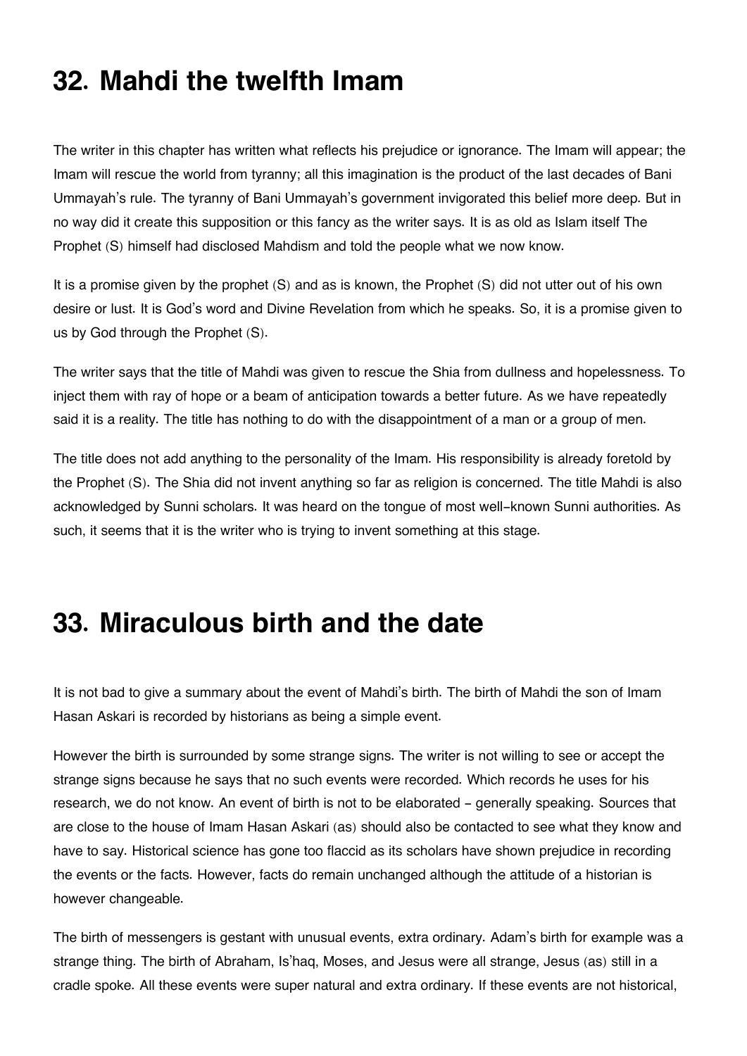## 32. Mahdi the twelfth Imam

The writer in this chapter has written what reflects his prejudice or ignorance. The Imam will appear; the Imam will rescue the world from tyranny; all this imagination is the product of the last decades of Bani Ummayah's rule. The tyranny of Bani Ummayah's government invigorated this belief more deep. But in no way did it create this supposition or this fancy as the writer says. It is as old as Islam itself The Prophet (S) himself had disclosed Mahdism and told the people what we now know.

It is a promise given by the prophet (S) and as is known, the Prophet (S) did not utter out of his own desire or lust. It is God's word and Divine Revelation from which he speaks. So, it is a promise given to us by God through the Prophet (S).

The writer says that the title of Mahdi was given to rescue the Shia from dullness and hopelessness. To inject them with ray of hope or a beam of anticipation towards a better future. As we have repeatedly said it is a reality. The title has nothing to do with the disappointment of a man or a group of men.

The title does not add anything to the personality of the Imam. His responsibility is already foretold by the Prophet (S). The Shia did not invent anything so far as religion is concerned. The title Mahdi is also acknowledged by Sunni scholars. It was heard on the tongue of most well-known Sunni authorities. As such, it seems that it is the writer who is trying to invent something at this stage.

## 33. Miraculous birth and the date

It is not bad to give a summary about the event of Mahdi's birth. The birth of Mahdi the son of Imam Hasan Askari is recorded by historians as being a simple event.

However the birth is surrounded by some strange signs. The writer is not willing to see or accept the strange signs because he says that no such events were recorded. Which records he uses for his research, we do not know. An event of birth is not to be elaborated - generally speaking. Sources that are close to the house of Imam Hasan Askari (as) should also be contacted to see what they know and have to say. Historical science has gone too flaccid as its scholars have shown prejudice in recording the events or the facts. However, facts do remain unchanged although the attitude of a historian is however changeable.

The birth of messengers is gestant with unusual events, extra ordinary. Adam's birth for example was a strange thing. The birth of Abraham, Is'haq, Moses, and Jesus were all strange, Jesus (as) still in a cradle spoke. All these events were super natural and extra ordinary. If these events are not historical,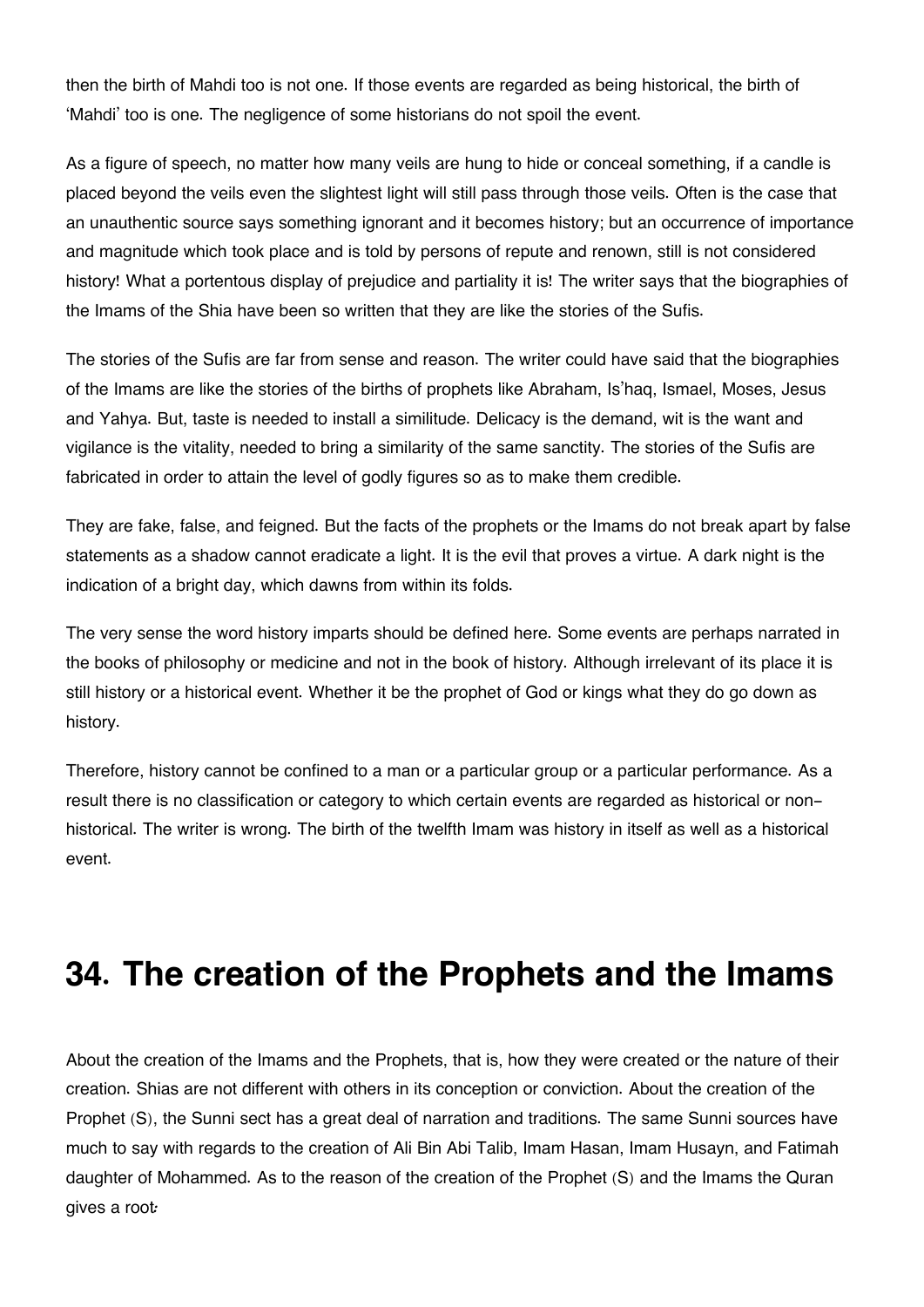then the birth of Mahdi too is not one. If those events are regarded as being historical, the birth of 'Mahdi' too is one. The negligence of some historians do not spoil the event.

As a figure of speech, no matter how many veils are hung to hide or conceal something, if a candle is placed beyond the veils even the slightest light will still pass through those veils. Often is the case that an unauthentic source says something ignorant and it becomes history; but an occurrence of importance and magnitude which took place and is told by persons of repute and renown, still is not considered history! What a portentous display of prejudice and partiality it is! The writer says that the biographies of the Imams of the Shia have been so written that they are like the stories of the Sufis.

The stories of the Sufis are far from sense and reason. The writer could have said that the biographies of the Imams are like the stories of the births of prophets like Abraham, Is'haq, Ismael, Moses, Jesus and Yahya. But, taste is needed to install a similitude. Delicacy is the demand, wit is the want and vigilance is the vitality, needed to bring a similarity of the same sanctity. The stories of the Sufis are fabricated in order to attain the level of godly figures so as to make them credible.

They are fake, false, and feigned. But the facts of the prophets or the Imams do not break apart by false statements as a shadow cannot eradicate a light. It is the evil that proves a virtue. A dark night is the indication of a bright day, which dawns from within its folds.

The very sense the word history imparts should be defined here. Some events are perhaps narrated in the books of philosophy or medicine and not in the book of history. Although irrelevant of its place it is still history or a historical event. Whether it be the prophet of God or kings what they do go down as history.

Therefore, history cannot be confined to a man or a particular group or a particular performance. As a result there is no classification or category to which certain events are regarded as historical or non-historical. The writer is wrong. The birth of the twelfth Imam was history in itself as well as a historical event.

# 34. The creation of the Prophets and the Imams

About the creation of the Imams and the Prophets, that is, how they were created or the nature of their creation. Shias are not different with others in its conception or conviction. About the creation of the Prophet (S), the Sunni sect has a great deal of narration and traditions. The same Sunni sources have much to say with regards to the creation of Ali Bin Abi Talib, Imam Hasan, Imam Husayn, and Fatimah daughter of Mohammed. As to the reason of the creation of the Prophet (S) and the Imams the Quran gives a root: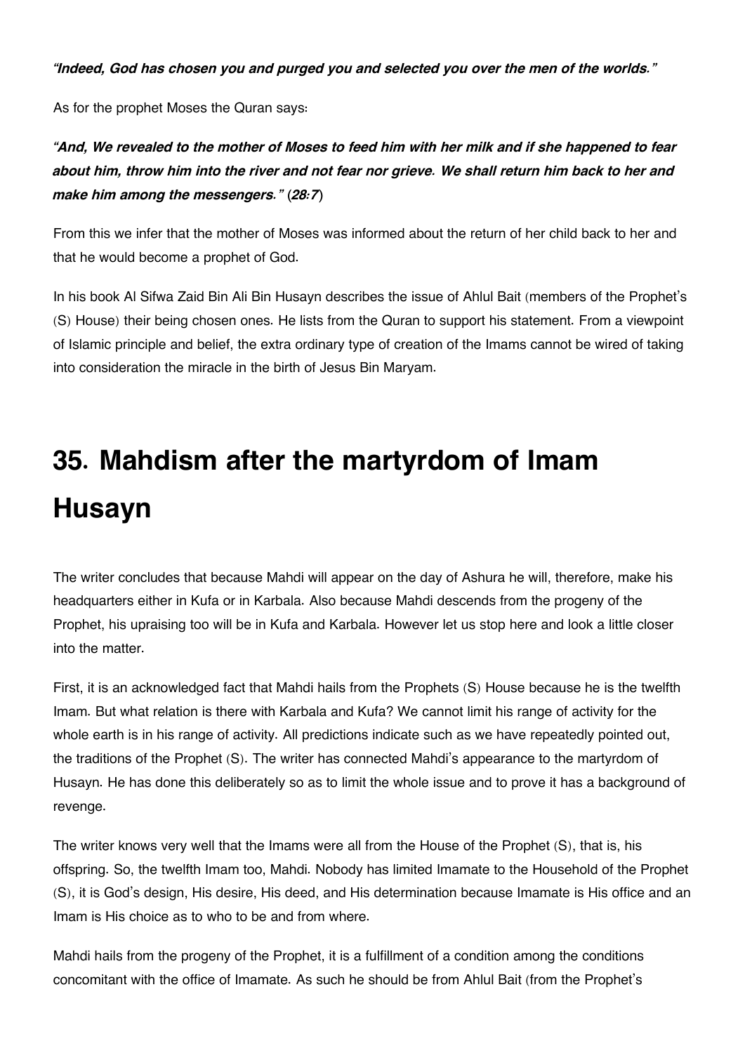*"Indeed, God has chosen you and purged you and selected you over the men of the worlds."*

As for the prophet Moses the Quran says:

***"And, We revealed to the mother of Moses to feed him with her milk and if she happened to fear about him, throw him into the river and not fear nor grieve. We shall return him back to her and make him among the messengers." (28:7)***

From this we infer that the mother of Moses was informed about the return of her child back to her and that he would become a prophet of God.

In his book Al Sifwa Zaid Bin Ali Bin Husayn describes the issue of Ahlul Bait (members of the Prophet's (S) House) their being chosen ones. He lists from the Quran to support his statement. From a viewpoint of Islamic principle and belief, the extra ordinary type of creation of the Imams cannot be wired of taking into consideration the miracle in the birth of Jesus Bin Maryam.

# 35. Mahdism after the martyrdom of Imam Husayn

The writer concludes that because Mahdi will appear on the day of Ashura he will, therefore, make his headquarters either in Kufa or in Karbala. Also because Mahdi descends from the progeny of the Prophet, his upraising too will be in Kufa and Karbala. However let us stop here and look a little closer into the matter.

First, it is an acknowledged fact that Mahdi hails from the Prophets (S) House because he is the twelfth Imam. But what relation is there with Karbala and Kufa? We cannot limit his range of activity for the whole earth is in his range of activity. All predictions indicate such as we have repeatedly pointed out, the traditions of the Prophet (S). The writer has connected Mahdi's appearance to the martyrdom of Husayn. He has done this deliberately so as to limit the whole issue and to prove it has a background of revenge.

The writer knows very well that the Imams were all from the House of the Prophet (S), that is, his offspring. So, the twelfth Imam too, Mahdi. Nobody has limited Imamate to the Household of the Prophet (S), it is God's design, His desire, His deed, and His determination because Imamate is His office and an Imam is His choice as to who to be and from where.

Mahdi hails from the progeny of the Prophet, it is a fulfillment of a condition among the conditions concomitant with the office of Imamate. As such he should be from Ahlul Bait (from the Prophet's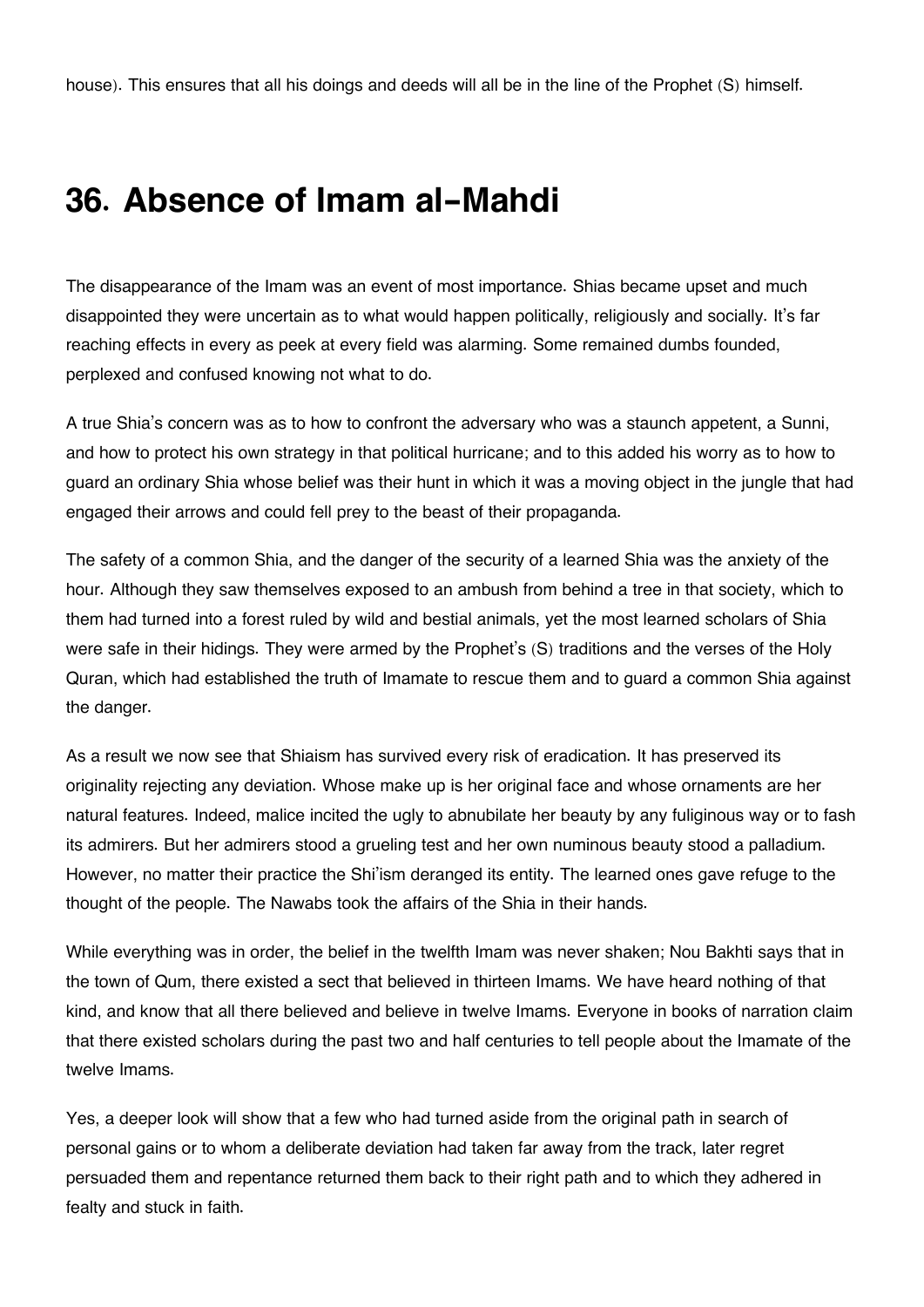house). This ensures that all his doings and deeds will all be in the line of the Prophet (S) himself.

# 36. Absence of Imam al-Mahdi

The disappearance of the Imam was an event of most importance. Shias became upset and much disappointed they were uncertain as to what would happen politically, religiously and socially. It's far reaching effects in every as peek at every field was alarming. Some remained dumbs founded, perplexed and confused knowing not what to do.

A true Shia's concern was as to how to confront the adversary who was a staunch appetent, a Sunni, and how to protect his own strategy in that political hurricane; and to this added his worry as to how to guard an ordinary Shia whose belief was their hunt in which it was a moving object in the jungle that had engaged their arrows and could fell prey to the beast of their propaganda.

The safety of a common Shia, and the danger of the security of a learned Shia was the anxiety of the hour. Although they saw themselves exposed to an ambush from behind a tree in that society, which to them had turned into a forest ruled by wild and bestial animals, yet the most learned scholars of Shia were safe in their hidings. They were armed by the Prophet's (S) traditions and the verses of the Holy Quran, which had established the truth of Imamate to rescue them and to guard a common Shia against the danger.

As a result we now see that Shiaism has survived every risk of eradication. It has preserved its originality rejecting any deviation. Whose make up is her original face and whose ornaments are her natural features. Indeed, malice incited the ugly to abnubilate her beauty by any fuliginous way or to fash its admirers. But her admirers stood a grueling test and her own numinous beauty stood a palladium. However, no matter their practice the Shi'ism deranged its entity. The learned ones gave refuge to the thought of the people. The Nawabs took the affairs of the Shia in their hands.

While everything was in order, the belief in the twelfth Imam was never shaken; Nou Bakhti says that in the town of Qum, there existed a sect that believed in thirteen Imams. We have heard nothing of that kind, and know that all there believed and believe in twelve Imams. Everyone in books of narration claim that there existed scholars during the past two and half centuries to tell people about the Imamate of the twelve Imams.

Yes, a deeper look will show that a few who had turned aside from the original path in search of personal gains or to whom a deliberate deviation had taken far away from the track, later regret persuaded them and repentance returned them back to their right path and to which they adhered in fealty and stuck in faith.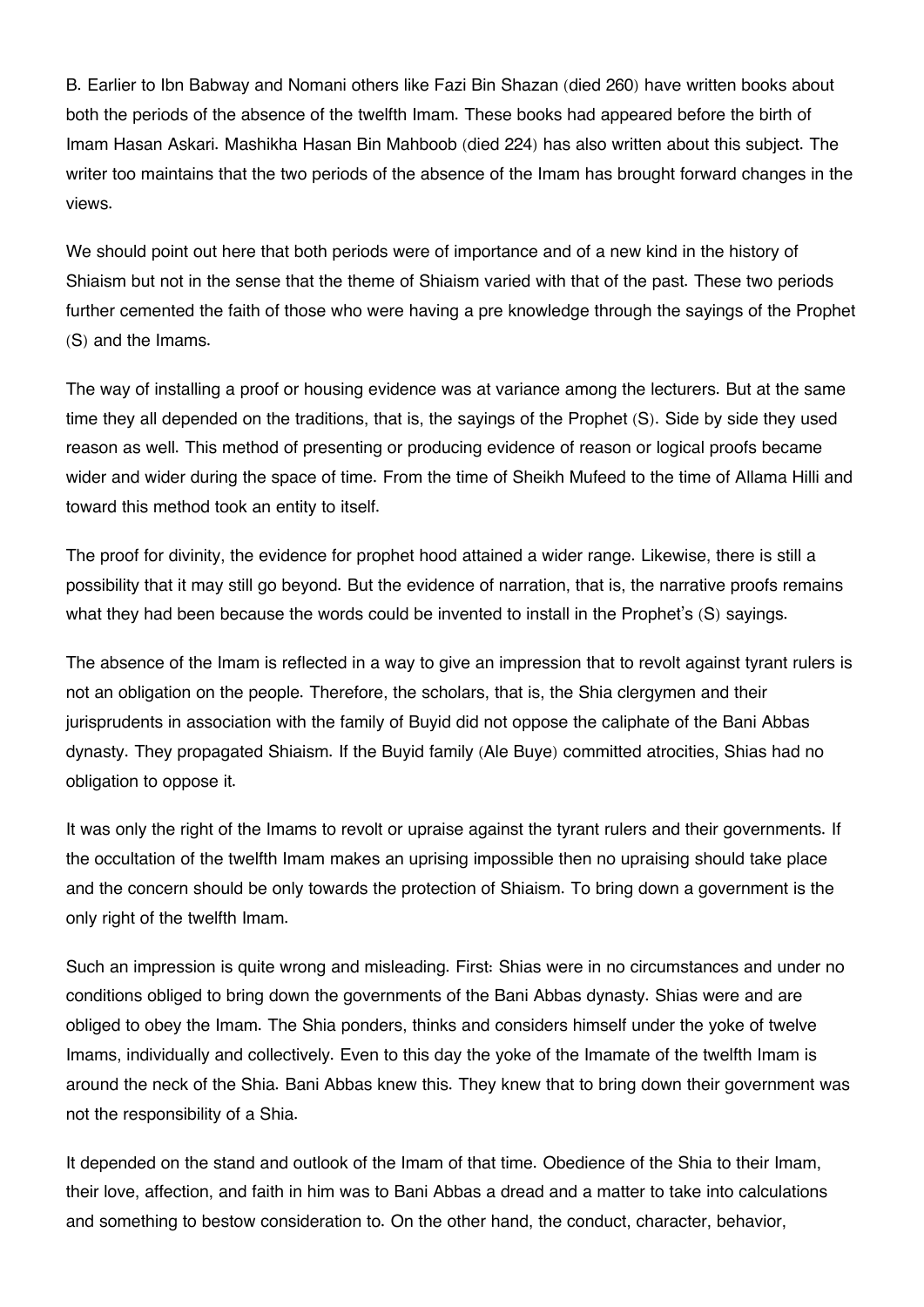B. Earlier to Ibn Babway and Nomani others like Fazi Bin Shazan (died 260) have written books about both the periods of the absence of the twelfth Imam. These books had appeared before the birth of Imam Hasan Askari. Mashikha Hasan Bin Mahboob (died 224) has also written about this subject. The writer too maintains that the two periods of the absence of the Imam has brought forward changes in the views.

We should point out here that both periods were of importance and of a new kind in the history of Shiaism but not in the sense that the theme of Shiaism varied with that of the past. These two periods further cemented the faith of those who were having a pre knowledge through the sayings of the Prophet (S) and the Imams.

The way of installing a proof or housing evidence was at variance among the lecturers. But at the same time they all depended on the traditions, that is, the sayings of the Prophet (S). Side by side they used reason as well. This method of presenting or producing evidence of reason or logical proofs became wider and wider during the space of time. From the time of Sheikh Mufeed to the time of Allama Hilli and toward this method took an entity to itself.

The proof for divinity, the evidence for prophet hood attained a wider range. Likewise, there is still a possibility that it may still go beyond. But the evidence of narration, that is, the narrative proofs remains what they had been because the words could be invented to install in the Prophet's (S) sayings.

The absence of the Imam is reflected in a way to give an impression that to revolt against tyrant rulers is not an obligation on the people. Therefore, the scholars, that is, the Shia clergymen and their jurisprudents in association with the family of Buyid did not oppose the caliphate of the Bani Abbas dynasty. They propagated Shiaism. If the Buyid family (Ale Buye) committed atrocities, Shias had no obligation to oppose it.

It was only the right of the Imams to revolt or upraise against the tyrant rulers and their governments. If the occultation of the twelfth Imam makes an uprising impossible then no upraising should take place and the concern should be only towards the protection of Shiaism. To bring down a government is the only right of the twelfth Imam.

Such an impression is quite wrong and misleading. First: Shias were in no circumstances and under no conditions obliged to bring down the governments of the Bani Abbas dynasty. Shias were and are obliged to obey the Imam. The Shia ponders, thinks and considers himself under the yoke of twelve Imams, individually and collectively. Even to this day the yoke of the Imamate of the twelfth Imam is around the neck of the Shia. Bani Abbas knew this. They knew that to bring down their government was not the responsibility of a Shia.

It depended on the stand and outlook of the Imam of that time. Obedience of the Shia to their Imam, their love, affection, and faith in him was to Bani Abbas a dread and a matter to take into calculations and something to bestow consideration to. On the other hand, the conduct, character, behavior,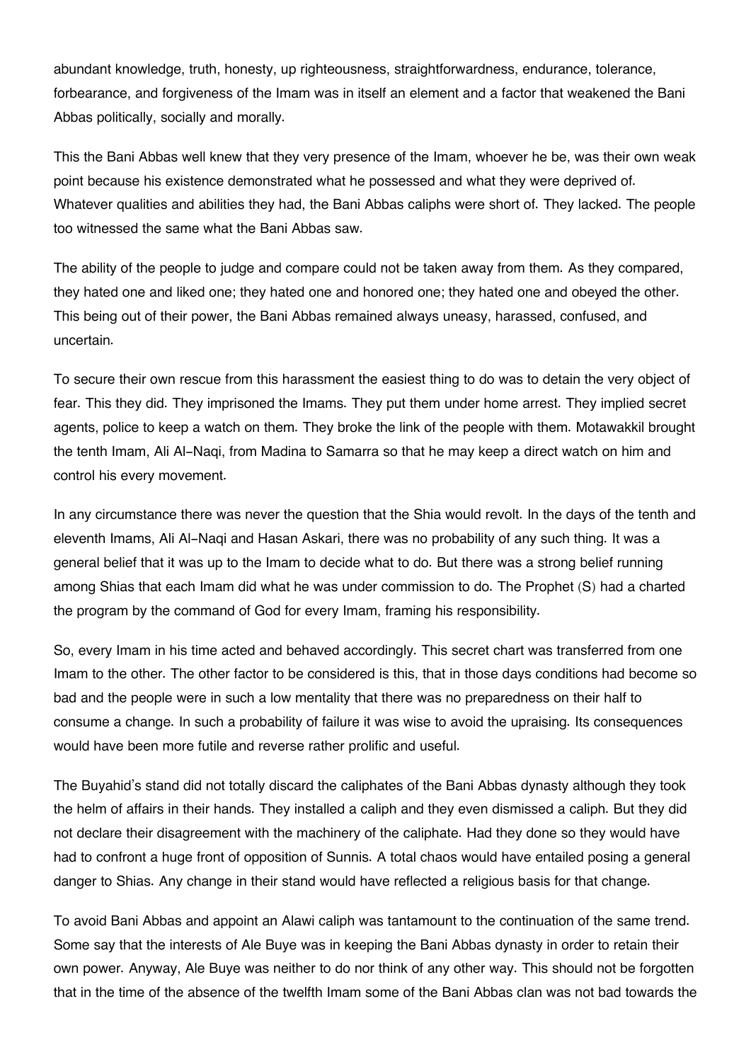abundant knowledge, truth, honesty, up righteousness, straightforwardness, endurance, tolerance, forbearance, and forgiveness of the Imam was in itself an element and a factor that weakened the Bani Abbas politically, socially and morally.

This the Bani Abbas well knew that they very presence of the Imam, whoever he be, was their own weak point because his existence demonstrated what he possessed and what they were deprived of. Whatever qualities and abilities they had, the Bani Abbas caliphs were short of. They lacked. The people too witnessed the same what the Bani Abbas saw.

The ability of the people to judge and compare could not be taken away from them. As they compared, they hated one and liked one; they hated one and honored one; they hated one and obeyed the other. This being out of their power, the Bani Abbas remained always uneasy, harassed, confused, and uncertain.

To secure their own rescue from this harassment the easiest thing to do was to detain the very object of fear. This they did. They imprisoned the Imams. They put them under home arrest. They implied secret agents, police to keep a watch on them. They broke the link of the people with them. Motawakkil brought the tenth Imam, Ali Al-Naqi, from Madina to Samarra so that he may keep a direct watch on him and control his every movement.

In any circumstance there was never the question that the Shia would revolt. In the days of the tenth and eleventh Imams, Ali Al-Naqi and Hasan Askari, there was no probability of any such thing. It was a general belief that it was up to the Imam to decide what to do. But there was a strong belief running among Shias that each Imam did what he was under commission to do. The Prophet (S) had a charted the program by the command of God for every Imam, framing his responsibility.

So, every Imam in his time acted and behaved accordingly. This secret chart was transferred from one Imam to the other. The other factor to be considered is this, that in those days conditions had become so bad and the people were in such a low mentality that there was no preparedness on their half to consume a change. In such a probability of failure it was wise to avoid the upraising. Its consequences would have been more futile and reverse rather prolific and useful.

The Buyahid's stand did not totally discard the caliphates of the Bani Abbas dynasty although they took the helm of affairs in their hands. They installed a caliph and they even dismissed a caliph. But they did not declare their disagreement with the machinery of the caliphate. Had they done so they would have had to confront a huge front of opposition of Sunnis. A total chaos would have entailed posing a general danger to Shias. Any change in their stand would have reflected a religious basis for that change.

To avoid Bani Abbas and appoint an Alawi caliph was tantamount to the continuation of the same trend. Some say that the interests of Ale Buye was in keeping the Bani Abbas dynasty in order to retain their own power. Anyway, Ale Buye was neither to do nor think of any other way. This should not be forgotten that in the time of the absence of the twelfth Imam some of the Bani Abbas clan was not bad towards the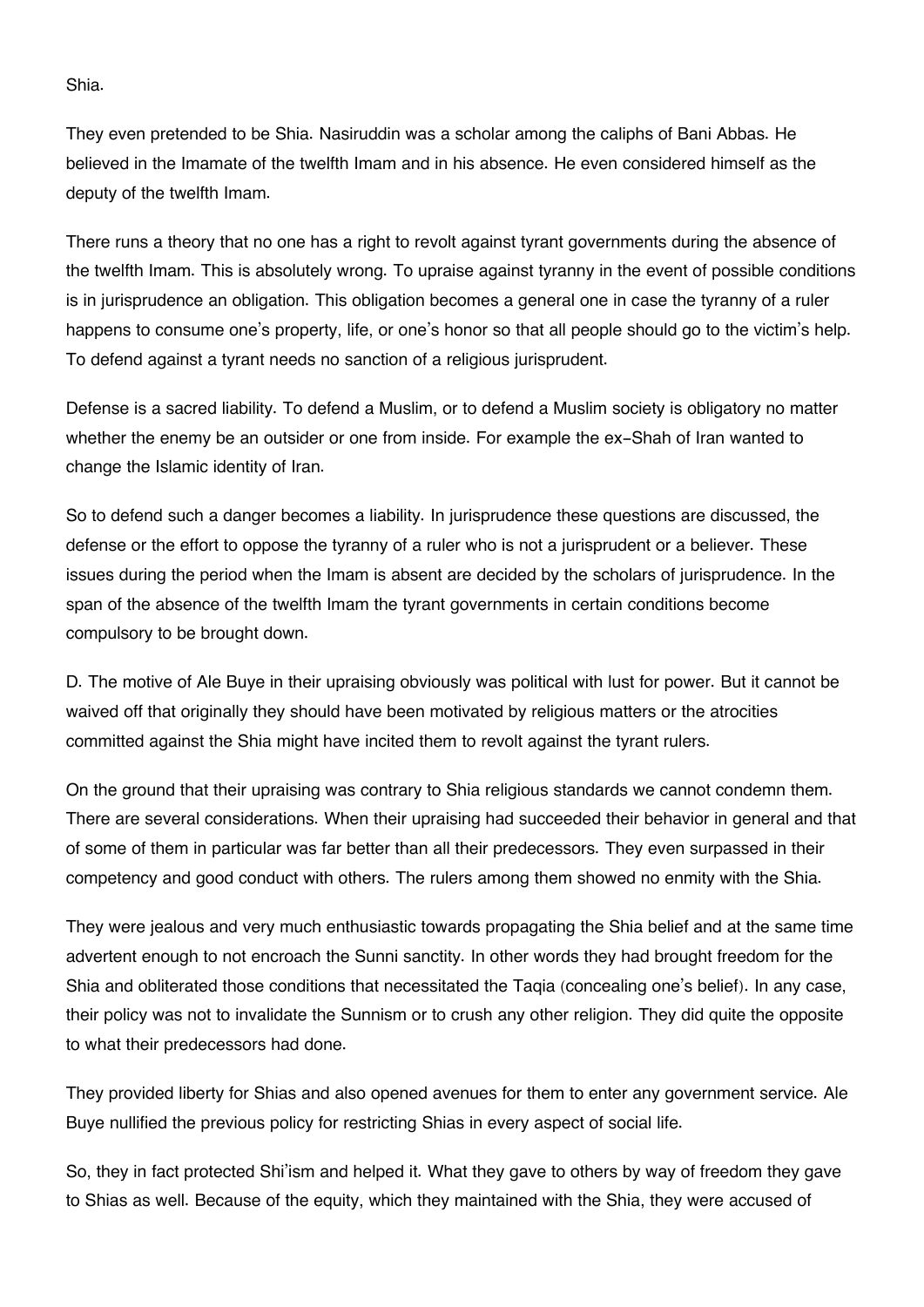Shia.

They even pretended to be Shia. Nasiruddin was a scholar among the caliphs of Bani Abbas. He believed in the Imamate of the twelfth Imam and in his absence. He even considered himself as the deputy of the twelfth Imam.

There runs a theory that no one has a right to revolt against tyrant governments during the absence of the twelfth Imam. This is absolutely wrong. To upraise against tyranny in the event of possible conditions is in jurisprudence an obligation. This obligation becomes a general one in case the tyranny of a ruler happens to consume one's property, life, or one's honor so that all people should go to the victim's help. To defend against a tyrant needs no sanction of a religious jurisprudent.

Defense is a sacred liability. To defend a Muslim, or to defend a Muslim society is obligatory no matter whether the enemy be an outsider or one from inside. For example the ex-Shah of Iran wanted to change the Islamic identity of Iran.

So to defend such a danger becomes a liability. In jurisprudence these questions are discussed, the defense or the effort to oppose the tyranny of a ruler who is not a jurisprudent or a believer. These issues during the period when the Imam is absent are decided by the scholars of jurisprudence. In the span of the absence of the twelfth Imam the tyrant governments in certain conditions become compulsory to be brought down.

D. The motive of Ale Buye in their upraising obviously was political with lust for power. But it cannot be waived off that originally they should have been motivated by religious matters or the atrocities committed against the Shia might have incited them to revolt against the tyrant rulers.

On the ground that their upraising was contrary to Shia religious standards we cannot condemn them. There are several considerations. When their upraising had succeeded their behavior in general and that of some of them in particular was far better than all their predecessors. They even surpassed in their competency and good conduct with others. The rulers among them showed no enmity with the Shia.

They were jealous and very much enthusiastic towards propagating the Shia belief and at the same time advertent enough to not encroach the Sunni sanctity. In other words they had brought freedom for the Shia and obliterated those conditions that necessitated the Taqia (concealing one's belief). In any case, their policy was not to invalidate the Sunnism or to crush any other religion. They did quite the opposite to what their predecessors had done.

They provided liberty for Shias and also opened avenues for them to enter any government service. Ale Buye nullified the previous policy for restricting Shias in every aspect of social life.

So, they in fact protected Shi'ism and helped it. What they gave to others by way of freedom they gave to Shias as well. Because of the equity, which they maintained with the Shia, they were accused of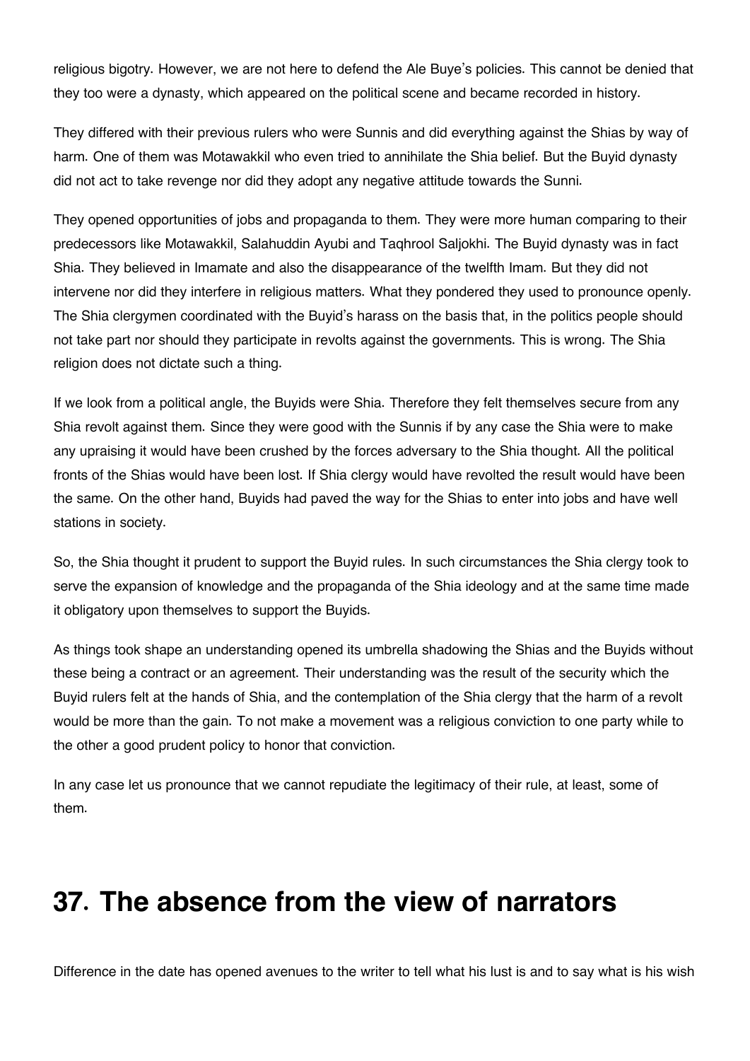religious bigotry. However, we are not here to defend the Ale Buye's policies. This cannot be denied that they too were a dynasty, which appeared on the political scene and became recorded in history.

They differed with their previous rulers who were Sunnis and did everything against the Shias by way of harm. One of them was Motawakkil who even tried to annihilate the Shia belief. But the Buyid dynasty did not act to take revenge nor did they adopt any negative attitude towards the Sunni.

They opened opportunities of jobs and propaganda to them. They were more human comparing to their predecessors like Motawakkil, Salahuddin Ayubi and Taqhrool Saljokhi. The Buyid dynasty was in fact Shia. They believed in Imamate and also the disappearance of the twelfth Imam. But they did not intervene nor did they interfere in religious matters. What they pondered they used to pronounce openly. The Shia clergymen coordinated with the Buyid's harass on the basis that, in the politics people should not take part nor should they participate in revolts against the governments. This is wrong. The Shia religion does not dictate such a thing.

If we look from a political angle, the Buyids were Shia. Therefore they felt themselves secure from any Shia revolt against them. Since they were good with the Sunnis if by any case the Shia were to make any upraising it would have been crushed by the forces adversary to the Shia thought. All the political fronts of the Shias would have been lost. If Shia clergy would have revolted the result would have been the same. On the other hand, Buyids had paved the way for the Shias to enter into jobs and have well stations in society.

So, the Shia thought it prudent to support the Buyid rules. In such circumstances the Shia clergy took to serve the expansion of knowledge and the propaganda of the Shia ideology and at the same time made it obligatory upon themselves to support the Buyids.

As things took shape an understanding opened its umbrella shadowing the Shias and the Buyids without these being a contract or an agreement. Their understanding was the result of the security which the Buyid rulers felt at the hands of Shia, and the contemplation of the Shia clergy that the harm of a revolt would be more than the gain. To not make a movement was a religious conviction to one party while to the other a good prudent policy to honor that conviction.

In any case let us pronounce that we cannot repudiate the legitimacy of their rule, at least, some of them.

# 37. The absence from the view of narrators

Difference in the date has opened avenues to the writer to tell what his lust is and to say what is his wish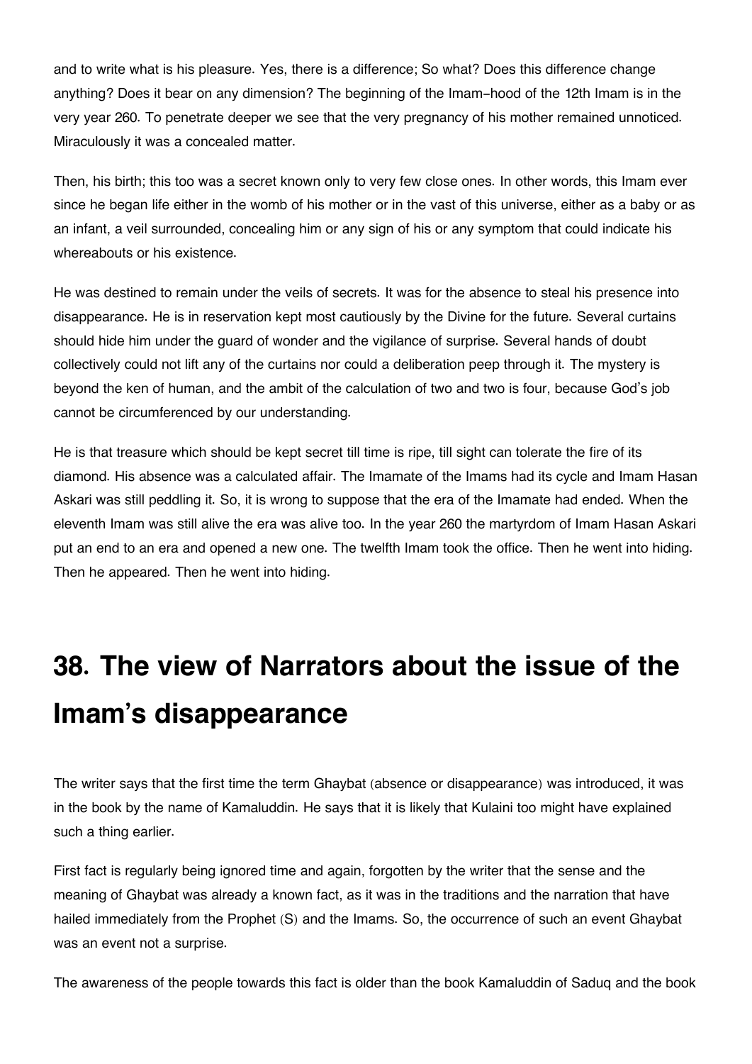and to write what is his pleasure. Yes, there is a difference; So what? Does this difference change anything? Does it bear on any dimension? The beginning of the Imam-hood of the 12th Imam is in the very year 260. To penetrate deeper we see that the very pregnancy of his mother remained unnoticed. Miraculously it was a concealed matter.

Then, his birth; this too was a secret known only to very few close ones. In other words, this Imam ever since he began life either in the womb of his mother or in the vast of this universe, either as a baby or as an infant, a veil surrounded, concealing him or any sign of his or any symptom that could indicate his whereabouts or his existence.

He was destined to remain under the veils of secrets. It was for the absence to steal his presence into disappearance. He is in reservation kept most cautiously by the Divine for the future. Several curtains should hide him under the guard of wonder and the vigilance of surprise. Several hands of doubt collectively could not lift any of the curtains nor could a deliberation peep through it. The mystery is beyond the ken of human, and the ambit of the calculation of two and two is four, because God's job cannot be circumferenced by our understanding.

He is that treasure which should be kept secret till time is ripe, till sight can tolerate the fire of its diamond. His absence was a calculated affair. The Imamate of the Imams had its cycle and Imam Hasan Askari was still peddling it. So, it is wrong to suppose that the era of the Imamate had ended. When the eleventh Imam was still alive the era was alive too. In the year 260 the martyrdom of Imam Hasan Askari put an end to an era and opened a new one. The twelfth Imam took the office. Then he went into hiding. Then he appeared. Then he went into hiding.

# 38. The view of Narrators about the issue of the Imam's disappearance

The writer says that the first time the term Ghaybat (absence or disappearance) was introduced, it was in the book by the name of Kamaluddin. He says that it is likely that Kulaini too might have explained such a thing earlier.

First fact is regularly being ignored time and again, forgotten by the writer that the sense and the meaning of Ghaybat was already a known fact, as it was in the traditions and the narration that have hailed immediately from the Prophet (S) and the Imams. So, the occurrence of such an event Ghaybat was an event not a surprise.

The awareness of the people towards this fact is older than the book Kamaluddin of Saduq and the book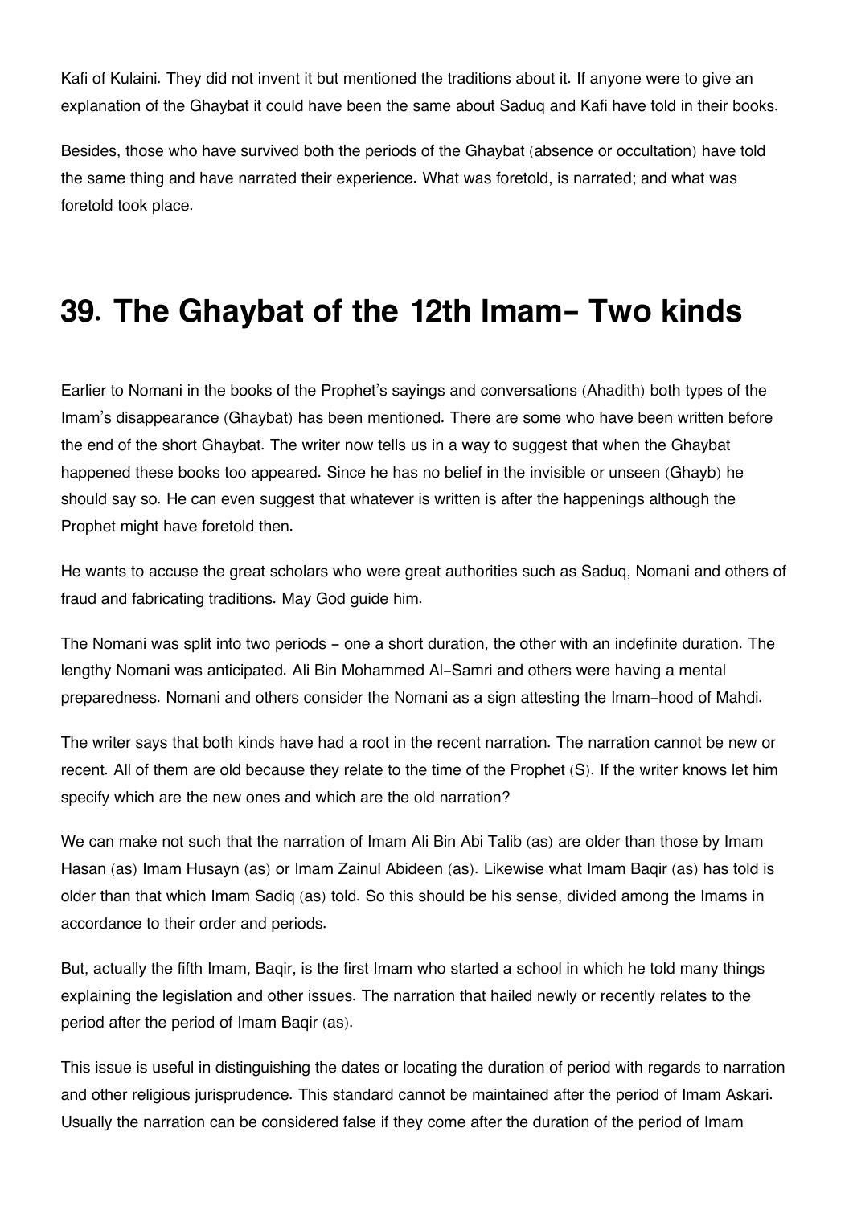Kafi of Kulaini. They did not invent it but mentioned the traditions about it. If anyone were to give an explanation of the Ghaybat it could have been the same about Saduq and Kafi have told in their books.

Besides, those who have survived both the periods of the Ghaybat (absence or occultation) have told the same thing and have narrated their experience. What was foretold, is narrated; and what was foretold took place.

# 39. The Ghaybat of the 12th Imam- Two kinds

Earlier to Nomani in the books of the Prophet's sayings and conversations (Ahadith) both types of the Imam's disappearance (Ghaybat) has been mentioned. There are some who have been written before the end of the short Ghaybat. The writer now tells us in a way to suggest that when the Ghaybat happened these books too appeared. Since he has no belief in the invisible or unseen (Ghayb) he should say so. He can even suggest that whatever is written is after the happenings although the Prophet might have foretold then.

He wants to accuse the great scholars who were great authorities such as Saduq, Nomani and others of fraud and fabricating traditions. May God guide him.

The Nomani was split into two periods - one a short duration, the other with an indefinite duration. The lengthy Nomani was anticipated. Ali Bin Mohammed Al-Samri and others were having a mental preparedness. Nomani and others consider the Nomani as a sign attesting the Imam-hood of Mahdi.

The writer says that both kinds have had a root in the recent narration. The narration cannot be new or recent. All of them are old because they relate to the time of the Prophet (S). If the writer knows let him specify which are the new ones and which are the old narration?

We can make not such that the narration of Imam Ali Bin Abi Talib (as) are older than those by Imam Hasan (as) Imam Husayn (as) or Imam Zainul Abideen (as). Likewise what Imam Baqir (as) has told is older than that which Imam Sadiq (as) told. So this should be his sense, divided among the Imams in accordance to their order and periods.

But, actually the fifth Imam, Baqir, is the first Imam who started a school in which he told many things explaining the legislation and other issues. The narration that hailed newly or recently relates to the period after the period of Imam Baqir (as).

This issue is useful in distinguishing the dates or locating the duration of period with regards to narration and other religious jurisprudence. This standard cannot be maintained after the period of Imam Askari. Usually the narration can be considered false if they come after the duration of the period of Imam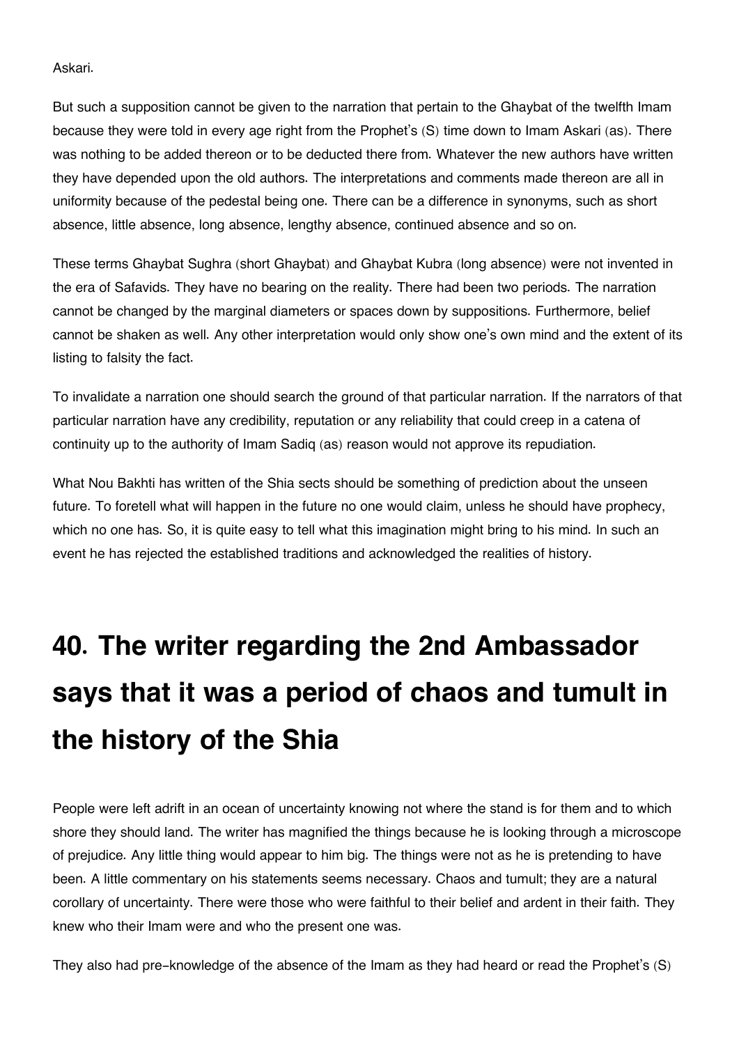Askari.

But such a supposition cannot be given to the narration that pertain to the Ghaybat of the twelfth Imam because they were told in every age right from the Prophet's (S) time down to Imam Askari (as). There was nothing to be added thereon or to be deducted there from. Whatever the new authors have written they have depended upon the old authors. The interpretations and comments made thereon are all in uniformity because of the pedestal being one. There can be a difference in synonyms, such as short absence, little absence, long absence, lengthy absence, continued absence and so on.

These terms Ghaybat Sughra (short Ghaybat) and Ghaybat Kubra (long absence) were not invented in the era of Safavids. They have no bearing on the reality. There had been two periods. The narration cannot be changed by the marginal diameters or spaces down by suppositions. Furthermore, belief cannot be shaken as well. Any other interpretation would only show one's own mind and the extent of its listing to falsity the fact.

To invalidate a narration one should search the ground of that particular narration. If the narrators of that particular narration have any credibility, reputation or any reliability that could creep in a catena of continuity up to the authority of Imam Sadiq (as) reason would not approve its repudiation.

What Nou Bakhti has written of the Shia sects should be something of prediction about the unseen future. To foretell what will happen in the future no one would claim, unless he should have prophecy, which no one has. So, it is quite easy to tell what this imagination might bring to his mind. In such an event he has rejected the established traditions and acknowledged the realities of history.

# 40. The writer regarding the 2nd Ambassador says that it was a period of chaos and tumult in the history of the Shia

People were left adrift in an ocean of uncertainty knowing not where the stand is for them and to which shore they should land. The writer has magnified the things because he is looking through a microscope of prejudice. Any little thing would appear to him big. The things were not as he is pretending to have been. A little commentary on his statements seems necessary. Chaos and tumult; they are a natural corollary of uncertainty. There were those who were faithful to their belief and ardent in their faith. They knew who their Imam were and who the present one was.

They also had pre-knowledge of the absence of the Imam as they had heard or read the Prophet's (S)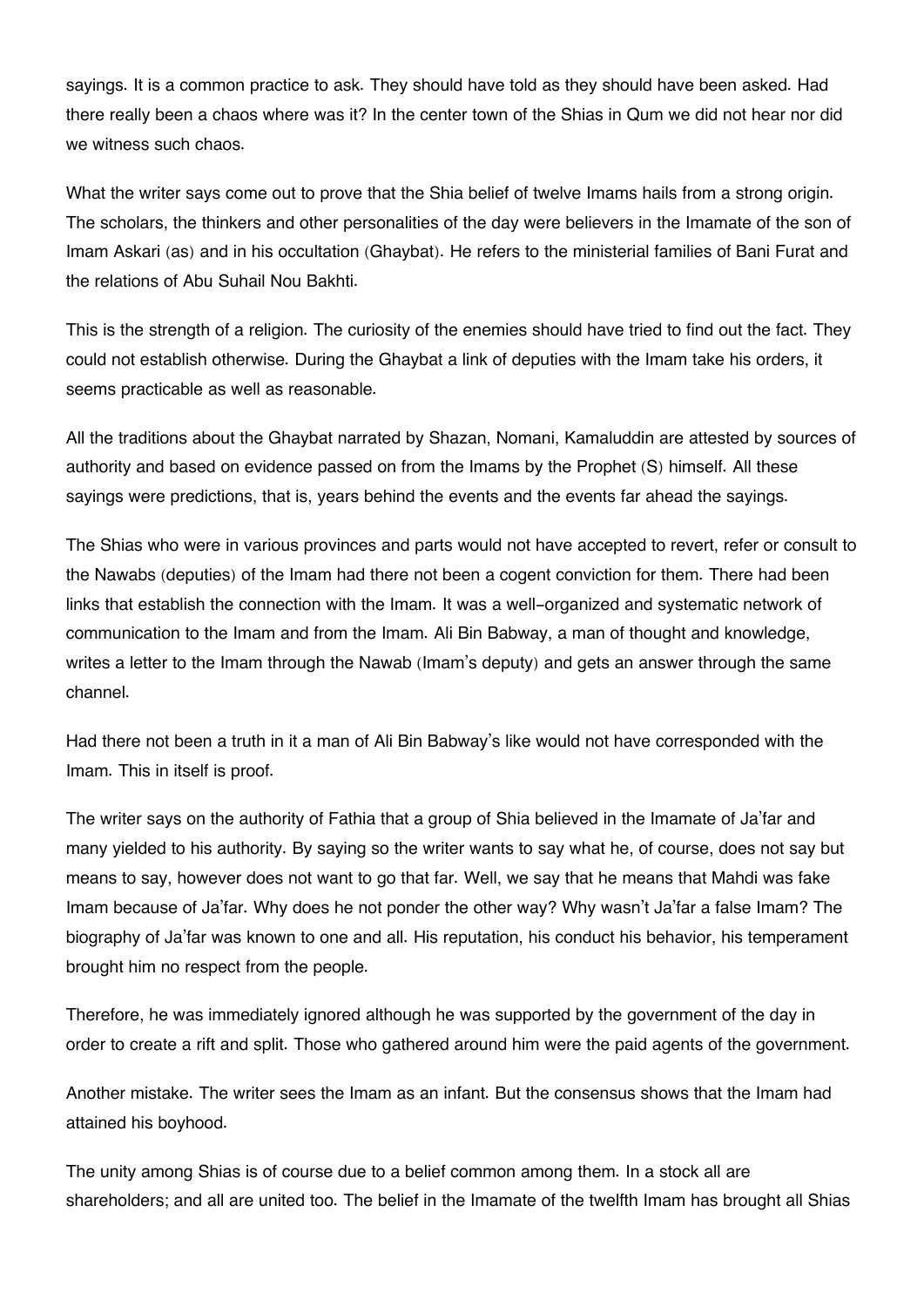sayings. It is a common practice to ask. They should have told as they should have been asked. Had there really been a chaos where was it? In the center town of the Shias in Qum we did not hear nor did we witness such chaos.

What the writer says come out to prove that the Shia belief of twelve Imams hails from a strong origin. The scholars, the thinkers and other personalities of the day were believers in the Imamate of the son of Imam Askari (as) and in his occultation (Ghaybat). He refers to the ministerial families of Bani Furat and the relations of Abu Suhail Nou Bakhti.

This is the strength of a religion. The curiosity of the enemies should have tried to find out the fact. They could not establish otherwise. During the Ghaybat a link of deputies with the Imam take his orders, it seems practicable as well as reasonable.

All the traditions about the Ghaybat narrated by Shazan, Nomani, Kamaluddin are attested by sources of authority and based on evidence passed on from the Imams by the Prophet (S) himself. All these sayings were predictions, that is, years behind the events and the events far ahead the sayings.

The Shias who were in various provinces and parts would not have accepted to revert, refer or consult to the Nawabs (deputies) of the Imam had there not been a cogent conviction for them. There had been links that establish the connection with the Imam. It was a well-organized and systematic network of communication to the Imam and from the Imam. Ali Bin Babway, a man of thought and knowledge, writes a letter to the Imam through the Nawab (Imam's deputy) and gets an answer through the same channel.

Had there not been a truth in it a man of Ali Bin Babway's like would not have corresponded with the Imam. This in itself is proof.

The writer says on the authority of Fathia that a group of Shia believed in the Imamate of Ja'far and many yielded to his authority. By saying so the writer wants to say what he, of course, does not say but means to say, however does not want to go that far. Well, we say that he means that Mahdi was fake Imam because of Ja'far. Why does he not ponder the other way? Why wasn't Ja'far a false Imam? The biography of Ja'far was known to one and all. His reputation, his conduct his behavior, his temperament brought him no respect from the people.

Therefore, he was immediately ignored although he was supported by the government of the day in order to create a rift and split. Those who gathered around him were the paid agents of the government.

Another mistake. The writer sees the Imam as an infant. But the consensus shows that the Imam had attained his boyhood.

The unity among Shias is of course due to a belief common among them. In a stock all are shareholders; and all are united too. The belief in the Imamate of the twelfth Imam has brought all Shias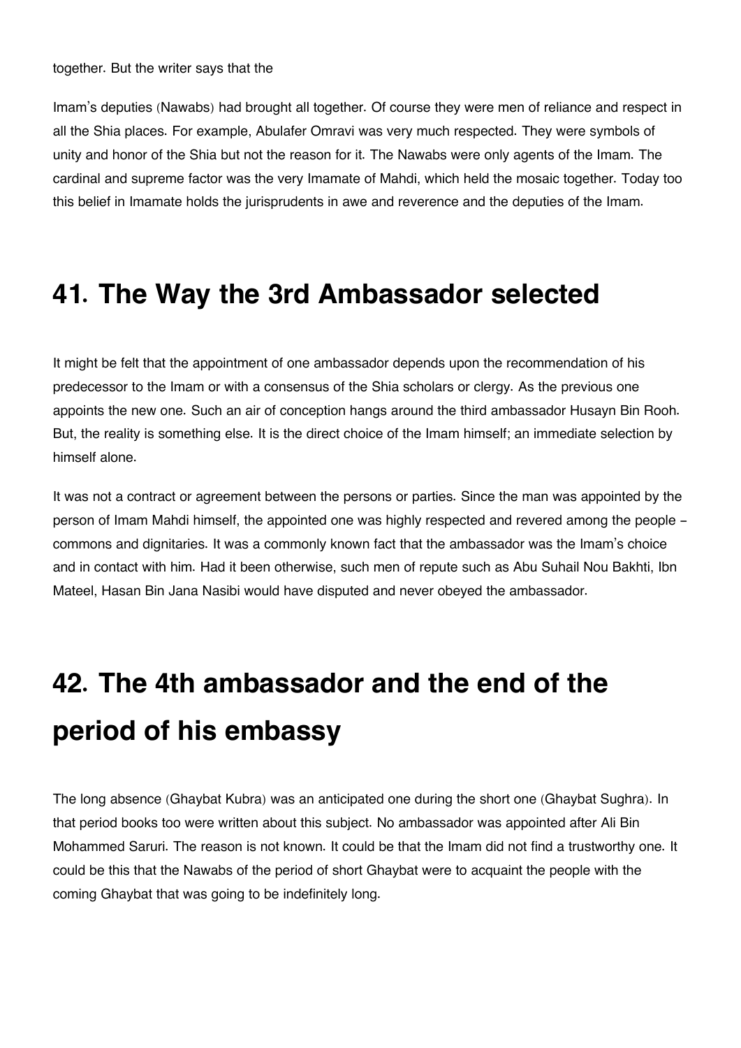together. But the writer says that the

Imam's deputies (Nawabs) had brought all together. Of course they were men of reliance and respect in all the Shia places. For example, Abulafer Omravi was very much respected. They were symbols of unity and honor of the Shia but not the reason for it. The Nawabs were only agents of the Imam. The cardinal and supreme factor was the very Imamate of Mahdi, which held the mosaic together. Today too this belief in Imamate holds the jurisprudents in awe and reverence and the deputies of the Imam.

## 41. The Way the 3rd Ambassador selected

It might be felt that the appointment of one ambassador depends upon the recommendation of his predecessor to the Imam or with a consensus of the Shia scholars or clergy. As the previous one appoints the new one. Such an air of conception hangs around the third ambassador Husayn Bin Rooh. But, the reality is something else. It is the direct choice of the Imam himself; an immediate selection by himself alone.

It was not a contract or agreement between the persons or parties. Since the man was appointed by the person of Imam Mahdi himself, the appointed one was highly respected and revered among the people – commons and dignitaries. It was a commonly known fact that the ambassador was the Imam's choice and in contact with him. Had it been otherwise, such men of repute such as Abu Suhail Nou Bakhti, Ibn Mateel, Hasan Bin Jana Nasibi would have disputed and never obeyed the ambassador.

## 42. The 4th ambassador and the end of the period of his embassy

The long absence (Ghaybat Kubra) was an anticipated one during the short one (Ghaybat Sughra). In that period books too were written about this subject. No ambassador was appointed after Ali Bin Mohammed Saruri. The reason is not known. It could be that the Imam did not find a trustworthy one. It could be this that the Nawabs of the period of short Ghaybat were to acquaint the people with the coming Ghaybat that was going to be indefinitely long.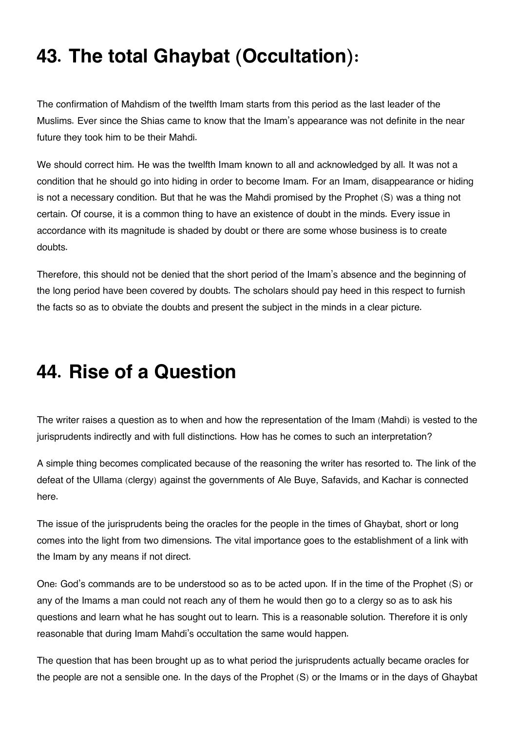# 43. The total Ghaybat (Occultation):

The confirmation of Mahdism of the twelfth Imam starts from this period as the last leader of the Muslims. Ever since the Shias came to know that the Imam's appearance was not definite in the near future they took him to be their Mahdi.

We should correct him. He was the twelfth Imam known to all and acknowledged by all. It was not a condition that he should go into hiding in order to become Imam. For an Imam, disappearance or hiding is not a necessary condition. But that he was the Mahdi promised by the Prophet (S) was a thing not certain. Of course, it is a common thing to have an existence of doubt in the minds. Every issue in accordance with its magnitude is shaded by doubt or there are some whose business is to create doubts.

Therefore, this should not be denied that the short period of the Imam's absence and the beginning of the long period have been covered by doubts. The scholars should pay heed in this respect to furnish the facts so as to obviate the doubts and present the subject in the minds in a clear picture.

# 44. Rise of a Question

The writer raises a question as to when and how the representation of the Imam (Mahdi) is vested to the jurisprudents indirectly and with full distinctions. How has he comes to such an interpretation?

A simple thing becomes complicated because of the reasoning the writer has resorted to. The link of the defeat of the Ullama (clergy) against the governments of Ale Buye, Safavids, and Kachar is connected here.

The issue of the jurisprudents being the oracles for the people in the times of Ghaybat, short or long comes into the light from two dimensions. The vital importance goes to the establishment of a link with the Imam by any means if not direct.

One: God's commands are to be understood so as to be acted upon. If in the time of the Prophet (S) or any of the Imams a man could not reach any of them he would then go to a clergy so as to ask his questions and learn what he has sought out to learn. This is a reasonable solution. Therefore it is only reasonable that during Imam Mahdi's occultation the same would happen.

The question that has been brought up as to what period the jurisprudents actually became oracles for the people are not a sensible one. In the days of the Prophet (S) or the Imams or in the days of Ghaybat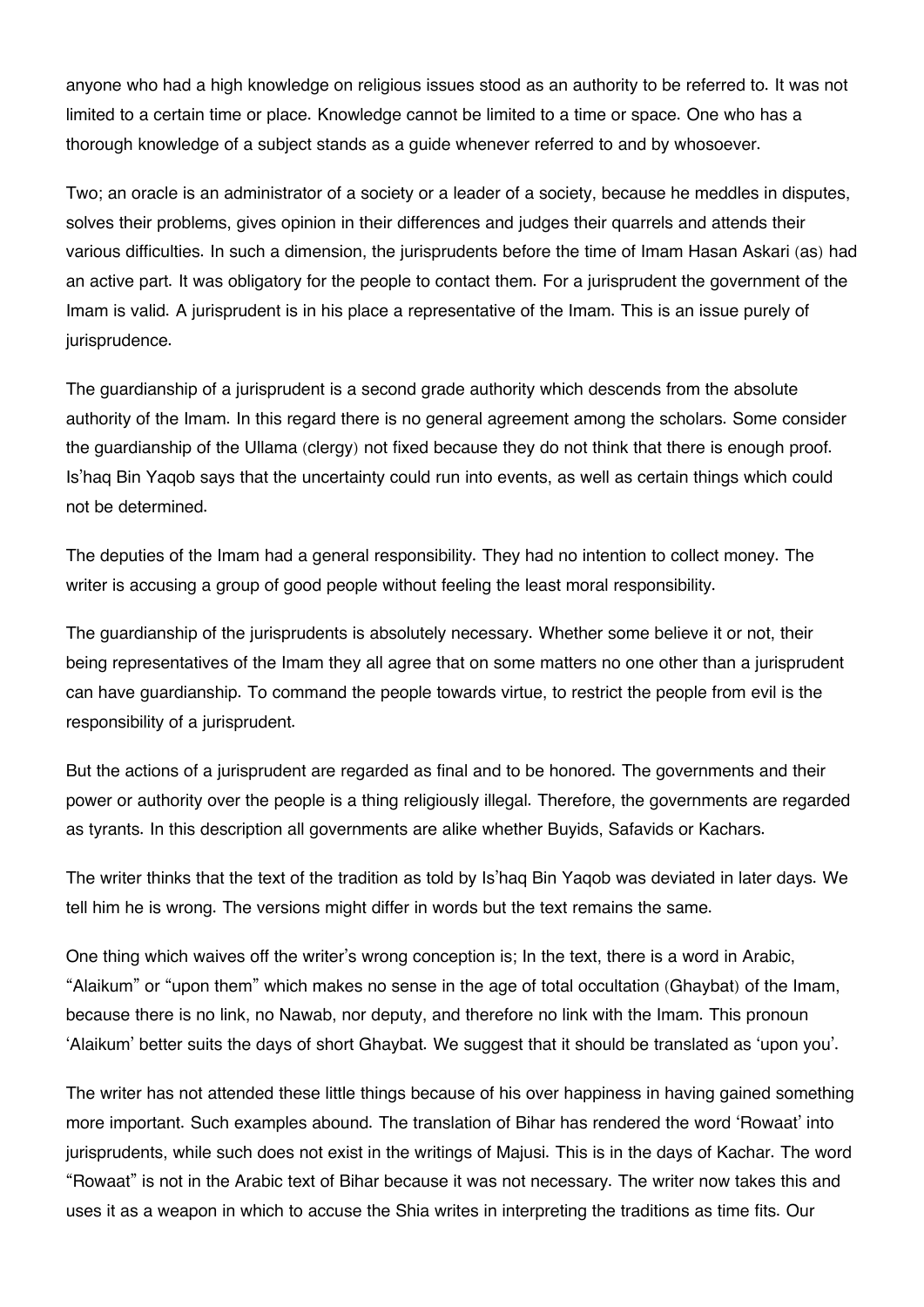anyone who had a high knowledge on religious issues stood as an authority to be referred to. It was not limited to a certain time or place. Knowledge cannot be limited to a time or space. One who has a thorough knowledge of a subject stands as a guide whenever referred to and by whosoever.

Two; an oracle is an administrator of a society or a leader of a society, because he meddles in disputes, solves their problems, gives opinion in their differences and judges their quarrels and attends their various difficulties. In such a dimension, the jurisprudents before the time of Imam Hasan Askari (as) had an active part. It was obligatory for the people to contact them. For a jurisprudent the government of the Imam is valid. A jurisprudent is in his place a representative of the Imam. This is an issue purely of jurisprudence.

The guardianship of a jurisprudent is a second grade authority which descends from the absolute authority of the Imam. In this regard there is no general agreement among the scholars. Some consider the guardianship of the Ullama (clergy) not fixed because they do not think that there is enough proof. Is'haq Bin Yaqob says that the uncertainty could run into events, as well as certain things which could not be determined.

The deputies of the Imam had a general responsibility. They had no intention to collect money. The writer is accusing a group of good people without feeling the least moral responsibility.

The guardianship of the jurisprudents is absolutely necessary. Whether some believe it or not, their being representatives of the Imam they all agree that on some matters no one other than a jurisprudent can have guardianship. To command the people towards virtue, to restrict the people from evil is the responsibility of a jurisprudent.

But the actions of a jurisprudent are regarded as final and to be honored. The governments and their power or authority over the people is a thing religiously illegal. Therefore, the governments are regarded as tyrants. In this description all governments are alike whether Buyids, Safavids or Kachars.

The writer thinks that the text of the tradition as told by Is'haq Bin Yaqob was deviated in later days. We tell him he is wrong. The versions might differ in words but the text remains the same.

One thing which waives off the writer's wrong conception is; In the text, there is a word in Arabic, "Alaikum" or "upon them" which makes no sense in the age of total occultation (Ghaybat) of the Imam, because there is no link, no Nawab, nor deputy, and therefore no link with the Imam. This pronoun 'Alaikum' better suits the days of short Ghaybat. We suggest that it should be translated as 'upon you'.

The writer has not attended these little things because of his over happiness in having gained something more important. Such examples abound. The translation of Bihar has rendered the word 'Rowaat' into jurisprudents, while such does not exist in the writings of Majusi. This is in the days of Kachar. The word "Rowaat" is not in the Arabic text of Bihar because it was not necessary. The writer now takes this and uses it as a weapon in which to accuse the Shia writes in interpreting the traditions as time fits. Our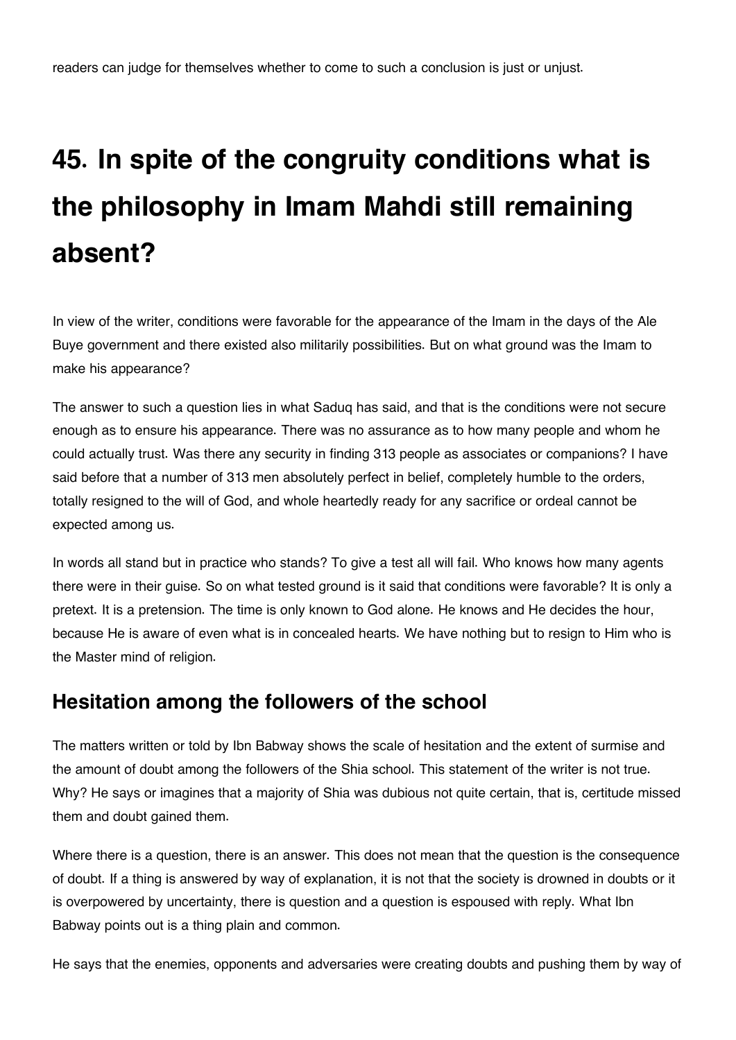readers can judge for themselves whether to come to such a conclusion is just or unjust.

# 45. In spite of the congruity conditions what is the philosophy in Imam Mahdi still remaining absent?

In view of the writer, conditions were favorable for the appearance of the Imam in the days of the Ale Buye government and there existed also militarily possibilities. But on what ground was the Imam to make his appearance?

The answer to such a question lies in what Saduq has said, and that is the conditions were not secure enough as to ensure his appearance. There was no assurance as to how many people and whom he could actually trust. Was there any security in finding 313 people as associates or companions? I have said before that a number of 313 men absolutely perfect in belief, completely humble to the orders, totally resigned to the will of God, and whole heartedly ready for any sacrifice or ordeal cannot be expected among us.

In words all stand but in practice who stands? To give a test all will fail. Who knows how many agents there were in their guise. So on what tested ground is it said that conditions were favorable? It is only a pretext. It is a pretension. The time is only known to God alone. He knows and He decides the hour, because He is aware of even what is in concealed hearts. We have nothing but to resign to Him who is the Master mind of religion.

## Hesitation among the followers of the school

The matters written or told by Ibn Babway shows the scale of hesitation and the extent of surmise and the amount of doubt among the followers of the Shia school. This statement of the writer is not true. Why? He says or imagines that a majority of Shia was dubious not quite certain, that is, certitude missed them and doubt gained them.

Where there is a question, there is an answer. This does not mean that the question is the consequence of doubt. If a thing is answered by way of explanation, it is not that the society is drowned in doubts or it is overpowered by uncertainty, there is question and a question is espoused with reply. What Ibn Babway points out is a thing plain and common.

He says that the enemies, opponents and adversaries were creating doubts and pushing them by way of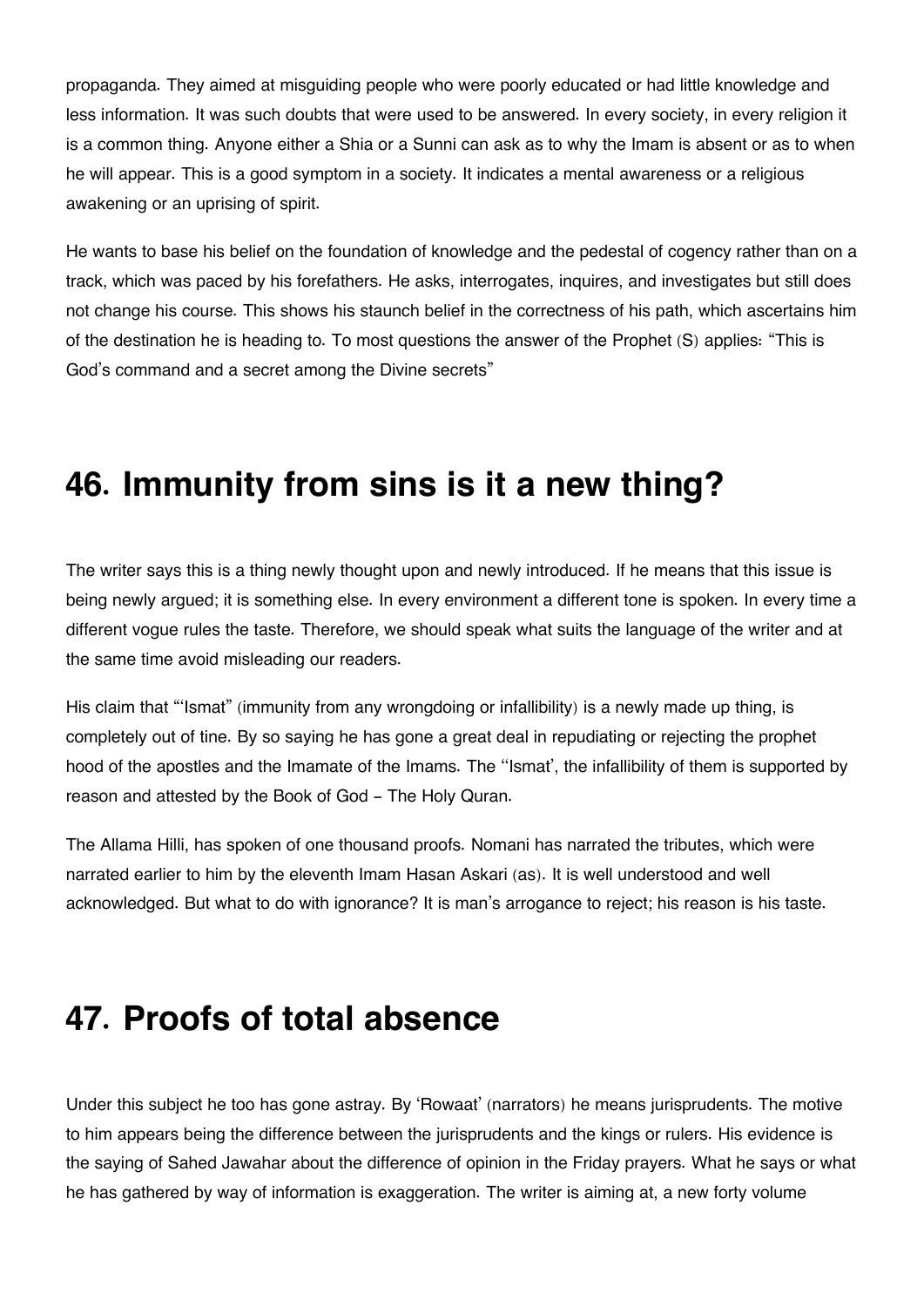propaganda. They aimed at misguiding people who were poorly educated or had little knowledge and less information. It was such doubts that were used to be answered. In every society, in every religion it is a common thing. Anyone either a Shia or a Sunni can ask as to why the Imam is absent or as to when he will appear. This is a good symptom in a society. It indicates a mental awareness or a religious awakening or an uprising of spirit.

He wants to base his belief on the foundation of knowledge and the pedestal of cogency rather than on a track, which was paced by his forefathers. He asks, interrogates, inquires, and investigates but still does not change his course. This shows his staunch belief in the correctness of his path, which ascertains him of the destination he is heading to. To most questions the answer of the Prophet (S) applies: "This is God's command and a secret among the Divine secrets"

# 46. Immunity from sins is it a new thing?

The writer says this is a thing newly thought upon and newly introduced. If he means that this issue is being newly argued; it is something else. In every environment a different tone is spoken. In every time a different vogue rules the taste. Therefore, we should speak what suits the language of the writer and at the same time avoid misleading our readers.

His claim that "'Ismat" (immunity from any wrongdoing or infallibility) is a newly made up thing, is completely out of tine. By so saying he has gone a great deal in repudiating or rejecting the prophet hood of the apostles and the Imamate of the Imams. The ''Ismat', the infallibility of them is supported by reason and attested by the Book of God - The Holy Quran.

The Allama Hilli, has spoken of one thousand proofs. Nomani has narrated the tributes, which were narrated earlier to him by the eleventh Imam Hasan Askari (as). It is well understood and well acknowledged. But what to do with ignorance? It is man's arrogance to reject; his reason is his taste.

# 47. Proofs of total absence

Under this subject he too has gone astray. By 'Rowaat' (narrators) he means jurisprudents. The motive to him appears being the difference between the jurisprudents and the kings or rulers. His evidence is the saying of Sahed Jawahar about the difference of opinion in the Friday prayers. What he says or what he has gathered by way of information is exaggeration. The writer is aiming at, a new forty volume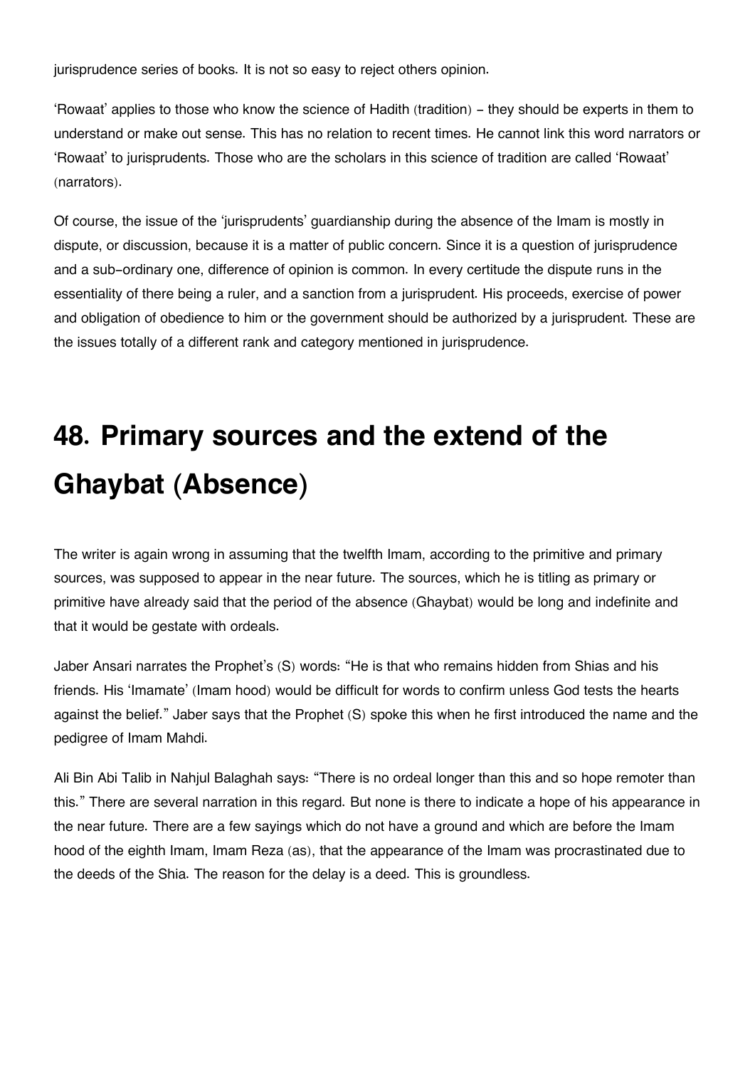jurisprudence series of books. It is not so easy to reject others opinion.

'Rowaat' applies to those who know the science of Hadith (tradition) - they should be experts in them to understand or make out sense. This has no relation to recent times. He cannot link this word narrators or 'Rowaat' to jurisprudents. Those who are the scholars in this science of tradition are called 'Rowaat' (narrators).

Of course, the issue of the 'jurisprudents' guardianship during the absence of the Imam is mostly in dispute, or discussion, because it is a matter of public concern. Since it is a question of jurisprudence and a sub-ordinary one, difference of opinion is common. In every certitude the dispute runs in the essentiality of there being a ruler, and a sanction from a jurisprudent. His proceeds, exercise of power and obligation of obedience to him or the government should be authorized by a jurisprudent. These are the issues totally of a different rank and category mentioned in jurisprudence.

# 48. Primary sources and the extend of the Ghaybat (Absence)

The writer is again wrong in assuming that the twelfth Imam, according to the primitive and primary sources, was supposed to appear in the near future. The sources, which he is titling as primary or primitive have already said that the period of the absence (Ghaybat) would be long and indefinite and that it would be gestate with ordeals.

Jaber Ansari narrates the Prophet's (S) words: "He is that who remains hidden from Shias and his friends. His 'Imamate' (Imam hood) would be difficult for words to confirm unless God tests the hearts against the belief." Jaber says that the Prophet (S) spoke this when he first introduced the name and the pedigree of Imam Mahdi.

Ali Bin Abi Talib in Nahjul Balaghah says: "There is no ordeal longer than this and so hope remoter than this." There are several narration in this regard. But none is there to indicate a hope of his appearance in the near future. There are a few sayings which do not have a ground and which are before the Imam hood of the eighth Imam, Imam Reza (as), that the appearance of the Imam was procrastinated due to the deeds of the Shia. The reason for the delay is a deed. This is groundless.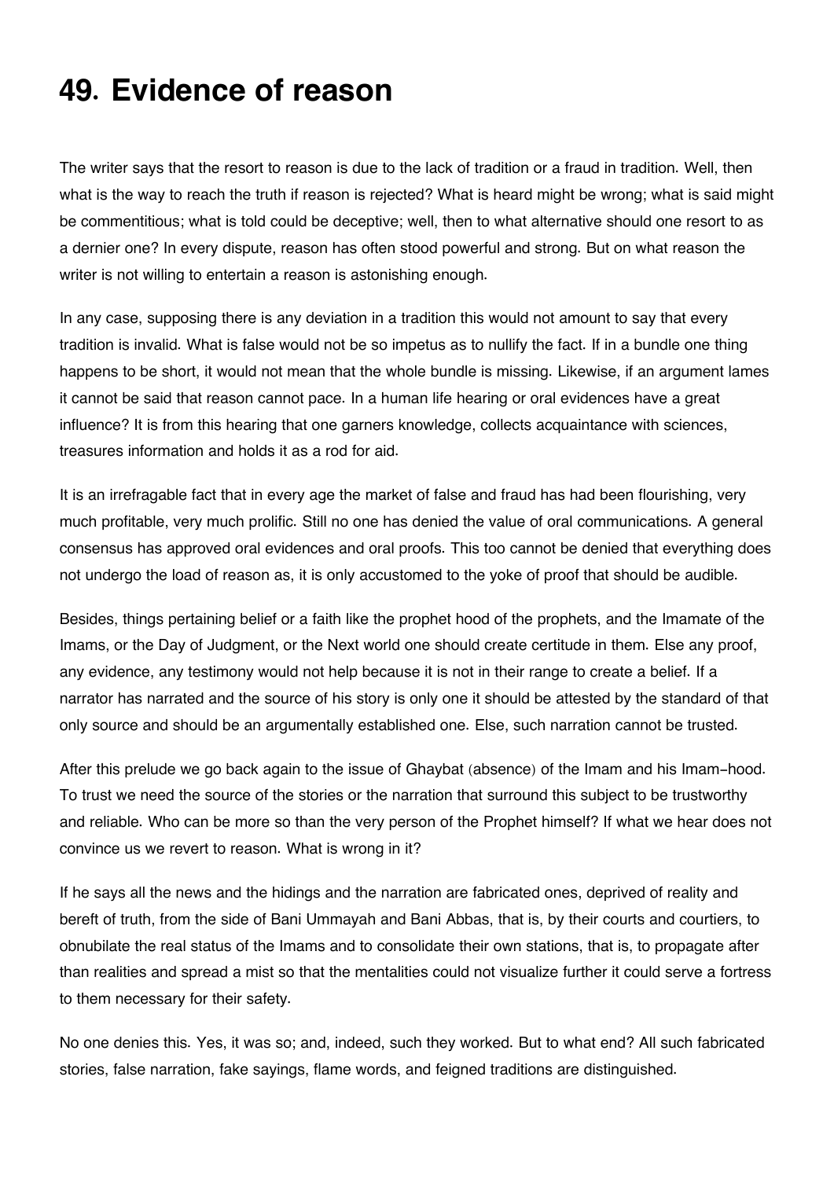# 49. Evidence of reason

The writer says that the resort to reason is due to the lack of tradition or a fraud in tradition. Well, then what is the way to reach the truth if reason is rejected? What is heard might be wrong; what is said might be commentitious; what is told could be deceptive; well, then to what alternative should one resort to as a dernier one? In every dispute, reason has often stood powerful and strong. But on what reason the writer is not willing to entertain a reason is astonishing enough.

In any case, supposing there is any deviation in a tradition this would not amount to say that every tradition is invalid. What is false would not be so impetus as to nullify the fact. If in a bundle one thing happens to be short, it would not mean that the whole bundle is missing. Likewise, if an argument lames it cannot be said that reason cannot pace. In a human life hearing or oral evidences have a great influence? It is from this hearing that one garners knowledge, collects acquaintance with sciences, treasures information and holds it as a rod for aid.

It is an irrefragable fact that in every age the market of false and fraud has had been flourishing, very much profitable, very much prolific. Still no one has denied the value of oral communications. A general consensus has approved oral evidences and oral proofs. This too cannot be denied that everything does not undergo the load of reason as, it is only accustomed to the yoke of proof that should be audible.

Besides, things pertaining belief or a faith like the prophet hood of the prophets, and the Imamate of the Imams, or the Day of Judgment, or the Next world one should create certitude in them. Else any proof, any evidence, any testimony would not help because it is not in their range to create a belief. If a narrator has narrated and the source of his story is only one it should be attested by the standard of that only source and should be an argumentally established one. Else, such narration cannot be trusted.

After this prelude we go back again to the issue of Ghaybat (absence) of the Imam and his Imam-hood. To trust we need the source of the stories or the narration that surround this subject to be trustworthy and reliable. Who can be more so than the very person of the Prophet himself? If what we hear does not convince us we revert to reason. What is wrong in it?

If he says all the news and the hidings and the narration are fabricated ones, deprived of reality and bereft of truth, from the side of Bani Ummayah and Bani Abbas, that is, by their courts and courtiers, to obnubilate the real status of the Imams and to consolidate their own stations, that is, to propagate after than realities and spread a mist so that the mentalities could not visualize further it could serve a fortress to them necessary for their safety.

No one denies this. Yes, it was so; and, indeed, such they worked. But to what end? All such fabricated stories, false narration, fake sayings, flame words, and feigned traditions are distinguished.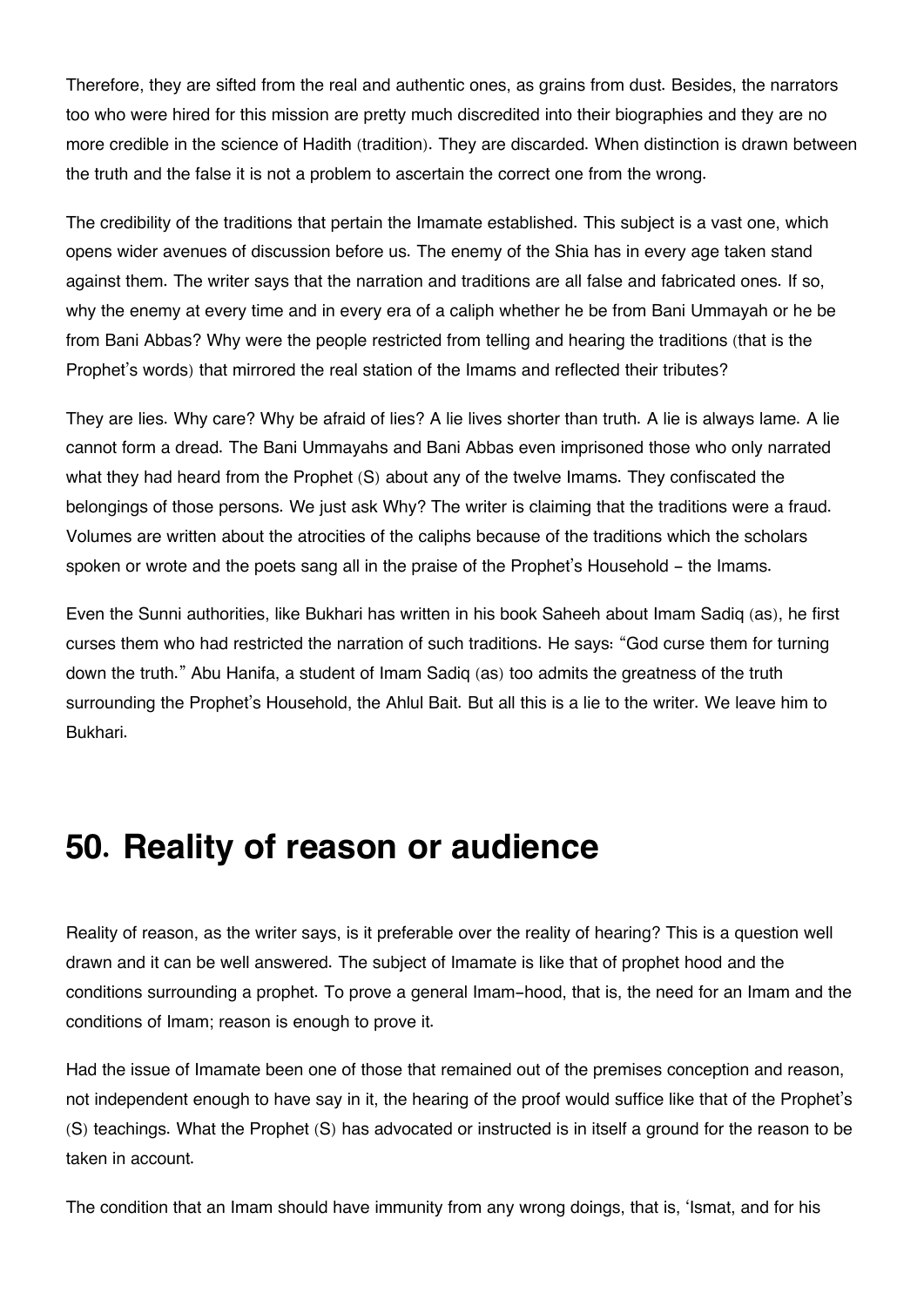Therefore, they are sifted from the real and authentic ones, as grains from dust. Besides, the narrators too who were hired for this mission are pretty much discredited into their biographies and they are no more credible in the science of Hadith (tradition). They are discarded. When distinction is drawn between the truth and the false it is not a problem to ascertain the correct one from the wrong.

The credibility of the traditions that pertain the Imamate established. This subject is a vast one, which opens wider avenues of discussion before us. The enemy of the Shia has in every age taken stand against them. The writer says that the narration and traditions are all false and fabricated ones. If so, why the enemy at every time and in every era of a caliph whether he be from Bani Ummayah or he be from Bani Abbas? Why were the people restricted from telling and hearing the traditions (that is the Prophet's words) that mirrored the real station of the Imams and reflected their tributes?

They are lies. Why care? Why be afraid of lies? A lie lives shorter than truth. A lie is always lame. A lie cannot form a dread. The Bani Ummayahs and Bani Abbas even imprisoned those who only narrated what they had heard from the Prophet (S) about any of the twelve Imams. They confiscated the belongings of those persons. We just ask Why? The writer is claiming that the traditions were a fraud. Volumes are written about the atrocities of the caliphs because of the traditions which the scholars spoken or wrote and the poets sang all in the praise of the Prophet's Household - the Imams.

Even the Sunni authorities, like Bukhari has written in his book Saheeh about Imam Sadiq (as), he first curses them who had restricted the narration of such traditions. He says: "God curse them for turning down the truth." Abu Hanifa, a student of Imam Sadiq (as) too admits the greatness of the truth surrounding the Prophet's Household, the Ahlul Bait. But all this is a lie to the writer. We leave him to Bukhari.

## 50. Reality of reason or audience

Reality of reason, as the writer says, is it preferable over the reality of hearing? This is a question well drawn and it can be well answered. The subject of Imamate is like that of prophet hood and the conditions surrounding a prophet. To prove a general Imam-hood, that is, the need for an Imam and the conditions of Imam; reason is enough to prove it.

Had the issue of Imamate been one of those that remained out of the premises conception and reason, not independent enough to have say in it, the hearing of the proof would suffice like that of the Prophet's (S) teachings. What the Prophet (S) has advocated or instructed is in itself a ground for the reason to be taken in account.

The condition that an Imam should have immunity from any wrong doings, that is, 'Ismat, and for his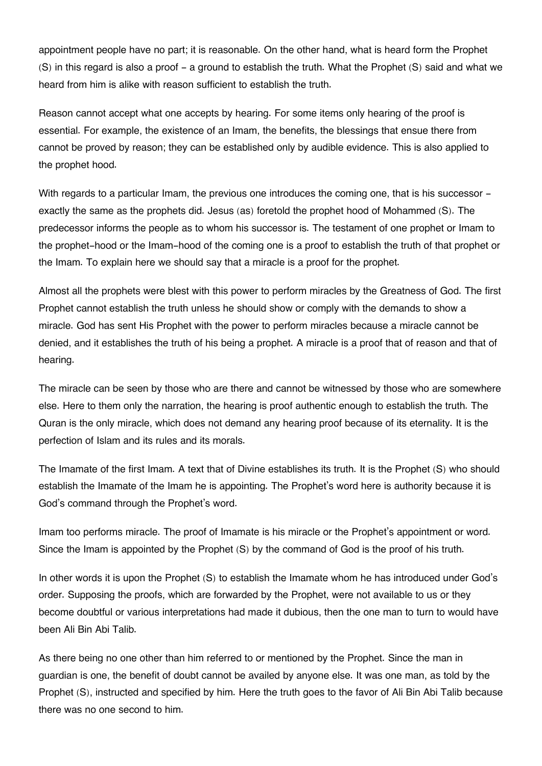appointment people have no part; it is reasonable. On the other hand, what is heard form the Prophet (S) in this regard is also a proof - a ground to establish the truth. What the Prophet (S) said and what we heard from him is alike with reason sufficient to establish the truth.

Reason cannot accept what one accepts by hearing. For some items only hearing of the proof is essential. For example, the existence of an Imam, the benefits, the blessings that ensue there from cannot be proved by reason; they can be established only by audible evidence. This is also applied to the prophet hood.

With regards to a particular Imam, the previous one introduces the coming one, that is his successor - exactly the same as the prophets did. Jesus (as) foretold the prophet hood of Mohammed (S). The predecessor informs the people as to whom his successor is. The testament of one prophet or Imam to the prophet-hood or the Imam-hood of the coming one is a proof to establish the truth of that prophet or the Imam. To explain here we should say that a miracle is a proof for the prophet.

Almost all the prophets were blest with this power to perform miracles by the Greatness of God. The first Prophet cannot establish the truth unless he should show or comply with the demands to show a miracle. God has sent His Prophet with the power to perform miracles because a miracle cannot be denied, and it establishes the truth of his being a prophet. A miracle is a proof that of reason and that of hearing.

The miracle can be seen by those who are there and cannot be witnessed by those who are somewhere else. Here to them only the narration, the hearing is proof authentic enough to establish the truth. The Quran is the only miracle, which does not demand any hearing proof because of its eternality. It is the perfection of Islam and its rules and its morals.

The Imamate of the first Imam. A text that of Divine establishes its truth. It is the Prophet (S) who should establish the Imamate of the Imam he is appointing. The Prophet's word here is authority because it is God's command through the Prophet's word.

Imam too performs miracle. The proof of Imamate is his miracle or the Prophet's appointment or word. Since the Imam is appointed by the Prophet (S) by the command of God is the proof of his truth.

In other words it is upon the Prophet (S) to establish the Imamate whom he has introduced under God's order. Supposing the proofs, which are forwarded by the Prophet, were not available to us or they become doubtful or various interpretations had made it dubious, then the one man to turn to would have been Ali Bin Abi Talib.

As there being no one other than him referred to or mentioned by the Prophet. Since the man in guardian is one, the benefit of doubt cannot be availed by anyone else. It was one man, as told by the Prophet (S), instructed and specified by him. Here the truth goes to the favor of Ali Bin Abi Talib because there was no one second to him.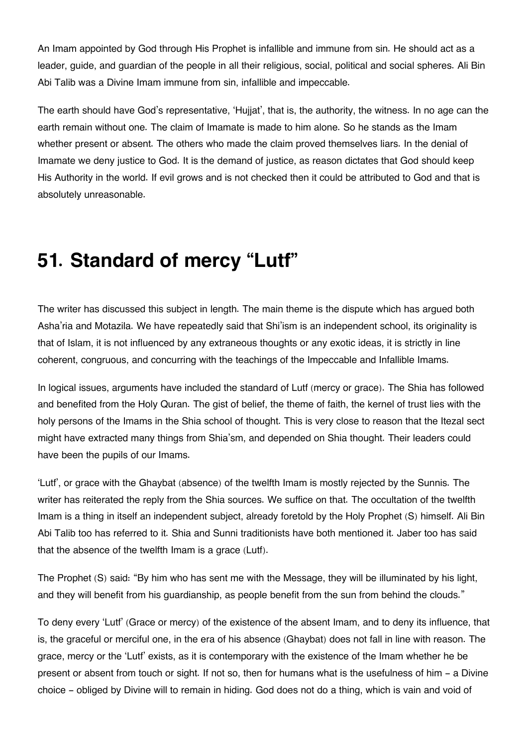An Imam appointed by God through His Prophet is infallible and immune from sin. He should act as a leader, guide, and guardian of the people in all their religious, social, political and social spheres. Ali Bin Abi Talib was a Divine Imam immune from sin, infallible and impeccable.

The earth should have God's representative, 'Hujjat', that is, the authority, the witness. In no age can the earth remain without one. The claim of Imamate is made to him alone. So he stands as the Imam whether present or absent. The others who made the claim proved themselves liars. In the denial of Imamate we deny justice to God. It is the demand of justice, as reason dictates that God should keep His Authority in the world. If evil grows and is not checked then it could be attributed to God and that is absolutely unreasonable.

# 51. Standard of mercy "Lutf"

The writer has discussed this subject in length. The main theme is the dispute which has argued both Asha'ria and Motazila. We have repeatedly said that Shi'ism is an independent school, its originality is that of Islam, it is not influenced by any extraneous thoughts or any exotic ideas, it is strictly in line coherent, congruous, and concurring with the teachings of the Impeccable and Infallible Imams.

In logical issues, arguments have included the standard of Lutf (mercy or grace). The Shia has followed and benefited from the Holy Quran. The gist of belief, the theme of faith, the kernel of trust lies with the holy persons of the Imams in the Shia school of thought. This is very close to reason that the Itezal sect might have extracted many things from Shia'sm, and depended on Shia thought. Their leaders could have been the pupils of our Imams.

'Lutf', or grace with the Ghaybat (absence) of the twelfth Imam is mostly rejected by the Sunnis. The writer has reiterated the reply from the Shia sources. We suffice on that. The occultation of the twelfth Imam is a thing in itself an independent subject, already foretold by the Holy Prophet (S) himself. Ali Bin Abi Talib too has referred to it. Shia and Sunni traditionists have both mentioned it. Jaber too has said that the absence of the twelfth Imam is a grace (Lutf).

The Prophet (S) said: "By him who has sent me with the Message, they will be illuminated by his light, and they will benefit from his guardianship, as people benefit from the sun from behind the clouds."

To deny every 'Lutf' (Grace or mercy) of the existence of the absent Imam, and to deny its influence, that is, the graceful or merciful one, in the era of his absence (Ghaybat) does not fall in line with reason. The grace, mercy or the 'Lutf' exists, as it is contemporary with the existence of the Imam whether he be present or absent from touch or sight. If not so, then for humans what is the usefulness of him – a Divine choice – obliged by Divine will to remain in hiding. God does not do a thing, which is vain and void of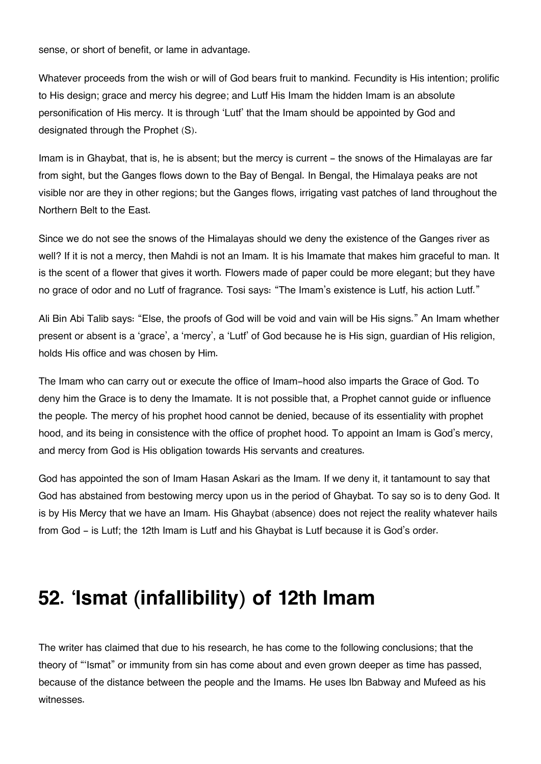sense, or short of benefit, or lame in advantage.

Whatever proceeds from the wish or will of God bears fruit to mankind. Fecundity is His intention; prolific to His design; grace and mercy his degree; and Lutf His Imam the hidden Imam is an absolute personification of His mercy. It is through 'Lutf' that the Imam should be appointed by God and designated through the Prophet (S).

Imam is in Ghaybat, that is, he is absent; but the mercy is current – the snows of the Himalayas are far from sight, but the Ganges flows down to the Bay of Bengal. In Bengal, the Himalaya peaks are not visible nor are they in other regions; but the Ganges flows, irrigating vast patches of land throughout the Northern Belt to the East.

Since we do not see the snows of the Himalayas should we deny the existence of the Ganges river as well? If it is not a mercy, then Mahdi is not an Imam. It is his Imamate that makes him graceful to man. It is the scent of a flower that gives it worth. Flowers made of paper could be more elegant; but they have no grace of odor and no Lutf of fragrance. Tosi says: "The Imam's existence is Lutf, his action Lutf."

Ali Bin Abi Talib says: "Else, the proofs of God will be void and vain will be His signs." An Imam whether present or absent is a 'grace', a 'mercy', a 'Lutf' of God because he is His sign, guardian of His religion, holds His office and was chosen by Him.

The Imam who can carry out or execute the office of Imam-hood also imparts the Grace of God. To deny him the Grace is to deny the Imamate. It is not possible that, a Prophet cannot guide or influence the people. The mercy of his prophet hood cannot be denied, because of its essentiality with prophet hood, and its being in consistence with the office of prophet hood. To appoint an Imam is God's mercy, and mercy from God is His obligation towards His servants and creatures.

God has appointed the son of Imam Hasan Askari as the Imam. If we deny it, it tantamount to say that God has abstained from bestowing mercy upon us in the period of Ghaybat. To say so is to deny God. It is by His Mercy that we have an Imam. His Ghaybat (absence) does not reject the reality whatever hails from God – is Lutf; the 12th Imam is Lutf and his Ghaybat is Lutf because it is God's order.

## 52. 'Ismat (infallibility) of 12th Imam

The writer has claimed that due to his research, he has come to the following conclusions; that the theory of "'Ismat" or immunity from sin has come about and even grown deeper as time has passed, because of the distance between the people and the Imams. He uses Ibn Babway and Mufeed as his witnesses.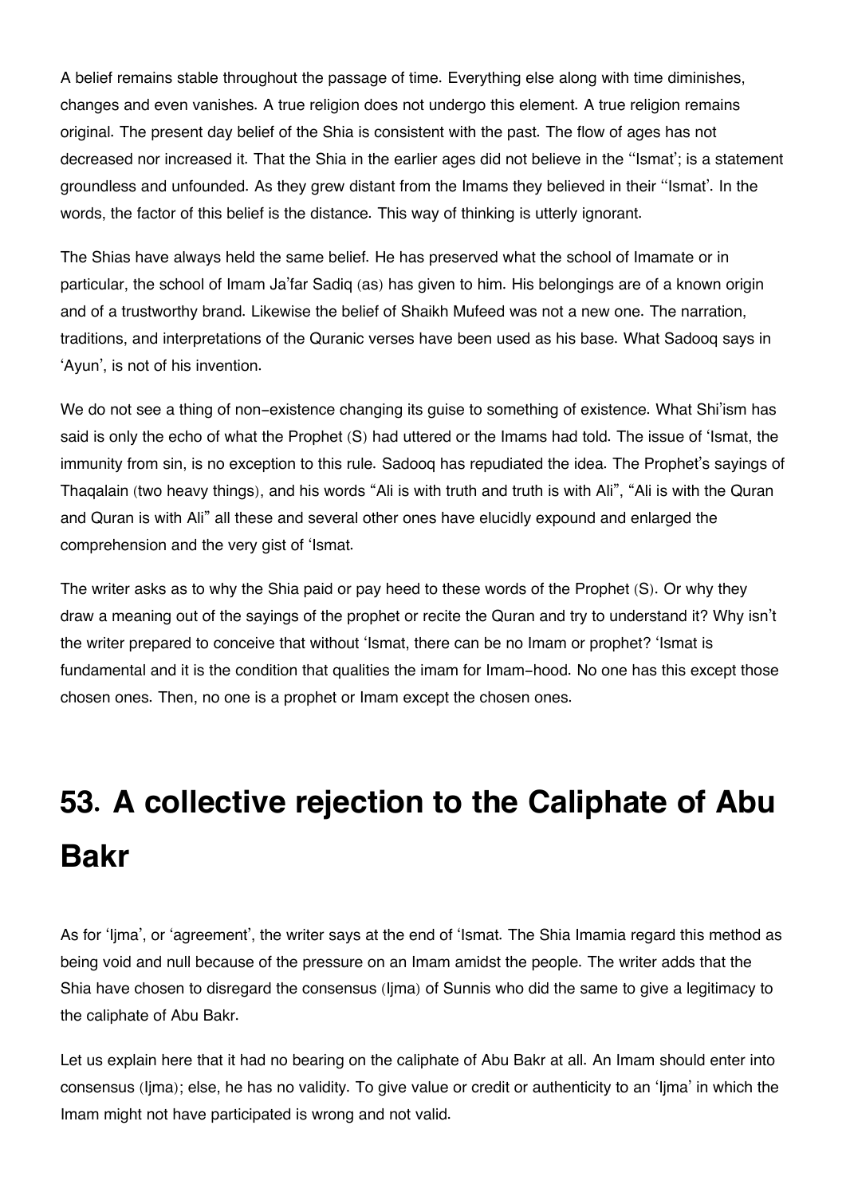A belief remains stable throughout the passage of time. Everything else along with time diminishes, changes and even vanishes. A true religion does not undergo this element. A true religion remains original. The present day belief of the Shia is consistent with the past. The flow of ages has not decreased nor increased it. That the Shia in the earlier ages did not believe in the ''Ismat'; is a statement groundless and unfounded. As they grew distant from the Imams they believed in their ''Ismat'. In the words, the factor of this belief is the distance. This way of thinking is utterly ignorant.

The Shias have always held the same belief. He has preserved what the school of Imamate or in particular, the school of Imam Ja'far Sadiq (as) has given to him. His belongings are of a known origin and of a trustworthy brand. Likewise the belief of Shaikh Mufeed was not a new one. The narration, traditions, and interpretations of the Quranic verses have been used as his base. What Sadooq says in 'Ayun', is not of his invention.

We do not see a thing of non-existence changing its guise to something of existence. What Shi'ism has said is only the echo of what the Prophet (S) had uttered or the Imams had told. The issue of 'Ismat, the immunity from sin, is no exception to this rule. Sadooq has repudiated the idea. The Prophet's sayings of Thaqalain (two heavy things), and his words "Ali is with truth and truth is with Ali", "Ali is with the Quran and Quran is with Ali" all these and several other ones have elucidly expound and enlarged the comprehension and the very gist of 'Ismat.

The writer asks as to why the Shia paid or pay heed to these words of the Prophet (S). Or why they draw a meaning out of the sayings of the prophet or recite the Quran and try to understand it? Why isn't the writer prepared to conceive that without 'Ismat, there can be no Imam or prophet? 'Ismat is fundamental and it is the condition that qualities the imam for Imam-hood. No one has this except those chosen ones. Then, no one is a prophet or Imam except the chosen ones.

# 53. A collective rejection to the Caliphate of Abu Bakr

As for 'Ijma', or 'agreement', the writer says at the end of 'Ismat. The Shia Imamia regard this method as being void and null because of the pressure on an Imam amidst the people. The writer adds that the Shia have chosen to disregard the consensus (Ijma) of Sunnis who did the same to give a legitimacy to the caliphate of Abu Bakr.

Let us explain here that it had no bearing on the caliphate of Abu Bakr at all. An Imam should enter into consensus (Ijma); else, he has no validity. To give value or credit or authenticity to an 'Ijma' in which the Imam might not have participated is wrong and not valid.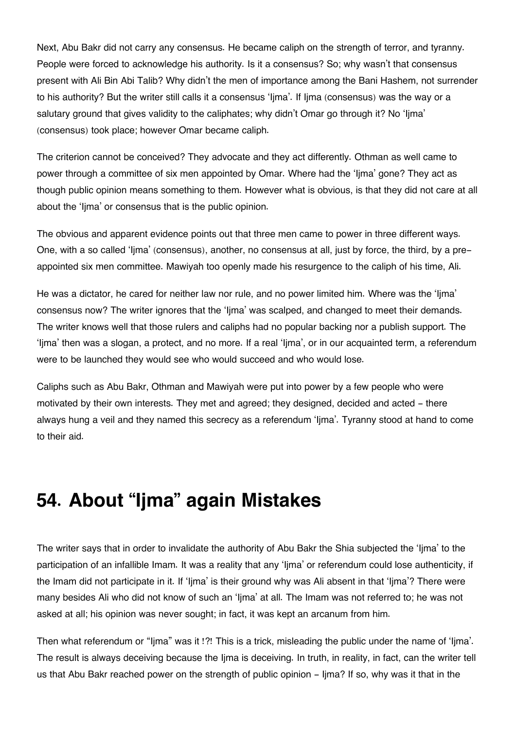Next, Abu Bakr did not carry any consensus. He became caliph on the strength of terror, and tyranny. People were forced to acknowledge his authority. Is it a consensus? So; why wasn't that consensus present with Ali Bin Abi Talib? Why didn't the men of importance among the Bani Hashem, not surrender to his authority? But the writer still calls it a consensus 'Ijma'. If Ijma (consensus) was the way or a salutary ground that gives validity to the caliphates; why didn't Omar go through it? No 'Ijma' (consensus) took place; however Omar became caliph.

The criterion cannot be conceived? They advocate and they act differently. Othman as well came to power through a committee of six men appointed by Omar. Where had the 'Ijma' gone? They act as though public opinion means something to them. However what is obvious, is that they did not care at all about the 'Ijma' or consensus that is the public opinion.

The obvious and apparent evidence points out that three men came to power in three different ways. One, with a so called 'Ijma' (consensus), another, no consensus at all, just by force, the third, by a pre-appointed six men committee. Mawiyah too openly made his resurgence to the caliph of his time, Ali.

He was a dictator, he cared for neither law nor rule, and no power limited him. Where was the 'Ijma' consensus now? The writer ignores that the 'Ijma' was scalped, and changed to meet their demands. The writer knows well that those rulers and caliphs had no popular backing nor a publish support. The 'Ijma' then was a slogan, a protect, and no more. If a real 'Ijma', or in our acquainted term, a referendum were to be launched they would see who would succeed and who would lose.

Caliphs such as Abu Bakr, Othman and Mawiyah were put into power by a few people who were motivated by their own interests. They met and agreed; they designed, decided and acted – there always hung a veil and they named this secrecy as a referendum 'Ijma'. Tyranny stood at hand to come to their aid.

## 54. About "Ijma" again Mistakes

The writer says that in order to invalidate the authority of Abu Bakr the Shia subjected the 'Ijma' to the participation of an infallible Imam. It was a reality that any 'Ijma' or referendum could lose authenticity, if the Imam did not participate in it. If 'Ijma' is their ground why was Ali absent in that 'Ijma'? There were many besides Ali who did not know of such an 'Ijma' at all. The Imam was not referred to; he was not asked at all; his opinion was never sought; in fact, it was kept an arcanum from him.

Then what referendum or "Ijma" was it !?! This is a trick, misleading the public under the name of 'Ijma'. The result is always deceiving because the Ijma is deceiving. In truth, in reality, in fact, can the writer tell us that Abu Bakr reached power on the strength of public opinion – Ijma? If so, why was it that in the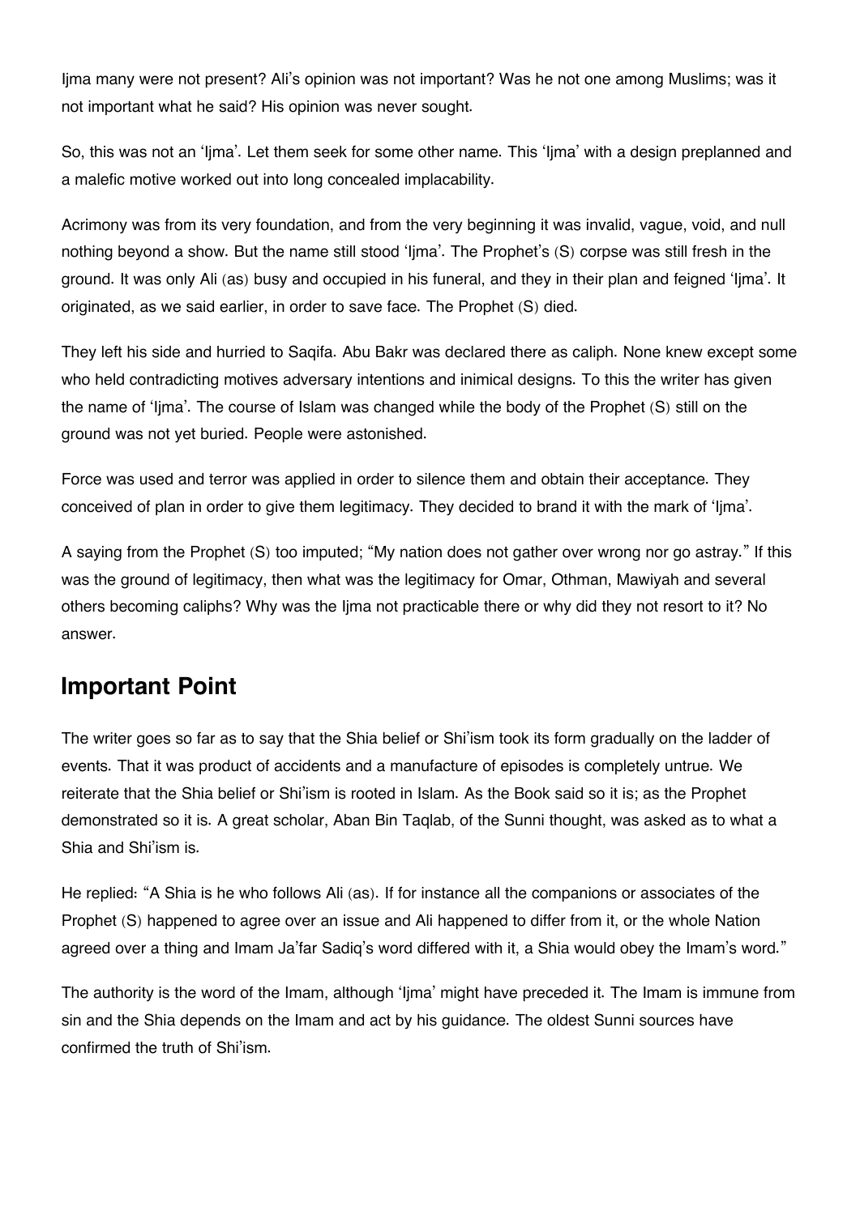Ijma many were not present? Ali's opinion was not important? Was he not one among Muslims; was it not important what he said? His opinion was never sought.

So, this was not an 'Ijma'. Let them seek for some other name. This 'Ijma' with a design preplanned and a malefic motive worked out into long concealed implacability.

Acrimony was from its very foundation, and from the very beginning it was invalid, vague, void, and null nothing beyond a show. But the name still stood 'Ijma'. The Prophet's (S) corpse was still fresh in the ground. It was only Ali (as) busy and occupied in his funeral, and they in their plan and feigned 'Ijma'. It originated, as we said earlier, in order to save face. The Prophet (S) died.

They left his side and hurried to Saqifa. Abu Bakr was declared there as caliph. None knew except some who held contradicting motives adversary intentions and inimical designs. To this the writer has given the name of 'Ijma'. The course of Islam was changed while the body of the Prophet (S) still on the ground was not yet buried. People were astonished.

Force was used and terror was applied in order to silence them and obtain their acceptance. They conceived of plan in order to give them legitimacy. They decided to brand it with the mark of 'Ijma'.

A saying from the Prophet (S) too imputed; "My nation does not gather over wrong nor go astray." If this was the ground of legitimacy, then what was the legitimacy for Omar, Othman, Mawiyah and several others becoming caliphs? Why was the Ijma not practicable there or why did they not resort to it? No answer.

## Important Point

The writer goes so far as to say that the Shia belief or Shi'ism took its form gradually on the ladder of events. That it was product of accidents and a manufacture of episodes is completely untrue. We reiterate that the Shia belief or Shi'ism is rooted in Islam. As the Book said so it is; as the Prophet demonstrated so it is. A great scholar, Aban Bin Taqlab, of the Sunni thought, was asked as to what a Shia and Shi'ism is.

He replied: "A Shia is he who follows Ali (as). If for instance all the companions or associates of the Prophet (S) happened to agree over an issue and Ali happened to differ from it, or the whole Nation agreed over a thing and Imam Ja'far Sadiq's word differed with it, a Shia would obey the Imam's word."

The authority is the word of the Imam, although 'Ijma' might have preceded it. The Imam is immune from sin and the Shia depends on the Imam and act by his guidance. The oldest Sunni sources have confirmed the truth of Shi'ism.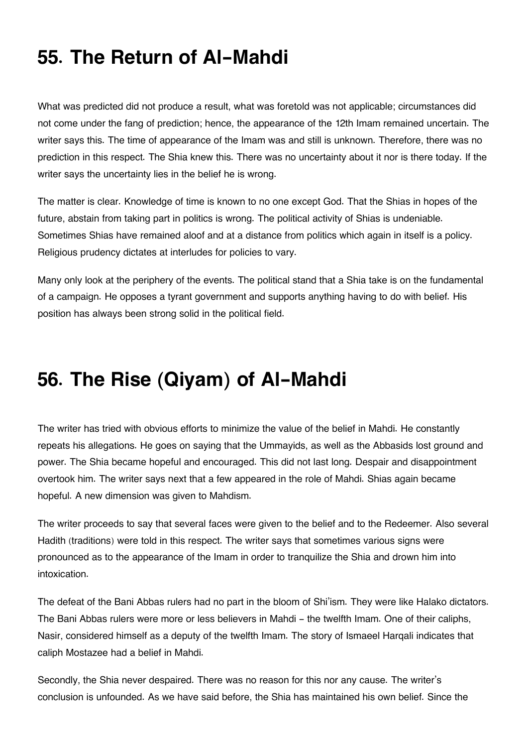# 55. The Return of Al-Mahdi

What was predicted did not produce a result, what was foretold was not applicable; circumstances did not come under the fang of prediction; hence, the appearance of the 12th Imam remained uncertain. The writer says this. The time of appearance of the Imam was and still is unknown. Therefore, there was no prediction in this respect. The Shia knew this. There was no uncertainty about it nor is there today. If the writer says the uncertainty lies in the belief he is wrong.

The matter is clear. Knowledge of time is known to no one except God. That the Shias in hopes of the future, abstain from taking part in politics is wrong. The political activity of Shias is undeniable. Sometimes Shias have remained aloof and at a distance from politics which again in itself is a policy. Religious prudency dictates at interludes for policies to vary.

Many only look at the periphery of the events. The political stand that a Shia take is on the fundamental of a campaign. He opposes a tyrant government and supports anything having to do with belief. His position has always been strong solid in the political field.

# 56. The Rise (Qiyam) of Al-Mahdi

The writer has tried with obvious efforts to minimize the value of the belief in Mahdi. He constantly repeats his allegations. He goes on saying that the Ummayids, as well as the Abbasids lost ground and power. The Shia became hopeful and encouraged. This did not last long. Despair and disappointment overtook him. The writer says next that a few appeared in the role of Mahdi. Shias again became hopeful. A new dimension was given to Mahdism.

The writer proceeds to say that several faces were given to the belief and to the Redeemer. Also several Hadith (traditions) were told in this respect. The writer says that sometimes various signs were pronounced as to the appearance of the Imam in order to tranquilize the Shia and drown him into intoxication.

The defeat of the Bani Abbas rulers had no part in the bloom of Shi'ism. They were like Halako dictators. The Bani Abbas rulers were more or less believers in Mahdi - the twelfth Imam. One of their caliphs, Nasir, considered himself as a deputy of the twelfth Imam. The story of Ismaeel Harqali indicates that caliph Mostazee had a belief in Mahdi.

Secondly, the Shia never despaired. There was no reason for this nor any cause. The writer's conclusion is unfounded. As we have said before, the Shia has maintained his own belief. Since the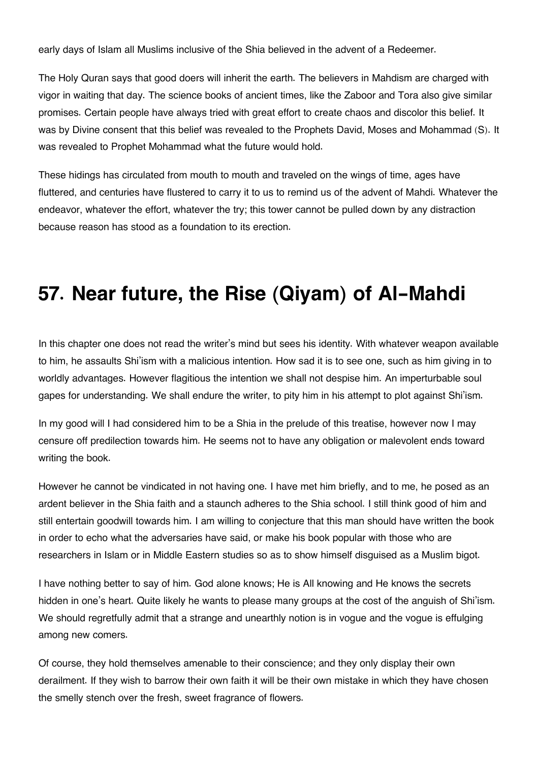early days of Islam all Muslims inclusive of the Shia believed in the advent of a Redeemer.

The Holy Quran says that good doers will inherit the earth. The believers in Mahdism are charged with vigor in waiting that day. The science books of ancient times, like the Zaboor and Tora also give similar promises. Certain people have always tried with great effort to create chaos and discolor this belief. It was by Divine consent that this belief was revealed to the Prophets David, Moses and Mohammad (S). It was revealed to Prophet Mohammad what the future would hold.

These hidings has circulated from mouth to mouth and traveled on the wings of time, ages have fluttered, and centuries have flustered to carry it to us to remind us of the advent of Mahdi. Whatever the endeavor, whatever the effort, whatever the try; this tower cannot be pulled down by any distraction because reason has stood as a foundation to its erection.

# 57. Near future, the Rise (Qiyam) of Al-Mahdi

In this chapter one does not read the writer's mind but sees his identity. With whatever weapon available to him, he assaults Shi'ism with a malicious intention. How sad it is to see one, such as him giving in to worldly advantages. However flagitious the intention we shall not despise him. An imperturbable soul gapes for understanding. We shall endure the writer, to pity him in his attempt to plot against Shi'ism.

In my good will I had considered him to be a Shia in the prelude of this treatise, however now I may censure off predilection towards him. He seems not to have any obligation or malevolent ends toward writing the book.

However he cannot be vindicated in not having one. I have met him briefly, and to me, he posed as an ardent believer in the Shia faith and a staunch adheres to the Shia school. I still think good of him and still entertain goodwill towards him. I am willing to conjecture that this man should have written the book in order to echo what the adversaries have said, or make his book popular with those who are researchers in Islam or in Middle Eastern studies so as to show himself disguised as a Muslim bigot.

I have nothing better to say of him. God alone knows; He is All knowing and He knows the secrets hidden in one's heart. Quite likely he wants to please many groups at the cost of the anguish of Shi'ism. We should regretfully admit that a strange and unearthly notion is in vogue and the vogue is effulging among new comers.

Of course, they hold themselves amenable to their conscience; and they only display their own derailment. If they wish to barrow their own faith it will be their own mistake in which they have chosen the smelly stench over the fresh, sweet fragrance of flowers.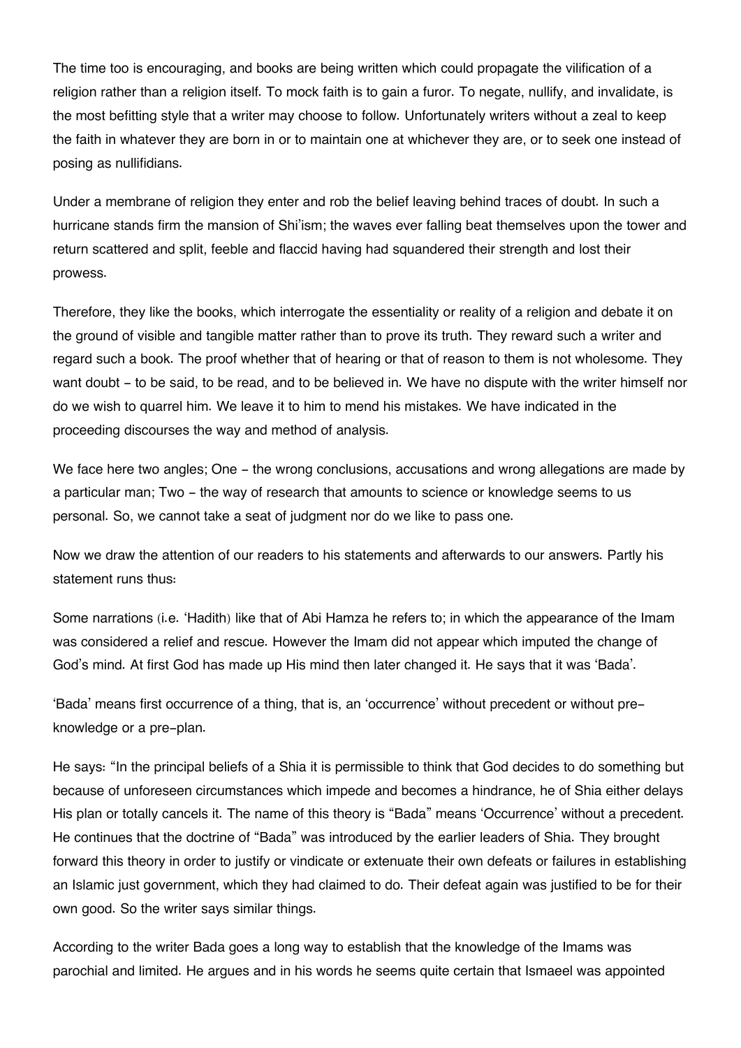The time too is encouraging, and books are being written which could propagate the vilification of a religion rather than a religion itself. To mock faith is to gain a furor. To negate, nullify, and invalidate, is the most befitting style that a writer may choose to follow. Unfortunately writers without a zeal to keep the faith in whatever they are born in or to maintain one at whichever they are, or to seek one instead of posing as nullifidians.

Under a membrane of religion they enter and rob the belief leaving behind traces of doubt. In such a hurricane stands firm the mansion of Shi'ism; the waves ever falling beat themselves upon the tower and return scattered and split, feeble and flaccid having had squandered their strength and lost their prowess.

Therefore, they like the books, which interrogate the essentiality or reality of a religion and debate it on the ground of visible and tangible matter rather than to prove its truth. They reward such a writer and regard such a book. The proof whether that of hearing or that of reason to them is not wholesome. They want doubt - to be said, to be read, and to be believed in. We have no dispute with the writer himself nor do we wish to quarrel him. We leave it to him to mend his mistakes. We have indicated in the proceeding discourses the way and method of analysis.

We face here two angles; One - the wrong conclusions, accusations and wrong allegations are made by a particular man; Two - the way of research that amounts to science or knowledge seems to us personal. So, we cannot take a seat of judgment nor do we like to pass one.

Now we draw the attention of our readers to his statements and afterwards to our answers. Partly his statement runs thus:

Some narrations (i.e. 'Hadith) like that of Abi Hamza he refers to; in which the appearance of the Imam was considered a relief and rescue. However the Imam did not appear which imputed the change of God's mind. At first God has made up His mind then later changed it. He says that it was 'Bada'.

'Bada' means first occurrence of a thing, that is, an 'occurrence' without precedent or without pre-knowledge or a pre-plan.

He says: "In the principal beliefs of a Shia it is permissible to think that God decides to do something but because of unforeseen circumstances which impede and becomes a hindrance, he of Shia either delays His plan or totally cancels it. The name of this theory is "Bada" means 'Occurrence' without a precedent. He continues that the doctrine of "Bada" was introduced by the earlier leaders of Shia. They brought forward this theory in order to justify or vindicate or extenuate their own defeats or failures in establishing an Islamic just government, which they had claimed to do. Their defeat again was justified to be for their own good. So the writer says similar things.

According to the writer Bada goes a long way to establish that the knowledge of the Imams was parochial and limited. He argues and in his words he seems quite certain that Ismaeel was appointed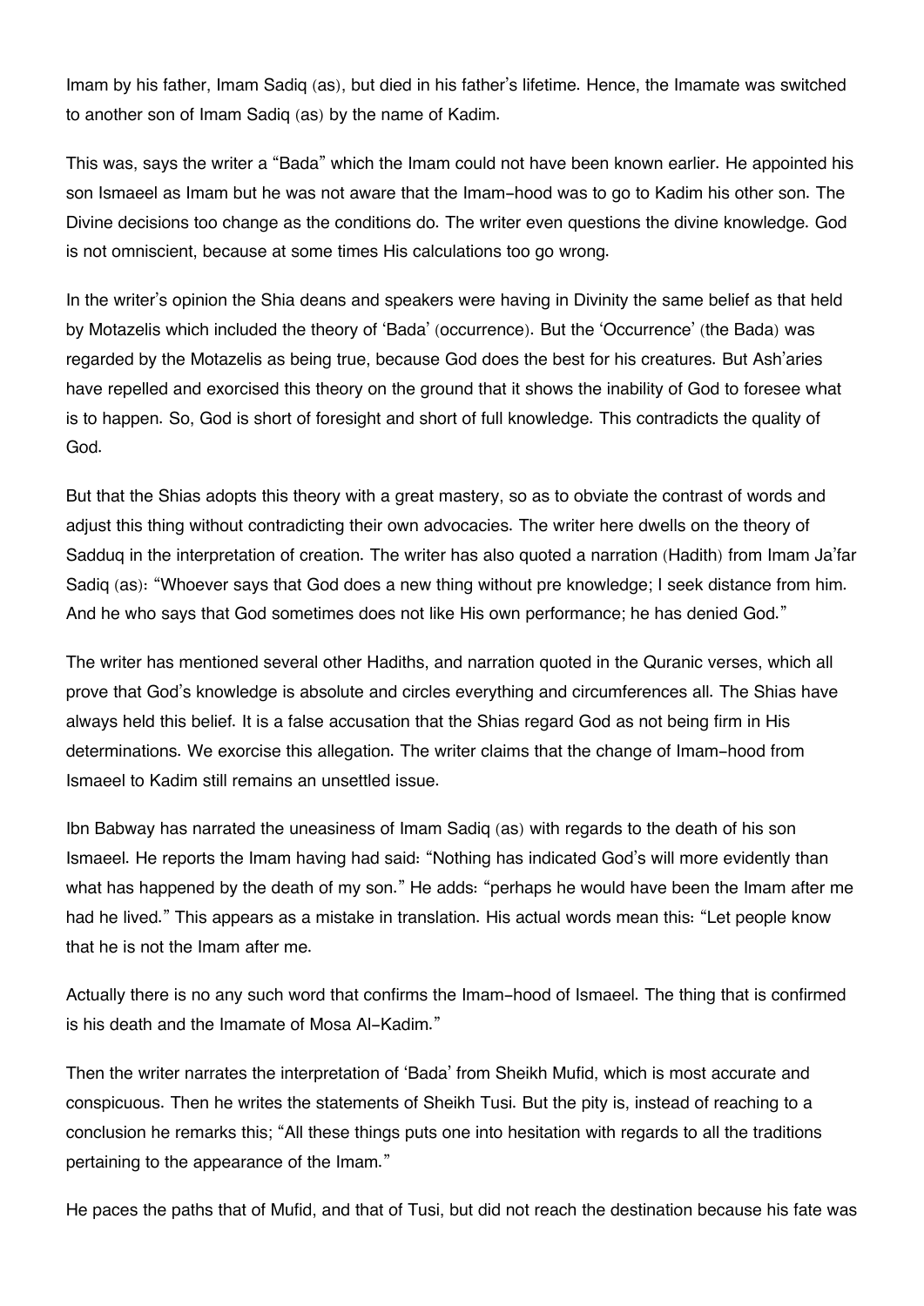Imam by his father, Imam Sadiq (as), but died in his father's lifetime. Hence, the Imamate was switched to another son of Imam Sadiq (as) by the name of Kadim.

This was, says the writer a "Bada" which the Imam could not have been known earlier. He appointed his son Ismaeel as Imam but he was not aware that the Imam-hood was to go to Kadim his other son. The Divine decisions too change as the conditions do. The writer even questions the divine knowledge. God is not omniscient, because at some times His calculations too go wrong.

In the writer's opinion the Shia deans and speakers were having in Divinity the same belief as that held by Motazelis which included the theory of 'Bada' (occurrence). But the 'Occurrence' (the Bada) was regarded by the Motazelis as being true, because God does the best for his creatures. But Ash'aries have repelled and exorcised this theory on the ground that it shows the inability of God to foresee what is to happen. So, God is short of foresight and short of full knowledge. This contradicts the quality of God.

But that the Shias adopts this theory with a great mastery, so as to obviate the contrast of words and adjust this thing without contradicting their own advocacies. The writer here dwells on the theory of Sadduq in the interpretation of creation. The writer has also quoted a narration (Hadith) from Imam Ja'far Sadiq (as): "Whoever says that God does a new thing without pre knowledge; I seek distance from him. And he who says that God sometimes does not like His own performance; he has denied God."

The writer has mentioned several other Hadiths, and narration quoted in the Quranic verses, which all prove that God's knowledge is absolute and circles everything and circumferences all. The Shias have always held this belief. It is a false accusation that the Shias regard God as not being firm in His determinations. We exorcise this allegation. The writer claims that the change of Imam-hood from Ismaeel to Kadim still remains an unsettled issue.

Ibn Babway has narrated the uneasiness of Imam Sadiq (as) with regards to the death of his son Ismaeel. He reports the Imam having had said: "Nothing has indicated God's will more evidently than what has happened by the death of my son." He adds: "perhaps he would have been the Imam after me had he lived." This appears as a mistake in translation. His actual words mean this: "Let people know that he is not the Imam after me.

Actually there is no any such word that confirms the Imam-hood of Ismaeel. The thing that is confirmed is his death and the Imamate of Mosa Al-Kadim."

Then the writer narrates the interpretation of 'Bada' from Sheikh Mufid, which is most accurate and conspicuous. Then he writes the statements of Sheikh Tusi. But the pity is, instead of reaching to a conclusion he remarks this; "All these things puts one into hesitation with regards to all the traditions pertaining to the appearance of the Imam."

He paces the paths that of Mufid, and that of Tusi, but did not reach the destination because his fate was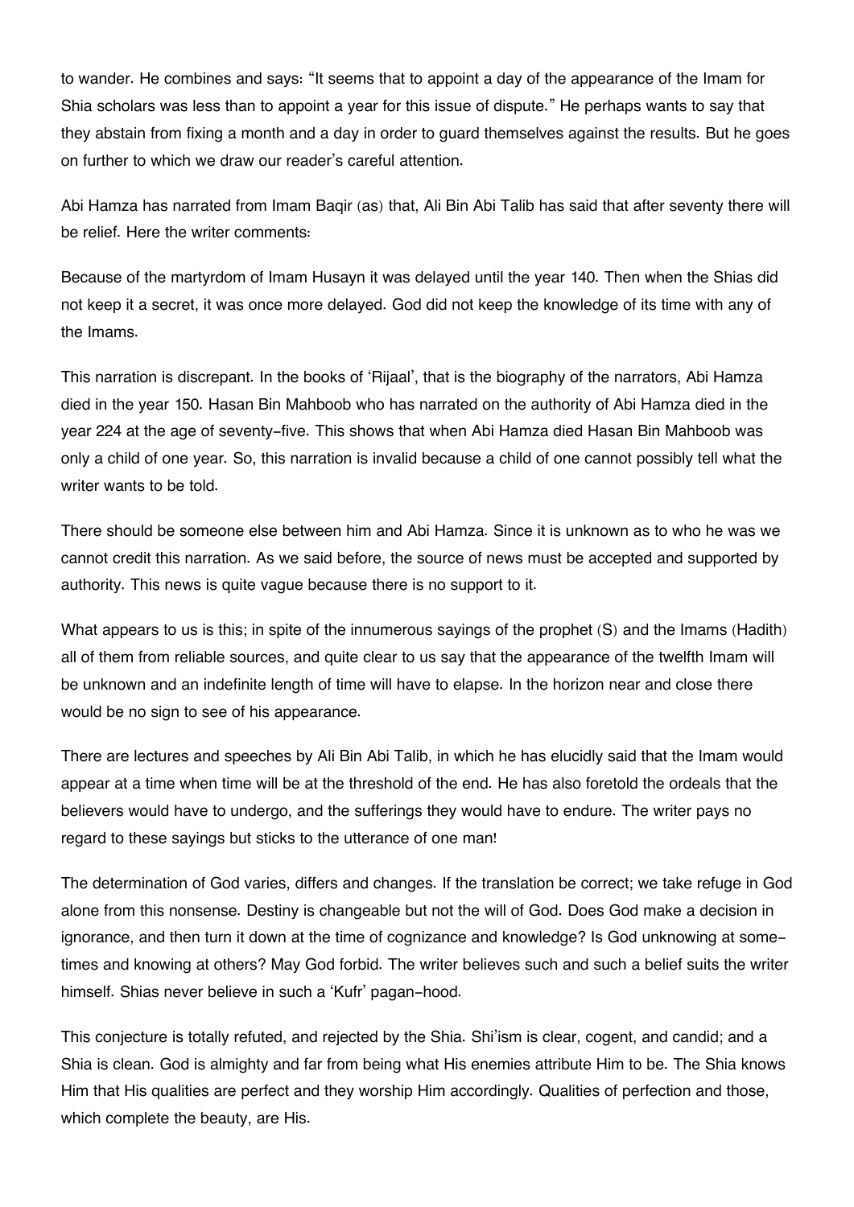to wander. He combines and says: "It seems that to appoint a day of the appearance of the Imam for Shia scholars was less than to appoint a year for this issue of dispute." He perhaps wants to say that they abstain from fixing a month and a day in order to guard themselves against the results. But he goes on further to which we draw our reader's careful attention.

Abi Hamza has narrated from Imam Baqir (as) that, Ali Bin Abi Talib has said that after seventy there will be relief. Here the writer comments:

Because of the martyrdom of Imam Husayn it was delayed until the year 140. Then when the Shias did not keep it a secret, it was once more delayed. God did not keep the knowledge of its time with any of the Imams.

This narration is discrepant. In the books of 'Rijaal', that is the biography of the narrators, Abi Hamza died in the year 150. Hasan Bin Mahboob who has narrated on the authority of Abi Hamza died in the year 224 at the age of seventy-five. This shows that when Abi Hamza died Hasan Bin Mahboob was only a child of one year. So, this narration is invalid because a child of one cannot possibly tell what the writer wants to be told.

There should be someone else between him and Abi Hamza. Since it is unknown as to who he was we cannot credit this narration. As we said before, the source of news must be accepted and supported by authority. This news is quite vague because there is no support to it.

What appears to us is this; in spite of the innumerous sayings of the prophet (S) and the Imams (Hadith) all of them from reliable sources, and quite clear to us say that the appearance of the twelfth Imam will be unknown and an indefinite length of time will have to elapse. In the horizon near and close there would be no sign to see of his appearance.

There are lectures and speeches by Ali Bin Abi Talib, in which he has elucidly said that the Imam would appear at a time when time will be at the threshold of the end. He has also foretold the ordeals that the believers would have to undergo, and the sufferings they would have to endure. The writer pays no regard to these sayings but sticks to the utterance of one man!

The determination of God varies, differs and changes. If the translation be correct; we take refuge in God alone from this nonsense. Destiny is changeable but not the will of God. Does God make a decision in ignorance, and then turn it down at the time of cognizance and knowledge? Is God unknowing at some-times and knowing at others? May God forbid. The writer believes such and such a belief suits the writer himself. Shias never believe in such a 'Kufr' pagan-hood.

This conjecture is totally refuted, and rejected by the Shia. Shi'ism is clear, cogent, and candid; and a Shia is clean. God is almighty and far from being what His enemies attribute Him to be. The Shia knows Him that His qualities are perfect and they worship Him accordingly. Qualities of perfection and those, which complete the beauty, are His.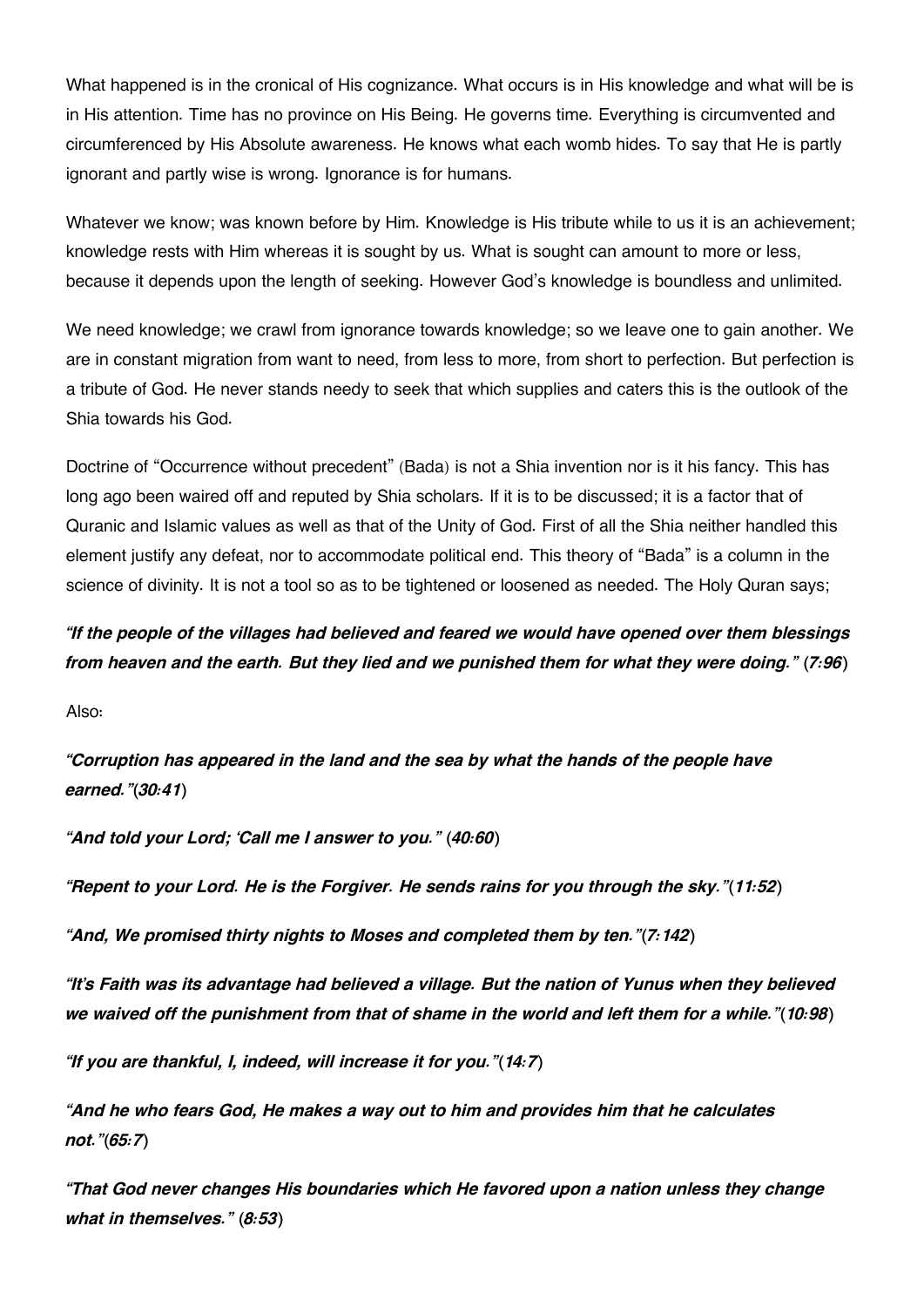What happened is in the cronical of His cognizance. What occurs is in His knowledge and what will be is in His attention. Time has no province on His Being. He governs time. Everything is circumvented and circumferenced by His Absolute awareness. He knows what each womb hides. To say that He is partly ignorant and partly wise is wrong. Ignorance is for humans.

Whatever we know; was known before by Him. Knowledge is His tribute while to us it is an achievement; knowledge rests with Him whereas it is sought by us. What is sought can amount to more or less, because it depends upon the length of seeking. However God's knowledge is boundless and unlimited.

We need knowledge; we crawl from ignorance towards knowledge; so we leave one to gain another. We are in constant migration from want to need, from less to more, from short to perfection. But perfection is a tribute of God. He never stands needy to seek that which supplies and caters this is the outlook of the Shia towards his God.

Doctrine of "Occurrence without precedent" (Bada) is not a Shia invention nor is it his fancy. This has long ago been waired off and reputed by Shia scholars. If it is to be discussed; it is a factor that of Quranic and Islamic values as well as that of the Unity of God. First of all the Shia neither handled this element justify any defeat, nor to accommodate political end. This theory of "Bada" is a column in the science of divinity. It is not a tool so as to be tightened or loosened as needed. The Holy Quran says;

***"If the people of the villages had believed and feared we would have opened over them blessings from heaven and the earth. But they lied and we punished them for what they were doing."*** (***7:96***)

Also:

***"Corruption has appeared in the land and the sea by what the hands of the people have earned."***(***30:41***)

***"And told your Lord; 'Call me I answer to you."*** (***40:60***)

***"Repent to your Lord. He is the Forgiver. He sends rains for you through the sky."***(***11:52***)

***"And, We promised thirty nights to Moses and completed them by ten."***(***7:142***)

***"It's Faith was its advantage had believed a village. But the nation of Yunus when they believed we waived off the punishment from that of shame in the world and left them for a while."***(***10:98***)

***"If you are thankful, I, indeed, will increase it for you."***(***14:7***)

***"And he who fears God, He makes a way out to him and provides him that he calculates not."***(***65:7***)

***"That God never changes His boundaries which He favored upon a nation unless they change what in themselves."*** (***8:53***)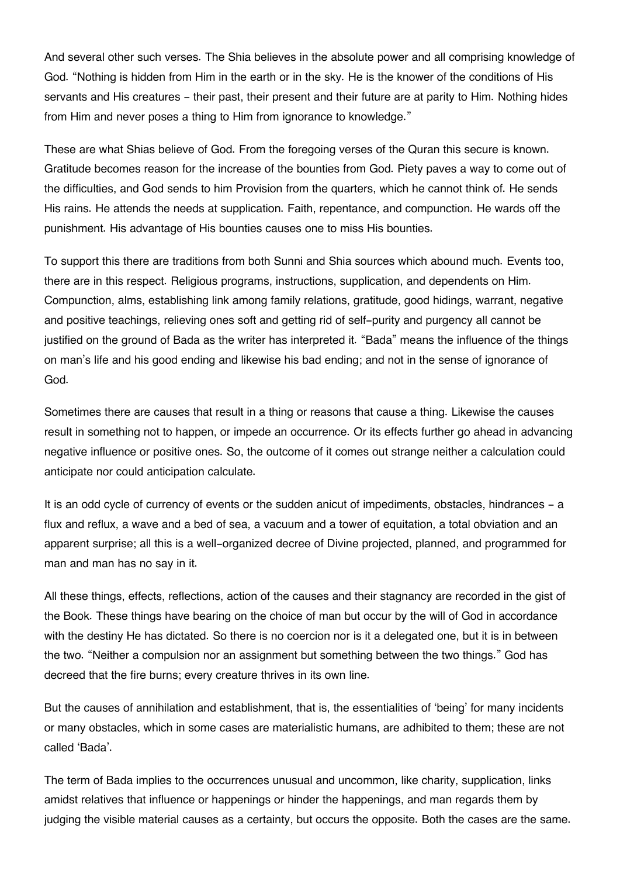And several other such verses. The Shia believes in the absolute power and all comprising knowledge of God. "Nothing is hidden from Him in the earth or in the sky. He is the knower of the conditions of His servants and His creatures - their past, their present and their future are at parity to Him. Nothing hides from Him and never poses a thing to Him from ignorance to knowledge."

These are what Shias believe of God. From the foregoing verses of the Quran this secure is known. Gratitude becomes reason for the increase of the bounties from God. Piety paves a way to come out of the difficulties, and God sends to him Provision from the quarters, which he cannot think of. He sends His rains. He attends the needs at supplication. Faith, repentance, and compunction. He wards off the punishment. His advantage of His bounties causes one to miss His bounties.

To support this there are traditions from both Sunni and Shia sources which abound much. Events too, there are in this respect. Religious programs, instructions, supplication, and dependents on Him. Compunction, alms, establishing link among family relations, gratitude, good hidings, warrant, negative and positive teachings, relieving ones soft and getting rid of self-purity and purgency all cannot be justified on the ground of Bada as the writer has interpreted it. "Bada" means the influence of the things on man's life and his good ending and likewise his bad ending; and not in the sense of ignorance of God.

Sometimes there are causes that result in a thing or reasons that cause a thing. Likewise the causes result in something not to happen, or impede an occurrence. Or its effects further go ahead in advancing negative influence or positive ones. So, the outcome of it comes out strange neither a calculation could anticipate nor could anticipation calculate.

It is an odd cycle of currency of events or the sudden anicut of impediments, obstacles, hindrances - a flux and reflux, a wave and a bed of sea, a vacuum and a tower of equitation, a total obviation and an apparent surprise; all this is a well-organized decree of Divine projected, planned, and programmed for man and man has no say in it.

All these things, effects, reflections, action of the causes and their stagnancy are recorded in the gist of the Book. These things have bearing on the choice of man but occur by the will of God in accordance with the destiny He has dictated. So there is no coercion nor is it a delegated one, but it is in between the two. "Neither a compulsion nor an assignment but something between the two things." God has decreed that the fire burns; every creature thrives in its own line.

But the causes of annihilation and establishment, that is, the essentialities of 'being' for many incidents or many obstacles, which in some cases are materialistic humans, are adhibited to them; these are not called 'Bada'.

The term of Bada implies to the occurrences unusual and uncommon, like charity, supplication, links amidst relatives that influence or happenings or hinder the happenings, and man regards them by judging the visible material causes as a certainty, but occurs the opposite. Both the cases are the same.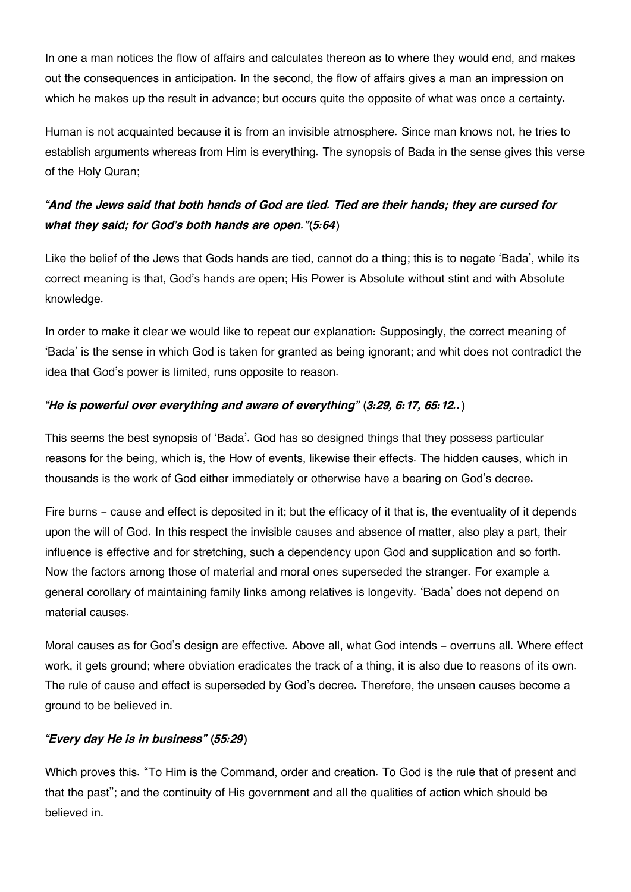In one a man notices the flow of affairs and calculates thereon as to where they would end, and makes out the consequences in anticipation. In the second, the flow of affairs gives a man an impression on which he makes up the result in advance; but occurs quite the opposite of what was once a certainty.

Human is not acquainted because it is from an invisible atmosphere. Since man knows not, he tries to establish arguments whereas from Him is everything. The synopsis of Bada in the sense gives this verse of the Holy Quran;

***"And the Jews said that both hands of God are tied. Tied are their hands; they are cursed for what they said; for God's both hands are open."*** **(*5:64*)**

Like the belief of the Jews that Gods hands are tied, cannot do a thing; this is to negate 'Bada', while its correct meaning is that, God's hands are open; His Power is Absolute without stint and with Absolute knowledge.

In order to make it clear we would like to repeat our explanation: Supposingly, the correct meaning of 'Bada' is the sense in which God is taken for granted as being ignorant; and whit does not contradict the idea that God's power is limited, runs opposite to reason.

***"He is powerful over everything and aware of everything"*** **(*3:29, 6:17, 65:12..*)**

This seems the best synopsis of 'Bada'. God has so designed things that they possess particular reasons for the being, which is, the How of events, likewise their effects. The hidden causes, which in thousands is the work of God either immediately or otherwise have a bearing on God's decree.

Fire burns - cause and effect is deposited in it; but the efficacy of it that is, the eventuality of it depends upon the will of God. In this respect the invisible causes and absence of matter, also play a part, their influence is effective and for stretching, such a dependency upon God and supplication and so forth. Now the factors among those of material and moral ones superseded the stranger. For example a general corollary of maintaining family links among relatives is longevity. 'Bada' does not depend on material causes.

Moral causes as for God's design are effective. Above all, what God intends - overruns all. Where effect work, it gets ground; where obviation eradicates the track of a thing, it is also due to reasons of its own. The rule of cause and effect is superseded by God's decree. Therefore, the unseen causes become a ground to be believed in.

***"Every day He is in business"*** **(*55:29*)**

Which proves this. "To Him is the Command, order and creation. To God is the rule that of present and that the past"; and the continuity of His government and all the qualities of action which should be believed in.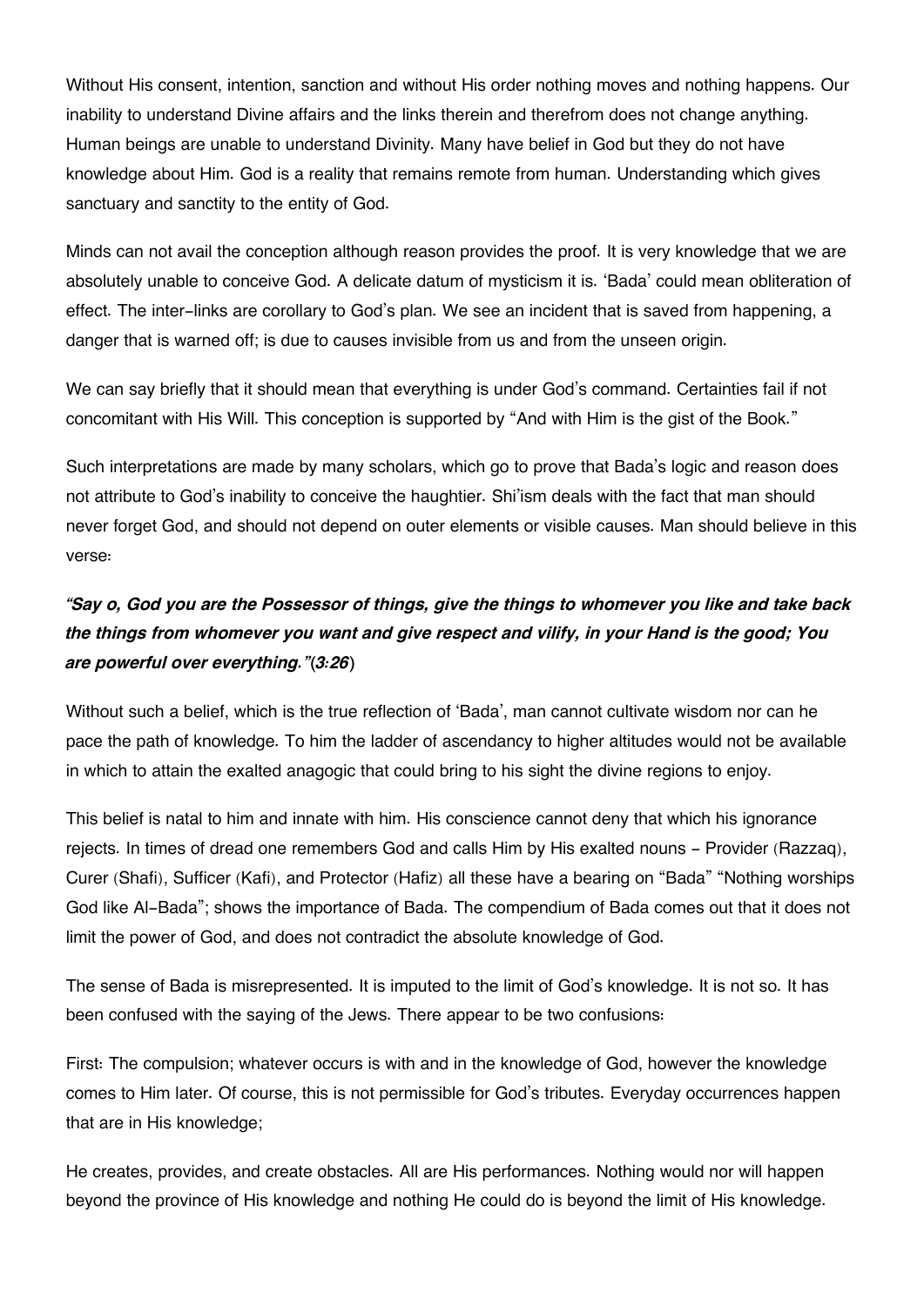Without His consent, intention, sanction and without His order nothing moves and nothing happens. Our inability to understand Divine affairs and the links therein and therefrom does not change anything. Human beings are unable to understand Divinity. Many have belief in God but they do not have knowledge about Him. God is a reality that remains remote from human. Understanding which gives sanctuary and sanctity to the entity of God.

Minds can not avail the conception although reason provides the proof. It is very knowledge that we are absolutely unable to conceive God. A delicate datum of mysticism it is. 'Bada' could mean obliteration of effect. The inter-links are corollary to God's plan. We see an incident that is saved from happening, a danger that is warned off; is due to causes invisible from us and from the unseen origin.

We can say briefly that it should mean that everything is under God's command. Certainties fail if not concomitant with His Will. This conception is supported by "And with Him is the gist of the Book."

Such interpretations are made by many scholars, which go to prove that Bada's logic and reason does not attribute to God's inability to conceive the haughtier. Shi'ism deals with the fact that man should never forget God, and should not depend on outer elements or visible causes. Man should believe in this verse:

### *"Say o, God you are the Possessor of things, give the things to whomever you like and take back the things from whomever you want and give respect and vilify, in your Hand is the good; You are powerful over everything."(3:26)*

Without such a belief, which is the true reflection of 'Bada', man cannot cultivate wisdom nor can he pace the path of knowledge. To him the ladder of ascendancy to higher altitudes would not be available in which to attain the exalted anagogic that could bring to his sight the divine regions to enjoy.

This belief is natal to him and innate with him. His conscience cannot deny that which his ignorance rejects. In times of dread one remembers God and calls Him by His exalted nouns - Provider (Razzaq), Curer (Shafi), Sufficer (Kafi), and Protector (Hafiz) all these have a bearing on "Bada" "Nothing worships God like Al-Bada"; shows the importance of Bada. The compendium of Bada comes out that it does not limit the power of God, and does not contradict the absolute knowledge of God.

The sense of Bada is misrepresented. It is imputed to the limit of God's knowledge. It is not so. It has been confused with the saying of the Jews. There appear to be two confusions:

First: The compulsion; whatever occurs is with and in the knowledge of God, however the knowledge comes to Him later. Of course, this is not permissible for God's tributes. Everyday occurrences happen that are in His knowledge;

He creates, provides, and create obstacles. All are His performances. Nothing would nor will happen beyond the province of His knowledge and nothing He could do is beyond the limit of His knowledge.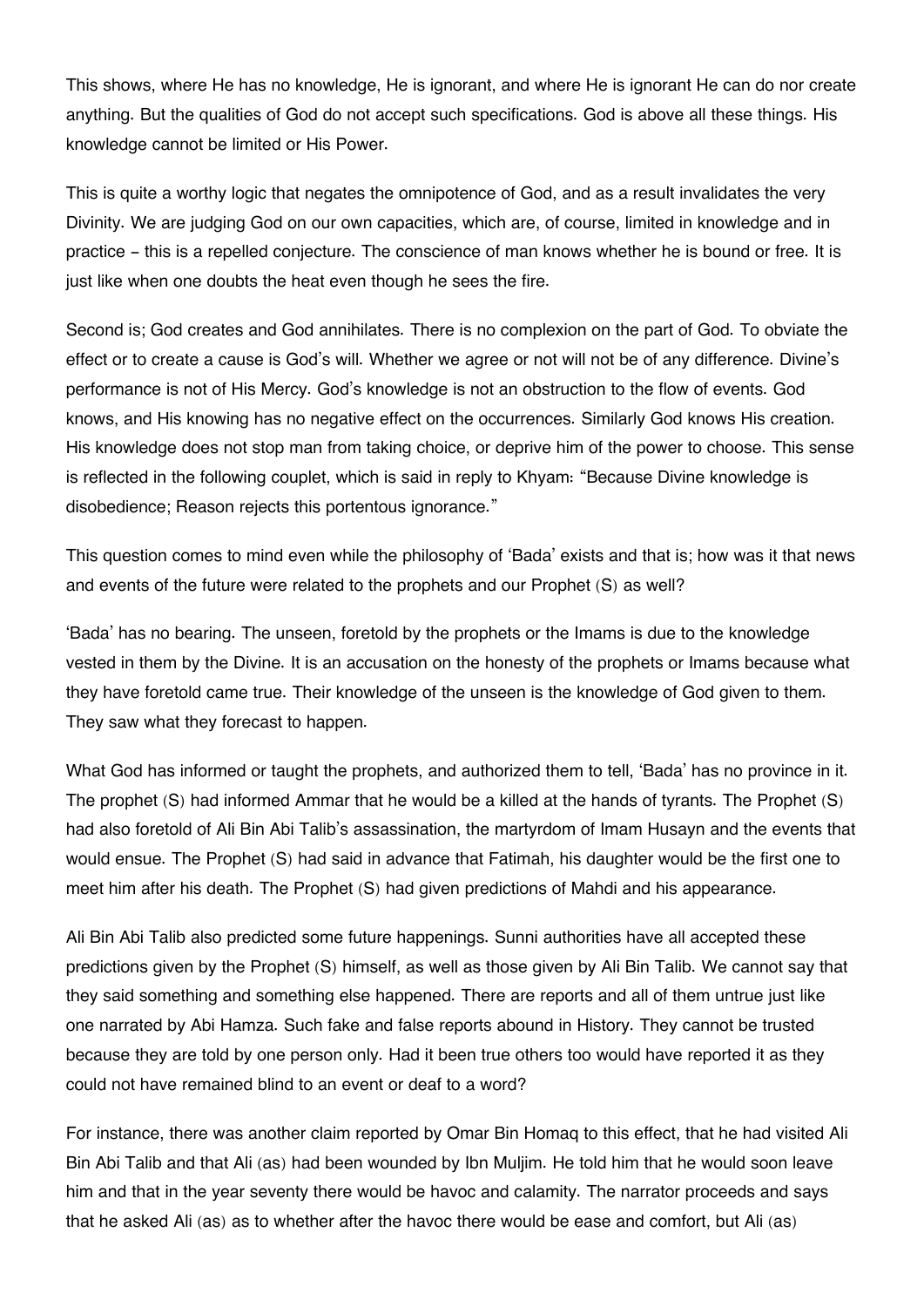This shows, where He has no knowledge, He is ignorant, and where He is ignorant He can do nor create anything. But the qualities of God do not accept such specifications. God is above all these things. His knowledge cannot be limited or His Power.

This is quite a worthy logic that negates the omnipotence of God, and as a result invalidates the very Divinity. We are judging God on our own capacities, which are, of course, limited in knowledge and in practice – this is a repelled conjecture. The conscience of man knows whether he is bound or free. It is just like when one doubts the heat even though he sees the fire.

Second is; God creates and God annihilates. There is no complexion on the part of God. To obviate the effect or to create a cause is God's will. Whether we agree or not will not be of any difference. Divine's performance is not of His Mercy. God's knowledge is not an obstruction to the flow of events. God knows, and His knowing has no negative effect on the occurrences. Similarly God knows His creation. His knowledge does not stop man from taking choice, or deprive him of the power to choose. This sense is reflected in the following couplet, which is said in reply to Khyam: "Because Divine knowledge is disobedience; Reason rejects this portentous ignorance."

This question comes to mind even while the philosophy of 'Bada' exists and that is; how was it that news and events of the future were related to the prophets and our Prophet (S) as well?

'Bada' has no bearing. The unseen, foretold by the prophets or the Imams is due to the knowledge vested in them by the Divine. It is an accusation on the honesty of the prophets or Imams because what they have foretold came true. Their knowledge of the unseen is the knowledge of God given to them. They saw what they forecast to happen.

What God has informed or taught the prophets, and authorized them to tell, 'Bada' has no province in it. The prophet (S) had informed Ammar that he would be a killed at the hands of tyrants. The Prophet (S) had also foretold of Ali Bin Abi Talib's assassination, the martyrdom of Imam Husayn and the events that would ensue. The Prophet (S) had said in advance that Fatimah, his daughter would be the first one to meet him after his death. The Prophet (S) had given predictions of Mahdi and his appearance.

Ali Bin Abi Talib also predicted some future happenings. Sunni authorities have all accepted these predictions given by the Prophet (S) himself, as well as those given by Ali Bin Talib. We cannot say that they said something and something else happened. There are reports and all of them untrue just like one narrated by Abi Hamza. Such fake and false reports abound in History. They cannot be trusted because they are told by one person only. Had it been true others too would have reported it as they could not have remained blind to an event or deaf to a word?

For instance, there was another claim reported by Omar Bin Homaq to this effect, that he had visited Ali Bin Abi Talib and that Ali (as) had been wounded by Ibn Muljim. He told him that he would soon leave him and that in the year seventy there would be havoc and calamity. The narrator proceeds and says that he asked Ali (as) as to whether after the havoc there would be ease and comfort, but Ali (as)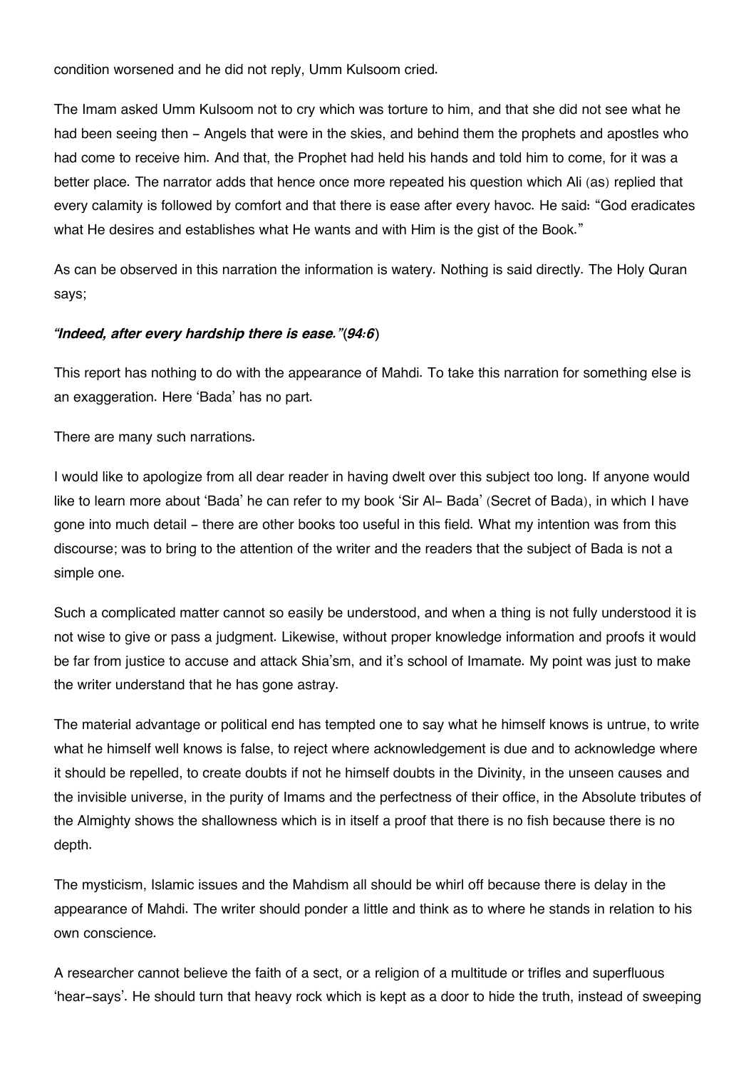condition worsened and he did not reply, Umm Kulsoom cried.

The Imam asked Umm Kulsoom not to cry which was torture to him, and that she did not see what he had been seeing then - Angels that were in the skies, and behind them the prophets and apostles who had come to receive him. And that, the Prophet had held his hands and told him to come, for it was a better place. The narrator adds that hence once more repeated his question which Ali (as) replied that every calamity is followed by comfort and that there is ease after every havoc. He said: "God eradicates what He desires and establishes what He wants and with Him is the gist of the Book."

As can be observed in this narration the information is watery. Nothing is said directly. The Holy Quran says;

***"Indeed, after every hardship there is ease."*(*94:6*)**

This report has nothing to do with the appearance of Mahdi. To take this narration for something else is an exaggeration. Here 'Bada' has no part.

There are many such narrations.

I would like to apologize from all dear reader in having dwelt over this subject too long. If anyone would like to learn more about 'Bada' he can refer to my book 'Sir Al- Bada' (Secret of Bada), in which I have gone into much detail - there are other books too useful in this field. What my intention was from this discourse; was to bring to the attention of the writer and the readers that the subject of Bada is not a simple one.

Such a complicated matter cannot so easily be understood, and when a thing is not fully understood it is not wise to give or pass a judgment. Likewise, without proper knowledge information and proofs it would be far from justice to accuse and attack Shia'sm, and it's school of Imamate. My point was just to make the writer understand that he has gone astray.

The material advantage or political end has tempted one to say what he himself knows is untrue, to write what he himself well knows is false, to reject where acknowledgement is due and to acknowledge where it should be repelled, to create doubts if not he himself doubts in the Divinity, in the unseen causes and the invisible universe, in the purity of Imams and the perfectness of their office, in the Absolute tributes of the Almighty shows the shallowness which is in itself a proof that there is no fish because there is no depth.

The mysticism, Islamic issues and the Mahdism all should be whirl off because there is delay in the appearance of Mahdi. The writer should ponder a little and think as to where he stands in relation to his own conscience.

A researcher cannot believe the faith of a sect, or a religion of a multitude or trifles and superfluous 'hear-says'. He should turn that heavy rock which is kept as a door to hide the truth, instead of sweeping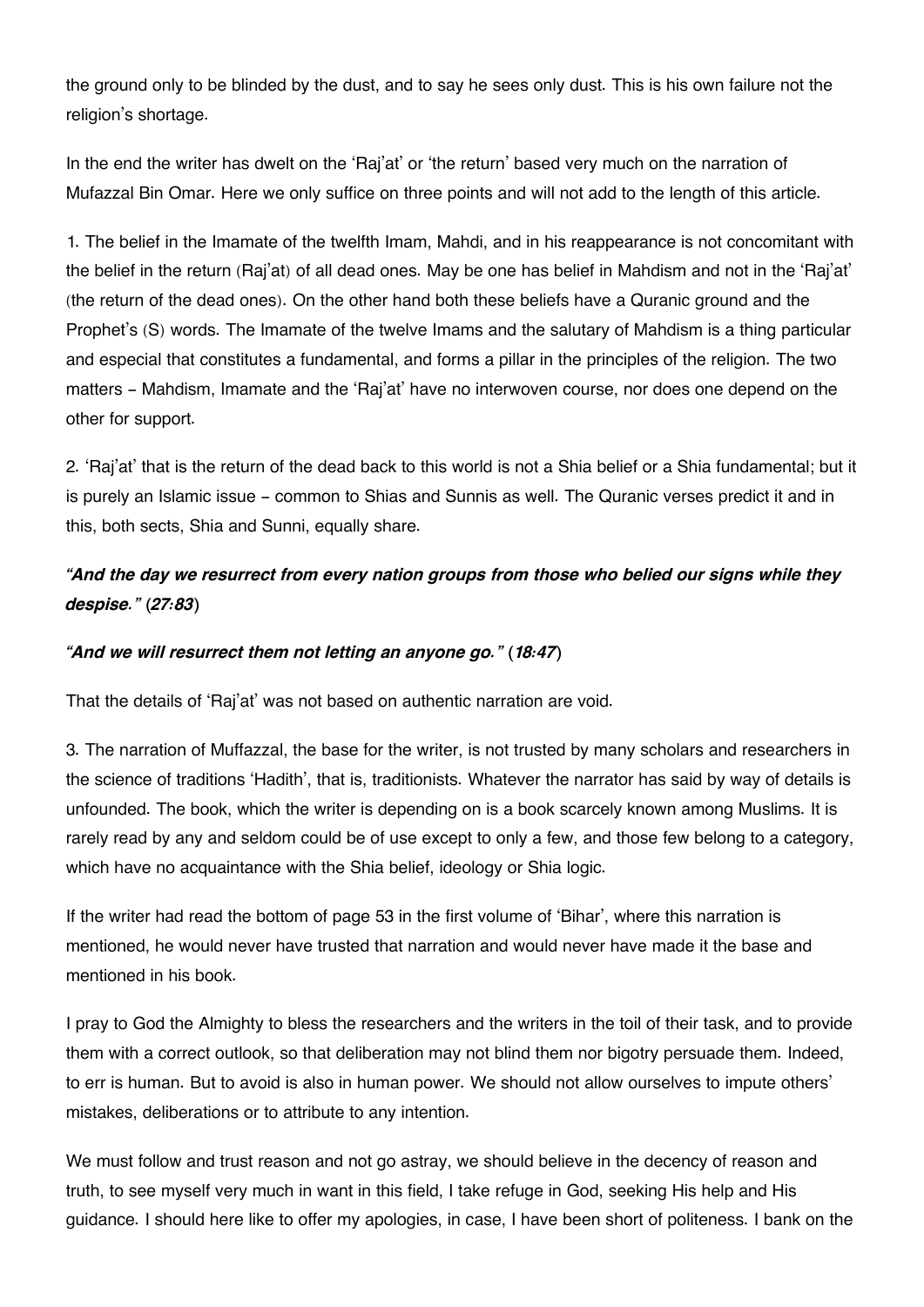the ground only to be blinded by the dust, and to say he sees only dust. This is his own failure not the religion's shortage.

In the end the writer has dwelt on the 'Raj'at' or 'the return' based very much on the narration of Mufazzal Bin Omar. Here we only suffice on three points and will not add to the length of this article.

1. The belief in the Imamate of the twelfth Imam, Mahdi, and in his reappearance is not concomitant with the belief in the return (Raj'at) of all dead ones. May be one has belief in Mahdism and not in the 'Raj'at' (the return of the dead ones). On the other hand both these beliefs have a Quranic ground and the Prophet's (S) words. The Imamate of the twelve Imams and the salutary of Mahdism is a thing particular and especial that constitutes a fundamental, and forms a pillar in the principles of the religion. The two matters – Mahdism, Imamate and the 'Raj'at' have no interwoven course, nor does one depend on the other for support.

2. 'Raj'at' that is the return of the dead back to this world is not a Shia belief or a Shia fundamental; but it is purely an Islamic issue – common to Shias and Sunnis as well. The Quranic verses predict it and in this, both sects, Shia and Sunni, equally share.

***"And the day we resurrect from every nation groups from those who belied our signs while they despise." (27:83)***

***"And we will resurrect them not letting an anyone go." (18:47)***

That the details of 'Raj'at' was not based on authentic narration are void.

3. The narration of Muffazzal, the base for the writer, is not trusted by many scholars and researchers in the science of traditions 'Hadith', that is, traditionists. Whatever the narrator has said by way of details is unfounded. The book, which the writer is depending on is a book scarcely known among Muslims. It is rarely read by any and seldom could be of use except to only a few, and those few belong to a category, which have no acquaintance with the Shia belief, ideology or Shia logic.

If the writer had read the bottom of page 53 in the first volume of 'Bihar', where this narration is mentioned, he would never have trusted that narration and would never have made it the base and mentioned in his book.

I pray to God the Almighty to bless the researchers and the writers in the toil of their task, and to provide them with a correct outlook, so that deliberation may not blind them nor bigotry persuade them. Indeed, to err is human. But to avoid is also in human power. We should not allow ourselves to impute others' mistakes, deliberations or to attribute to any intention.

We must follow and trust reason and not go astray, we should believe in the decency of reason and truth, to see myself very much in want in this field, I take refuge in God, seeking His help and His guidance. I should here like to offer my apologies, in case, I have been short of politeness. I bank on the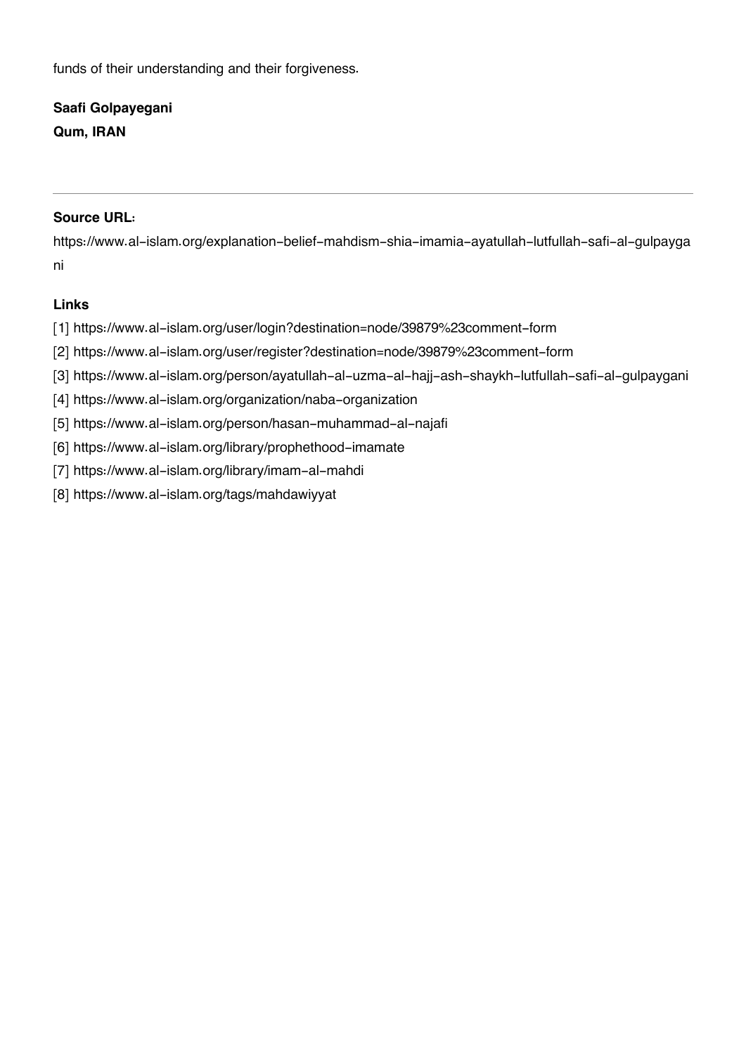funds of their understanding and their forgiveness.

**Saafi Golpayegani**
**Qum, IRAN**

---

**Source URL:**
https://www.al-islam.org/explanation-belief-mahdism-shia-imamia-ayatullah-lutfullah-safi-al-gulpaygani

**Links**

[1] https://www.al-islam.org/user/login?destination=node/39879%23comment-form
[2] https://www.al-islam.org/user/register?destination=node/39879%23comment-form
[3] https://www.al-islam.org/person/ayatullah-al-uzma-al-hajj-ash-shaykh-lutfullah-safi-al-gulpaygani
[4] https://www.al-islam.org/organization/naba-organization
[5] https://www.al-islam.org/person/hasan-muhammad-al-najafi
[6] https://www.al-islam.org/library/prophethood-imamate
[7] https://www.al-islam.org/library/imam-al-mahdi
[8] https://www.al-islam.org/tags/mahdawiyyat